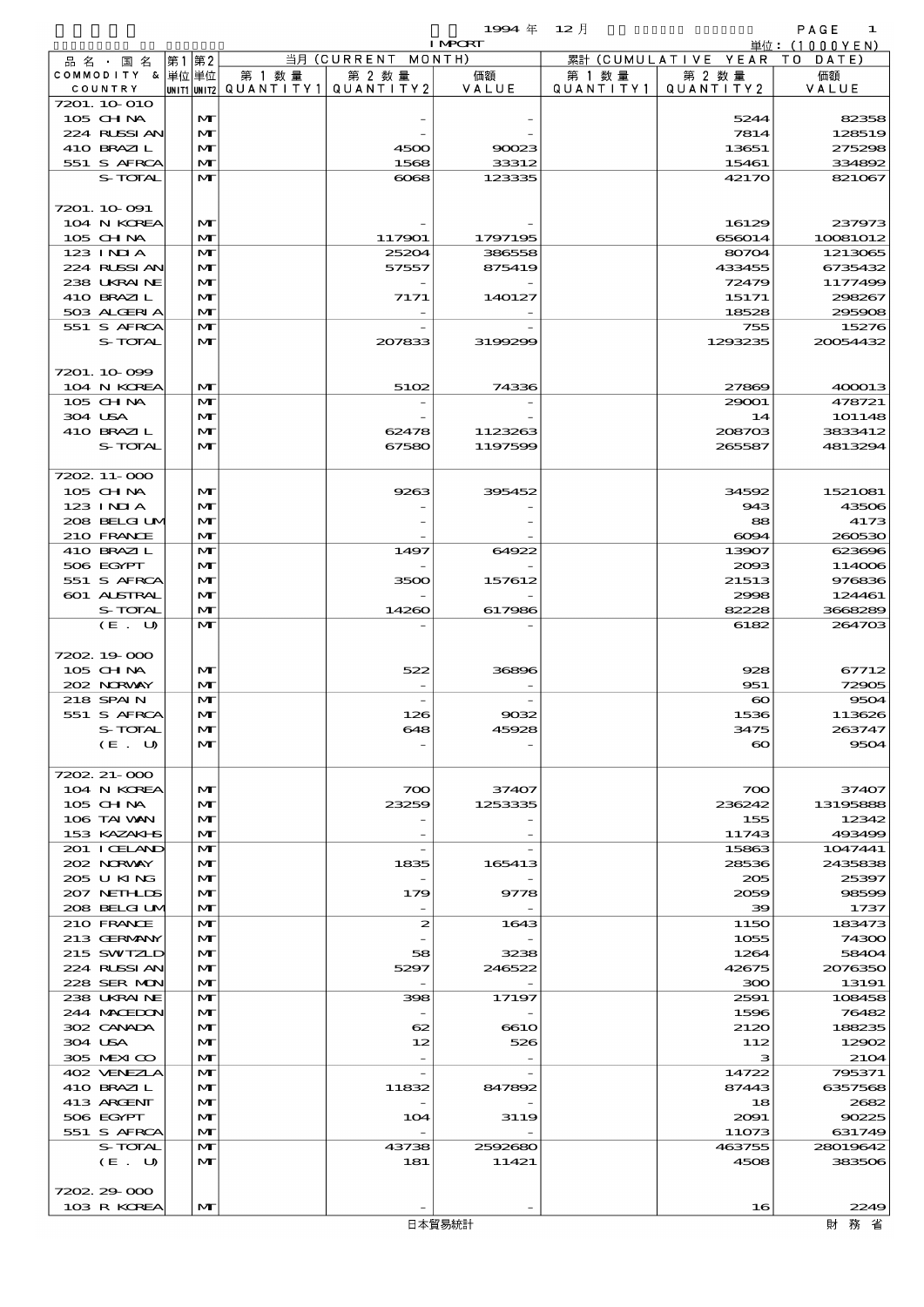1994 年 12 月 IMPORT

単位：(1000YEN)

| 品名・国名 COMMODITY & COUNTRY | 第1 単位 UNIT1 | 第2 単位 UNIT2 | 当月 (CURRENT MONTH) 第1数量 QUANTITY1 | 第2数量 QUANTITY2 | 価額 VALUE | 累計 (CUMULATIVE YEAR TO DATE) 第1数量 QUANTITY1 | 第2数量 QUANTITY2 | 価額 VALUE |
|---|---|---|---|---|---|---|---|---|
| 7201.10-010 | | | | | | | | |
| 105 CHINA | | MT | | - | - | | 5244 | 82358 |
| 224 RUSSIAN | | MT | | - | - | | 7814 | 128519 |
| 410 BRAZIL | | MT | | 4500 | 90023 | | 13651 | 275298 |
| 551 S AFRCA | | MT | | 1568 | 33312 | | 15461 | 334892 |
| S-TOTAL | | MT | | 6068 | 123335 | | 42170 | 821067 |
| 7201.10-091 | | | | | | | | |
| 104 N KOREA | | MT | | - | - | | 16129 | 237973 |
| 105 CHINA | | MT | | 117901 | 1797195 | | 656014 | 10081012 |
| 123 INDIA | | MT | | 25204 | 386558 | | 80704 | 1213065 |
| 224 RUSSIAN | | MT | | 57557 | 875419 | | 433455 | 6735432 |
| 238 UKRAINE | | MT | | - | - | | 72479 | 1177499 |
| 410 BRAZIL | | MT | | 7171 | 140127 | | 15171 | 298267 |
| 503 ALGERIA | | MT | | - | - | | 18528 | 295908 |
| 551 S AFRCA | | MT | | - | - | | 755 | 15276 |
| S-TOTAL | | MT | | 207833 | 3199299 | | 1293235 | 20054432 |
| 7201.10-099 | | | | | | | | |
| 104 N KOREA | | MT | | 5102 | 74336 | | 27869 | 400013 |
| 105 CHINA | | MT | | - | - | | 29001 | 478721 |
| 304 USA | | MT | | - | - | | 14 | 101148 |
| 410 BRAZIL | | MT | | 62478 | 1123263 | | 208703 | 3833412 |
| S-TOTAL | | MT | | 67580 | 1197599 | | 265587 | 4813294 |
| 7202.11-000 | | | | | | | | |
| 105 CHINA | | MT | | 9263 | 395452 | | 34592 | 1521081 |
| 123 INDIA | | MT | | - | - | | 943 | 43506 |
| 208 BELGIUM | | MT | | - | - | | 88 | 4173 |
| 210 FRANCE | | MT | | - | - | | 6094 | 260530 |
| 410 BRAZIL | | MT | | 1497 | 64922 | | 13907 | 623696 |
| 506 EGYPT | | MT | | - | - | | 2093 | 114006 |
| 551 S AFRCA | | MT | | 3500 | 157612 | | 21513 | 976836 |
| 601 AUSTRAL | | MT | | - | - | | 2998 | 124461 |
| S-TOTAL | | MT | | 14260 | 617986 | | 82228 | 3668289 |
| (E. U) | | MT | | - | - | | 6182 | 264703 |
| 7202.19-000 | | | | | | | | |
| 105 CHINA | | MT | | 522 | 36896 | | 928 | 67712 |
| 202 NORWAY | | MT | | - | - | | 951 | 72905 |
| 218 SPAIN | | MT | | - | - | | 60 | 9504 |
| 551 S AFRCA | | MT | | 126 | 9032 | | 1536 | 113626 |
| S-TOTAL | | MT | | 648 | 45928 | | 3475 | 263747 |
| (E. U) | | MT | | - | - | | 60 | 9504 |
| 7202.21-000 | | | | | | | | |
| 104 N KOREA | | MT | | 700 | 37407 | | 700 | 37407 |
| 105 CHINA | | MT | | 23259 | 1253335 | | 236242 | 13195888 |
| 106 TAIWAN | | MT | | - | - | | 155 | 12342 |
| 153 KAZAKHS | | MT | | - | - | | 11743 | 493499 |
| 201 ICELAND | | MT | | - | - | | 15863 | 1047441 |
| 202 NORWAY | | MT | | 1835 | 165413 | | 28536 | 2435838 |
| 205 U KING | | MT | | - | - | | 205 | 25397 |
| 207 NETHLDS | | MT | | 179 | 9778 | | 2059 | 98599 |
| 208 BELGIUM | | MT | | - | - | | 39 | 1737 |
| 210 FRANCE | | MT | | 2 | 1643 | | 1150 | 183473 |
| 213 GERMANY | | MT | | - | - | | 1055 | 74300 |
| 215 SWITZLD | | MT | | 58 | 3238 | | 1264 | 58404 |
| 224 RUSSIAN | | MT | | 5297 | 246522 | | 42675 | 2076350 |
| 228 SER MON | | MT | | - | - | | 300 | 13191 |
| 238 UKRAINE | | MT | | 398 | 17197 | | 2591 | 108458 |
| 244 MACEDON | | MT | | - | - | | 1596 | 76482 |
| 302 CANADA | | MT | | 62 | 6610 | | 2120 | 188235 |
| 304 USA | | MT | | 12 | 526 | | 112 | 12902 |
| 305 MEXICO | | MT | | - | - | | 3 | 2104 |
| 402 VENEZLA | | MT | | - | - | | 14722 | 795371 |
| 410 BRAZIL | | MT | | 11832 | 847892 | | 87443 | 6357568 |
| 413 ARGENT | | MT | | - | - | | 18 | 2682 |
| 506 EGYPT | | MT | | 104 | 3119 | | 2091 | 90225 |
| 551 S AFRCA | | MT | | - | - | | 11073 | 631749 |
| S-TOTAL | | MT | | 43738 | 2592680 | | 463755 | 28019642 |
| (E. U) | | MT | | 181 | 11421 | | 4508 | 383506 |
| 7202.29-000 | | | | | | | | |
| 103 R KOREA | | MT | | - | - | | 16 | 2249 |

日本貿易統計　財務省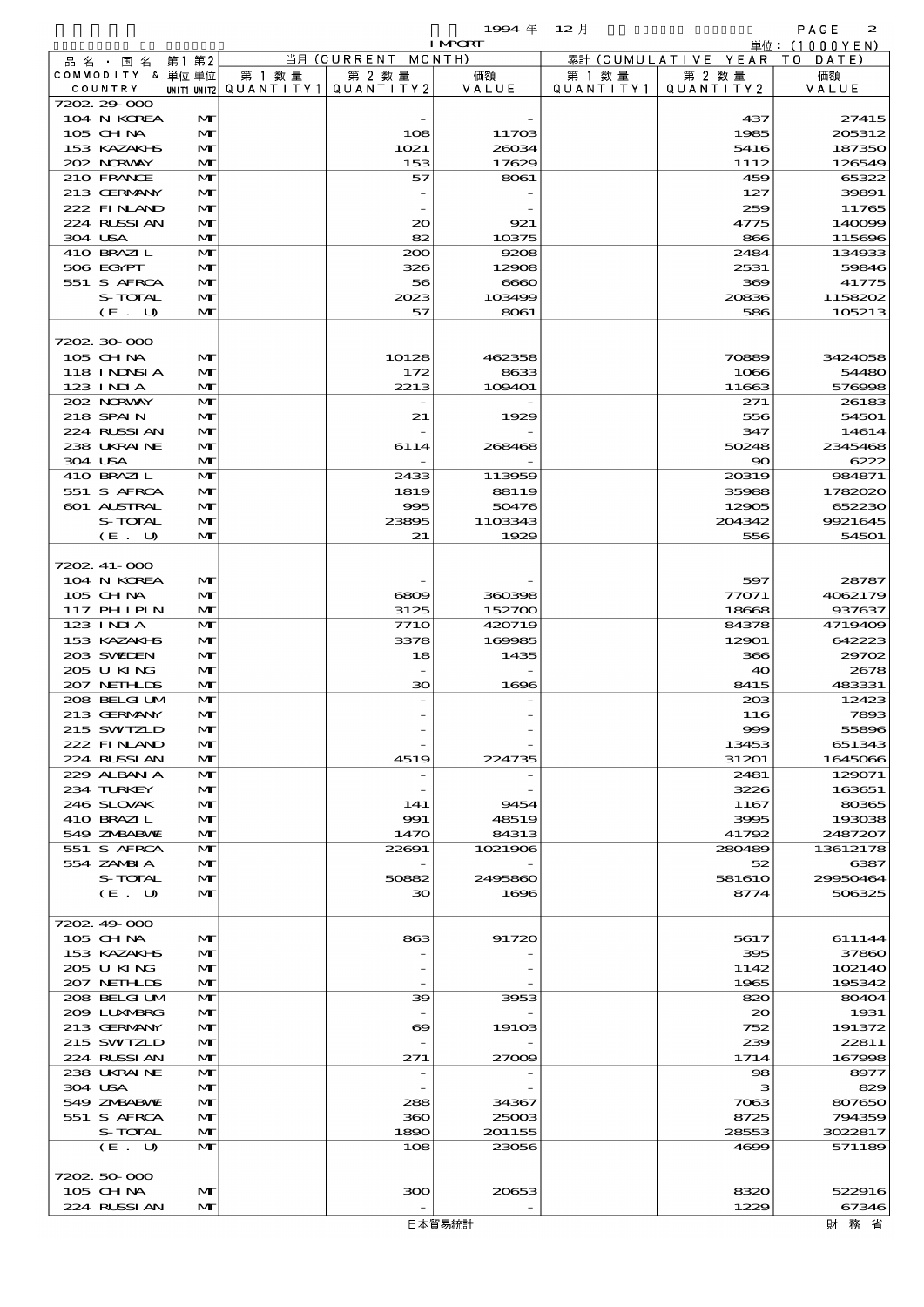1994 年 12 月 IMPORT

単位：(1000YEN)

| 品名・国名 COMMODITY & COUNTRY | 第1 単位 UNIT1 | 第2 単位 UNIT2 | 当月 (CURRENT MONTH) 第1数量 QUANTITY1 | 第2数量 QUANTITY2 | 価額 VALUE | 累計 (CUMULATIVE YEAR TO DATE) 第1数量 QUANTITY1 | 第2数量 QUANTITY2 | 価額 VALUE |
|---|---|---|---|---|---|---|---|---|
| 7202.29-000 | | | | | | | | |
| 104 N KOREA | | MT | | - | - | | 437 | 27415 |
| 105 CHINA | | MT | | 108 | 11703 | | 1985 | 205312 |
| 153 KAZAKHS | | MT | | 1021 | 26034 | | 5416 | 187350 |
| 202 NORWAY | | MT | | 153 | 17629 | | 1112 | 126549 |
| 210 FRANCE | | MT | | 57 | 8061 | | 459 | 65322 |
| 213 GERMANY | | MT | | - | - | | 127 | 39891 |
| 222 FINLAND | | MT | | - | - | | 259 | 11765 |
| 224 RUSSIAN | | MT | | 20 | 921 | | 4775 | 140099 |
| 304 USA | | MT | | 82 | 10375 | | 866 | 115696 |
| 410 BRAZIL | | MT | | 200 | 9208 | | 2484 | 134933 |
| 506 EGYPT | | MT | | 326 | 12908 | | 2531 | 59846 |
| 551 S AFRCA | | MT | | 56 | 6660 | | 369 | 41775 |
| S-TOTAL | | MT | | 2023 | 103499 | | 20836 | 1158202 |
| (E. U) | | MT | | 57 | 8061 | | 586 | 105213 |
| 7202.30-000 | | | | | | | | |
| 105 CHINA | | MT | | 10128 | 462358 | | 70889 | 3424058 |
| 118 INDNSIA | | MT | | 172 | 8633 | | 1066 | 54480 |
| 123 INDIA | | MT | | 2213 | 109401 | | 11663 | 576998 |
| 202 NORWAY | | MT | | - | - | | 271 | 26183 |
| 218 SPAIN | | MT | | 21 | 1929 | | 556 | 54501 |
| 224 RUSSIAN | | MT | | - | - | | 347 | 14614 |
| 238 UKRAINE | | MT | | 6114 | 268468 | | 50248 | 2345468 |
| 304 USA | | MT | | - | - | | 90 | 6222 |
| 410 BRAZIL | | MT | | 2433 | 113959 | | 20319 | 984871 |
| 551 S AFRCA | | MT | | 1819 | 88119 | | 35988 | 1782020 |
| 601 AUSTRAL | | MT | | 995 | 50476 | | 12905 | 652230 |
| S-TOTAL | | MT | | 23895 | 1103343 | | 204342 | 9921645 |
| (E. U) | | MT | | 21 | 1929 | | 556 | 54501 |
| 7202.41-000 | | | | | | | | |
| 104 N KOREA | | MT | | - | - | | 597 | 28787 |
| 105 CHINA | | MT | | 6809 | 360398 | | 77071 | 4062179 |
| 117 PHLPIN | | MT | | 3125 | 152700 | | 18668 | 937637 |
| 123 INDIA | | MT | | 7710 | 420719 | | 84378 | 4719409 |
| 153 KAZAKHS | | MT | | 3378 | 169985 | | 12901 | 642223 |
| 203 SWEDEN | | MT | | 18 | 1435 | | 366 | 29702 |
| 205 U KING | | MT | | - | - | | 40 | 2678 |
| 207 NETHLDS | | MT | | 30 | 1696 | | 8415 | 483331 |
| 208 BELGIUM | | MT | | - | - | | 203 | 12423 |
| 213 GERMANY | | MT | | - | - | | 116 | 7893 |
| 215 SWITZLD | | MT | | - | - | | 999 | 55896 |
| 222 FINLAND | | MT | | - | - | | 13453 | 651343 |
| 224 RUSSIAN | | MT | | 4519 | 224735 | | 31201 | 1645066 |
| 229 ALBANIA | | MT | | - | - | | 2481 | 129071 |
| 234 TURKEY | | MT | | - | - | | 3226 | 163651 |
| 246 SLOVAK | | MT | | 141 | 9454 | | 1167 | 80365 |
| 410 BRAZIL | | MT | | 991 | 48519 | | 3995 | 193038 |
| 549 ZMBABWE | | MT | | 1470 | 84313 | | 41792 | 2487207 |
| 551 S AFRCA | | MT | | 22691 | 1021906 | | 280489 | 13612178 |
| 554 ZAMBIA | | MT | | - | - | | 52 | 6387 |
| S-TOTAL | | MT | | 50882 | 2495860 | | 581610 | 29950464 |
| (E. U) | | MT | | 30 | 1696 | | 8774 | 506325 |
| 7202.49-000 | | | | | | | | |
| 105 CHINA | | MT | | 863 | 91720 | | 5617 | 611144 |
| 153 KAZAKHS | | MT | | - | - | | 395 | 37860 |
| 205 U KING | | MT | | - | - | | 1142 | 102140 |
| 207 NETHLDS | | MT | | - | - | | 1965 | 195342 |
| 208 BELGIUM | | MT | | 39 | 3953 | | 820 | 80404 |
| 209 LUXMBRG | | MT | | - | - | | 20 | 1931 |
| 213 GERMANY | | MT | | 69 | 19103 | | 752 | 191372 |
| 215 SWITZLD | | MT | | - | - | | 239 | 22811 |
| 224 RUSSIAN | | MT | | 271 | 27009 | | 1714 | 167998 |
| 238 UKRAINE | | MT | | - | - | | 98 | 8977 |
| 304 USA | | MT | | - | - | | 3 | 829 |
| 549 ZMBABWE | | MT | | 288 | 34367 | | 7063 | 807650 |
| 551 S AFRCA | | MT | | 360 | 25003 | | 8725 | 794359 |
| S-TOTAL | | MT | | 1890 | 201155 | | 28553 | 3022817 |
| (E. U) | | MT | | 108 | 23056 | | 4699 | 571189 |
| 7202.50-000 | | | | | | | | |
| 105 CHINA | | MT | | 300 | 20653 | | 8320 | 522916 |
| 224 RUSSIAN | | MT | | - | - | | 1229 | 67346 |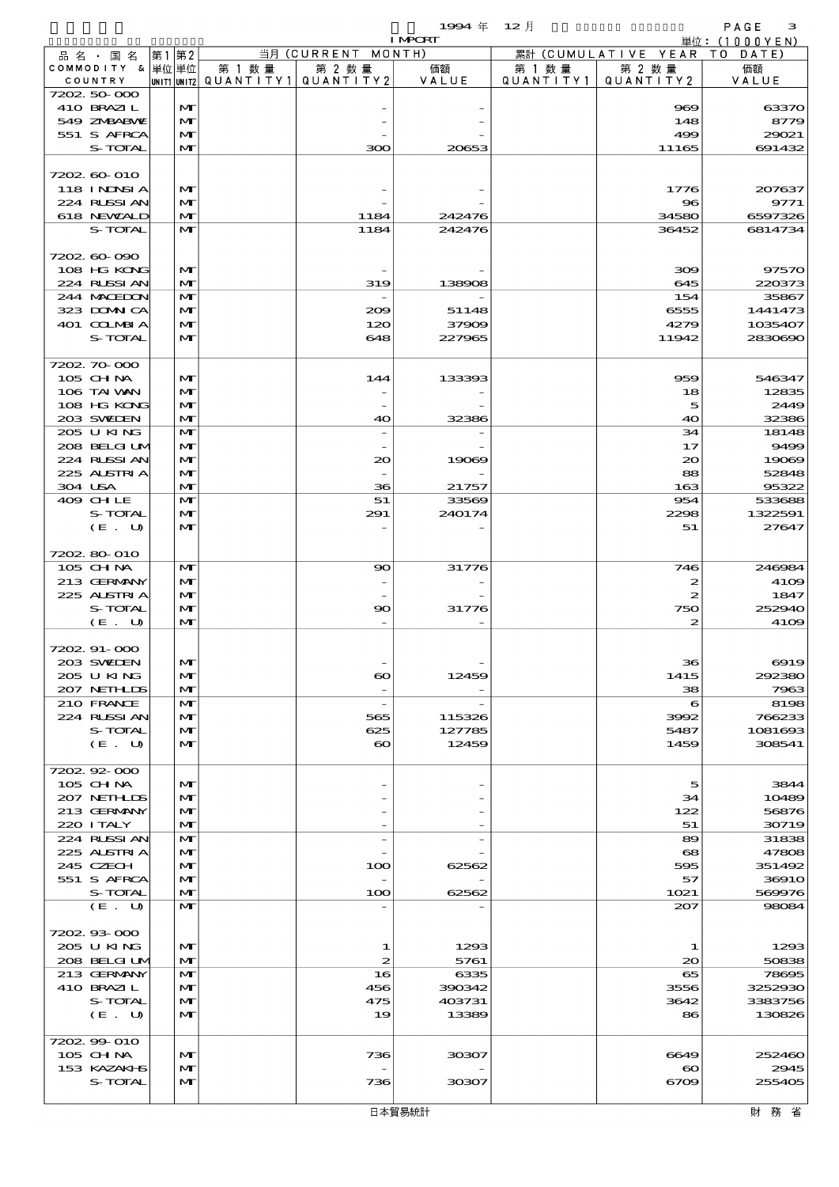1994 年 12 月 IMPORT 単位：(1000YEN)

| 品名・国名 COMMODITY & COUNTRY | 第1 単位 UNIT1 | 第2 単位 UNIT2 | 当月 (CURRENT MONTH) 第1数量 QUANTITY1 | 第2数量 QUANTITY2 | 価額 VALUE | 累計 (CUMULATIVE YEAR TO DATE) 第1数量 QUANTITY1 | 第2数量 QUANTITY2 | 価額 VALUE |
|---|---|---|---|---|---|---|---|---|
| 7202.50-000 | | | | | | | | |
| 410 BRAZIL | | MT | | - | - | | 969 | 63370 |
| 549 ZMBABWE | | MT | | - | - | | 148 | 8779 |
| 551 S AFRCA | | MT | | - | - | | 499 | 29021 |
| S-TOTAL | | MT | | 300 | 20653 | | 11165 | 691432 |
| 7202.60-010 | | | | | | | | |
| 118 INDNSIA | | MT | | - | - | | 1776 | 207637 |
| 224 RUSSIAN | | MT | | - | - | | 96 | 9771 |
| 618 NEWZALD | | MT | | 1184 | 242476 | | 34580 | 6597326 |
| S-TOTAL | | MT | | 1184 | 242476 | | 36452 | 6814734 |
| 7202.60-090 | | | | | | | | |
| 108 HG KONG | | MT | | - | - | | 309 | 97570 |
| 224 RUSSIAN | | MT | | 319 | 138908 | | 645 | 220373 |
| 244 MACEDON | | MT | | - | - | | 154 | 35867 |
| 323 DOMNICA | | MT | | 209 | 51148 | | 6555 | 1441473 |
| 401 COLMBIA | | MT | | 120 | 37909 | | 4279 | 1035407 |
| S-TOTAL | | MT | | 648 | 227965 | | 11942 | 2830690 |
| 7202.70-000 | | | | | | | | |
| 105 CHINA | | MT | | 144 | 133393 | | 959 | 546347 |
| 106 TAIWAN | | MT | | - | - | | 18 | 12835 |
| 108 HG KONG | | MT | | - | - | | 5 | 2449 |
| 203 SWEDEN | | MT | | 40 | 32386 | | 40 | 32386 |
| 205 U KING | | MT | | - | - | | 34 | 18148 |
| 208 BELGIUM | | MT | | - | - | | 17 | 9499 |
| 224 RUSSIAN | | MT | | 20 | 19069 | | 20 | 19069 |
| 225 AUSTRIA | | MT | | - | - | | 88 | 52848 |
| 304 USA | | MT | | 36 | 21757 | | 163 | 95322 |
| 409 CHILE | | MT | | 51 | 33569 | | 954 | 533688 |
| S-TOTAL | | MT | | 291 | 240174 | | 2298 | 1322591 |
| (E. U) | | MT | | - | - | | 51 | 27647 |
| 7202.80-010 | | | | | | | | |
| 105 CHINA | | MT | | 90 | 31776 | | 746 | 246984 |
| 213 GERMANY | | MT | | - | - | | 2 | 4109 |
| 225 AUSTRIA | | MT | | - | - | | 2 | 1847 |
| S-TOTAL | | MT | | 90 | 31776 | | 750 | 252940 |
| (E. U) | | MT | | - | - | | 2 | 4109 |
| 7202.91-000 | | | | | | | | |
| 203 SWEDEN | | MT | | - | - | | 36 | 6919 |
| 205 U KING | | MT | | 60 | 12459 | | 1415 | 292380 |
| 207 NETHLDS | | MT | | - | - | | 38 | 7963 |
| 210 FRANCE | | MT | | - | - | | 6 | 8198 |
| 224 RUSSIAN | | MT | | 565 | 115326 | | 3992 | 766233 |
| S-TOTAL | | MT | | 625 | 127785 | | 5487 | 1081693 |
| (E. U) | | MT | | 60 | 12459 | | 1459 | 308541 |
| 7202.92-000 | | | | | | | | |
| 105 CHINA | | MT | | - | - | | 5 | 3844 |
| 207 NETHLDS | | MT | | - | - | | 34 | 10489 |
| 213 GERMANY | | MT | | - | - | | 122 | 56876 |
| 220 ITALY | | MT | | - | - | | 51 | 30719 |
| 224 RUSSIAN | | MT | | - | - | | 89 | 31838 |
| 225 AUSTRIA | | MT | | - | - | | 68 | 47808 |
| 245 CZECH | | MT | | 100 | 62562 | | 595 | 351492 |
| 551 S AFRCA | | MT | | - | - | | 57 | 36910 |
| S-TOTAL | | MT | | 100 | 62562 | | 1021 | 569976 |
| (E. U) | | MT | | - | - | | 207 | 98084 |
| 7202.93-000 | | | | | | | | |
| 205 U KING | | MT | | 1 | 1293 | | 1 | 1293 |
| 208 BELGIUM | | MT | | 2 | 5761 | | 20 | 50838 |
| 213 GERMANY | | MT | | 16 | 6335 | | 65 | 78695 |
| 410 BRAZIL | | MT | | 456 | 390342 | | 3556 | 3252930 |
| S-TOTAL | | MT | | 475 | 403731 | | 3642 | 3383756 |
| (E. U) | | MT | | 19 | 13389 | | 86 | 130826 |
| 7202.99-010 | | | | | | | | |
| 105 CHINA | | MT | | 736 | 30307 | | 6649 | 252460 |
| 153 KAZAKHS | | MT | | - | - | | 60 | 2945 |
| S-TOTAL | | MT | | 736 | 30307 | | 6709 | 255405 |

日本貿易統計　財務省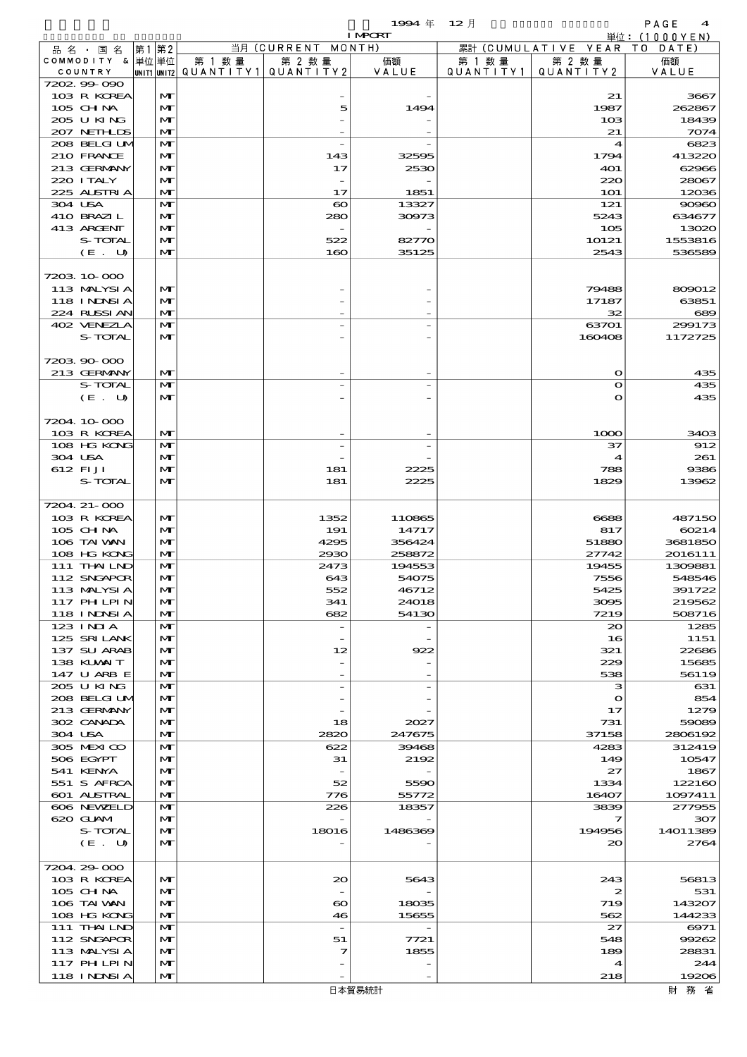1994 年 12 月 IMPORT

単位：(1000YEN)

| 品名・国名 COMMODITY & COUNTRY | 第1 単位 UNIT1 | 第2 単位 UNIT2 | 当月 (CURRENT MONTH) 第1数量 QUANTITY1 | 第2数量 QUANTITY2 | 価額 VALUE | 累計 (CUMULATIVE YEAR TO DATE) 第1数量 QUANTITY1 | 第2数量 QUANTITY2 | 価額 VALUE |
|---|---|---|---|---|---|---|---|---|
| 7202.99-090 | | | | | | | | |
| 103 R KOREA | | MT | | - | - | | 21 | 3667 |
| 105 CHINA | | MT | | 5 | 1494 | | 1987 | 262867 |
| 205 U KING | | MT | | - | - | | 103 | 18439 |
| 207 NETHLDS | | MT | | - | - | | 21 | 7074 |
| 208 BELGIUM | | MT | | - | - | | 4 | 6823 |
| 210 FRANCE | | MT | | 143 | 32595 | | 1794 | 413220 |
| 213 GERMANY | | MT | | 17 | 2530 | | 401 | 62966 |
| 220 ITALY | | MT | | - | - | | 220 | 28067 |
| 225 AUSTRIA | | MT | | 17 | 1851 | | 101 | 12036 |
| 304 USA | | MT | | 60 | 13327 | | 121 | 90960 |
| 410 BRAZIL | | MT | | 280 | 30973 | | 5243 | 634677 |
| 413 ARGENT | | MT | | - | - | | 105 | 13020 |
| S-TOTAL | | MT | | 522 | 82770 | | 10121 | 1553816 |
| (E. U) | | MT | | 160 | 35125 | | 2543 | 536589 |
| 7203.10-000 | | | | | | | | |
| 113 MALYSIA | | MT | | - | - | | 79488 | 809012 |
| 118 INDNSIA | | MT | | - | - | | 17187 | 63851 |
| 224 RUSSIAN | | MT | | - | - | | 32 | 689 |
| 402 VENEZLA | | MT | | - | - | | 63701 | 299173 |
| S-TOTAL | | MT | | - | - | | 160408 | 1172725 |
| 7203.90-000 | | | | | | | | |
| 213 GERMANY | | MT | | - | - | | 0 | 435 |
| S-TOTAL | | MT | | - | - | | 0 | 435 |
| (E. U) | | MT | | - | - | | 0 | 435 |
| 7204.10-000 | | | | | | | | |
| 103 R KOREA | | MT | | - | - | | 1000 | 3403 |
| 108 HG KONG | | MT | | - | - | | 37 | 912 |
| 304 USA | | MT | | - | - | | 4 | 261 |
| 612 FIJI | | MT | | 181 | 2225 | | 788 | 9386 |
| S-TOTAL | | MT | | 181 | 2225 | | 1829 | 13962 |
| 7204.21-000 | | | | | | | | |
| 103 R KOREA | | MT | | 1352 | 110865 | | 6688 | 487150 |
| 105 CHINA | | MT | | 191 | 14717 | | 817 | 60214 |
| 106 TAIWAN | | MT | | 4295 | 356424 | | 51880 | 3681850 |
| 108 HG KONG | | MT | | 2930 | 258872 | | 27742 | 2016111 |
| 111 THAILND | | MT | | 2473 | 194553 | | 19455 | 1309881 |
| 112 SNGAPOR | | MT | | 643 | 54075 | | 7556 | 548546 |
| 113 MALYSIA | | MT | | 552 | 46712 | | 5425 | 391722 |
| 117 PHLPIN | | MT | | 341 | 24018 | | 3095 | 219562 |
| 118 INDNSIA | | MT | | 682 | 54130 | | 7219 | 508716 |
| 123 INDIA | | MT | | - | - | | 20 | 1285 |
| 125 SRI LANK | | MT | | - | - | | 16 | 1151 |
| 137 SU ARAB | | MT | | 12 | 922 | | 321 | 22686 |
| 138 KUWAIT | | MT | | - | - | | 229 | 15685 |
| 147 U ARB E | | MT | | - | - | | 538 | 56119 |
| 205 U KING | | MT | | - | - | | 3 | 631 |
| 208 BELGIUM | | MT | | - | - | | 0 | 854 |
| 213 GERMANY | | MT | | - | - | | 17 | 1279 |
| 302 CANADA | | MT | | 18 | 2027 | | 731 | 59089 |
| 304 USA | | MT | | 2820 | 247675 | | 37158 | 2806192 |
| 305 MEXICO | | MT | | 622 | 39468 | | 4283 | 312419 |
| 506 EGYPT | | MT | | 31 | 2192 | | 149 | 10547 |
| 541 KENYA | | MT | | - | - | | 27 | 1867 |
| 551 S AFRCA | | MT | | 52 | 5590 | | 1334 | 122160 |
| 601 ALSTRAL | | MT | | 776 | 55772 | | 16407 | 1097411 |
| 606 NEWZELD | | MT | | 226 | 18357 | | 3839 | 277955 |
| 620 GUAM | | MT | | - | - | | 7 | 307 |
| S-TOTAL | | MT | | 18016 | 1486369 | | 194956 | 14011389 |
| (E. U) | | MT | | - | - | | 20 | 2764 |
| 7204.29-000 | | | | | | | | |
| 103 R KOREA | | MT | | 20 | 5643 | | 243 | 56813 |
| 105 CHINA | | MT | | - | - | | 2 | 531 |
| 106 TAIWAN | | MT | | 60 | 18035 | | 719 | 143207 |
| 108 HG KONG | | MT | | 46 | 15655 | | 562 | 144233 |
| 111 THAILND | | MT | | - | - | | 27 | 6971 |
| 112 SNGAPOR | | MT | | 51 | 7721 | | 548 | 99262 |
| 113 MALYSIA | | MT | | 7 | 1855 | | 189 | 28831 |
| 117 PHLPIN | | MT | | - | - | | 4 | 244 |
| 118 INDNSIA | | MT | | - | - | | 218 | 19206 |

日本貿易統計　財務省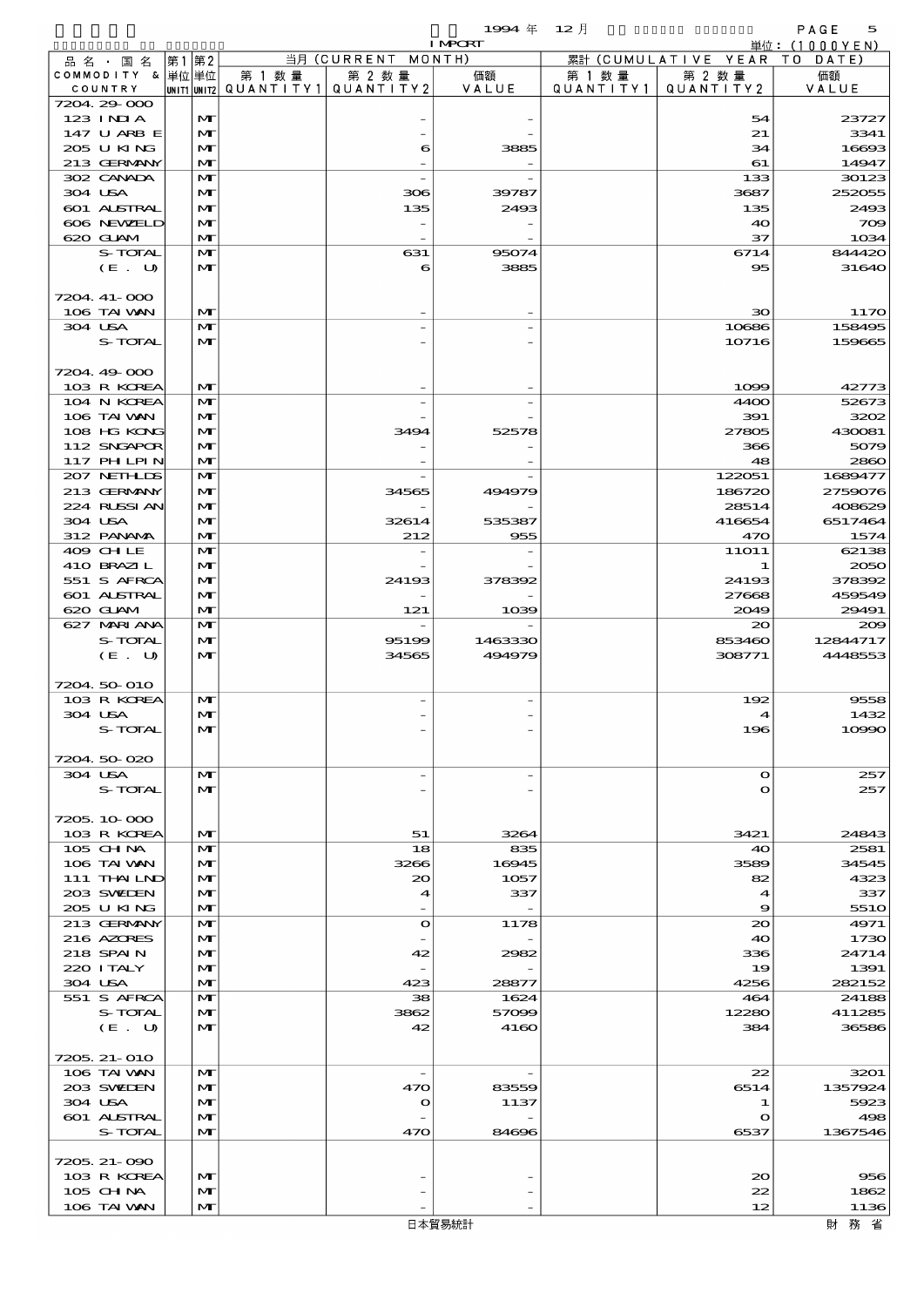| 品名・国名 COMMODITY & COUNTRY | 第1 単位 UNIT1 | 第2 単位 UNIT2 | 当月 (CURRENT MONTH) 第1数量 QUANTITY1 | 第2数量 QUANTITY2 | 価額 VALUE | 累計 (CUMULATIVE YEAR TO DATE) 第1数量 QUANTITY1 | 第2数量 QUANTITY2 | 価額 VALUE |
|---|---|---|---|---|---|---|---|---|
| 7204.29-000 | | | | | | | | |
| 123 INDIA | | MT | | - | - | | 54 | 23727 |
| 147 U ARB E | | MT | | - | - | | 21 | 3341 |
| 205 U KING | | MT | | 6 | 3885 | | 34 | 16693 |
| 213 GERMANY | | MT | | - | - | | 61 | 14947 |
| 302 CANADA | | MT | | - | - | | 133 | 30123 |
| 304 USA | | MT | | 306 | 39787 | | 3687 | 252055 |
| 601 AUSTRAL | | MT | | 135 | 2493 | | 135 | 2493 |
| 606 NEWZELD | | MT | | - | - | | 40 | 709 |
| 620 GUAM | | MT | | - | - | | 37 | 1034 |
| S-TOTAL | | MT | | 631 | 95074 | | 6714 | 844420 |
| (E. U) | | MT | | 6 | 3885 | | 95 | 31640 |
| 7204.41-000 | | | | | | | | |
| 106 TAIWAN | | MT | | - | - | | 30 | 1170 |
| 304 USA | | MT | | - | - | | 10686 | 158495 |
| S-TOTAL | | MT | | - | - | | 10716 | 159665 |
| 7204.49-000 | | | | | | | | |
| 103 R KOREA | | MT | | - | - | | 1099 | 42773 |
| 104 N KOREA | | MT | | - | - | | 4400 | 52673 |
| 106 TAIWAN | | MT | | - | - | | 391 | 3202 |
| 108 HG KONG | | MT | | 3494 | 52578 | | 27805 | 430081 |
| 112 SNGAPOR | | MT | | - | - | | 366 | 5079 |
| 117 PHLPIN | | MT | | - | - | | 48 | 2860 |
| 207 NETHLDS | | MT | | - | - | | 122051 | 1689477 |
| 213 GERMANY | | MT | | 34565 | 494979 | | 186720 | 2759076 |
| 224 RUSSIAN | | MT | | - | - | | 28514 | 408629 |
| 304 USA | | MT | | 32614 | 535387 | | 416654 | 6517464 |
| 312 PANAMA | | MT | | 212 | 955 | | 470 | 1574 |
| 409 CHILE | | MT | | - | - | | 11011 | 62138 |
| 410 BRAZIL | | MT | | - | - | | 1 | 2050 |
| 551 S AFRCA | | MT | | 24193 | 378392 | | 24193 | 378392 |
| 601 AUSTRAL | | MT | | - | - | | 27668 | 459549 |
| 620 GUAM | | MT | | 121 | 1039 | | 2049 | 29491 |
| 627 MARIANA | | MT | | - | - | | 20 | 209 |
| S-TOTAL | | MT | | 95199 | 1463330 | | 853460 | 12844717 |
| (E. U) | | MT | | 34565 | 494979 | | 308771 | 4448553 |
| 7204.50-010 | | | | | | | | |
| 103 R KOREA | | MT | | - | - | | 192 | 9558 |
| 304 USA | | MT | | - | - | | 4 | 1432 |
| S-TOTAL | | MT | | - | - | | 196 | 10990 |
| 7204.50-020 | | | | | | | | |
| 304 USA | | MT | | - | - | | 0 | 257 |
| S-TOTAL | | MT | | - | - | | 0 | 257 |
| 7205.10-000 | | | | | | | | |
| 103 R KOREA | | MT | | 51 | 3264 | | 3421 | 24843 |
| 105 CHINA | | MT | | 18 | 835 | | 40 | 2581 |
| 106 TAIWAN | | MT | | 3266 | 16945 | | 3589 | 34545 |
| 111 THAILND | | MT | | 20 | 1057 | | 82 | 4323 |
| 203 SWEDEN | | MT | | 4 | 337 | | 4 | 337 |
| 205 U KING | | MT | | - | - | | 9 | 5510 |
| 213 GERMANY | | MT | | 0 | 1178 | | 20 | 4971 |
| 216 AZORES | | MT | | - | - | | 40 | 1730 |
| 218 SPAIN | | MT | | 42 | 2982 | | 336 | 24714 |
| 220 ITALY | | MT | | - | - | | 19 | 1391 |
| 304 USA | | MT | | 423 | 28877 | | 4256 | 282152 |
| 551 S AFRCA | | MT | | 38 | 1624 | | 464 | 24188 |
| S-TOTAL | | MT | | 3862 | 57099 | | 12280 | 411285 |
| (E. U) | | MT | | 42 | 4160 | | 384 | 36586 |
| 7205.21-010 | | | | | | | | |
| 106 TAIWAN | | MT | | - | - | | 22 | 3201 |
| 203 SWEDEN | | MT | | 470 | 83559 | | 6514 | 1357924 |
| 304 USA | | MT | | 0 | 1137 | | 1 | 5923 |
| 601 AUSTRAL | | MT | | - | - | | 0 | 498 |
| S-TOTAL | | MT | | 470 | 84696 | | 6537 | 1367546 |
| 7205.21-090 | | | | | | | | |
| 103 R KOREA | | MT | | - | - | | 20 | 956 |
| 105 CHINA | | MT | | - | - | | 22 | 1862 |
| 106 TAIWAN | | MT | | - | - | | 12 | 1136 |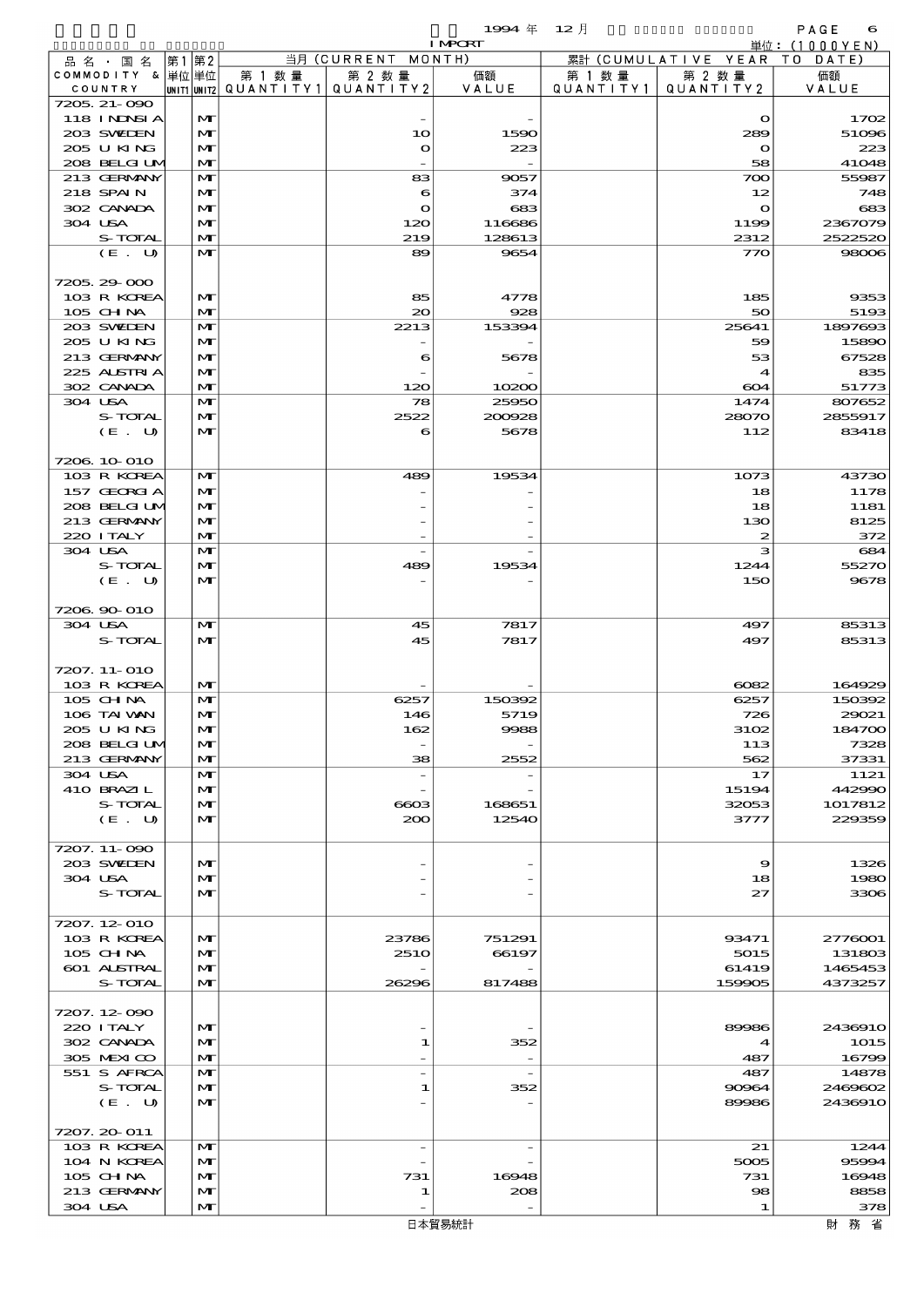1994 年 12 月 IMPORT

単位：(1000YEN)

| 品名・国名 COMMODITY & COUNTRY | 第1単位 UNIT1 | 第2単位 UNIT2 | 当月 (CURRENT MONTH) 第1数量 QUANTITY1 | 第2数量 QUANTITY2 | 価額 VALUE | 累計 (CUMULATIVE YEAR TO DATE) 第1数量 QUANTITY1 | 第2数量 QUANTITY2 | 価額 VALUE |
|---|---|---|---|---|---|---|---|---|
| 7205.21-090 | | | | | | | | |
| 118 INDNSIA | | MT | | - | - | | 0 | 1702 |
| 203 SWEDEN | | MT | | 10 | 1590 | | 289 | 51096 |
| 205 U KING | | MT | | 0 | 223 | | 0 | 223 |
| 208 BELGIUM | | MT | | - | - | | 58 | 41048 |
| 213 GERMANY | | MT | | 83 | 9057 | | 700 | 55987 |
| 218 SPAIN | | MT | | 6 | 374 | | 12 | 748 |
| 302 CANADA | | MT | | 0 | 683 | | 0 | 683 |
| 304 USA | | MT | | 120 | 116686 | | 1199 | 2367079 |
| S-TOTAL | | MT | | 219 | 128613 | | 2312 | 2522520 |
| (E. U) | | MT | | 89 | 9654 | | 770 | 98006 |
| 7205.29-000 | | | | | | | | |
| 103 R KOREA | | MT | | 85 | 4778 | | 185 | 9353 |
| 105 CHINA | | MT | | 20 | 928 | | 50 | 5193 |
| 203 SWEDEN | | MT | | 2213 | 153394 | | 25641 | 1897693 |
| 205 U KING | | MT | | - | - | | 59 | 15890 |
| 213 GERMANY | | MT | | 6 | 5678 | | 53 | 67528 |
| 225 AUSTRIA | | MT | | - | - | | 4 | 835 |
| 302 CANADA | | MT | | 120 | 10200 | | 604 | 51773 |
| 304 USA | | MT | | 78 | 25950 | | 1474 | 807652 |
| S-TOTAL | | MT | | 2522 | 200928 | | 28070 | 2855917 |
| (E. U) | | MT | | 6 | 5678 | | 112 | 83418 |
| 7206.10-010 | | | | | | | | |
| 103 R KOREA | | MT | | 489 | 19534 | | 1073 | 43730 |
| 157 GEORGIA | | MT | | - | - | | 18 | 1178 |
| 208 BELGIUM | | MT | | - | - | | 18 | 1181 |
| 213 GERMANY | | MT | | - | - | | 130 | 8125 |
| 220 ITALY | | MT | | - | - | | 2 | 372 |
| 304 USA | | MT | | - | - | | 3 | 684 |
| S-TOTAL | | MT | | 489 | 19534 | | 1244 | 55270 |
| (E. U) | | MT | | - | - | | 150 | 9678 |
| 7206.90-010 | | | | | | | | |
| 304 USA | | MT | | 45 | 7817 | | 497 | 85313 |
| S-TOTAL | | MT | | 45 | 7817 | | 497 | 85313 |
| 7207.11-010 | | | | | | | | |
| 103 R KOREA | | MT | | - | - | | 6082 | 164929 |
| 105 CHINA | | MT | | 6257 | 150392 | | 6257 | 150392 |
| 106 TAIWAN | | MT | | 146 | 5719 | | 726 | 29021 |
| 205 U KING | | MT | | 162 | 9988 | | 3102 | 184700 |
| 208 BELGIUM | | MT | | - | - | | 113 | 7328 |
| 213 GERMANY | | MT | | 38 | 2552 | | 562 | 37331 |
| 304 USA | | MT | | - | - | | 17 | 1121 |
| 410 BRAZIL | | MT | | - | - | | 15194 | 442990 |
| S-TOTAL | | MT | | 6603 | 168651 | | 32053 | 1017812 |
| (E. U) | | MT | | 200 | 12540 | | 3777 | 229359 |
| 7207.11-090 | | | | | | | | |
| 203 SWEDEN | | MT | | - | - | | 9 | 1326 |
| 304 USA | | MT | | - | - | | 18 | 1980 |
| S-TOTAL | | MT | | - | - | | 27 | 3306 |
| 7207.12-010 | | | | | | | | |
| 103 R KOREA | | MT | | 23786 | 751291 | | 93471 | 2776001 |
| 105 CHINA | | MT | | 2510 | 66197 | | 5015 | 131803 |
| 601 AUSTRAL | | MT | | - | - | | 61419 | 1465453 |
| S-TOTAL | | MT | | 26296 | 817488 | | 159905 | 4373257 |
| 7207.12-090 | | | | | | | | |
| 220 ITALY | | MT | | - | - | | 89986 | 2436910 |
| 302 CANADA | | MT | | 1 | 352 | | 4 | 1015 |
| 305 MEXICO | | MT | | - | - | | 487 | 16799 |
| 551 S AFRCA | | MT | | - | - | | 487 | 14878 |
| S-TOTAL | | MT | | 1 | 352 | | 90964 | 2469602 |
| (E. U) | | MT | | - | - | | 89986 | 2436910 |
| 7207.20-011 | | | | | | | | |
| 103 R KOREA | | MT | | - | - | | 21 | 1244 |
| 104 N KOREA | | MT | | - | - | | 5005 | 95994 |
| 105 CHINA | | MT | | 731 | 16948 | | 731 | 16948 |
| 213 GERMANY | | MT | | 1 | 208 | | 98 | 8858 |
| 304 USA | | MT | | - | - | | 1 | 378 |

日本貿易統計　　財務省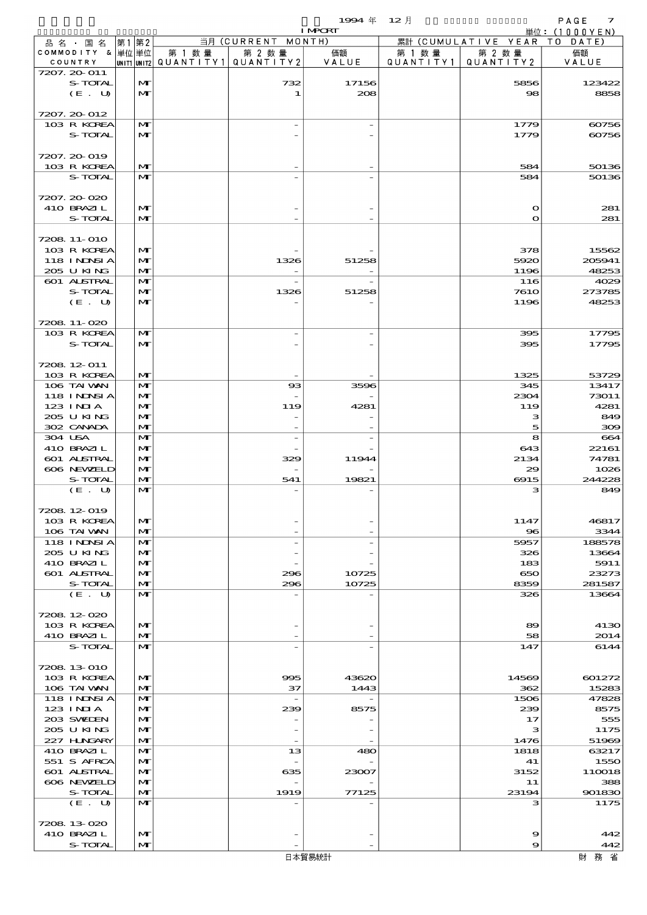1994 年 12 月 IMPORT

単位：(1000YEN)

| 品名・国名 COMMODITY & COUNTRY | 第1 単位 UNIT1 | 第2 単位 UNIT2 | 当月 (CURRENT MONTH) 第1数量 QUANTITY1 | 第2数量 QUANTITY2 | 価額 VALUE | 累計 (CUMULATIVE YEAR TO DATE) 第1数量 QUANTITY1 | 第2数量 QUANTITY2 | 価額 VALUE |
|---|---|---|---|---|---|---|---|---|
| 7207.20-011 | | | | | | | | |
| S-TOTAL | | MT | | 732 | 17156 | | 5856 | 123422 |
| (E. U) | | MT | | 1 | 208 | | 98 | 8858 |
| 7207.20-012 | | | | | | | | |
| 103 R KOREA | | MT | | - | - | | 1779 | 60756 |
| S-TOTAL | | MT | | - | - | | 1779 | 60756 |
| 7207.20-019 | | | | | | | | |
| 103 R KOREA | | MT | | - | - | | 584 | 50136 |
| S-TOTAL | | MT | | - | - | | 584 | 50136 |
| 7207.20-020 | | | | | | | | |
| 410 BRAZIL | | MT | | - | - | | 0 | 281 |
| S-TOTAL | | MT | | - | - | | 0 | 281 |
| 7208.11-010 | | | | | | | | |
| 103 R KOREA | | MT | | - | - | | 378 | 15562 |
| 118 INDNSIA | | MT | | 1326 | 51258 | | 5920 | 205941 |
| 205 U KING | | MT | | - | - | | 1196 | 48253 |
| 601 AUSTRAL | | MT | | - | - | | 116 | 4029 |
| S-TOTAL | | MT | | 1326 | 51258 | | 7610 | 273785 |
| (E. U) | | MT | | - | - | | 1196 | 48253 |
| 7208.11-020 | | | | | | | | |
| 103 R KOREA | | MT | | - | - | | 395 | 17795 |
| S-TOTAL | | MT | | - | - | | 395 | 17795 |
| 7208.12-011 | | | | | | | | |
| 103 R KOREA | | MT | | - | - | | 1325 | 53729 |
| 106 TAIWAN | | MT | | 93 | 3596 | | 345 | 13417 |
| 118 INDNSIA | | MT | | - | - | | 2304 | 73011 |
| 123 INDIA | | MT | | 119 | 4281 | | 119 | 4281 |
| 205 U KING | | MT | | - | - | | 3 | 849 |
| 302 CANADA | | MT | | - | - | | 5 | 309 |
| 304 USA | | MT | | - | - | | 8 | 664 |
| 410 BRAZIL | | MT | | - | - | | 643 | 22161 |
| 601 AUSTRAL | | MT | | 329 | 11944 | | 2134 | 74781 |
| 606 NEWZELD | | MT | | - | - | | 29 | 1026 |
| S-TOTAL | | MT | | 541 | 19821 | | 6915 | 244228 |
| (E. U) | | MT | | - | - | | 3 | 849 |
| 7208.12-019 | | | | | | | | |
| 103 R KOREA | | MT | | - | - | | 1147 | 46817 |
| 106 TAIWAN | | MT | | - | - | | 96 | 3344 |
| 118 INDNSIA | | MT | | - | - | | 5957 | 188578 |
| 205 U KING | | MT | | - | - | | 326 | 13664 |
| 410 BRAZIL | | MT | | - | - | | 183 | 5911 |
| 601 AUSTRAL | | MT | | 296 | 10725 | | 650 | 23273 |
| S-TOTAL | | MT | | 296 | 10725 | | 8359 | 281587 |
| (E. U) | | MT | | - | - | | 326 | 13664 |
| 7208.12-020 | | | | | | | | |
| 103 R KOREA | | MT | | - | - | | 89 | 4130 |
| 410 BRAZIL | | MT | | - | - | | 58 | 2014 |
| S-TOTAL | | MT | | - | - | | 147 | 6144 |
| 7208.13-010 | | | | | | | | |
| 103 R KOREA | | MT | | 995 | 43620 | | 14569 | 601272 |
| 106 TAIWAN | | MT | | 37 | 1443 | | 362 | 15283 |
| 118 INDNSIA | | MT | | - | - | | 1506 | 47828 |
| 123 INDIA | | MT | | 239 | 8575 | | 239 | 8575 |
| 203 SWEDEN | | MT | | - | - | | 17 | 555 |
| 205 U KING | | MT | | - | - | | 3 | 1175 |
| 227 HUNGARY | | MT | | - | - | | 1476 | 51969 |
| 410 BRAZIL | | MT | | 13 | 480 | | 1818 | 63217 |
| 551 S AFRCA | | MT | | - | - | | 41 | 1550 |
| 601 AUSTRAL | | MT | | 635 | 23007 | | 3152 | 110018 |
| 606 NEWZELD | | MT | | - | - | | 11 | 388 |
| S-TOTAL | | MT | | 1919 | 77125 | | 23194 | 901830 |
| (E. U) | | MT | | - | - | | 3 | 1175 |
| 7208.13-020 | | | | | | | | |
| 410 BRAZIL | | MT | | - | - | | 9 | 442 |
| S-TOTAL | | MT | | - | - | | 9 | 442 |

日本貿易統計　財務省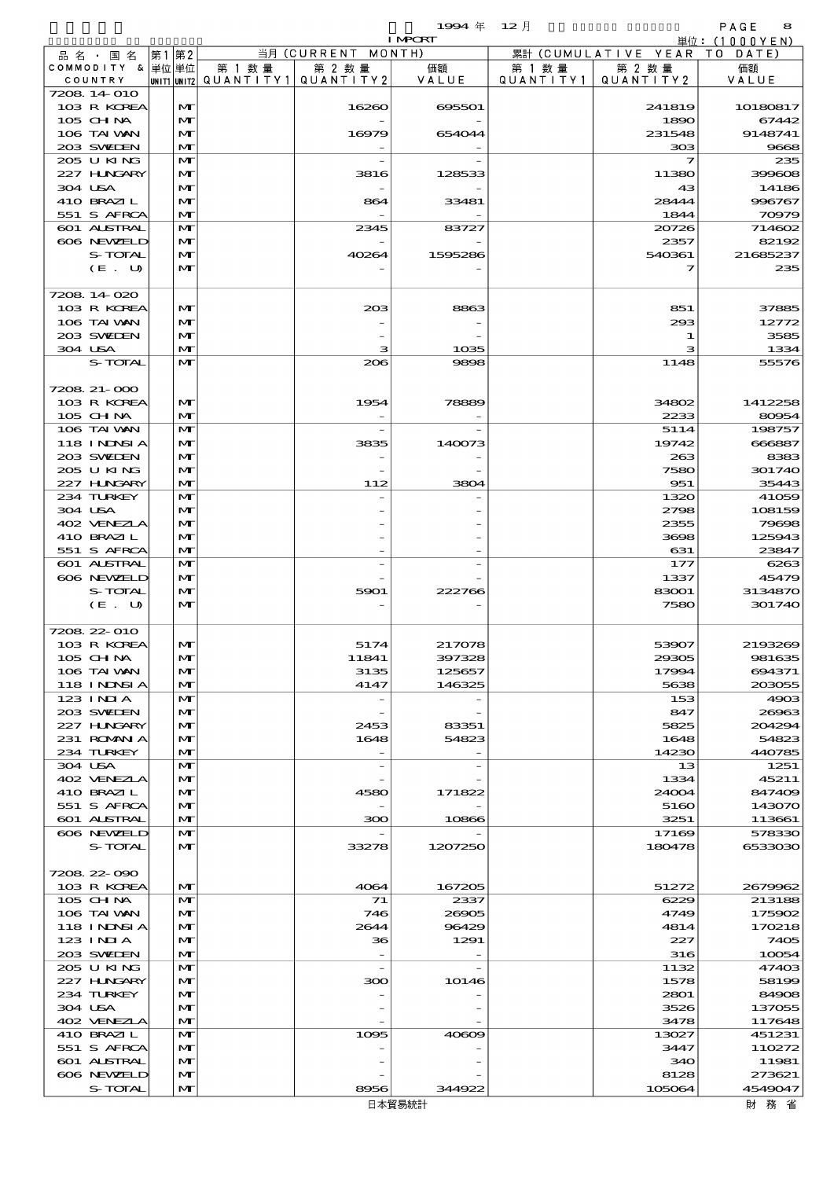| 品名・国名 COMMODITY & COUNTRY | 第1単位 UNIT1 | 第2単位 UNIT2 | 当月 (CURRENT MONTH) 第1数量 QUANTITY1 | 第2数量 QUANTITY2 | 価額 VALUE | 累計 (CUMULATIVE YEAR TO DATE) 第1数量 QUANTITY1 | 第2数量 QUANTITY2 | 価額 VALUE |
|---|---|---|---|---|---|---|---|---|
| 7208.14-010 | | | | | | | | |
| 103 R KOREA | | MT | | 16260 | 695501 | | 241819 | 10180817 |
| 105 CHINA | | MT | | - | - | | 1890 | 67442 |
| 106 TAIWAN | | MT | | 16979 | 654044 | | 231548 | 9148741 |
| 203 SWEDEN | | MT | | - | - | | 303 | 9668 |
| 205 U KING | | MT | | - | - | | 7 | 235 |
| 227 HUNGARY | | MT | | 3816 | 128533 | | 11380 | 399608 |
| 304 USA | | MT | | - | - | | 43 | 14186 |
| 410 BRAZIL | | MT | | 864 | 33481 | | 28444 | 996767 |
| 551 S AFRCA | | MT | | - | - | | 1844 | 70979 |
| 601 AUSTRAL | | MT | | 2345 | 83727 | | 20726 | 714602 |
| 606 NEWZELD | | MT | | - | - | | 2357 | 82192 |
| S-TOTAL | | MT | | 40264 | 1595286 | | 540361 | 21685237 |
| (E. U) | | MT | | - | - | | 7 | 235 |
| 7208.14-020 | | | | | | | | |
| 103 R KOREA | | MT | | 203 | 8863 | | 851 | 37885 |
| 106 TAIWAN | | MT | | - | - | | 293 | 12772 |
| 203 SWEDEN | | MT | | - | - | | 1 | 3585 |
| 304 USA | | MT | | 3 | 1035 | | 3 | 1334 |
| S-TOTAL | | MT | | 206 | 9898 | | 1148 | 55576 |
| 7208.21-000 | | | | | | | | |
| 103 R KOREA | | MT | | 1954 | 78889 | | 34802 | 1412258 |
| 105 CHINA | | MT | | - | - | | 2233 | 80954 |
| 106 TAIWAN | | MT | | - | - | | 5114 | 198757 |
| 118 INDNSIA | | MT | | 3835 | 140073 | | 19742 | 666887 |
| 203 SWEDEN | | MT | | - | - | | 263 | 8383 |
| 205 U KING | | MT | | - | - | | 7580 | 301740 |
| 227 HUNGARY | | MT | | 112 | 3804 | | 951 | 35443 |
| 234 TURKEY | | MT | | - | - | | 1320 | 41059 |
| 304 USA | | MT | | - | - | | 2798 | 108159 |
| 402 VENEZLA | | MT | | - | - | | 2355 | 79698 |
| 410 BRAZIL | | MT | | - | - | | 3698 | 125943 |
| 551 S AFRCA | | MT | | - | - | | 631 | 23847 |
| 601 AUSTRAL | | MT | | - | - | | 177 | 6263 |
| 606 NEWZELD | | MT | | - | - | | 1337 | 45479 |
| S-TOTAL | | MT | | 5901 | 222766 | | 83001 | 3134870 |
| (E. U) | | MT | | - | - | | 7580 | 301740 |
| 7208.22-010 | | | | | | | | |
| 103 R KOREA | | MT | | 5174 | 217078 | | 53907 | 2193269 |
| 105 CHINA | | MT | | 11841 | 397328 | | 29305 | 981635 |
| 106 TAIWAN | | MT | | 3135 | 125657 | | 17994 | 694371 |
| 118 INDNSIA | | MT | | 4147 | 146325 | | 5638 | 203055 |
| 123 INDIA | | MT | | - | - | | 153 | 4903 |
| 203 SWEDEN | | MT | | - | - | | 847 | 26963 |
| 227 HUNGARY | | MT | | 2453 | 83351 | | 5825 | 204294 |
| 231 ROMANIA | | MT | | 1648 | 54823 | | 1648 | 54823 |
| 234 TURKEY | | MT | | - | - | | 14230 | 440785 |
| 304 USA | | MT | | - | - | | 13 | 1251 |
| 402 VENEZLA | | MT | | - | - | | 1334 | 45211 |
| 410 BRAZIL | | MT | | 4580 | 171822 | | 24004 | 847409 |
| 551 S AFRCA | | MT | | - | - | | 5160 | 143070 |
| 601 AUSTRAL | | MT | | 300 | 10866 | | 3251 | 113661 |
| 606 NEWZELD | | MT | | - | - | | 17169 | 578330 |
| S-TOTAL | | MT | | 33278 | 1207250 | | 180478 | 6533030 |
| 7208.22-090 | | | | | | | | |
| 103 R KOREA | | MT | | 4064 | 167205 | | 51272 | 2679962 |
| 105 CHINA | | MT | | 71 | 2337 | | 6229 | 213188 |
| 106 TAIWAN | | MT | | 746 | 26905 | | 4749 | 175902 |
| 118 INDNSIA | | MT | | 2644 | 96429 | | 4814 | 170218 |
| 123 INDIA | | MT | | 36 | 1291 | | 227 | 7405 |
| 203 SWEDEN | | MT | | - | - | | 316 | 10054 |
| 205 U KING | | MT | | - | - | | 1132 | 47403 |
| 227 HUNGARY | | MT | | 300 | 10146 | | 1578 | 58199 |
| 234 TURKEY | | MT | | - | - | | 2801 | 84908 |
| 304 USA | | MT | | - | - | | 3526 | 137055 |
| 402 VENEZLA | | MT | | - | - | | 3478 | 117648 |
| 410 BRAZIL | | MT | | 1095 | 40609 | | 13027 | 451231 |
| 551 S AFRCA | | MT | | - | - | | 3447 | 110272 |
| 601 AUSTRAL | | MT | | - | - | | 340 | 11981 |
| 606 NEWZELD | | MT | | - | - | | 8128 | 273621 |
| S-TOTAL | | MT | | 8956 | 344922 | | 105064 | 4549047 |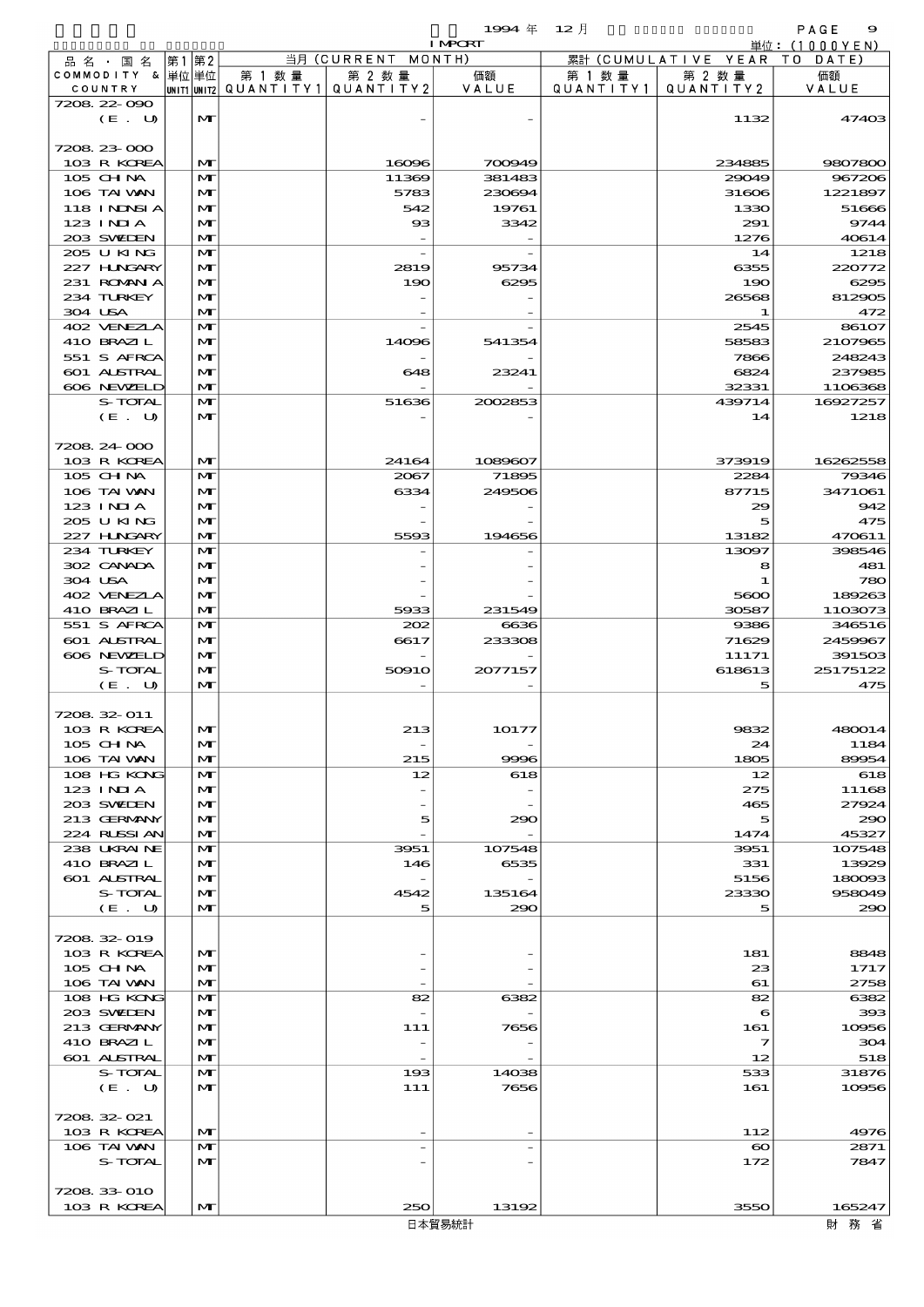1994 年 12 月 IMPORT

単位：(1000YEN)

| 品名・国名 COMMODITY & COUNTRY | 第1 単位 UNIT1 | 第2 単位 UNIT2 | 当月 (CURRENT MONTH) 第1数量 QUANTITY1 | 第2数量 QUANTITY2 | 価額 VALUE | 累計 (CUMULATIVE YEAR TO DATE) 第1数量 QUANTITY1 | 第2数量 QUANTITY2 | 価額 VALUE |
|---|---|---|---|---|---|---|---|---|
| 7208.22-090 | | | | | | | | |
| (E. U) | | MT | | - | - | | 1132 | 47403 |
| 7208.23-000 | | | | | | | | |
| 103 R KOREA | | MT | | 16096 | 700949 | | 234885 | 9807800 |
| 105 CHINA | | MT | | 11369 | 381483 | | 29049 | 967206 |
| 106 TAIWAN | | MT | | 5783 | 230694 | | 31606 | 1221897 |
| 118 INDNSIA | | MT | | 542 | 19761 | | 1330 | 51666 |
| 123 INDIA | | MT | | 93 | 3342 | | 291 | 9744 |
| 203 SWEDEN | | MT | | - | - | | 1276 | 40614 |
| 205 U KING | | MT | | - | - | | 14 | 1218 |
| 227 HUNGARY | | MT | | 2819 | 95734 | | 6355 | 220772 |
| 231 ROMANIA | | MT | | 190 | 6295 | | 190 | 6295 |
| 234 TURKEY | | MT | | - | - | | 26568 | 812905 |
| 304 USA | | MT | | - | - | | 1 | 472 |
| 402 VENEZLA | | MT | | - | - | | 2545 | 86107 |
| 410 BRAZIL | | MT | | 14096 | 541354 | | 58583 | 2107965 |
| 551 S AFRCA | | MT | | - | - | | 7866 | 248243 |
| 601 AUSTRAL | | MT | | 648 | 23241 | | 6824 | 237985 |
| 606 NEWZELD | | MT | | - | - | | 32331 | 1106368 |
| S-TOTAL | | MT | | 51636 | 2002853 | | 439714 | 16927257 |
| (E. U) | | MT | | - | - | | 14 | 1218 |
| 7208.24-000 | | | | | | | | |
| 103 R KOREA | | MT | | 24164 | 1089607 | | 373919 | 16262558 |
| 105 CHINA | | MT | | 2067 | 71895 | | 2284 | 79346 |
| 106 TAIWAN | | MT | | 6334 | 249506 | | 87715 | 3471061 |
| 123 INDIA | | MT | | - | - | | 29 | 942 |
| 205 U KING | | MT | | - | - | | 5 | 475 |
| 227 HUNGARY | | MT | | 5593 | 194656 | | 13182 | 470611 |
| 234 TURKEY | | MT | | - | - | | 13097 | 398546 |
| 302 CANADA | | MT | | - | - | | 8 | 481 |
| 304 USA | | MT | | - | - | | 1 | 780 |
| 402 VENEZLA | | MT | | - | - | | 5600 | 189263 |
| 410 BRAZIL | | MT | | 5933 | 231549 | | 30587 | 1103073 |
| 551 S AFRCA | | MT | | 202 | 6636 | | 9386 | 346516 |
| 601 AUSTRAL | | MT | | 6617 | 233308 | | 71629 | 2459967 |
| 606 NEWZELD | | MT | | - | - | | 11171 | 391503 |
| S-TOTAL | | MT | | 50910 | 2077157 | | 618613 | 25175122 |
| (E. U) | | MT | | - | - | | 5 | 475 |
| 7208.32-011 | | | | | | | | |
| 103 R KOREA | | MT | | 213 | 10177 | | 9832 | 480014 |
| 105 CHINA | | MT | | - | - | | 24 | 1184 |
| 106 TAIWAN | | MT | | 215 | 9996 | | 1805 | 89954 |
| 108 HG KONG | | MT | | 12 | 618 | | 12 | 618 |
| 123 INDIA | | MT | | - | - | | 275 | 11168 |
| 203 SWEDEN | | MT | | - | - | | 465 | 27924 |
| 213 GERMANY | | MT | | 5 | 290 | | 5 | 290 |
| 224 RUSSIAN | | MT | | - | - | | 1474 | 45327 |
| 238 UKRAINE | | MT | | 3951 | 107548 | | 3951 | 107548 |
| 410 BRAZIL | | MT | | 146 | 6535 | | 331 | 13929 |
| 601 AUSTRAL | | MT | | - | - | | 5156 | 180093 |
| S-TOTAL | | MT | | 4542 | 135164 | | 23330 | 958049 |
| (E. U) | | MT | | 5 | 290 | | 5 | 290 |
| 7208.32-019 | | | | | | | | |
| 103 R KOREA | | MT | | - | - | | 181 | 8848 |
| 105 CHINA | | MT | | - | - | | 23 | 1717 |
| 106 TAIWAN | | MT | | - | - | | 61 | 2758 |
| 108 HG KONG | | MT | | 82 | 6382 | | 82 | 6382 |
| 203 SWEDEN | | MT | | - | - | | 6 | 393 |
| 213 GERMANY | | MT | | 111 | 7656 | | 161 | 10956 |
| 410 BRAZIL | | MT | | - | - | | 7 | 304 |
| 601 AUSTRAL | | MT | | - | - | | 12 | 518 |
| S-TOTAL | | MT | | 193 | 14038 | | 533 | 31876 |
| (E. U) | | MT | | 111 | 7656 | | 161 | 10956 |
| 7208.32-021 | | | | | | | | |
| 103 R KOREA | | MT | | - | - | | 112 | 4976 |
| 106 TAIWAN | | MT | | - | - | | 60 | 2871 |
| S-TOTAL | | MT | | - | - | | 172 | 7847 |
| 7208.33-010 | | | | | | | | |
| 103 R KOREA | | MT | | 250 | 13192 | | 3550 | 165247 |

日本貿易統計　財務省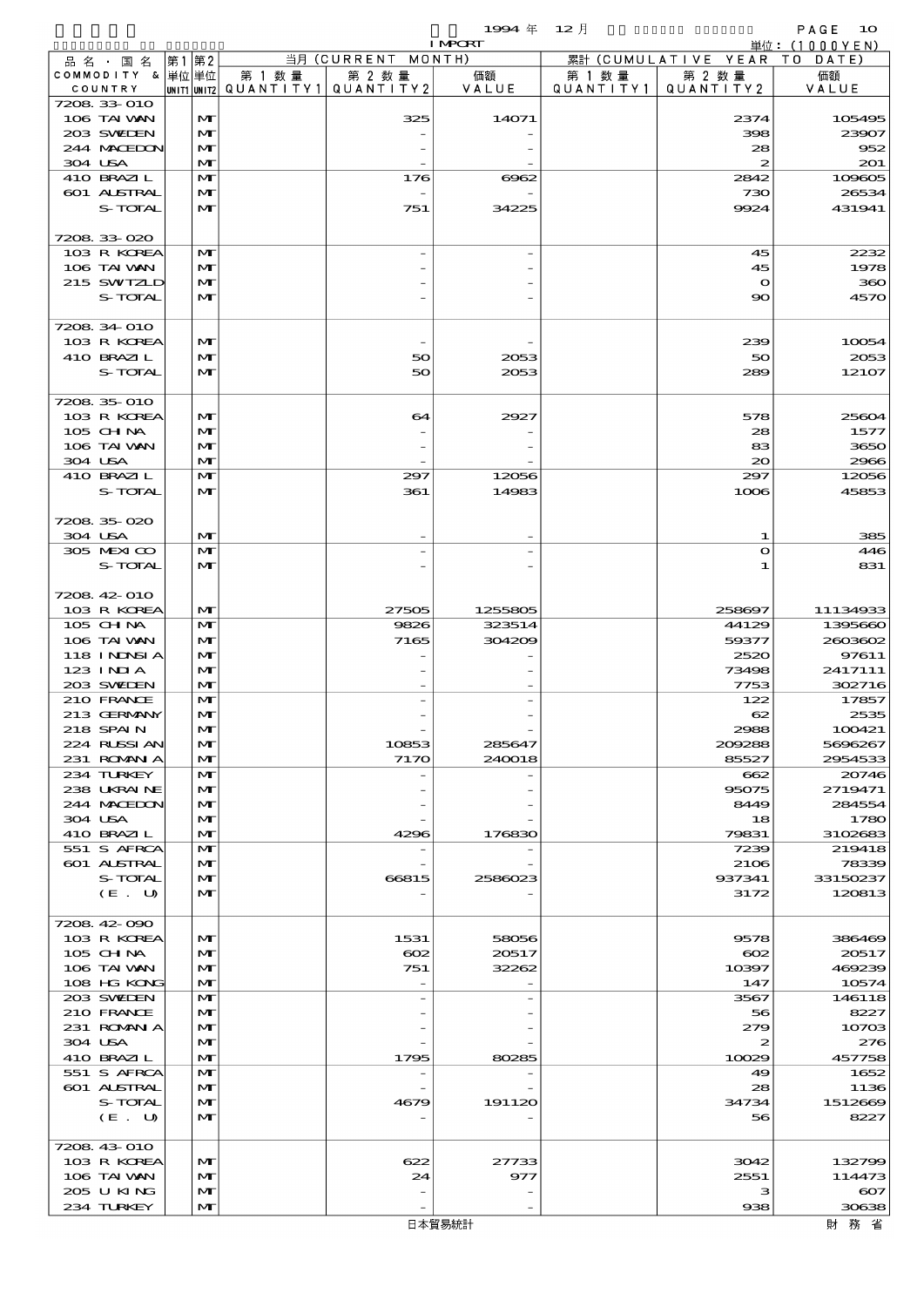| 品名・国名 COMMODITY & COUNTRY | 第1 単位 UNIT1 | 第2 単位 UNIT2 | 当月 (CURRENT MONTH) 第1数量 QUANTITY1 | 第2数量 QUANTITY2 | 価額 VALUE | 累計 (CUMULATIVE YEAR TO DATE) 第1数量 QUANTITY1 | 第2数量 QUANTITY2 | 価額 VALUE |
|---|---|---|---|---|---|---|---|---|
| 7208.33-010 | | | | | | | | |
| 106 TAIWAN | | MT | | 325 | 14071 | | 2374 | 105495 |
| 203 SWEDEN | | MT | | - | - | | 398 | 23907 |
| 244 MACEDON | | MT | | - | - | | 28 | 952 |
| 304 USA | | MT | | - | - | | 2 | 201 |
| 410 BRAZIL | | MT | | 176 | 6962 | | 2842 | 109605 |
| 601 AUSTRAL | | MT | | - | - | | 730 | 26534 |
| S-TOTAL | | MT | | 751 | 34225 | | 9924 | 431941 |
| 7208.33-020 | | | | | | | | |
| 103 R KOREA | | MT | | - | - | | 45 | 2232 |
| 106 TAIWAN | | MT | | - | - | | 45 | 1978 |
| 215 SWITZLD | | MT | | - | - | | 0 | 360 |
| S-TOTAL | | MT | | - | - | | 90 | 4570 |
| 7208.34-010 | | | | | | | | |
| 103 R KOREA | | MT | | - | - | | 239 | 10054 |
| 410 BRAZIL | | MT | | 50 | 2053 | | 50 | 2053 |
| S-TOTAL | | MT | | 50 | 2053 | | 289 | 12107 |
| 7208.35-010 | | | | | | | | |
| 103 R KOREA | | MT | | 64 | 2927 | | 578 | 25604 |
| 105 CHINA | | MT | | - | - | | 28 | 1577 |
| 106 TAIWAN | | MT | | - | - | | 83 | 3650 |
| 304 USA | | MT | | - | - | | 20 | 2966 |
| 410 BRAZIL | | MT | | 297 | 12056 | | 297 | 12056 |
| S-TOTAL | | MT | | 361 | 14983 | | 1006 | 45853 |
| 7208.35-020 | | | | | | | | |
| 304 USA | | MT | | - | - | | 1 | 385 |
| 305 MEXICO | | MT | | - | - | | 0 | 446 |
| S-TOTAL | | MT | | - | - | | 1 | 831 |
| 7208.42-010 | | | | | | | | |
| 103 R KOREA | | MT | | 27505 | 1255805 | | 258697 | 11134933 |
| 105 CHINA | | MT | | 9826 | 323514 | | 44129 | 1395660 |
| 106 TAIWAN | | MT | | 7165 | 304209 | | 59377 | 2603602 |
| 118 INDNSIA | | MT | | - | - | | 2520 | 97611 |
| 123 INDIA | | MT | | - | - | | 73498 | 2417111 |
| 203 SWEDEN | | MT | | - | - | | 7753 | 302716 |
| 210 FRANCE | | MT | | - | - | | 122 | 17857 |
| 213 GERMANY | | MT | | - | - | | 62 | 2535 |
| 218 SPAIN | | MT | | - | - | | 2988 | 100421 |
| 224 RUSSIAN | | MT | | 10853 | 285647 | | 209288 | 5696267 |
| 231 ROMANIA | | MT | | 7170 | 240018 | | 85527 | 2954533 |
| 234 TURKEY | | MT | | - | - | | 662 | 20746 |
| 238 UKRAINE | | MT | | - | - | | 95075 | 2719471 |
| 244 MACEDON | | MT | | - | - | | 8449 | 284554 |
| 304 USA | | MT | | - | - | | 18 | 1780 |
| 410 BRAZIL | | MT | | 4296 | 176830 | | 79831 | 3102683 |
| 551 S AFRCA | | MT | | - | - | | 7239 | 219418 |
| 601 AUSTRAL | | MT | | - | - | | 2106 | 78339 |
| S-TOTAL | | MT | | 66815 | 2586023 | | 937341 | 33150237 |
| (E. U) | | MT | | - | - | | 3172 | 120813 |
| 7208.42-090 | | | | | | | | |
| 103 R KOREA | | MT | | 1531 | 58056 | | 9578 | 386469 |
| 105 CHINA | | MT | | 602 | 20517 | | 602 | 20517 |
| 106 TAIWAN | | MT | | 751 | 32262 | | 10397 | 469239 |
| 108 HG KONG | | MT | | - | - | | 147 | 10574 |
| 203 SWEDEN | | MT | | - | - | | 3567 | 146118 |
| 210 FRANCE | | MT | | - | - | | 56 | 8227 |
| 231 ROMANIA | | MT | | - | - | | 279 | 10703 |
| 304 USA | | MT | | - | - | | 2 | 276 |
| 410 BRAZIL | | MT | | 1795 | 80285 | | 10029 | 457758 |
| 551 S AFRCA | | MT | | - | - | | 49 | 1652 |
| 601 AUSTRAL | | MT | | - | - | | 28 | 1136 |
| S-TOTAL | | MT | | 4679 | 191120 | | 34734 | 1512669 |
| (E. U) | | MT | | - | - | | 56 | 8227 |
| 7208.43-010 | | | | | | | | |
| 103 R KOREA | | MT | | 622 | 27733 | | 3042 | 132799 |
| 106 TAIWAN | | MT | | 24 | 977 | | 2551 | 114473 |
| 205 U KING | | MT | | - | - | | 3 | 607 |
| 234 TURKEY | | MT | | - | - | | 938 | 30638 |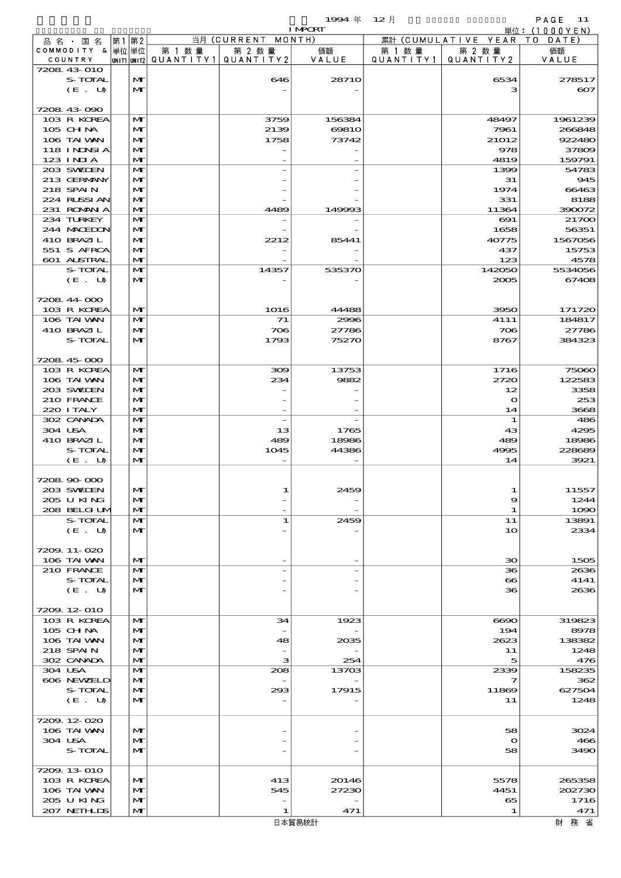1994 年 12 月 IMPORT

単位：(1000YEN)

| 品名・国名 COMMODITY & COUNTRY | 第1 単位 UNIT1 | 第2 単位 UNIT2 | 当月 (CURRENT MONTH) 第1数量 QUANTITY1 | 第2数量 QUANTITY2 | 価額 VALUE | 累計 (CUMULATIVE YEAR TO DATE) 第1数量 QUANTITY1 | 第2数量 QUANTITY2 | 価額 VALUE |
|---|---|---|---|---|---|---|---|---|
| 7208.43-010 | | | | | | | | |
| S-TOTAL | | MT | | 646 | 28710 | | 6534 | 278517 |
| (E. U) | | MT | | - | - | | 3 | 607 |
| 7208.43-090 | | | | | | | | |
| 103 R KOREA | | MT | | 3759 | 156384 | | 48497 | 1961239 |
| 105 CHINA | | MT | | 2139 | 69810 | | 7961 | 266848 |
| 106 TAIWAN | | MT | | 1758 | 73742 | | 21012 | 922480 |
| 118 INDNSIA | | MT | | - | - | | 978 | 37809 |
| 123 INDIA | | MT | | - | - | | 4819 | 159791 |
| 203 SWEDEN | | MT | | - | - | | 1399 | 54783 |
| 213 GERMANY | | MT | | - | - | | 31 | 945 |
| 218 SPAIN | | MT | | - | - | | 1974 | 66463 |
| 224 RUSSIAN | | MT | | - | - | | 331 | 8188 |
| 231 ROMANIA | | MT | | 4489 | 149993 | | 11364 | 390072 |
| 234 TURKEY | | MT | | - | - | | 691 | 21700 |
| 244 MACEDON | | MT | | - | - | | 1658 | 56351 |
| 410 BRAZIL | | MT | | 2212 | 85441 | | 40775 | 1567056 |
| 551 S AFRCA | | MT | | - | - | | 437 | 15753 |
| 601 AUSTRAL | | MT | | - | - | | 123 | 4578 |
| S-TOTAL | | MT | | 14357 | 535370 | | 142050 | 5534056 |
| (E. U) | | MT | | - | - | | 2005 | 67408 |
| 7208.44-000 | | | | | | | | |
| 103 R KOREA | | MT | | 1016 | 44488 | | 3950 | 171720 |
| 106 TAIWAN | | MT | | 71 | 2996 | | 4111 | 184817 |
| 410 BRAZIL | | MT | | 706 | 27786 | | 706 | 27786 |
| S-TOTAL | | MT | | 1793 | 75270 | | 8767 | 384323 |
| 7208.45-000 | | | | | | | | |
| 103 R KOREA | | MT | | 309 | 13753 | | 1716 | 75060 |
| 106 TAIWAN | | MT | | 234 | 9882 | | 2720 | 122583 |
| 203 SWEDEN | | MT | | - | - | | 12 | 3358 |
| 210 FRANCE | | MT | | - | - | | 0 | 253 |
| 220 ITALY | | MT | | - | - | | 14 | 3668 |
| 302 CANADA | | MT | | - | - | | 1 | 486 |
| 304 USA | | MT | | 13 | 1765 | | 43 | 4295 |
| 410 BRAZIL | | MT | | 489 | 18986 | | 489 | 18986 |
| S-TOTAL | | MT | | 1045 | 44386 | | 4995 | 228689 |
| (E. U) | | MT | | - | - | | 14 | 3921 |
| 7208.90-000 | | | | | | | | |
| 203 SWEDEN | | MT | | 1 | 2459 | | 1 | 11557 |
| 205 U KING | | MT | | - | - | | 9 | 1244 |
| 208 BELGIUM | | MT | | - | - | | 1 | 1090 |
| S-TOTAL | | MT | | 1 | 2459 | | 11 | 13891 |
| (E. U) | | MT | | - | - | | 10 | 2334 |
| 7209.11-020 | | | | | | | | |
| 106 TAIWAN | | MT | | - | - | | 30 | 1505 |
| 210 FRANCE | | MT | | - | - | | 36 | 2636 |
| S-TOTAL | | MT | | - | - | | 66 | 4141 |
| (E. U) | | MT | | - | - | | 36 | 2636 |
| 7209.12-010 | | | | | | | | |
| 103 R KOREA | | MT | | 34 | 1923 | | 6690 | 319823 |
| 105 CHINA | | MT | | - | - | | 194 | 8978 |
| 106 TAIWAN | | MT | | 48 | 2035 | | 2623 | 138382 |
| 218 SPAIN | | MT | | - | - | | 11 | 1248 |
| 302 CANADA | | MT | | 3 | 254 | | 5 | 476 |
| 304 USA | | MT | | 208 | 13703 | | 2339 | 158235 |
| 606 NEWZELD | | MT | | - | - | | 7 | 362 |
| S-TOTAL | | MT | | 293 | 17915 | | 11869 | 627504 |
| (E. U) | | MT | | - | - | | 11 | 1248 |
| 7209.12-020 | | | | | | | | |
| 106 TAIWAN | | MT | | - | - | | 58 | 3024 |
| 304 USA | | MT | | - | - | | 0 | 466 |
| S-TOTAL | | MT | | - | - | | 58 | 3490 |
| 7209.13-010 | | | | | | | | |
| 103 R KOREA | | MT | | 413 | 20146 | | 5578 | 265358 |
| 106 TAIWAN | | MT | | 545 | 27230 | | 4451 | 202730 |
| 205 U KING | | MT | | - | - | | 65 | 1716 |
| 207 NETHLDS | | MT | | 1 | 471 | | 1 | 471 |

日本貿易統計　　財務省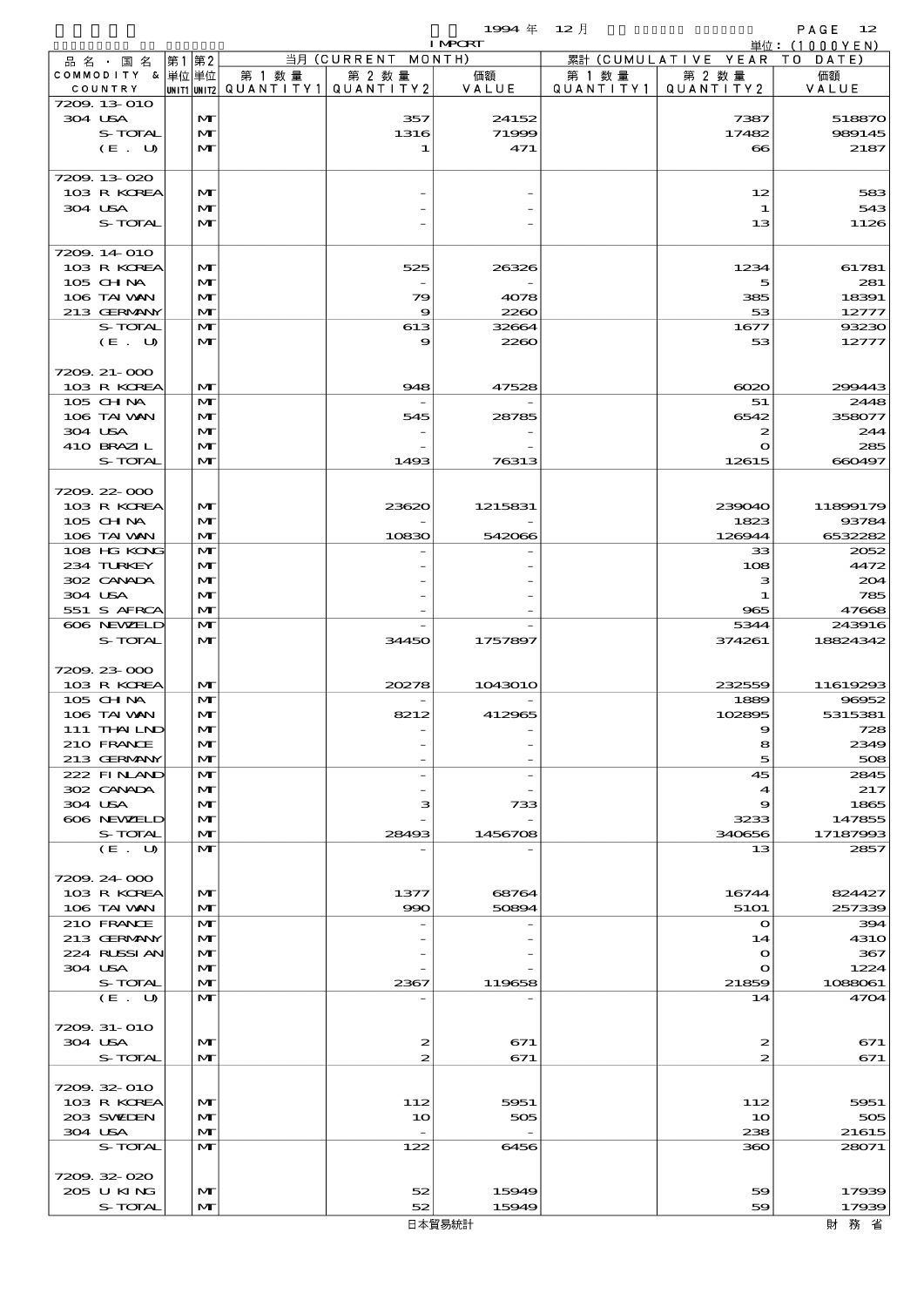| 品名・国名 COMMODITY & COUNTRY | 第1 単位 UNIT1 | 第2 単位 UNIT2 | 当月 (CURRENT MONTH) 第1数量 QUANTITY1 | 第2数量 QUANTITY2 | 価額 VALUE | 累計 (CUMULATIVE YEAR TO DATE) 第1数量 QUANTITY1 | 第2数量 QUANTITY2 | 価額 VALUE |
|---|---|---|---|---|---|---|---|---|
| 7209.13-010 | | | | | | | | |
| 304 USA | | MT | | 357 | 24152 | | 7387 | 518870 |
| S-TOTAL | | MT | | 1316 | 71999 | | 17482 | 989145 |
| (E. U) | | MT | | 1 | 471 | | 66 | 2187 |
| 7209.13-020 | | | | | | | | |
| 103 R KOREA | | MT | | - | - | | 12 | 583 |
| 304 USA | | MT | | - | - | | 1 | 543 |
| S-TOTAL | | MT | | - | - | | 13 | 1126 |
| 7209.14-010 | | | | | | | | |
| 103 R KOREA | | MT | | 525 | 26326 | | 1234 | 61781 |
| 105 CHINA | | MT | | - | - | | 5 | 281 |
| 106 TAIWAN | | MT | | 79 | 4078 | | 385 | 18391 |
| 213 GERMANY | | MT | | 9 | 2260 | | 53 | 12777 |
| S-TOTAL | | MT | | 613 | 32664 | | 1677 | 93230 |
| (E. U) | | MT | | 9 | 2260 | | 53 | 12777 |
| 7209.21-000 | | | | | | | | |
| 103 R KOREA | | MT | | 948 | 47528 | | 6020 | 299443 |
| 105 CHINA | | MT | | - | - | | 51 | 2448 |
| 106 TAIWAN | | MT | | 545 | 28785 | | 6542 | 358077 |
| 304 USA | | MT | | - | - | | 2 | 244 |
| 410 BRAZIL | | MT | | - | - | | 0 | 285 |
| S-TOTAL | | MT | | 1493 | 76313 | | 12615 | 660497 |
| 7209.22-000 | | | | | | | | |
| 103 R KOREA | | MT | | 23620 | 1215831 | | 239040 | 11899179 |
| 105 CHINA | | MT | | - | - | | 1823 | 93784 |
| 106 TAIWAN | | MT | | 10830 | 542066 | | 126944 | 6532282 |
| 108 HG KONG | | MT | | - | - | | 33 | 2052 |
| 234 TURKEY | | MT | | - | - | | 108 | 4472 |
| 302 CANADA | | MT | | - | - | | 3 | 204 |
| 304 USA | | MT | | - | - | | 1 | 785 |
| 551 S AFRCA | | MT | | - | - | | 965 | 47668 |
| 606 NEWZELD | | MT | | - | - | | 5344 | 243916 |
| S-TOTAL | | MT | | 34450 | 1757897 | | 374261 | 18824342 |
| 7209.23-000 | | | | | | | | |
| 103 R KOREA | | MT | | 20278 | 1043010 | | 232559 | 11619293 |
| 105 CHINA | | MT | | - | - | | 1889 | 96952 |
| 106 TAIWAN | | MT | | 8212 | 412965 | | 102895 | 5315381 |
| 111 THAILND | | MT | | - | - | | 9 | 728 |
| 210 FRANCE | | MT | | - | - | | 8 | 2349 |
| 213 GERMANY | | MT | | - | - | | 5 | 508 |
| 222 FINLAND | | MT | | - | - | | 45 | 2845 |
| 302 CANADA | | MT | | - | - | | 4 | 217 |
| 304 USA | | MT | | 3 | 733 | | 9 | 1865 |
| 606 NEWZELD | | MT | | - | - | | 3233 | 147855 |
| S-TOTAL | | MT | | 28493 | 1456708 | | 340656 | 17187993 |
| (E. U) | | MT | | - | - | | 13 | 2857 |
| 7209.24-000 | | | | | | | | |
| 103 R KOREA | | MT | | 1377 | 68764 | | 16744 | 824427 |
| 106 TAIWAN | | MT | | 990 | 50894 | | 5101 | 257339 |
| 210 FRANCE | | MT | | - | - | | 0 | 394 |
| 213 GERMANY | | MT | | - | - | | 14 | 4310 |
| 224 RUSSIAN | | MT | | - | - | | 0 | 367 |
| 304 USA | | MT | | - | - | | 0 | 1224 |
| S-TOTAL | | MT | | 2367 | 119658 | | 21859 | 1088061 |
| (E. U) | | MT | | - | - | | 14 | 4704 |
| 7209.31-010 | | | | | | | | |
| 304 USA | | MT | | 2 | 671 | | 2 | 671 |
| S-TOTAL | | MT | | 2 | 671 | | 2 | 671 |
| 7209.32-010 | | | | | | | | |
| 103 R KOREA | | MT | | 112 | 5951 | | 112 | 5951 |
| 203 SWEDEN | | MT | | 10 | 505 | | 10 | 505 |
| 304 USA | | MT | | - | - | | 238 | 21615 |
| S-TOTAL | | MT | | 122 | 6456 | | 360 | 28071 |
| 7209.32-020 | | | | | | | | |
| 205 U KING | | MT | | 52 | 15949 | | 59 | 17939 |
| S-TOTAL | | MT | | 52 | 15949 | | 59 | 17939 |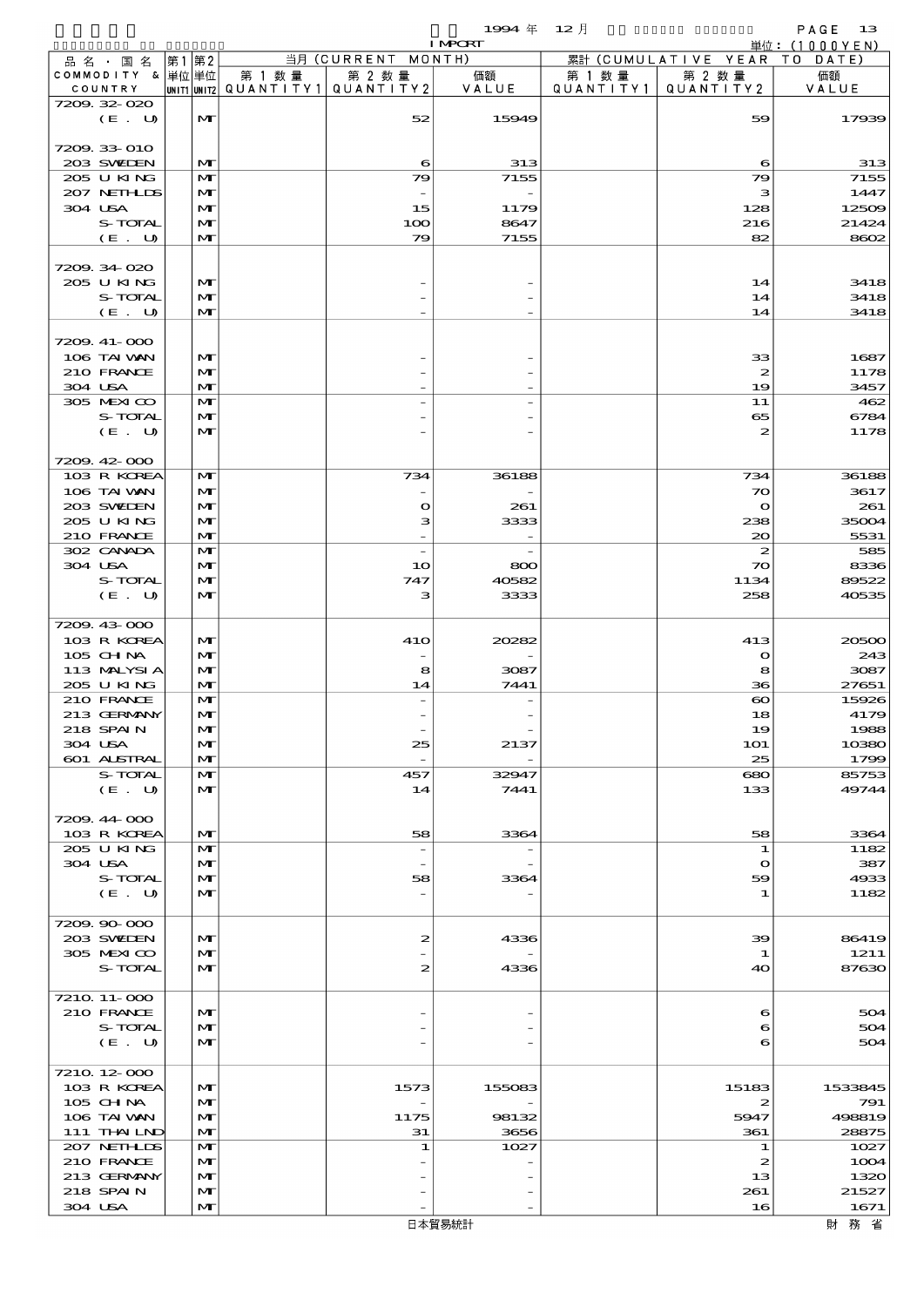1994 年 12 月 IMPORT

単位：(1000YEN)

| 品名・国名 COMMODITY & COUNTRY | 第1 単位 UNIT1 | 第2 単位 UNIT2 | 当月 (CURRENT MONTH) 第1数量 QUANTITY1 | 第2数量 QUANTITY2 | 価額 VALUE | 累計 (CUMULATIVE YEAR TO DATE) 第1数量 QUANTITY1 | 第2数量 QUANTITY2 | 価額 VALUE |
|---|---|---|---|---|---|---|---|---|
| 7209.32-020 | | | | | | | | |
| (E. U) | | MT | | 52 | 15949 | | 59 | 17939 |
| 7209.33-010 | | | | | | | | |
| 203 SWEDEN | | MT | | 6 | 313 | | 6 | 313 |
| 205 U KING | | MT | | 79 | 7155 | | 79 | 7155 |
| 207 NETHLDS | | MT | | - | - | | 3 | 1447 |
| 304 USA | | MT | | 15 | 1179 | | 128 | 12509 |
| S-TOTAL | | MT | | 100 | 8647 | | 216 | 21424 |
| (E. U) | | MT | | 79 | 7155 | | 82 | 8602 |
| 7209.34-020 | | | | | | | | |
| 205 U KING | | MT | | - | - | | 14 | 3418 |
| S-TOTAL | | MT | | - | - | | 14 | 3418 |
| (E. U) | | MT | | - | - | | 14 | 3418 |
| 7209.41-000 | | | | | | | | |
| 106 TAIWAN | | MT | | - | - | | 33 | 1687 |
| 210 FRANCE | | MT | | - | - | | 2 | 1178 |
| 304 USA | | MT | | - | - | | 19 | 3457 |
| 305 MEXICO | | MT | | - | - | | 11 | 462 |
| S-TOTAL | | MT | | - | - | | 65 | 6784 |
| (E. U) | | MT | | - | - | | 2 | 1178 |
| 7209.42-000 | | | | | | | | |
| 103 R KOREA | | MT | | 734 | 36188 | | 734 | 36188 |
| 106 TAIWAN | | MT | | - | - | | 70 | 3617 |
| 203 SWEDEN | | MT | | 0 | 261 | | 0 | 261 |
| 205 U KING | | MT | | 3 | 3333 | | 238 | 35004 |
| 210 FRANCE | | MT | | - | - | | 20 | 5531 |
| 302 CANADA | | MT | | - | - | | 2 | 585 |
| 304 USA | | MT | | 10 | 800 | | 70 | 8336 |
| S-TOTAL | | MT | | 747 | 40582 | | 1134 | 89522 |
| (E. U) | | MT | | 3 | 3333 | | 258 | 40535 |
| 7209.43-000 | | | | | | | | |
| 103 R KOREA | | MT | | 410 | 20282 | | 413 | 20500 |
| 105 CHINA | | MT | | - | - | | 0 | 243 |
| 113 MALYSIA | | MT | | 8 | 3087 | | 8 | 3087 |
| 205 U KING | | MT | | 14 | 7441 | | 36 | 27651 |
| 210 FRANCE | | MT | | - | - | | 60 | 15926 |
| 213 GERMANY | | MT | | - | - | | 18 | 4179 |
| 218 SPAIN | | MT | | - | - | | 19 | 1988 |
| 304 USA | | MT | | 25 | 2137 | | 101 | 10380 |
| 601 AUSTRAL | | MT | | - | - | | 25 | 1799 |
| S-TOTAL | | MT | | 457 | 32947 | | 680 | 85753 |
| (E. U) | | MT | | 14 | 7441 | | 133 | 49744 |
| 7209.44-000 | | | | | | | | |
| 103 R KOREA | | MT | | 58 | 3364 | | 58 | 3364 |
| 205 U KING | | MT | | - | - | | 1 | 1182 |
| 304 USA | | MT | | - | - | | 0 | 387 |
| S-TOTAL | | MT | | 58 | 3364 | | 59 | 4933 |
| (E. U) | | MT | | - | - | | 1 | 1182 |
| 7209.90-000 | | | | | | | | |
| 203 SWEDEN | | MT | | 2 | 4336 | | 39 | 86419 |
| 305 MEXICO | | MT | | - | - | | 1 | 1211 |
| S-TOTAL | | MT | | 2 | 4336 | | 40 | 87630 |
| 7210.11-000 | | | | | | | | |
| 210 FRANCE | | MT | | - | - | | 6 | 504 |
| S-TOTAL | | MT | | - | - | | 6 | 504 |
| (E. U) | | MT | | - | - | | 6 | 504 |
| 7210.12-000 | | | | | | | | |
| 103 R KOREA | | MT | | 1573 | 155083 | | 15183 | 1533845 |
| 105 CHINA | | MT | | - | - | | 2 | 791 |
| 106 TAIWAN | | MT | | 1175 | 98132 | | 5947 | 498819 |
| 111 THAILND | | MT | | 31 | 3656 | | 361 | 28875 |
| 207 NETHLDS | | MT | | 1 | 1027 | | 1 | 1027 |
| 210 FRANCE | | MT | | - | - | | 2 | 1004 |
| 213 GERMANY | | MT | | - | - | | 13 | 1320 |
| 218 SPAIN | | MT | | - | - | | 261 | 21527 |
| 304 USA | | MT | | - | - | | 16 | 1671 |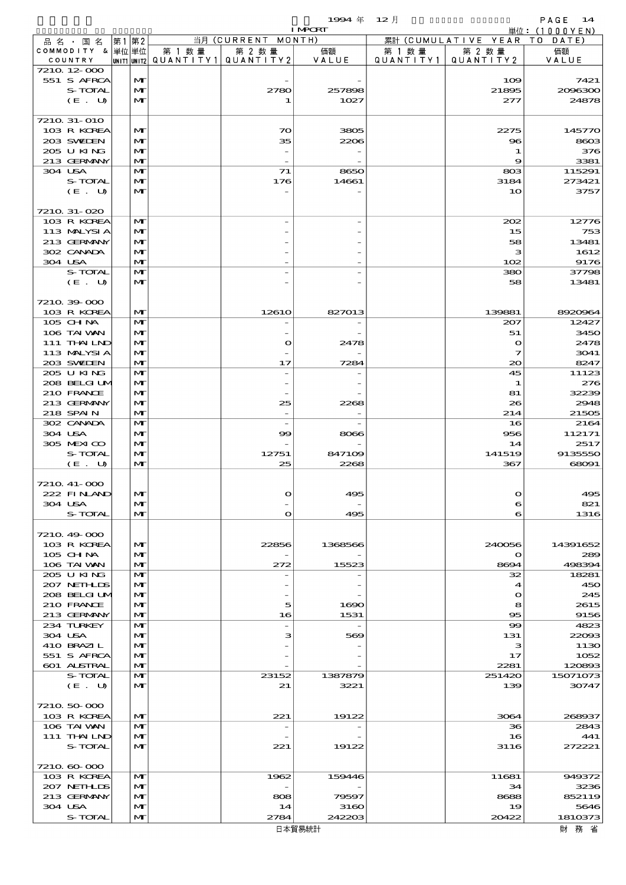1994 年 12 月 IMPORT 単位：(1000YEN)

| 品名・国名 COMMODITY & COUNTRY | 第1 単位 UNIT1 | 第2 単位 UNIT2 | 当月 (CURRENT MONTH) 第1数量 QUANTITY1 | 第2数量 QUANTITY2 | 価額 VALUE | 累計 (CUMULATIVE YEAR TO DATE) 第1数量 QUANTITY1 | 第2数量 QUANTITY2 | 価額 VALUE |
|---|---|---|---|---|---|---|---|---|
| 7210.12-000 | | | | | | | | |
| 551 S AFRCA | | MT | | - | - | | 109 | 7421 |
| S-TOTAL | | MT | | 2780 | 257898 | | 21895 | 2096300 |
| (E. U) | | MT | | 1 | 1027 | | 277 | 24878 |
| 7210.31-010 | | | | | | | | |
| 103 R KOREA | | MT | | 70 | 3805 | | 2275 | 145770 |
| 203 SWEDEN | | MT | | 35 | 2206 | | 96 | 8603 |
| 205 U KING | | MT | | - | - | | 1 | 376 |
| 213 GERMANY | | MT | | - | - | | 9 | 3381 |
| 304 USA | | MT | | 71 | 8650 | | 803 | 115291 |
| S-TOTAL | | MT | | 176 | 14661 | | 3184 | 273421 |
| (E. U) | | MT | | - | - | | 10 | 3757 |
| 7210.31-020 | | | | | | | | |
| 103 R KOREA | | MT | | - | - | | 202 | 12776 |
| 113 MALYSIA | | MT | | - | - | | 15 | 753 |
| 213 GERMANY | | MT | | - | - | | 58 | 13481 |
| 302 CANADA | | MT | | - | - | | 3 | 1612 |
| 304 USA | | MT | | - | - | | 102 | 9176 |
| S-TOTAL | | MT | | - | - | | 380 | 37798 |
| (E. U) | | MT | | - | - | | 58 | 13481 |
| 7210.39-000 | | | | | | | | |
| 103 R KOREA | | MT | | 12610 | 827013 | | 139881 | 8920964 |
| 105 CHINA | | MT | | - | - | | 207 | 12427 |
| 106 TAIWAN | | MT | | - | - | | 51 | 3450 |
| 111 THAILND | | MT | | 0 | 2478 | | 0 | 2478 |
| 113 MALYSIA | | MT | | - | - | | 7 | 3041 |
| 203 SWEDEN | | MT | | 17 | 7284 | | 20 | 8247 |
| 205 U KING | | MT | | - | - | | 45 | 11123 |
| 208 BELGIUM | | MT | | - | - | | 1 | 276 |
| 210 FRANCE | | MT | | - | - | | 81 | 32239 |
| 213 GERMANY | | MT | | 25 | 2268 | | 26 | 2948 |
| 218 SPAIN | | MT | | - | - | | 214 | 21505 |
| 302 CANADA | | MT | | - | - | | 16 | 2164 |
| 304 USA | | MT | | 99 | 8066 | | 956 | 112171 |
| 305 MEXICO | | MT | | - | - | | 14 | 2517 |
| S-TOTAL | | MT | | 12751 | 847109 | | 141519 | 9135550 |
| (E. U) | | MT | | 25 | 2268 | | 367 | 68091 |
| 7210.41-000 | | | | | | | | |
| 222 FINLAND | | MT | | 0 | 495 | | 0 | 495 |
| 304 USA | | MT | | - | - | | 6 | 821 |
| S-TOTAL | | MT | | 0 | 495 | | 6 | 1316 |
| 7210.49-000 | | | | | | | | |
| 103 R KOREA | | MT | | 22856 | 1368566 | | 240056 | 14391652 |
| 105 CHINA | | MT | | - | - | | 0 | 289 |
| 106 TAIWAN | | MT | | 272 | 15523 | | 8694 | 498394 |
| 205 U KING | | MT | | - | - | | 32 | 18281 |
| 207 NETHLDS | | MT | | - | - | | 4 | 450 |
| 208 BELGIUM | | MT | | - | - | | 0 | 245 |
| 210 FRANCE | | MT | | 5 | 1690 | | 8 | 2615 |
| 213 GERMANY | | MT | | 16 | 1531 | | 95 | 9156 |
| 234 TURKEY | | MT | | - | - | | 99 | 4823 |
| 304 USA | | MT | | 3 | 569 | | 131 | 22093 |
| 410 BRAZIL | | MT | | - | - | | 3 | 1130 |
| 551 S AFRCA | | MT | | - | - | | 17 | 1052 |
| 601 AUSTRAL | | MT | | - | - | | 2281 | 120893 |
| S-TOTAL | | MT | | 23152 | 1387879 | | 251420 | 15071073 |
| (E. U) | | MT | | 21 | 3221 | | 139 | 30747 |
| 7210.50-000 | | | | | | | | |
| 103 R KOREA | | MT | | 221 | 19122 | | 3064 | 268937 |
| 106 TAIWAN | | MT | | - | - | | 36 | 2843 |
| 111 THAILND | | MT | | - | - | | 16 | 441 |
| S-TOTAL | | MT | | 221 | 19122 | | 3116 | 272221 |
| 7210.60-000 | | | | | | | | |
| 103 R KOREA | | MT | | 1962 | 159446 | | 11681 | 949372 |
| 207 NETHLDS | | MT | | - | - | | 34 | 3236 |
| 213 GERMANY | | MT | | 808 | 79597 | | 8688 | 852119 |
| 304 USA | | MT | | 14 | 3160 | | 19 | 5646 |
| S-TOTAL | | MT | | 2784 | 242203 | | 20422 | 1810373 |

日本貿易統計　財務省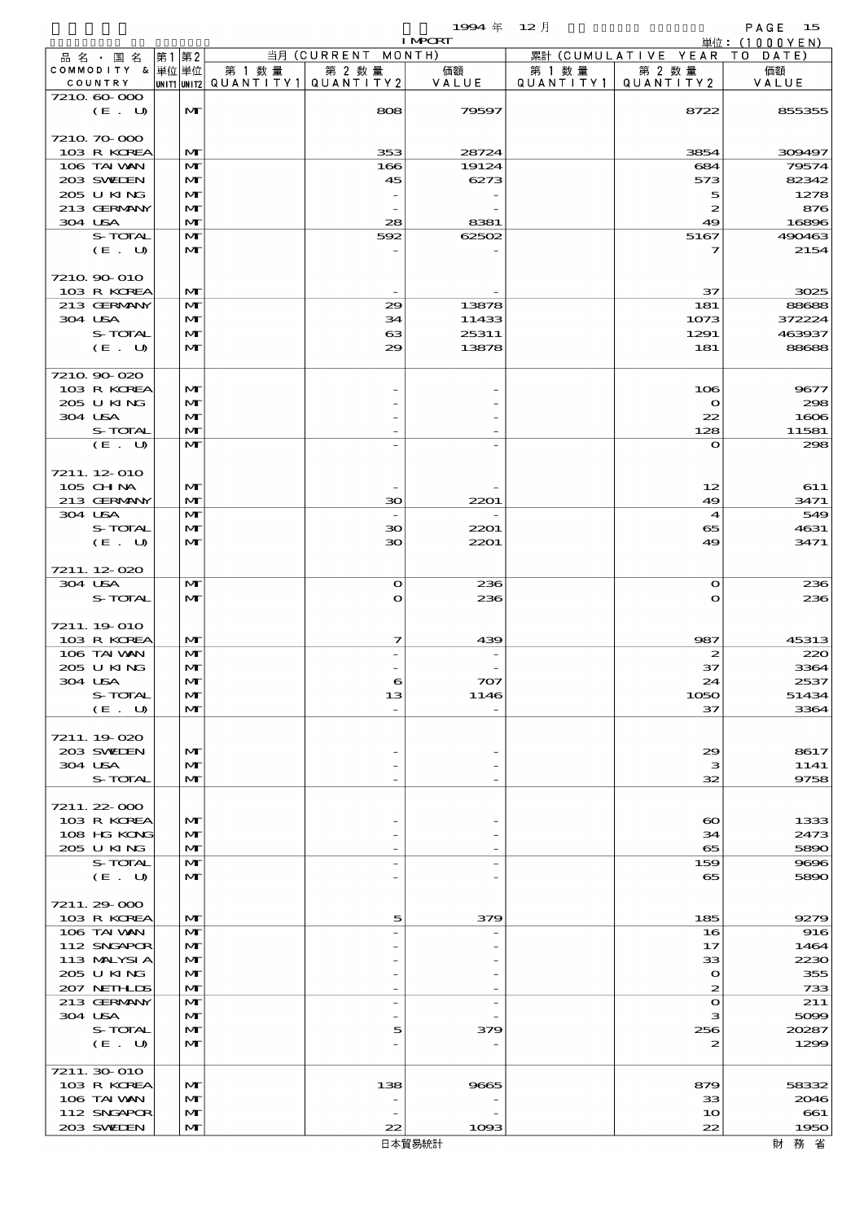1994 年 12 月 IMPORT

単位：(1000YEN)

| 品名・国名 COMMODITY & COUNTRY | 第1 単位 UNIT1 | 第2 単位 UNIT2 | 当月 (CURRENT MONTH) 第1数量 QUANTITY1 | 第2数量 QUANTITY2 | 価額 VALUE | 累計 (CUMULATIVE YEAR TO DATE) 第1数量 QUANTITY1 | 第2数量 QUANTITY2 | 価額 VALUE |
|---|---|---|---|---|---|---|---|---|
| 7210.60-000 | | | | | | | | |
| (E. U) | | MT | | 808 | 79597 | | 8722 | 855355 |
| 7210.70-000 | | | | | | | | |
| 103 R KOREA | | MT | | 353 | 28724 | | 3854 | 309497 |
| 106 TAIWAN | | MT | | 166 | 19124 | | 684 | 79574 |
| 203 SWEDEN | | MT | | 45 | 6273 | | 573 | 82342 |
| 205 U KING | | MT | | - | - | | 5 | 1278 |
| 213 GERMANY | | MT | | - | - | | 2 | 876 |
| 304 USA | | MT | | 28 | 8381 | | 49 | 16896 |
| S-TOTAL | | MT | | 592 | 62502 | | 5167 | 490463 |
| (E. U) | | MT | | - | - | | 7 | 2154 |
| 7210.90-010 | | | | | | | | |
| 103 R KOREA | | MT | | - | - | | 37 | 3025 |
| 213 GERMANY | | MT | | 29 | 13878 | | 181 | 88688 |
| 304 USA | | MT | | 34 | 11433 | | 1073 | 372224 |
| S-TOTAL | | MT | | 63 | 25311 | | 1291 | 463937 |
| (E. U) | | MT | | 29 | 13878 | | 181 | 88688 |
| 7210.90-020 | | | | | | | | |
| 103 R KOREA | | MT | | - | - | | 106 | 9677 |
| 205 U KING | | MT | | - | - | | 0 | 298 |
| 304 USA | | MT | | - | - | | 22 | 1606 |
| S-TOTAL | | MT | | - | - | | 128 | 11581 |
| (E. U) | | MT | | - | - | | 0 | 298 |
| 7211.12-010 | | | | | | | | |
| 105 CHINA | | MT | | - | - | | 12 | 611 |
| 213 GERMANY | | MT | | 30 | 2201 | | 49 | 3471 |
| 304 USA | | MT | | - | - | | 4 | 549 |
| S-TOTAL | | MT | | 30 | 2201 | | 65 | 4631 |
| (E. U) | | MT | | 30 | 2201 | | 49 | 3471 |
| 7211.12-020 | | | | | | | | |
| 304 USA | | MT | | 0 | 236 | | 0 | 236 |
| S-TOTAL | | MT | | 0 | 236 | | 0 | 236 |
| 7211.19-010 | | | | | | | | |
| 103 R KOREA | | MT | | 7 | 439 | | 987 | 45313 |
| 106 TAIWAN | | MT | | - | - | | 2 | 220 |
| 205 U KING | | MT | | - | - | | 37 | 3364 |
| 304 USA | | MT | | 6 | 707 | | 24 | 2537 |
| S-TOTAL | | MT | | 13 | 1146 | | 1050 | 51434 |
| (E. U) | | MT | | - | - | | 37 | 3364 |
| 7211.19-020 | | | | | | | | |
| 203 SWEDEN | | MT | | - | - | | 29 | 8617 |
| 304 USA | | MT | | - | - | | 3 | 1141 |
| S-TOTAL | | MT | | - | - | | 32 | 9758 |
| 7211.22-000 | | | | | | | | |
| 103 R KOREA | | MT | | - | - | | 60 | 1333 |
| 108 HG KONG | | MT | | - | - | | 34 | 2473 |
| 205 U KING | | MT | | - | - | | 65 | 5890 |
| S-TOTAL | | MT | | - | - | | 159 | 9696 |
| (E. U) | | MT | | - | - | | 65 | 5890 |
| 7211.29-000 | | | | | | | | |
| 103 R KOREA | | MT | | 5 | 379 | | 185 | 9279 |
| 106 TAIWAN | | MT | | - | - | | 16 | 916 |
| 112 SNGAPOR | | MT | | - | - | | 17 | 1464 |
| 113 MALYSIA | | MT | | - | - | | 33 | 2230 |
| 205 U KING | | MT | | - | - | | 0 | 355 |
| 207 NETHLDS | | MT | | - | - | | 2 | 733 |
| 213 GERMANY | | MT | | - | - | | 0 | 211 |
| 304 USA | | MT | | - | - | | 3 | 5099 |
| S-TOTAL | | MT | | 5 | 379 | | 256 | 20287 |
| (E. U) | | MT | | - | - | | 2 | 1299 |
| 7211.30-010 | | | | | | | | |
| 103 R KOREA | | MT | | 138 | 9665 | | 879 | 58332 |
| 106 TAIWAN | | MT | | - | - | | 33 | 2046 |
| 112 SNGAPOR | | MT | | - | - | | 10 | 661 |
| 203 SWEDEN | | MT | | 22 | 1093 | | 22 | 1950 |

日本貿易統計　財務省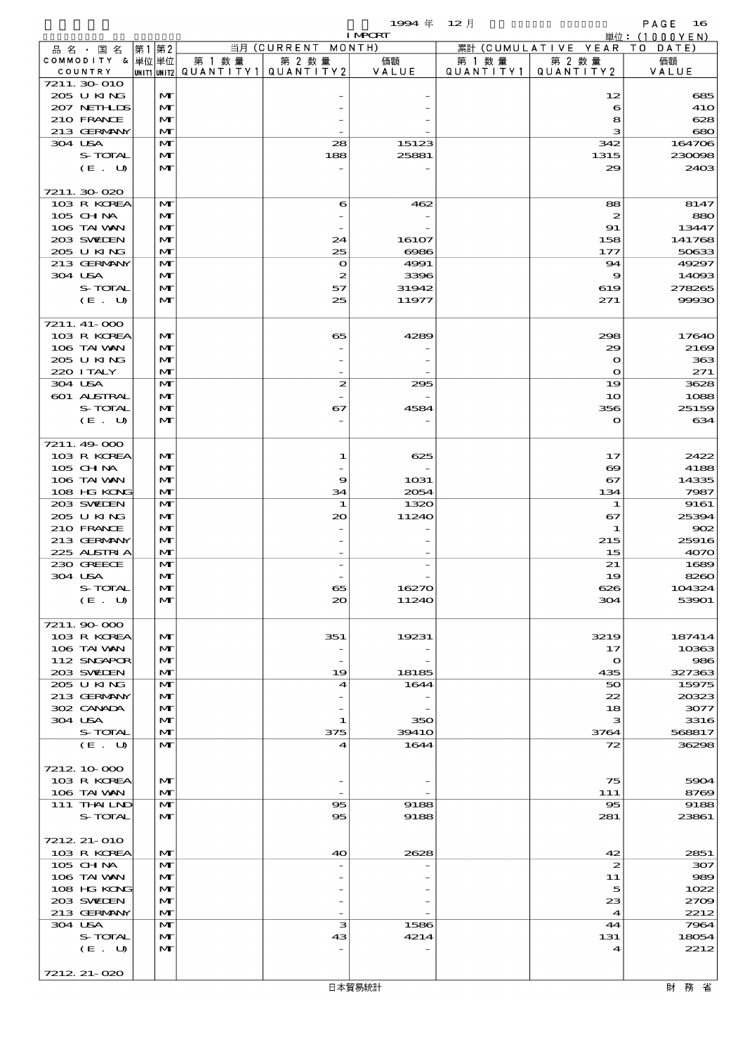1994 年 12 月 IMPORT 単位：(1000YEN)

| 品名・国名 COMMODITY & COUNTRY | 第1 単位 UNIT1 | 第2 単位 UNIT2 | 当月 (CURRENT MONTH) 第1数量 QUANTITY1 | 第2数量 QUANTITY2 | 価額 VALUE | 累計 (CUMULATIVE YEAR TO DATE) 第1数量 QUANTITY1 | 第2数量 QUANTITY2 | 価額 VALUE |
|---|---|---|---|---|---|---|---|---|
| 7211.30-010 | | | | | | | | |
| 205 U KING | | MT | | - | - | | 12 | 685 |
| 207 NETHLDS | | MT | | - | - | | 6 | 410 |
| 210 FRANCE | | MT | | - | - | | 8 | 628 |
| 213 GERMANY | | MT | | - | - | | 3 | 680 |
| 304 USA | | MT | | 28 | 15123 | | 342 | 164706 |
| S-TOTAL | | MT | | 188 | 25881 | | 1315 | 230098 |
| (E. U) | | MT | | - | - | | 29 | 2403 |
| 7211.30-020 | | | | | | | | |
| 103 R KOREA | | MT | | 6 | 462 | | 88 | 8147 |
| 105 CHINA | | MT | | - | - | | 2 | 880 |
| 106 TAIWAN | | MT | | - | - | | 91 | 13447 |
| 203 SWEDEN | | MT | | 24 | 16107 | | 158 | 141768 |
| 205 U KING | | MT | | 25 | 6986 | | 177 | 50633 |
| 213 GERMANY | | MT | | 0 | 4991 | | 94 | 49297 |
| 304 USA | | MT | | 2 | 3396 | | 9 | 14093 |
| S-TOTAL | | MT | | 57 | 31942 | | 619 | 278265 |
| (E. U) | | MT | | 25 | 11977 | | 271 | 99930 |
| 7211.41-000 | | | | | | | | |
| 103 R KOREA | | MT | | 65 | 4289 | | 298 | 17640 |
| 106 TAIWAN | | MT | | - | - | | 29 | 2169 |
| 205 U KING | | MT | | - | - | | 0 | 363 |
| 220 ITALY | | MT | | - | - | | 0 | 271 |
| 304 USA | | MT | | 2 | 295 | | 19 | 3628 |
| 601 AUSTRAL | | MT | | - | - | | 10 | 1088 |
| S-TOTAL | | MT | | 67 | 4584 | | 356 | 25159 |
| (E. U) | | MT | | - | - | | 0 | 634 |
| 7211.49-000 | | | | | | | | |
| 103 R KOREA | | MT | | 1 | 625 | | 17 | 2422 |
| 105 CHINA | | MT | | - | - | | 69 | 4188 |
| 106 TAIWAN | | MT | | 9 | 1031 | | 67 | 14335 |
| 108 HG KONG | | MT | | 34 | 2054 | | 134 | 7987 |
| 203 SWEDEN | | MT | | 1 | 1320 | | 1 | 9161 |
| 205 U KING | | MT | | 20 | 11240 | | 67 | 25394 |
| 210 FRANCE | | MT | | - | - | | 1 | 902 |
| 213 GERMANY | | MT | | - | - | | 215 | 25916 |
| 225 AUSTRIA | | MT | | - | - | | 15 | 4070 |
| 230 GREECE | | MT | | - | - | | 21 | 1689 |
| 304 USA | | MT | | - | - | | 19 | 8260 |
| S-TOTAL | | MT | | 65 | 16270 | | 626 | 104324 |
| (E. U) | | MT | | 20 | 11240 | | 304 | 53901 |
| 7211.90-000 | | | | | | | | |
| 103 R KOREA | | MT | | 351 | 19231 | | 3219 | 187414 |
| 106 TAIWAN | | MT | | - | - | | 17 | 10363 |
| 112 SNGAPOR | | MT | | - | - | | 0 | 986 |
| 203 SWEDEN | | MT | | 19 | 18185 | | 435 | 327363 |
| 205 U KING | | MT | | 4 | 1644 | | 50 | 15975 |
| 213 GERMANY | | MT | | - | - | | 22 | 20323 |
| 302 CANADA | | MT | | - | - | | 18 | 3077 |
| 304 USA | | MT | | 1 | 350 | | 3 | 3316 |
| S-TOTAL | | MT | | 375 | 39410 | | 3764 | 568817 |
| (E. U) | | MT | | 4 | 1644 | | 72 | 36298 |
| 7212.10-000 | | | | | | | | |
| 103 R KOREA | | MT | | - | - | | 75 | 5904 |
| 106 TAIWAN | | MT | | - | - | | 111 | 8769 |
| 111 THAILND | | MT | | 95 | 9188 | | 95 | 9188 |
| S-TOTAL | | MT | | 95 | 9188 | | 281 | 23861 |
| 7212.21-010 | | | | | | | | |
| 103 R KOREA | | MT | | 40 | 2628 | | 42 | 2851 |
| 105 CHINA | | MT | | - | - | | 2 | 307 |
| 106 TAIWAN | | MT | | - | - | | 11 | 989 |
| 108 HG KONG | | MT | | - | - | | 5 | 1022 |
| 203 SWEDEN | | MT | | - | - | | 23 | 2709 |
| 213 GERMANY | | MT | | - | - | | 4 | 2212 |
| 304 USA | | MT | | 3 | 1586 | | 44 | 7964 |
| S-TOTAL | | MT | | 43 | 4214 | | 131 | 18054 |
| (E. U) | | MT | | - | - | | 4 | 2212 |
| 7212.21-020 | | | | | | | | |

日本貿易統計　財務省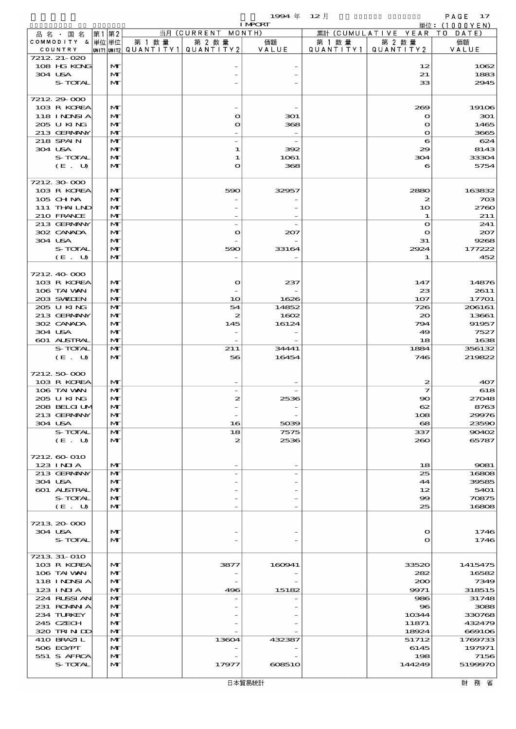| 品名・国名 COMMODITY & COUNTRY | 第1 単位 UNIT1 | 第2 単位 UNIT2 | 当月 (CURRENT MONTH) 第1数量 QUANTITY1 | 第2数量 QUANTITY2 | 価額 VALUE | 累計 (CUMULATIVE YEAR TO DATE) 第1数量 QUANTITY1 | 第2数量 QUANTITY2 | 価額 VALUE |
|---|---|---|---|---|---|---|---|---|
| 7212.21-020 | | | | | | | | |
| 108 HG KONG | | MT | | - | - | | 12 | 1062 |
| 304 USA | | MT | | - | - | | 21 | 1883 |
| S-TOTAL | | MT | | - | - | | 33 | 2945 |
| 7212.29-000 | | | | | | | | |
| 103 R KOREA | | MT | | - | - | | 269 | 19106 |
| 118 INDNSIA | | MT | | 0 | 301 | | 0 | 301 |
| 205 U KING | | MT | | 0 | 368 | | 0 | 1465 |
| 213 GERMANY | | MT | | - | - | | 0 | 3665 |
| 218 SPAIN | | MT | | - | - | | 6 | 624 |
| 304 USA | | MT | | 1 | 392 | | 29 | 8143 |
| S-TOTAL | | MT | | 1 | 1061 | | 304 | 33304 |
| (E. U) | | MT | | 0 | 368 | | 6 | 5754 |
| 7212.30-000 | | | | | | | | |
| 103 R KOREA | | MT | | 590 | 32957 | | 2880 | 163832 |
| 105 CHINA | | MT | | - | - | | 2 | 703 |
| 111 THAILND | | MT | | - | - | | 10 | 2760 |
| 210 FRANCE | | MT | | - | - | | 1 | 211 |
| 213 GERMANY | | MT | | - | - | | 0 | 241 |
| 302 CANADA | | MT | | 0 | 207 | | 0 | 207 |
| 304 USA | | MT | | - | - | | 31 | 9268 |
| S-TOTAL | | MT | | 590 | 33164 | | 2924 | 177222 |
| (E. U) | | MT | | - | - | | 1 | 452 |
| 7212.40-000 | | | | | | | | |
| 103 R KOREA | | MT | | 0 | 237 | | 147 | 14876 |
| 106 TAIWAN | | MT | | - | - | | 23 | 2611 |
| 203 SWEDEN | | MT | | 10 | 1626 | | 107 | 17701 |
| 205 U KING | | MT | | 54 | 14852 | | 726 | 206161 |
| 213 GERMANY | | MT | | 2 | 1602 | | 20 | 13661 |
| 302 CANADA | | MT | | 145 | 16124 | | 794 | 91957 |
| 304 USA | | MT | | - | - | | 49 | 7527 |
| 601 AUSTRAL | | MT | | - | - | | 18 | 1638 |
| S-TOTAL | | MT | | 211 | 34441 | | 1884 | 356132 |
| (E. U) | | MT | | 56 | 16454 | | 746 | 219822 |
| 7212.50-000 | | | | | | | | |
| 103 R KOREA | | MT | | - | - | | 2 | 407 |
| 106 TAIWAN | | MT | | - | - | | 7 | 618 |
| 205 U KING | | MT | | 2 | 2536 | | 90 | 27048 |
| 208 BELGIUM | | MT | | - | - | | 62 | 8763 |
| 213 GERMANY | | MT | | - | - | | 108 | 29976 |
| 304 USA | | MT | | 16 | 5039 | | 68 | 23590 |
| S-TOTAL | | MT | | 18 | 7575 | | 337 | 90402 |
| (E. U) | | MT | | 2 | 2536 | | 260 | 65787 |
| 7212.60-010 | | | | | | | | |
| 123 INDIA | | MT | | - | - | | 18 | 9081 |
| 213 GERMANY | | MT | | - | - | | 25 | 16808 |
| 304 USA | | MT | | - | - | | 44 | 39585 |
| 601 AUSTRAL | | MT | | - | - | | 12 | 5401 |
| S-TOTAL | | MT | | - | - | | 99 | 70875 |
| (E. U) | | MT | | - | - | | 25 | 16808 |
| 7213.20-000 | | | | | | | | |
| 304 USA | | MT | | - | - | | 0 | 1746 |
| S-TOTAL | | MT | | - | - | | 0 | 1746 |
| 7213.31-010 | | | | | | | | |
| 103 R KOREA | | MT | | 3877 | 160941 | | 33520 | 1415475 |
| 106 TAIWAN | | MT | | - | - | | 282 | 16582 |
| 118 INDNSIA | | MT | | - | - | | 200 | 7349 |
| 123 INDIA | | MT | | 496 | 15182 | | 9971 | 318515 |
| 224 RUSSIAN | | MT | | - | - | | 986 | 31748 |
| 231 ROMANIA | | MT | | - | - | | 96 | 3088 |
| 234 TURKEY | | MT | | - | - | | 10344 | 330768 |
| 245 CZECH | | MT | | - | - | | 11871 | 432479 |
| 320 TRINIDD | | MT | | - | - | | 18924 | 669106 |
| 410 BRAZIL | | MT | | 13604 | 432387 | | 51712 | 1769733 |
| 506 EGYPT | | MT | | - | - | | 6145 | 197971 |
| 551 S AFRCA | | MT | | - | - | | 198 | 7156 |
| S-TOTAL | | MT | | 17977 | 608510 | | 144249 | 5199970 |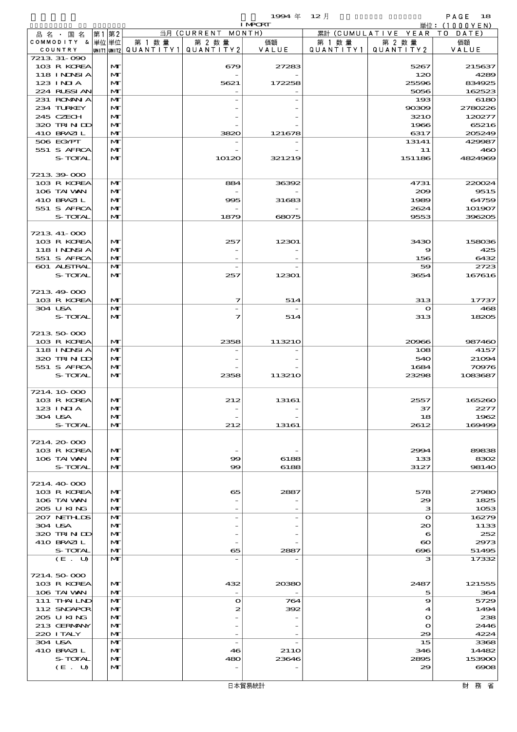| 品名・国名 COMMODITY & COUNTRY | 第1 単位 UNIT1 | 第2 単位 UNIT2 | 当月 (CURRENT MONTH) 第1数量 QUANTITY1 | 第2数量 QUANTITY2 | 価額 VALUE | 累計 (CUMULATIVE YEAR TO DATE) 第1数量 QUANTITY1 | 第2数量 QUANTITY2 | 価額 VALUE |
|---|---|---|---|---|---|---|---|---|
| 7213.31-090 | | | | | | | | |
| 103 R KOREA | | MT | | 679 | 27283 | | 5267 | 215637 |
| 118 INDNSIA | | MT | | - | - | | 120 | 4289 |
| 123 INDIA | | MT | | 5621 | 172258 | | 25596 | 834925 |
| 224 RUSSIAN | | MT | | - | - | | 5056 | 162523 |
| 231 ROMANIA | | MT | | - | - | | 193 | 6180 |
| 234 TURKEY | | MT | | - | - | | 90309 | 2780226 |
| 245 CZECH | | MT | | - | - | | 3210 | 120277 |
| 320 TRINIDD | | MT | | - | - | | 1966 | 65216 |
| 410 BRAZIL | | MT | | 3820 | 121678 | | 6317 | 205249 |
| 506 EGYPT | | MT | | - | - | | 13141 | 429987 |
| 551 S AFRCA | | MT | | - | - | | 11 | 460 |
| S-TOTAL | | MT | | 10120 | 321219 | | 151186 | 4824969 |
| 7213.39-000 | | | | | | | | |
| 103 R KOREA | | MT | | 884 | 36392 | | 4731 | 220024 |
| 106 TAIWAN | | MT | | - | - | | 209 | 9515 |
| 410 BRAZIL | | MT | | 995 | 31683 | | 1989 | 64759 |
| 551 S AFRCA | | MT | | - | - | | 2624 | 101907 |
| S-TOTAL | | MT | | 1879 | 68075 | | 9553 | 396205 |
| 7213.41-000 | | | | | | | | |
| 103 R KOREA | | MT | | 257 | 12301 | | 3430 | 158036 |
| 118 INDNSIA | | MT | | - | - | | 9 | 425 |
| 551 S AFRCA | | MT | | - | - | | 156 | 6432 |
| 601 AUSTRAL | | MT | | - | - | | 59 | 2723 |
| S-TOTAL | | MT | | 257 | 12301 | | 3654 | 167616 |
| 7213.49-000 | | | | | | | | |
| 103 R KOREA | | MT | | 7 | 514 | | 313 | 17737 |
| 304 USA | | MT | | - | - | | 0 | 468 |
| S-TOTAL | | MT | | 7 | 514 | | 313 | 18205 |
| 7213.50-000 | | | | | | | | |
| 103 R KOREA | | MT | | 2358 | 113210 | | 20966 | 987460 |
| 118 INDNSIA | | MT | | - | - | | 108 | 4157 |
| 320 TRINIDD | | MT | | - | - | | 540 | 21094 |
| 551 S AFRCA | | MT | | - | - | | 1684 | 70976 |
| S-TOTAL | | MT | | 2358 | 113210 | | 23298 | 1083687 |
| 7214.10-000 | | | | | | | | |
| 103 R KOREA | | MT | | 212 | 13161 | | 2557 | 165260 |
| 123 INDIA | | MT | | - | - | | 37 | 2277 |
| 304 USA | | MT | | - | - | | 18 | 1962 |
| S-TOTAL | | MT | | 212 | 13161 | | 2612 | 169499 |
| 7214.20-000 | | | | | | | | |
| 103 R KOREA | | MT | | - | - | | 2994 | 89838 |
| 106 TAIWAN | | MT | | 99 | 6188 | | 133 | 8302 |
| S-TOTAL | | MT | | 99 | 6188 | | 3127 | 98140 |
| 7214.40-000 | | | | | | | | |
| 103 R KOREA | | MT | | 65 | 2887 | | 578 | 27980 |
| 106 TAIWAN | | MT | | - | - | | 29 | 1825 |
| 205 U KING | | MT | | - | - | | 3 | 1053 |
| 207 NETHLDS | | MT | | - | - | | 0 | 16279 |
| 304 USA | | MT | | - | - | | 20 | 1133 |
| 320 TRINIDD | | MT | | - | - | | 6 | 252 |
| 410 BRAZIL | | MT | | - | - | | 60 | 2973 |
| S-TOTAL | | MT | | 65 | 2887 | | 696 | 51495 |
| (E. U) | | MT | | - | - | | 3 | 17332 |
| 7214.50-000 | | | | | | | | |
| 103 R KOREA | | MT | | 432 | 20380 | | 2487 | 121555 |
| 106 TAIWAN | | MT | | - | - | | 5 | 364 |
| 111 THAILND | | MT | | 0 | 764 | | 9 | 5729 |
| 112 SNGAPOR | | MT | | 2 | 392 | | 4 | 1494 |
| 205 U KING | | MT | | - | - | | 0 | 238 |
| 213 GERMANY | | MT | | - | - | | 0 | 2446 |
| 220 ITALY | | MT | | - | - | | 29 | 4224 |
| 304 USA | | MT | | - | - | | 15 | 3368 |
| 410 BRAZIL | | MT | | 46 | 2110 | | 346 | 14482 |
| S-TOTAL | | MT | | 480 | 23646 | | 2895 | 153900 |
| (E. U) | | MT | | - | - | | 29 | 6908 |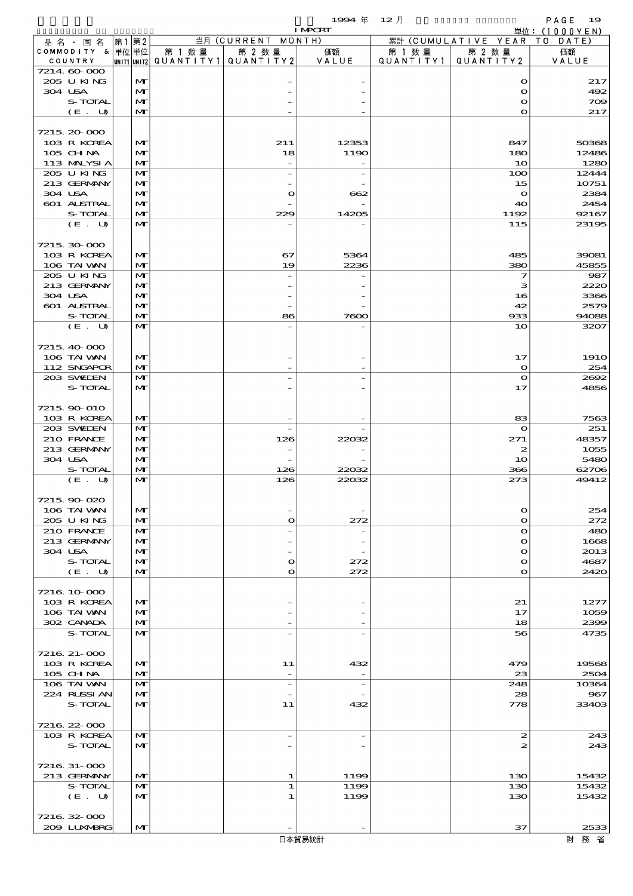1994 年 12 月 IMPORT

単位：(1000YEN)

| 品名・国名 COMMODITY & COUNTRY | 第1 単位 UNIT1 | 第2 単位 UNIT2 | 当月 (CURRENT MONTH) 第1数量 QUANTITY1 | 第2数量 QUANTITY2 | 価額 VALUE | 累計 (CUMULATIVE YEAR TO DATE) 第1数量 QUANTITY1 | 第2数量 QUANTITY2 | 価額 VALUE |
|---|---|---|---|---|---|---|---|---|
| 7214.60-000 | | | | | | | | |
| 205 U KING | | MT | | - | - | | 0 | 217 |
| 304 USA | | MT | | - | - | | 0 | 492 |
| S-TOTAL | | MT | | - | - | | 0 | 709 |
| (E. U) | | MT | | - | - | | 0 | 217 |
| 7215.20-000 | | | | | | | | |
| 103 R KOREA | | MT | | 211 | 12353 | | 847 | 50368 |
| 105 CHINA | | MT | | 18 | 1190 | | 180 | 12486 |
| 113 MALYSIA | | MT | | - | - | | 10 | 1280 |
| 205 U KING | | MT | | - | - | | 100 | 12444 |
| 213 GERMANY | | MT | | - | - | | 15 | 10751 |
| 304 USA | | MT | | 0 | 662 | | 0 | 2384 |
| 601 AUSTRAL | | MT | | - | - | | 40 | 2454 |
| S-TOTAL | | MT | | 229 | 14205 | | 1192 | 92167 |
| (E. U) | | MT | | - | - | | 115 | 23195 |
| 7215.30-000 | | | | | | | | |
| 103 R KOREA | | MT | | 67 | 5364 | | 485 | 39081 |
| 106 TAIWAN | | MT | | 19 | 2236 | | 380 | 45855 |
| 205 U KING | | MT | | - | - | | 7 | 987 |
| 213 GERMANY | | MT | | - | - | | 3 | 2220 |
| 304 USA | | MT | | - | - | | 16 | 3366 |
| 601 AUSTRAL | | MT | | - | - | | 42 | 2579 |
| S-TOTAL | | MT | | 86 | 7600 | | 933 | 94088 |
| (E. U) | | MT | | - | - | | 10 | 3207 |
| 7215.40-000 | | | | | | | | |
| 106 TAIWAN | | MT | | - | - | | 17 | 1910 |
| 112 SNGAPOR | | MT | | - | - | | 0 | 254 |
| 203 SWEDEN | | MT | | - | - | | 0 | 2692 |
| S-TOTAL | | MT | | - | - | | 17 | 4856 |
| 7215.90-010 | | | | | | | | |
| 103 R KOREA | | MT | | - | - | | 83 | 7563 |
| 203 SWEDEN | | MT | | - | - | | 0 | 251 |
| 210 FRANCE | | MT | | 126 | 22032 | | 271 | 48357 |
| 213 GERMANY | | MT | | - | - | | 2 | 1055 |
| 304 USA | | MT | | - | - | | 10 | 5480 |
| S-TOTAL | | MT | | 126 | 22032 | | 366 | 62706 |
| (E. U) | | MT | | 126 | 22032 | | 273 | 49412 |
| 7215.90-020 | | | | | | | | |
| 106 TAIWAN | | MT | | - | - | | 0 | 254 |
| 205 U KING | | MT | | 0 | 272 | | 0 | 272 |
| 210 FRANCE | | MT | | - | - | | 0 | 480 |
| 213 GERMANY | | MT | | - | - | | 0 | 1668 |
| 304 USA | | MT | | - | - | | 0 | 2013 |
| S-TOTAL | | MT | | 0 | 272 | | 0 | 4687 |
| (E. U) | | MT | | 0 | 272 | | 0 | 2420 |
| 7216.10-000 | | | | | | | | |
| 103 R KOREA | | MT | | - | - | | 21 | 1277 |
| 106 TAIWAN | | MT | | - | - | | 17 | 1059 |
| 302 CANADA | | MT | | - | - | | 18 | 2399 |
| S-TOTAL | | MT | | - | - | | 56 | 4735 |
| 7216.21-000 | | | | | | | | |
| 103 R KOREA | | MT | | 11 | 432 | | 479 | 19568 |
| 105 CHINA | | MT | | - | - | | 23 | 2504 |
| 106 TAIWAN | | MT | | - | - | | 248 | 10364 |
| 224 RUSSIAN | | MT | | - | - | | 28 | 967 |
| S-TOTAL | | MT | | 11 | 432 | | 778 | 33403 |
| 7216.22-000 | | | | | | | | |
| 103 R KOREA | | MT | | - | - | | 2 | 243 |
| S-TOTAL | | MT | | - | - | | 2 | 243 |
| 7216.31-000 | | | | | | | | |
| 213 GERMANY | | MT | | 1 | 1199 | | 130 | 15432 |
| S-TOTAL | | MT | | 1 | 1199 | | 130 | 15432 |
| (E. U) | | MT | | 1 | 1199 | | 130 | 15432 |
| 7216.32-000 | | | | | | | | |
| 209 LUXMBRG | | MT | | - | - | | 37 | 2533 |

日本貿易統計　財務省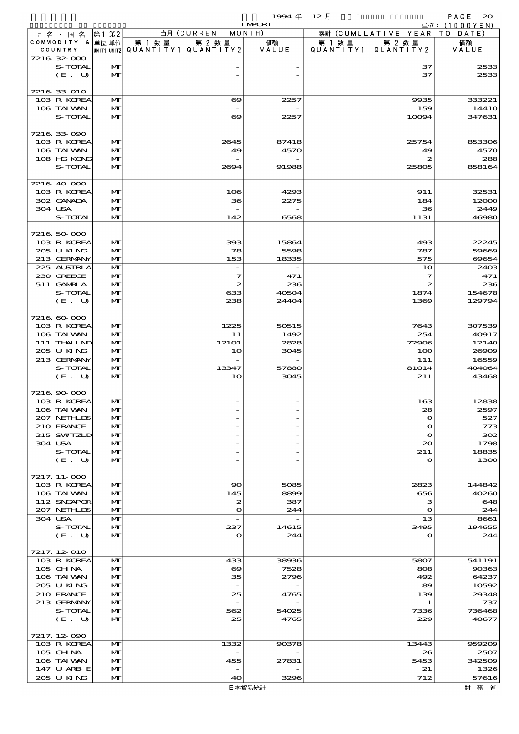1994 年 12 月 IMPORT 単位：(1000YEN)

| 品名・国名 COMMODITY & COUNTRY | 第1 単位 UNIT1 | 第2 単位 UNIT2 | 当月 (CURRENT MONTH) 第1数量 QUANTITY1 | 第2数量 QUANTITY2 | 価額 VALUE | 累計 (CUMULATIVE YEAR TO DATE) 第1数量 QUANTITY1 | 第2数量 QUANTITY2 | 価額 VALUE |
|---|---|---|---|---|---|---|---|---|
| 7216.32-000 | | | | | | | | |
| S-TOTAL | | MT | | - | - | | 37 | 2533 |
| (E. U) | | MT | | - | - | | 37 | 2533 |
| 7216.33-010 | | | | | | | | |
| 103 R KOREA | | MT | | 69 | 2257 | | 9935 | 333221 |
| 106 TAIWAN | | MT | | - | - | | 159 | 14410 |
| S-TOTAL | | MT | | 69 | 2257 | | 10094 | 347631 |
| 7216.33-090 | | | | | | | | |
| 103 R KOREA | | MT | | 2645 | 87418 | | 25754 | 853306 |
| 106 TAIWAN | | MT | | 49 | 4570 | | 49 | 4570 |
| 108 HG KONG | | MT | | - | - | | 2 | 288 |
| S-TOTAL | | MT | | 2694 | 91988 | | 25805 | 858164 |
| 7216.40-000 | | | | | | | | |
| 103 R KOREA | | MT | | 106 | 4293 | | 911 | 32531 |
| 302 CANADA | | MT | | 36 | 2275 | | 184 | 12000 |
| 304 USA | | MT | | - | - | | 36 | 2449 |
| S-TOTAL | | MT | | 142 | 6568 | | 1131 | 46980 |
| 7216.50-000 | | | | | | | | |
| 103 R KOREA | | MT | | 393 | 15864 | | 493 | 22245 |
| 205 U KING | | MT | | 78 | 5598 | | 787 | 59669 |
| 213 GERMANY | | MT | | 153 | 18335 | | 575 | 69654 |
| 225 AUSTRIA | | MT | | - | - | | 10 | 2403 |
| 230 GREECE | | MT | | 7 | 471 | | 7 | 471 |
| 511 GAMBIA | | MT | | 2 | 236 | | 2 | 236 |
| S-TOTAL | | MT | | 633 | 40504 | | 1874 | 154678 |
| (E. U) | | MT | | 238 | 24404 | | 1369 | 129794 |
| 7216.60-000 | | | | | | | | |
| 103 R KOREA | | MT | | 1225 | 50515 | | 7643 | 307539 |
| 106 TAIWAN | | MT | | 11 | 1492 | | 254 | 40917 |
| 111 THAILND | | MT | | 12101 | 2828 | | 72906 | 12140 |
| 205 U KING | | MT | | 10 | 3045 | | 100 | 26909 |
| 213 GERMANY | | MT | | - | - | | 111 | 16559 |
| S-TOTAL | | MT | | 13347 | 57880 | | 81014 | 404064 |
| (E. U) | | MT | | 10 | 3045 | | 211 | 43468 |
| 7216.90-000 | | | | | | | | |
| 103 R KOREA | | MT | | - | - | | 163 | 12838 |
| 106 TAIWAN | | MT | | - | - | | 28 | 2597 |
| 207 NETHLDS | | MT | | - | - | | 0 | 527 |
| 210 FRANCE | | MT | | - | - | | 0 | 773 |
| 215 SWITZLD | | MT | | - | - | | 0 | 302 |
| 304 USA | | MT | | - | - | | 20 | 1798 |
| S-TOTAL | | MT | | - | - | | 211 | 18835 |
| (E. U) | | MT | | - | - | | 0 | 1300 |
| 7217.11-000 | | | | | | | | |
| 103 R KOREA | | MT | | 90 | 5085 | | 2823 | 144842 |
| 106 TAIWAN | | MT | | 145 | 8899 | | 656 | 40260 |
| 112 SNGAPOR | | MT | | 2 | 387 | | 3 | 648 |
| 207 NETHLDS | | MT | | 0 | 244 | | 0 | 244 |
| 304 USA | | MT | | - | - | | 13 | 8661 |
| S-TOTAL | | MT | | 237 | 14615 | | 3495 | 194655 |
| (E. U) | | MT | | 0 | 244 | | 0 | 244 |
| 7217.12-010 | | | | | | | | |
| 103 R KOREA | | MT | | 433 | 38936 | | 5807 | 541191 |
| 105 CHINA | | MT | | 69 | 7528 | | 808 | 90363 |
| 106 TAIWAN | | MT | | 35 | 2796 | | 492 | 64237 |
| 205 U KING | | MT | | - | - | | 89 | 10592 |
| 210 FRANCE | | MT | | 25 | 4765 | | 139 | 29348 |
| 213 GERMANY | | MT | | - | - | | 1 | 737 |
| S-TOTAL | | MT | | 562 | 54025 | | 7336 | 736468 |
| (E. U) | | MT | | 25 | 4765 | | 229 | 40677 |
| 7217.12-090 | | | | | | | | |
| 103 R KOREA | | MT | | 1332 | 90378 | | 13443 | 959209 |
| 105 CHINA | | MT | | - | - | | 26 | 2507 |
| 106 TAIWAN | | MT | | 455 | 27831 | | 5453 | 342509 |
| 147 U ARB E | | MT | | - | - | | 21 | 1326 |
| 205 U KING | | MT | | 40 | 3296 | | 712 | 57616 |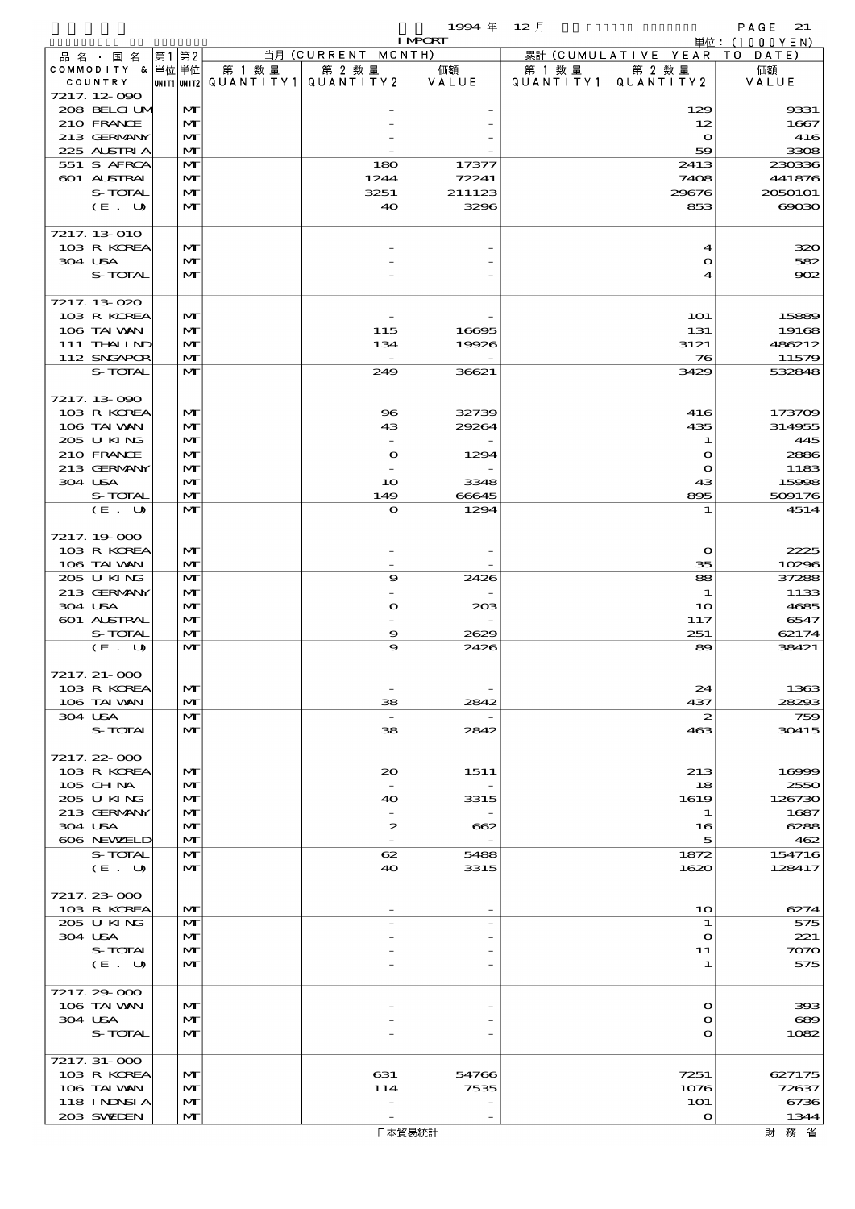1994 年 12 月 IMPORT

単位：(1000YEN)

| 品名・国名 COMMODITY & COUNTRY | 第1 単位 UNIT1 | 第2 単位 UNIT2 | 当月 (CURRENT MONTH) 第1数量 QUANTITY1 | 第2数量 QUANTITY2 | 価額 VALUE | 累計 (CUMULATIVE YEAR TO DATE) 第1数量 QUANTITY1 | 第2数量 QUANTITY2 | 価額 VALUE |
|---|---|---|---|---|---|---|---|---|
| 7217.12-090 | | | | | | | | |
| 208 BELGIUM | | MT | | - | - | | 129 | 9331 |
| 210 FRANCE | | MT | | - | - | | 12 | 1667 |
| 213 GERMANY | | MT | | - | - | | 0 | 416 |
| 225 AUSTRIA | | MT | | - | - | | 59 | 3308 |
| 551 S AFRCA | | MT | | 180 | 17377 | | 2413 | 230336 |
| 601 AUSTRAL | | MT | | 1244 | 72241 | | 7408 | 441876 |
| S-TOTAL | | MT | | 3251 | 211123 | | 29676 | 2050101 |
| (E. U) | | MT | | 40 | 3296 | | 853 | 69030 |
| 7217.13-010 | | | | | | | | |
| 103 R KOREA | | MT | | - | - | | 4 | 320 |
| 304 USA | | MT | | - | - | | 0 | 582 |
| S-TOTAL | | MT | | - | - | | 4 | 902 |
| 7217.13-020 | | | | | | | | |
| 103 R KOREA | | MT | | - | - | | 101 | 15889 |
| 106 TAIWAN | | MT | | 115 | 16695 | | 131 | 19168 |
| 111 THAILND | | MT | | 134 | 19926 | | 3121 | 486212 |
| 112 SNGAPOR | | MT | | - | - | | 76 | 11579 |
| S-TOTAL | | MT | | 249 | 36621 | | 3429 | 532848 |
| 7217.13-090 | | | | | | | | |
| 103 R KOREA | | MT | | 96 | 32739 | | 416 | 173709 |
| 106 TAIWAN | | MT | | 43 | 29264 | | 435 | 314955 |
| 205 U KING | | MT | | - | - | | 1 | 445 |
| 210 FRANCE | | MT | | 0 | 1294 | | 0 | 2886 |
| 213 GERMANY | | MT | | - | - | | 0 | 1183 |
| 304 USA | | MT | | 10 | 3348 | | 43 | 15998 |
| S-TOTAL | | MT | | 149 | 66645 | | 895 | 509176 |
| (E. U) | | MT | | 0 | 1294 | | 1 | 4514 |
| 7217.19-000 | | | | | | | | |
| 103 R KOREA | | MT | | - | - | | 0 | 2225 |
| 106 TAIWAN | | MT | | - | - | | 35 | 10296 |
| 205 U KING | | MT | | 9 | 2426 | | 88 | 37288 |
| 213 GERMANY | | MT | | - | - | | 1 | 1133 |
| 304 USA | | MT | | 0 | 203 | | 10 | 4685 |
| 601 AUSTRAL | | MT | | - | - | | 117 | 6547 |
| S-TOTAL | | MT | | 9 | 2629 | | 251 | 62174 |
| (E. U) | | MT | | 9 | 2426 | | 89 | 38421 |
| 7217.21-000 | | | | | | | | |
| 103 R KOREA | | MT | | - | - | | 24 | 1363 |
| 106 TAIWAN | | MT | | 38 | 2842 | | 437 | 28293 |
| 304 USA | | MT | | - | - | | 2 | 759 |
| S-TOTAL | | MT | | 38 | 2842 | | 463 | 30415 |
| 7217.22-000 | | | | | | | | |
| 103 R KOREA | | MT | | 20 | 1511 | | 213 | 16999 |
| 105 CHINA | | MT | | - | - | | 18 | 2550 |
| 205 U KING | | MT | | 40 | 3315 | | 1619 | 126730 |
| 213 GERMANY | | MT | | - | - | | 1 | 1687 |
| 304 USA | | MT | | 2 | 662 | | 16 | 6288 |
| 606 NEWZELD | | MT | | - | - | | 5 | 462 |
| S-TOTAL | | MT | | 62 | 5488 | | 1872 | 154716 |
| (E. U) | | MT | | 40 | 3315 | | 1620 | 128417 |
| 7217.23-000 | | | | | | | | |
| 103 R KOREA | | MT | | - | - | | 10 | 6274 |
| 205 U KING | | MT | | - | - | | 1 | 575 |
| 304 USA | | MT | | - | - | | 0 | 221 |
| S-TOTAL | | MT | | - | - | | 11 | 7070 |
| (E. U) | | MT | | - | - | | 1 | 575 |
| 7217.29-000 | | | | | | | | |
| 106 TAIWAN | | MT | | - | - | | 0 | 393 |
| 304 USA | | MT | | - | - | | 0 | 689 |
| S-TOTAL | | MT | | - | - | | 0 | 1082 |
| 7217.31-000 | | | | | | | | |
| 103 R KOREA | | MT | | 631 | 54766 | | 7251 | 627175 |
| 106 TAIWAN | | MT | | 114 | 7535 | | 1076 | 72637 |
| 118 INDNSIA | | MT | | - | - | | 101 | 6736 |
| 203 SWEDEN | | MT | | - | - | | 0 | 1344 |

日本貿易統計　　財務省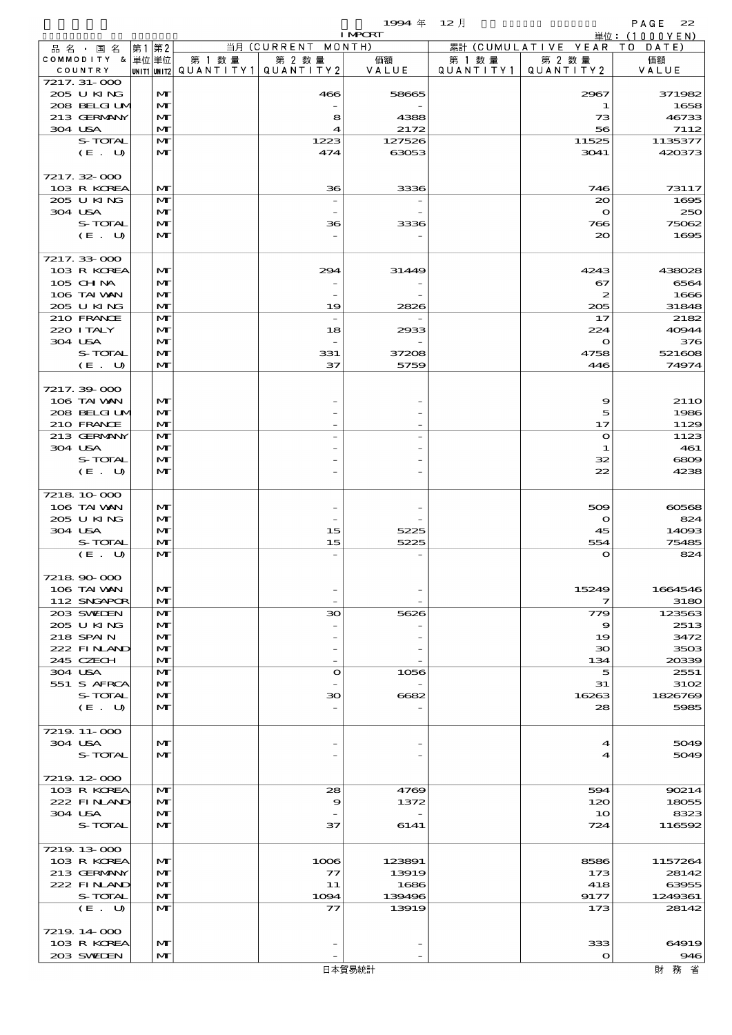1994 年 12 月 IMPORT

単位：(1000YEN)

| 品名・国名 COMMODITY & COUNTRY | 第1単位 UNIT1 | 第2単位 UNIT2 | 当月 (CURRENT MONTH) 第1数量 QUANTITY1 | 第2数量 QUANTITY2 | 価額 VALUE | 累計 (CUMULATIVE YEAR TO DATE) 第1数量 QUANTITY1 | 第2数量 QUANTITY2 | 価額 VALUE |
|---|---|---|---|---|---|---|---|---|
| 7217.31-000 | | | | | | | | |
| 205 U KING | | MT | | 466 | 58665 | | 2967 | 371982 |
| 208 BELGIUM | | MT | | - | - | | 1 | 1658 |
| 213 GERMANY | | MT | | 8 | 4388 | | 73 | 46733 |
| 304 USA | | MT | | 4 | 2172 | | 56 | 7112 |
| S-TOTAL | | MT | | 1223 | 127526 | | 11525 | 1135377 |
| (E. U) | | MT | | 474 | 63053 | | 3041 | 420373 |
| 7217.32-000 | | | | | | | | |
| 103 R KOREA | | MT | | 36 | 3336 | | 746 | 73117 |
| 205 U KING | | MT | | - | - | | 20 | 1695 |
| 304 USA | | MT | | - | - | | 0 | 250 |
| S-TOTAL | | MT | | 36 | 3336 | | 766 | 75062 |
| (E. U) | | MT | | - | - | | 20 | 1695 |
| 7217.33-000 | | | | | | | | |
| 103 R KOREA | | MT | | 294 | 31449 | | 4243 | 438028 |
| 105 CHINA | | MT | | - | - | | 67 | 6564 |
| 106 TAIWAN | | MT | | - | - | | 2 | 1666 |
| 205 U KING | | MT | | 19 | 2826 | | 205 | 31848 |
| 210 FRANCE | | MT | | - | - | | 17 | 2182 |
| 220 ITALY | | MT | | 18 | 2933 | | 224 | 40944 |
| 304 USA | | MT | | - | - | | 0 | 376 |
| S-TOTAL | | MT | | 331 | 37208 | | 4758 | 521608 |
| (E. U) | | MT | | 37 | 5759 | | 446 | 74974 |
| 7217.39-000 | | | | | | | | |
| 106 TAIWAN | | MT | | - | - | | 9 | 2110 |
| 208 BELGIUM | | MT | | - | - | | 5 | 1986 |
| 210 FRANCE | | MT | | - | - | | 17 | 1129 |
| 213 GERMANY | | MT | | - | - | | 0 | 1123 |
| 304 USA | | MT | | - | - | | 1 | 461 |
| S-TOTAL | | MT | | - | - | | 32 | 6809 |
| (E. U) | | MT | | - | - | | 22 | 4238 |
| 7218.10-000 | | | | | | | | |
| 106 TAIWAN | | MT | | - | - | | 509 | 60568 |
| 205 U KING | | MT | | - | - | | 0 | 824 |
| 304 USA | | MT | | 15 | 5225 | | 45 | 14093 |
| S-TOTAL | | MT | | 15 | 5225 | | 554 | 75485 |
| (E. U) | | MT | | - | - | | 0 | 824 |
| 7218.90-000 | | | | | | | | |
| 106 TAIWAN | | MT | | - | - | | 15249 | 1664546 |
| 112 SNGAPOR | | MT | | - | - | | 7 | 3180 |
| 203 SWEDEN | | MT | | 30 | 5626 | | 779 | 123563 |
| 205 U KING | | MT | | - | - | | 9 | 2513 |
| 218 SPAIN | | MT | | - | - | | 19 | 3472 |
| 222 FINLAND | | MT | | - | - | | 30 | 3503 |
| 245 CZECH | | MT | | - | - | | 134 | 20339 |
| 304 USA | | MT | | 0 | 1056 | | 5 | 2551 |
| 551 S AFRCA | | MT | | - | - | | 31 | 3102 |
| S-TOTAL | | MT | | 30 | 6682 | | 16263 | 1826769 |
| (E. U) | | MT | | - | - | | 28 | 5985 |
| 7219.11-000 | | | | | | | | |
| 304 USA | | MT | | - | - | | 4 | 5049 |
| S-TOTAL | | MT | | - | - | | 4 | 5049 |
| 7219.12-000 | | | | | | | | |
| 103 R KOREA | | MT | | 28 | 4769 | | 594 | 90214 |
| 222 FINLAND | | MT | | 9 | 1372 | | 120 | 18055 |
| 304 USA | | MT | | - | - | | 10 | 8323 |
| S-TOTAL | | MT | | 37 | 6141 | | 724 | 116592 |
| 7219.13-000 | | | | | | | | |
| 103 R KOREA | | MT | | 1006 | 123891 | | 8586 | 1157264 |
| 213 GERMANY | | MT | | 77 | 13919 | | 173 | 28142 |
| 222 FINLAND | | MT | | 11 | 1686 | | 418 | 63955 |
| S-TOTAL | | MT | | 1094 | 139496 | | 9177 | 1249361 |
| (E. U) | | MT | | 77 | 13919 | | 173 | 28142 |
| 7219.14-000 | | | | | | | | |
| 103 R KOREA | | MT | | - | - | | 333 | 64919 |
| 203 SWEDEN | | MT | | - | - | | 0 | 946 |

日本貿易統計　財務省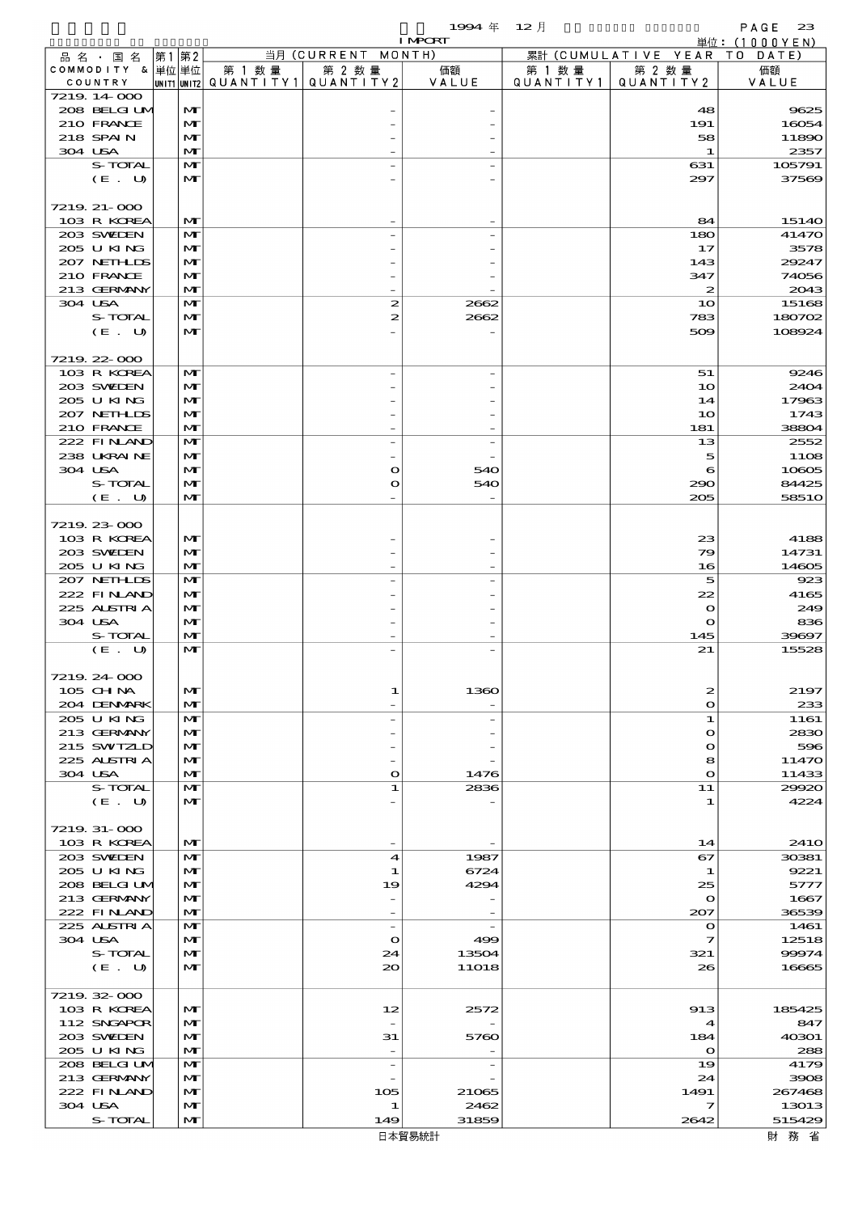| 品名・国名 COMMODITY & COUNTRY | 第1単位 UNIT1 | 第2単位 UNIT2 | 当月 (CURRENT MONTH) 第1数量 QUANTITY1 | 第2数量 QUANTITY2 | 価額 VALUE | 累計 (CUMULATIVE YEAR TO DATE) 第1数量 QUANTITY1 | 第2数量 QUANTITY2 | 価額 VALUE |
|---|---|---|---|---|---|---|---|---|
| 7219.14-000 | | | | | | | | |
| 208 BELGIUM | | MT | | - | - | | 48 | 9625 |
| 210 FRANCE | | MT | | - | - | | 191 | 16054 |
| 218 SPAIN | | MT | | - | - | | 58 | 11890 |
| 304 USA | | MT | | - | - | | 1 | 2357 |
| S-TOTAL | | MT | | - | - | | 631 | 105791 |
| (E. U) | | MT | | - | - | | 297 | 37569 |
| 7219.21-000 | | | | | | | | |
| 103 R KOREA | | MT | | - | - | | 84 | 15140 |
| 203 SWEDEN | | MT | | - | - | | 180 | 41470 |
| 205 U KING | | MT | | - | - | | 17 | 3578 |
| 207 NETHLDS | | MT | | - | - | | 143 | 29247 |
| 210 FRANCE | | MT | | - | - | | 347 | 74056 |
| 213 GERMANY | | MT | | - | - | | 2 | 2043 |
| 304 USA | | MT | | 2 | 2662 | | 10 | 15168 |
| S-TOTAL | | MT | | 2 | 2662 | | 783 | 180702 |
| (E. U) | | MT | | - | - | | 509 | 108924 |
| 7219.22-000 | | | | | | | | |
| 103 R KOREA | | MT | | - | - | | 51 | 9246 |
| 203 SWEDEN | | MT | | - | - | | 10 | 2404 |
| 205 U KING | | MT | | - | - | | 14 | 17963 |
| 207 NETHLDS | | MT | | - | - | | 10 | 1743 |
| 210 FRANCE | | MT | | - | - | | 181 | 38804 |
| 222 FINLAND | | MT | | - | - | | 13 | 2552 |
| 238 UKRAINE | | MT | | - | - | | 5 | 1108 |
| 304 USA | | MT | | 0 | 540 | | 6 | 10605 |
| S-TOTAL | | MT | | 0 | 540 | | 290 | 84425 |
| (E. U) | | MT | | - | - | | 205 | 58510 |
| 7219.23-000 | | | | | | | | |
| 103 R KOREA | | MT | | - | - | | 23 | 4188 |
| 203 SWEDEN | | MT | | - | - | | 79 | 14731 |
| 205 U KING | | MT | | - | - | | 16 | 14605 |
| 207 NETHLDS | | MT | | - | - | | 5 | 923 |
| 222 FINLAND | | MT | | - | - | | 22 | 4165 |
| 225 AUSTRIA | | MT | | - | - | | 0 | 249 |
| 304 USA | | MT | | - | - | | 0 | 836 |
| S-TOTAL | | MT | | - | - | | 145 | 39697 |
| (E. U) | | MT | | - | - | | 21 | 15528 |
| 7219.24-000 | | | | | | | | |
| 105 CHINA | | MT | | 1 | 1360 | | 2 | 2197 |
| 204 DENMARK | | MT | | - | - | | 0 | 233 |
| 205 U KING | | MT | | - | - | | 1 | 1161 |
| 213 GERMANY | | MT | | - | - | | 0 | 2830 |
| 215 SWITZLD | | MT | | - | - | | 0 | 596 |
| 225 AUSTRIA | | MT | | - | - | | 8 | 11470 |
| 304 USA | | MT | | 0 | 1476 | | 0 | 11433 |
| S-TOTAL | | MT | | 1 | 2836 | | 11 | 29920 |
| (E. U) | | MT | | - | - | | 1 | 4224 |
| 7219.31-000 | | | | | | | | |
| 103 R KOREA | | MT | | - | - | | 14 | 2410 |
| 203 SWEDEN | | MT | | 4 | 1987 | | 67 | 30381 |
| 205 U KING | | MT | | 1 | 6724 | | 1 | 9221 |
| 208 BELGIUM | | MT | | 19 | 4294 | | 25 | 5777 |
| 213 GERMANY | | MT | | - | - | | 0 | 1667 |
| 222 FINLAND | | MT | | - | - | | 207 | 36539 |
| 225 AUSTRIA | | MT | | - | - | | 0 | 1461 |
| 304 USA | | MT | | 0 | 499 | | 7 | 12518 |
| S-TOTAL | | MT | | 24 | 13504 | | 321 | 99974 |
| (E. U) | | MT | | 20 | 11018 | | 26 | 16665 |
| 7219.32-000 | | | | | | | | |
| 103 R KOREA | | MT | | 12 | 2572 | | 913 | 185425 |
| 112 SNGAPOR | | MT | | - | - | | 4 | 847 |
| 203 SWEDEN | | MT | | 31 | 5760 | | 184 | 40301 |
| 205 U KING | | MT | | - | - | | 0 | 288 |
| 208 BELGIUM | | MT | | - | - | | 19 | 4179 |
| 213 GERMANY | | MT | | - | - | | 24 | 3908 |
| 222 FINLAND | | MT | | 105 | 21065 | | 1491 | 267468 |
| 304 USA | | MT | | 1 | 2462 | | 7 | 13013 |
| S-TOTAL | | MT | | 149 | 31859 | | 2642 | 515429 |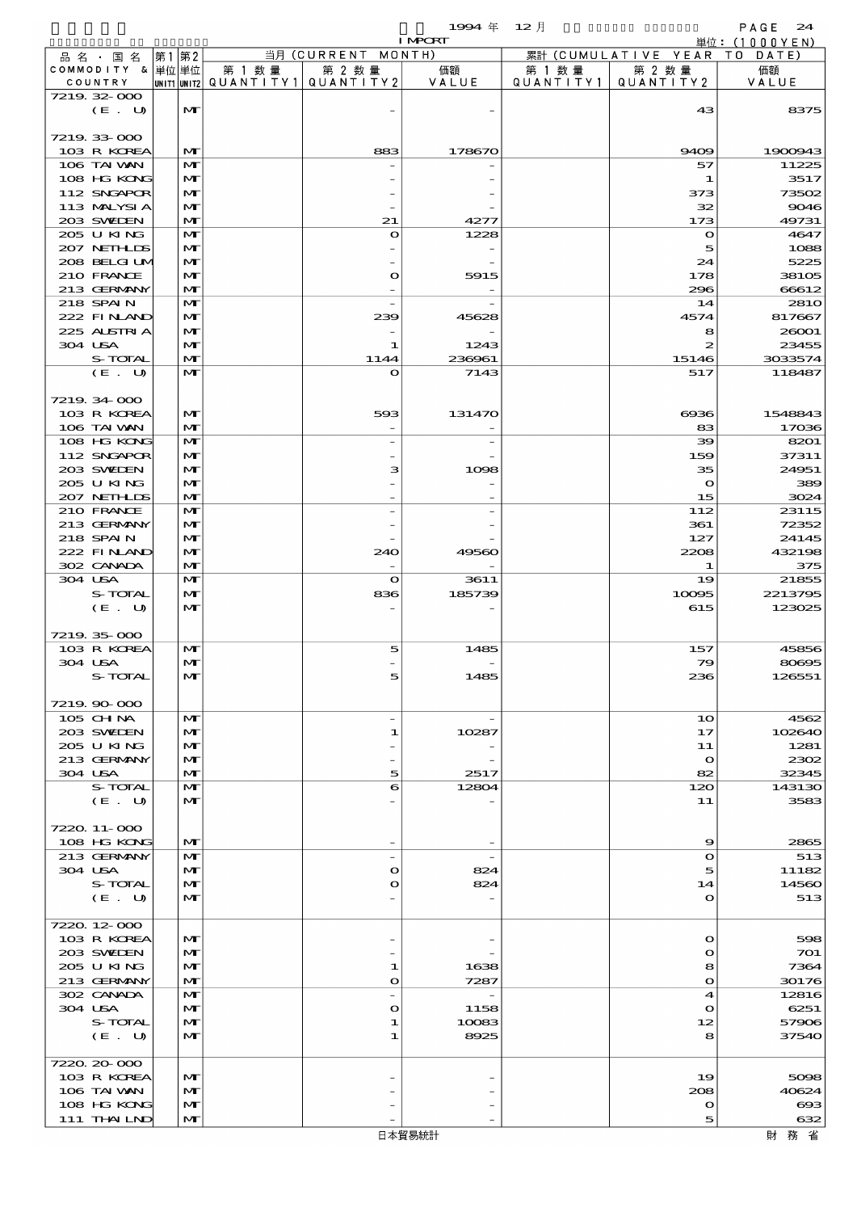1994 年 12 月 IMPORT 単位: (1000YEN)

| 品名・国名 COMMODITY & COUNTRY | 第1 単位 UNIT1 | 第2 単位 UNIT2 | 当月 (CURRENT MONTH) 第1数量 QUANTITY1 | 第2数量 QUANTITY2 | 価額 VALUE | 累計 (CUMULATIVE YEAR TO DATE) 第1数量 QUANTITY1 | 第2数量 QUANTITY2 | 価額 VALUE |
|---|---|---|---|---|---|---|---|---|
| 7219.32-000 | | | | | | | | |
| (E. U) | | MT | | - | - | | 43 | 8375 |
| 7219.33-000 | | | | | | | | |
| 103 R KOREA | | MT | | 883 | 178670 | | 9409 | 1900943 |
| 106 TAIWAN | | MT | | - | - | | 57 | 11225 |
| 108 HG KONG | | MT | | - | - | | 1 | 3517 |
| 112 SNGAPOR | | MT | | - | - | | 373 | 73502 |
| 113 MALYSIA | | MT | | - | - | | 32 | 9046 |
| 203 SWEDEN | | MT | | 21 | 4277 | | 173 | 49731 |
| 205 U KING | | MT | | 0 | 1228 | | 0 | 4647 |
| 207 NETHLDS | | MT | | - | - | | 5 | 1088 |
| 208 BELGIUM | | MT | | - | - | | 24 | 5225 |
| 210 FRANCE | | MT | | 0 | 5915 | | 178 | 38105 |
| 213 GERMANY | | MT | | - | - | | 296 | 66612 |
| 218 SPAIN | | MT | | - | - | | 14 | 2810 |
| 222 FINLAND | | MT | | 239 | 45628 | | 4574 | 817667 |
| 225 ALSTRIA | | MT | | - | - | | 8 | 26001 |
| 304 USA | | MT | | 1 | 1243 | | 2 | 23455 |
| S-TOTAL | | MT | | 1144 | 236961 | | 15146 | 3033574 |
| (E. U) | | MT | | 0 | 7143 | | 517 | 118487 |
| 7219.34-000 | | | | | | | | |
| 103 R KOREA | | MT | | 593 | 131470 | | 6936 | 1548843 |
| 106 TAIWAN | | MT | | - | - | | 83 | 17036 |
| 108 HG KONG | | MT | | - | - | | 39 | 8201 |
| 112 SNGAPOR | | MT | | - | - | | 159 | 37311 |
| 203 SWEDEN | | MT | | 3 | 1098 | | 35 | 24951 |
| 205 U KING | | MT | | - | - | | 0 | 389 |
| 207 NETHLDS | | MT | | - | - | | 15 | 3024 |
| 210 FRANCE | | MT | | - | - | | 112 | 23115 |
| 213 GERMANY | | MT | | - | - | | 361 | 72352 |
| 218 SPAIN | | MT | | - | - | | 127 | 24145 |
| 222 FINLAND | | MT | | 240 | 49560 | | 2208 | 432198 |
| 302 CANADA | | MT | | - | - | | 1 | 375 |
| 304 USA | | MT | | 0 | 3611 | | 19 | 21855 |
| S-TOTAL | | MT | | 836 | 185739 | | 10095 | 2213795 |
| (E. U) | | MT | | - | - | | 615 | 123025 |
| 7219.35-000 | | | | | | | | |
| 103 R KOREA | | MT | | 5 | 1485 | | 157 | 45856 |
| 304 USA | | MT | | - | - | | 79 | 80695 |
| S-TOTAL | | MT | | 5 | 1485 | | 236 | 126551 |
| 7219.90-000 | | | | | | | | |
| 105 CHINA | | MT | | - | - | | 10 | 4562 |
| 203 SWEDEN | | MT | | 1 | 10287 | | 17 | 102640 |
| 205 U KING | | MT | | - | - | | 11 | 1281 |
| 213 GERMANY | | MT | | - | - | | 0 | 2302 |
| 304 USA | | MT | | 5 | 2517 | | 82 | 32345 |
| S-TOTAL | | MT | | 6 | 12804 | | 120 | 143130 |
| (E. U) | | MT | | - | - | | 11 | 3583 |
| 7220.11-000 | | | | | | | | |
| 108 HG KONG | | MT | | - | - | | 9 | 2865 |
| 213 GERMANY | | MT | | - | - | | 0 | 513 |
| 304 USA | | MT | | 0 | 824 | | 5 | 11182 |
| S-TOTAL | | MT | | 0 | 824 | | 14 | 14560 |
| (E. U) | | MT | | - | - | | 0 | 513 |
| 7220.12-000 | | | | | | | | |
| 103 R KOREA | | MT | | - | - | | 0 | 598 |
| 203 SWEDEN | | MT | | - | - | | 0 | 701 |
| 205 U KING | | MT | | 1 | 1638 | | 8 | 7364 |
| 213 GERMANY | | MT | | 0 | 7287 | | 0 | 30176 |
| 302 CANADA | | MT | | - | - | | 4 | 12816 |
| 304 USA | | MT | | 0 | 1158 | | 0 | 6251 |
| S-TOTAL | | MT | | 1 | 10083 | | 12 | 57906 |
| (E. U) | | MT | | 1 | 8925 | | 8 | 37540 |
| 7220.20-000 | | | | | | | | |
| 103 R KOREA | | MT | | - | - | | 19 | 5098 |
| 106 TAIWAN | | MT | | - | - | | 208 | 40624 |
| 108 HG KONG | | MT | | - | - | | 0 | 693 |
| 111 THAILND | | MT | | - | - | | 5 | 632 |

日本貿易統計 財務省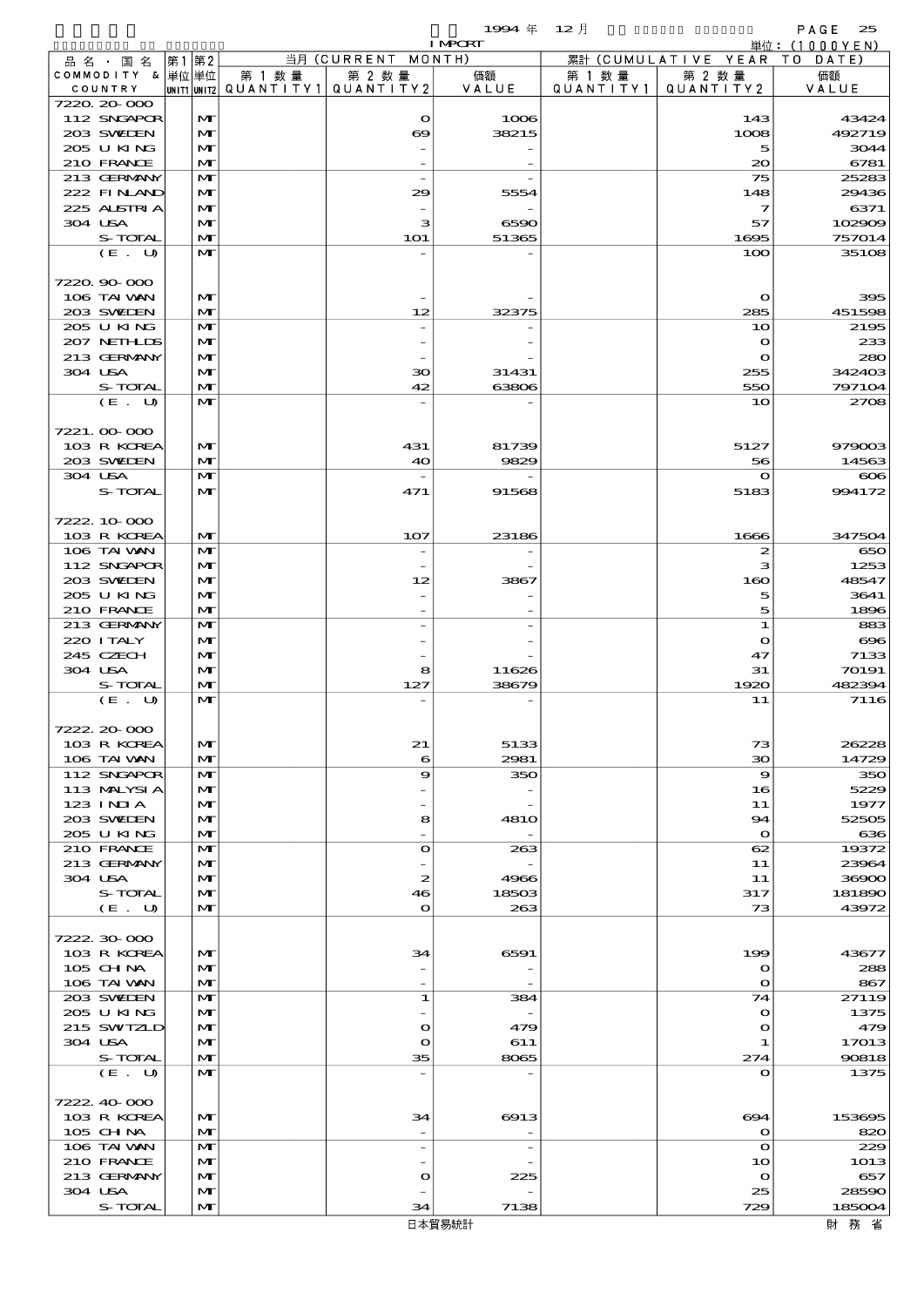1994 年 12 月 IMPORT

単位：(1000YEN)

| 品名・国名 COMMODITY & COUNTRY | 第1 単位 UNIT1 | 第2 単位 UNIT2 | 当月 (CURRENT MONTH) 第1数量 QUANTITY1 | 第2数量 QUANTITY2 | 価額 VALUE | 累計 (CUMULATIVE YEAR TO DATE) 第1数量 QUANTITY1 | 第2数量 QUANTITY2 | 価額 VALUE |
|---|---|---|---|---|---|---|---|---|
| 7220.20-000 | | | | | | | | |
| 112 SNGAPOR | | MT | | 0 | 1006 | | 143 | 43424 |
| 203 SWEDEN | | MT | | 69 | 38215 | | 1008 | 492719 |
| 205 U KING | | MT | | - | - | | 5 | 3044 |
| 210 FRANCE | | MT | | - | - | | 20 | 6781 |
| 213 GERMANY | | MT | | - | - | | 75 | 25283 |
| 222 FINLAND | | MT | | 29 | 5554 | | 148 | 29436 |
| 225 AUSTRIA | | MT | | - | - | | 7 | 6371 |
| 304 USA | | MT | | 3 | 6590 | | 57 | 102909 |
| S-TOTAL | | MT | | 101 | 51365 | | 1695 | 757014 |
| (E. U) | | MT | | - | - | | 100 | 35108 |
| 7220.90-000 | | | | | | | | |
| 106 TAIWAN | | MT | | - | - | | 0 | 395 |
| 203 SWEDEN | | MT | | 12 | 32375 | | 285 | 451598 |
| 205 U KING | | MT | | - | - | | 10 | 2195 |
| 207 NETHLDS | | MT | | - | - | | 0 | 233 |
| 213 GERMANY | | MT | | - | - | | 0 | 280 |
| 304 USA | | MT | | 30 | 31431 | | 255 | 342403 |
| S-TOTAL | | MT | | 42 | 63806 | | 550 | 797104 |
| (E. U) | | MT | | - | - | | 10 | 2708 |
| 7221.00-000 | | | | | | | | |
| 103 R KOREA | | MT | | 431 | 81739 | | 5127 | 979003 |
| 203 SWEDEN | | MT | | 40 | 9829 | | 56 | 14563 |
| 304 USA | | MT | | - | - | | 0 | 606 |
| S-TOTAL | | MT | | 471 | 91568 | | 5183 | 994172 |
| 7222.10-000 | | | | | | | | |
| 103 R KOREA | | MT | | 107 | 23186 | | 1666 | 347504 |
| 106 TAIWAN | | MT | | - | - | | 2 | 650 |
| 112 SNGAPOR | | MT | | - | - | | 3 | 1253 |
| 203 SWEDEN | | MT | | 12 | 3867 | | 160 | 48547 |
| 205 U KING | | MT | | - | - | | 5 | 3641 |
| 210 FRANCE | | MT | | - | - | | 5 | 1896 |
| 213 GERMANY | | MT | | - | - | | 1 | 883 |
| 220 ITALY | | MT | | - | - | | 0 | 696 |
| 245 CZECH | | MT | | - | - | | 47 | 7133 |
| 304 USA | | MT | | 8 | 11626 | | 31 | 70191 |
| S-TOTAL | | MT | | 127 | 38679 | | 1920 | 482394 |
| (E. U) | | MT | | - | - | | 11 | 7116 |
| 7222.20-000 | | | | | | | | |
| 103 R KOREA | | MT | | 21 | 5133 | | 73 | 26228 |
| 106 TAIWAN | | MT | | 6 | 2981 | | 30 | 14729 |
| 112 SNGAPOR | | MT | | 9 | 350 | | 9 | 350 |
| 113 MALYSIA | | MT | | - | - | | 16 | 5229 |
| 123 INDIA | | MT | | - | - | | 11 | 1977 |
| 203 SWEDEN | | MT | | 8 | 4810 | | 94 | 52505 |
| 205 U KING | | MT | | - | - | | 0 | 636 |
| 210 FRANCE | | MT | | 0 | 263 | | 62 | 19372 |
| 213 GERMANY | | MT | | - | - | | 11 | 23964 |
| 304 USA | | MT | | 2 | 4966 | | 11 | 36900 |
| S-TOTAL | | MT | | 46 | 18503 | | 317 | 181890 |
| (E. U) | | MT | | 0 | 263 | | 73 | 43972 |
| 7222.30-000 | | | | | | | | |
| 103 R KOREA | | MT | | 34 | 6591 | | 199 | 43677 |
| 105 CHINA | | MT | | - | - | | 0 | 288 |
| 106 TAIWAN | | MT | | - | - | | 0 | 867 |
| 203 SWEDEN | | MT | | 1 | 384 | | 74 | 27119 |
| 205 U KING | | MT | | - | - | | 0 | 1375 |
| 215 SWTZLD | | MT | | 0 | 479 | | 0 | 479 |
| 304 USA | | MT | | 0 | 611 | | 1 | 17013 |
| S-TOTAL | | MT | | 35 | 8065 | | 274 | 90818 |
| (E. U) | | MT | | - | - | | 0 | 1375 |
| 7222.40-000 | | | | | | | | |
| 103 R KOREA | | MT | | 34 | 6913 | | 694 | 153695 |
| 105 CHINA | | MT | | - | - | | 0 | 820 |
| 106 TAIWAN | | MT | | - | - | | 0 | 229 |
| 210 FRANCE | | MT | | - | - | | 10 | 1013 |
| 213 GERMANY | | MT | | 0 | 225 | | 0 | 657 |
| 304 USA | | MT | | - | - | | 25 | 28590 |
| S-TOTAL | | MT | | 34 | 7138 | | 729 | 185004 |

日本貿易統計　財務省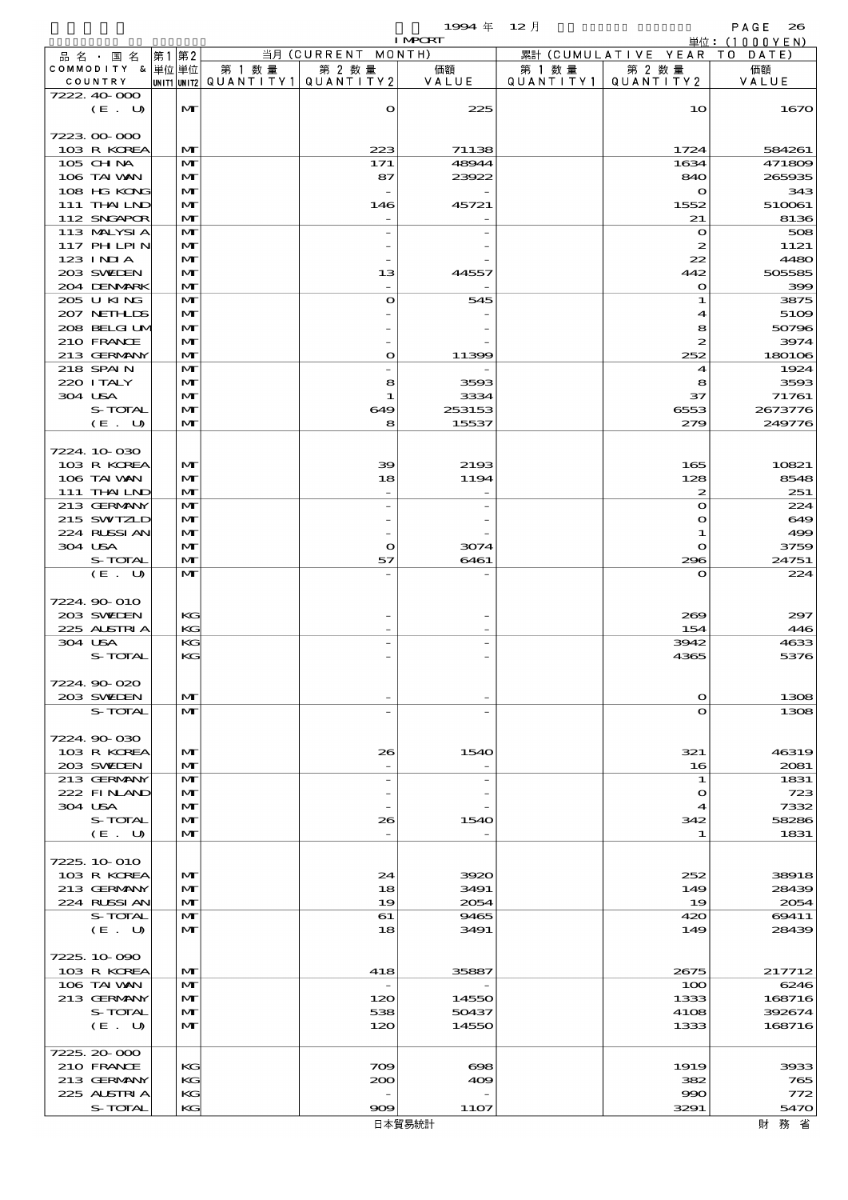1994 年 12 月 IMPORT 単位：(1000YEN)

| 品名・国名 COMMODITY & COUNTRY | 第1 単位 UNIT1 | 第2 単位 UNIT2 | 当月 (CURRENT MONTH) 第1数量 QUANTITY1 | 第2数量 QUANTITY2 | 価額 VALUE | 累計 (CUMULATIVE YEAR TO DATE) 第1数量 QUANTITY1 | 第2数量 QUANTITY2 | 価額 VALUE |
|---|---|---|---|---|---|---|---|---|
| 7222.40-000 | | | | | | | | |
| (E. U) | | MT | | 0 | 225 | | 10 | 1670 |
| 7223.00-000 | | | | | | | | |
| 103 R KOREA | | MT | | 223 | 71138 | | 1724 | 584261 |
| 105 CHINA | | MT | | 171 | 48944 | | 1634 | 471809 |
| 106 TAIWAN | | MT | | 87 | 23922 | | 840 | 265935 |
| 108 HG KONG | | MT | | - | - | | 0 | 343 |
| 111 THAILND | | MT | | 146 | 45721 | | 1552 | 510061 |
| 112 SNGAPOR | | MT | | - | - | | 21 | 8136 |
| 113 MALYSIA | | MT | | - | - | | 0 | 508 |
| 117 PHILPIN | | MT | | - | - | | 2 | 1121 |
| 123 INDIA | | MT | | - | - | | 22 | 4480 |
| 203 SWEDEN | | MT | | 13 | 44557 | | 442 | 505585 |
| 204 DENMARK | | MT | | - | - | | 0 | 399 |
| 205 U KING | | MT | | 0 | 545 | | 1 | 3875 |
| 207 NETHLDS | | MT | | - | - | | 4 | 5109 |
| 208 BELGIUM | | MT | | - | - | | 8 | 50796 |
| 210 FRANCE | | MT | | - | - | | 2 | 3974 |
| 213 GERMANY | | MT | | 0 | 11399 | | 252 | 180106 |
| 218 SPAIN | | MT | | - | - | | 4 | 1924 |
| 220 ITALY | | MT | | 8 | 3593 | | 8 | 3593 |
| 304 USA | | MT | | 1 | 3334 | | 37 | 71761 |
| S-TOTAL | | MT | | 649 | 253153 | | 6553 | 2673776 |
| (E. U) | | MT | | 8 | 15537 | | 279 | 249776 |
| 7224.10-030 | | | | | | | | |
| 103 R KOREA | | MT | | 39 | 2193 | | 165 | 10821 |
| 106 TAIWAN | | MT | | 18 | 1194 | | 128 | 8548 |
| 111 THAILND | | MT | | - | - | | 2 | 251 |
| 213 GERMANY | | MT | | - | - | | 0 | 224 |
| 215 SWITZLD | | MT | | - | - | | 0 | 649 |
| 224 RUSSIAN | | MT | | - | - | | 1 | 499 |
| 304 USA | | MT | | 0 | 3074 | | 0 | 3759 |
| S-TOTAL | | MT | | 57 | 6461 | | 296 | 24751 |
| (E. U) | | MT | | - | - | | 0 | 224 |
| 7224.90-010 | | | | | | | | |
| 203 SWEDEN | | KG | | - | - | | 269 | 297 |
| 225 AUSTRIA | | KG | | - | - | | 154 | 446 |
| 304 USA | | KG | | - | - | | 3942 | 4633 |
| S-TOTAL | | KG | | - | - | | 4365 | 5376 |
| 7224.90-020 | | | | | | | | |
| 203 SWEDEN | | MT | | - | - | | 0 | 1308 |
| S-TOTAL | | MT | | - | - | | 0 | 1308 |
| 7224.90-030 | | | | | | | | |
| 103 R KOREA | | MT | | 26 | 1540 | | 321 | 46319 |
| 203 SWEDEN | | MT | | - | - | | 16 | 2081 |
| 213 GERMANY | | MT | | - | - | | 1 | 1831 |
| 222 FINLAND | | MT | | - | - | | 0 | 723 |
| 304 USA | | MT | | - | - | | 4 | 7332 |
| S-TOTAL | | MT | | 26 | 1540 | | 342 | 58286 |
| (E. U) | | MT | | - | - | | 1 | 1831 |
| 7225.10-010 | | | | | | | | |
| 103 R KOREA | | MT | | 24 | 3920 | | 252 | 38918 |
| 213 GERMANY | | MT | | 18 | 3491 | | 149 | 28439 |
| 224 RUSSIAN | | MT | | 19 | 2054 | | 19 | 2054 |
| S-TOTAL | | MT | | 61 | 9465 | | 420 | 69411 |
| (E. U) | | MT | | 18 | 3491 | | 149 | 28439 |
| 7225.10-090 | | | | | | | | |
| 103 R KOREA | | MT | | 418 | 35887 | | 2675 | 217712 |
| 106 TAIWAN | | MT | | - | - | | 100 | 6246 |
| 213 GERMANY | | MT | | 120 | 14550 | | 1333 | 168716 |
| S-TOTAL | | MT | | 538 | 50437 | | 4108 | 392674 |
| (E. U) | | MT | | 120 | 14550 | | 1333 | 168716 |
| 7225.20-000 | | | | | | | | |
| 210 FRANCE | | KG | | 709 | 698 | | 1919 | 3933 |
| 213 GERMANY | | KG | | 200 | 409 | | 382 | 765 |
| 225 AUSTRIA | | KG | | - | - | | 990 | 772 |
| S-TOTAL | | KG | | 909 | 1107 | | 3291 | 5470 |

日本貿易統計　財務省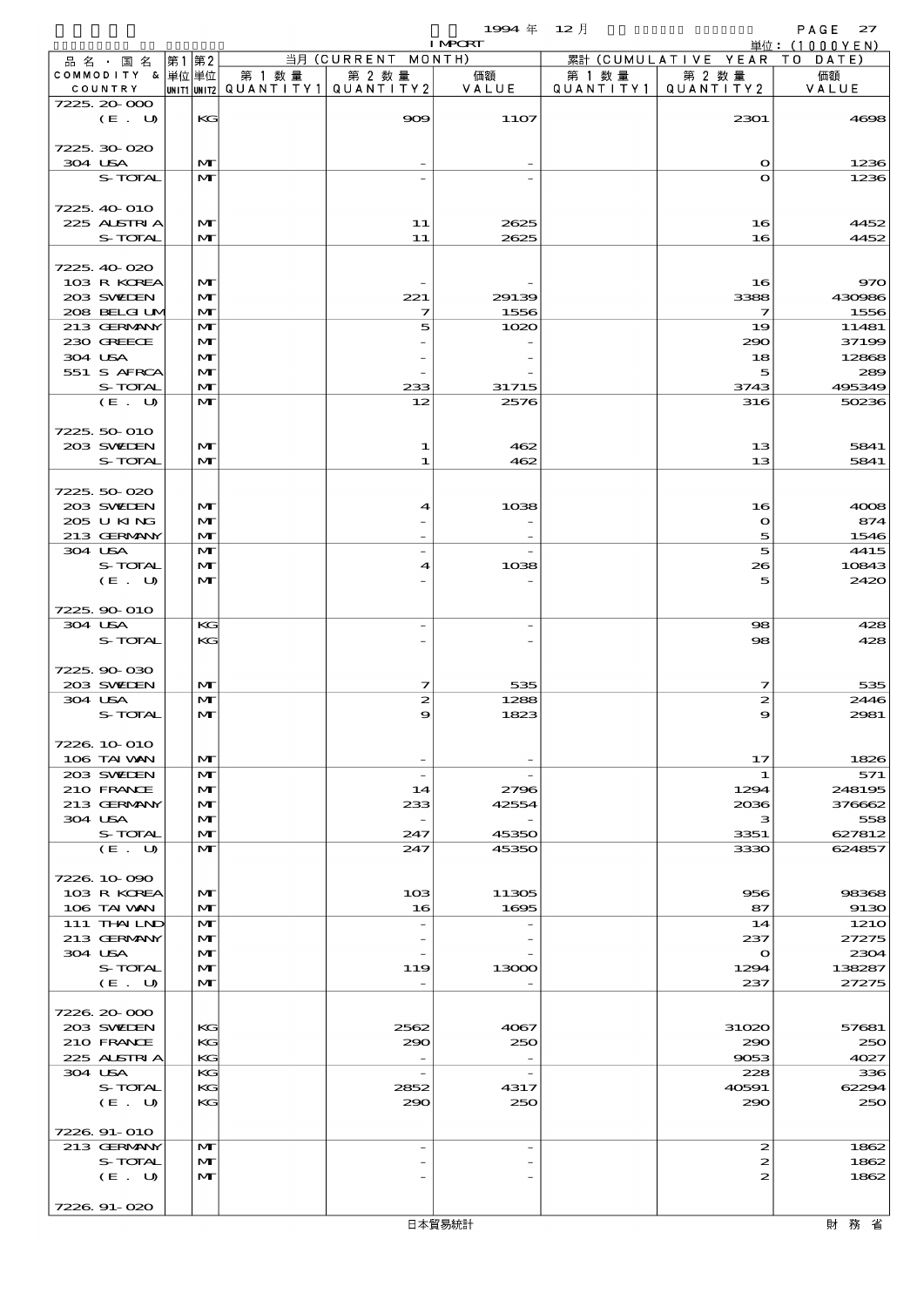1994 年 12 月 IMPORT 単位：(1000YEN)

| 品名・国名 COMMODITY & COUNTRY | 第1 単位 UNIT1 | 第2 単位 UNIT2 | 当月 (CURRENT MONTH) 第1数量 QUANTITY1 | 第2数量 QUANTITY2 | 価額 VALUE | 累計 (CUMULATIVE YEAR TO DATE) 第1数量 QUANTITY1 | 第2数量 QUANTITY2 | 価額 VALUE |
|---|---|---|---|---|---|---|---|---|
| 7225.20-000 | | | | | | | | |
| (E. U) | | KG | | 909 | 1107 | | 2301 | 4698 |
| 7225.30-020 | | | | | | | | |
| 304 USA | | MT | | - | - | | 0 | 1236 |
| S-TOTAL | | MT | | - | - | | 0 | 1236 |
| 7225.40-010 | | | | | | | | |
| 225 AUSTRIA | | MT | | 11 | 2625 | | 16 | 4452 |
| S-TOTAL | | MT | | 11 | 2625 | | 16 | 4452 |
| 7225.40-020 | | | | | | | | |
| 103 R KOREA | | MT | | - | - | | 16 | 970 |
| 203 SWEDEN | | MT | | 221 | 29139 | | 3388 | 430986 |
| 208 BELGIUM | | MT | | 7 | 1556 | | 7 | 1556 |
| 213 GERMANY | | MT | | 5 | 1020 | | 19 | 11481 |
| 230 GREECE | | MT | | - | - | | 290 | 37199 |
| 304 USA | | MT | | - | - | | 18 | 12868 |
| 551 S AFRCA | | MT | | - | - | | 5 | 289 |
| S-TOTAL | | MT | | 233 | 31715 | | 3743 | 495349 |
| (E. U) | | MT | | 12 | 2576 | | 316 | 50236 |
| 7225.50-010 | | | | | | | | |
| 203 SWEDEN | | MT | | 1 | 462 | | 13 | 5841 |
| S-TOTAL | | MT | | 1 | 462 | | 13 | 5841 |
| 7225.50-020 | | | | | | | | |
| 203 SWEDEN | | MT | | 4 | 1038 | | 16 | 4008 |
| 205 U KING | | MT | | - | - | | 0 | 874 |
| 213 GERMANY | | MT | | - | - | | 5 | 1546 |
| 304 USA | | MT | | - | - | | 5 | 4415 |
| S-TOTAL | | MT | | 4 | 1038 | | 26 | 10843 |
| (E. U) | | MT | | - | - | | 5 | 2420 |
| 7225.90-010 | | | | | | | | |
| 304 USA | | KG | | - | - | | 98 | 428 |
| S-TOTAL | | KG | | - | - | | 98 | 428 |
| 7225.90-030 | | | | | | | | |
| 203 SWEDEN | | MT | | 7 | 535 | | 7 | 535 |
| 304 USA | | MT | | 2 | 1288 | | 2 | 2446 |
| S-TOTAL | | MT | | 9 | 1823 | | 9 | 2981 |
| 7226.10-010 | | | | | | | | |
| 106 TAIWAN | | MT | | - | - | | 17 | 1826 |
| 203 SWEDEN | | MT | | - | - | | 1 | 571 |
| 210 FRANCE | | MT | | 14 | 2796 | | 1294 | 248195 |
| 213 GERMANY | | MT | | 233 | 42554 | | 2036 | 376662 |
| 304 USA | | MT | | - | - | | 3 | 558 |
| S-TOTAL | | MT | | 247 | 45350 | | 3351 | 627812 |
| (E. U) | | MT | | 247 | 45350 | | 3330 | 624857 |
| 7226.10-090 | | | | | | | | |
| 103 R KOREA | | MT | | 103 | 11305 | | 956 | 98368 |
| 106 TAIWAN | | MT | | 16 | 1695 | | 87 | 9130 |
| 111 THAILND | | MT | | - | - | | 14 | 1210 |
| 213 GERMANY | | MT | | - | - | | 237 | 27275 |
| 304 USA | | MT | | - | - | | 0 | 2304 |
| S-TOTAL | | MT | | 119 | 13000 | | 1294 | 138287 |
| (E. U) | | MT | | - | - | | 237 | 27275 |
| 7226.20-000 | | | | | | | | |
| 203 SWEDEN | | KG | | 2562 | 4067 | | 31020 | 57681 |
| 210 FRANCE | | KG | | 290 | 250 | | 290 | 250 |
| 225 AUSTRIA | | KG | | - | - | | 9053 | 4027 |
| 304 USA | | KG | | - | - | | 228 | 336 |
| S-TOTAL | | KG | | 2852 | 4317 | | 40591 | 62294 |
| (E. U) | | KG | | 290 | 250 | | 290 | 250 |
| 7226.91-010 | | | | | | | | |
| 213 GERMANY | | MT | | - | - | | 2 | 1862 |
| S-TOTAL | | MT | | - | - | | 2 | 1862 |
| (E. U) | | MT | | - | - | | 2 | 1862 |
| 7226.91-020 | | | | | | | | |

日本貿易統計　財務省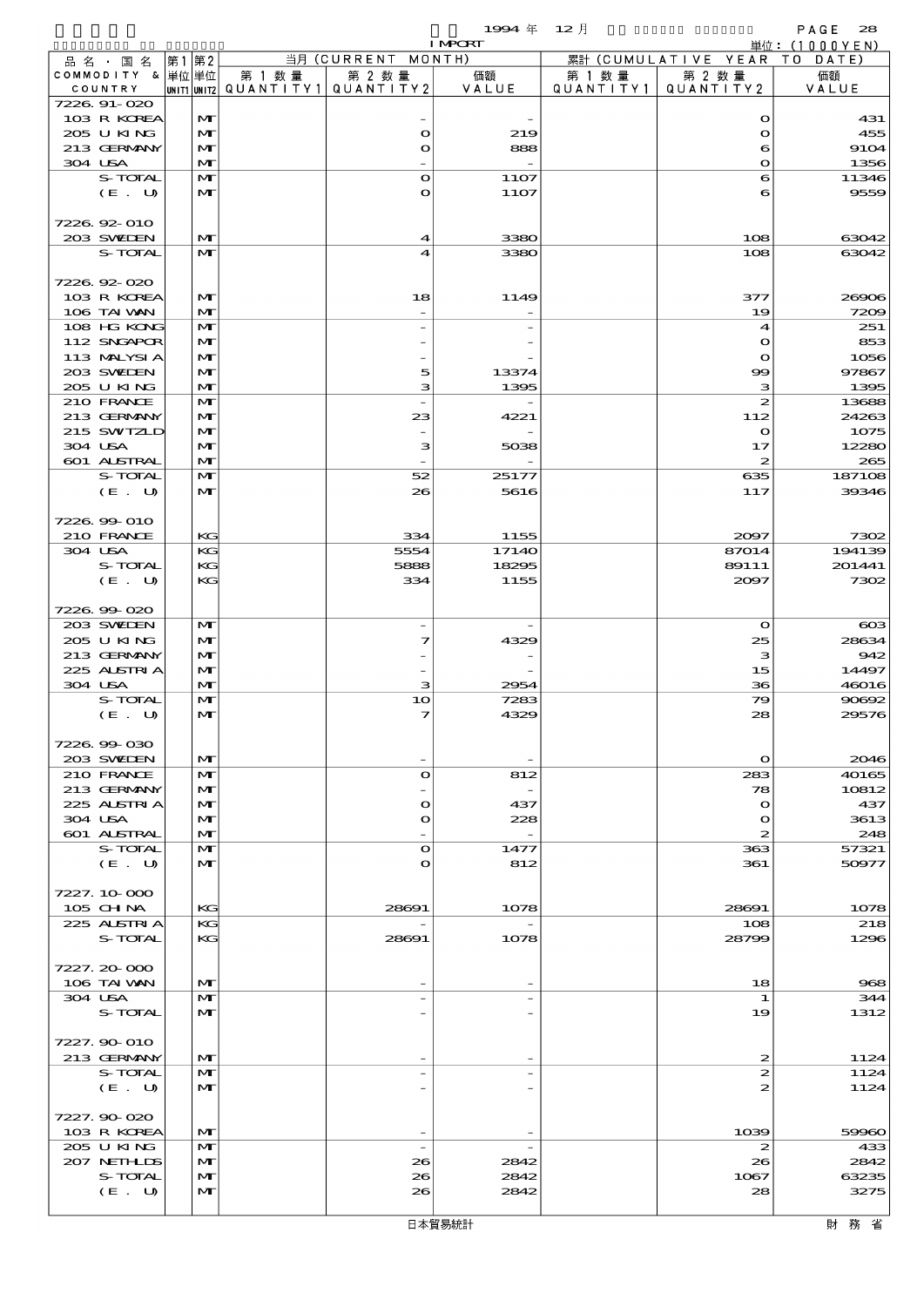1994 年 12 月 IMPORT

単位：(1000YEN)

| 品名・国名 COMMODITY & COUNTRY | 第1 単位 UNIT1 | 第2 単位 UNIT2 | 当月 (CURRENT MONTH) 第1数量 QUANTITY1 | 第2数量 QUANTITY2 | 価額 VALUE | 累計 (CUMULATIVE YEAR TO DATE) 第1数量 QUANTITY1 | 第2数量 QUANTITY2 | 価額 VALUE |
|---|---|---|---|---|---|---|---|---|
| 7226.91-020 | | | | | | | | |
| 103 R KOREA | | MT | | - | - | | 0 | 431 |
| 205 U KING | | MT | | 0 | 219 | | 0 | 455 |
| 213 GERMANY | | MT | | 0 | 888 | | 6 | 9104 |
| 304 USA | | MT | | - | - | | 0 | 1356 |
| S-TOTAL | | MT | | 0 | 1107 | | 6 | 11346 |
| (E. U) | | MT | | 0 | 1107 | | 6 | 9559 |
| 7226.92-010 | | | | | | | | |
| 203 SWEDEN | | MT | | 4 | 3380 | | 108 | 63042 |
| S-TOTAL | | MT | | 4 | 3380 | | 108 | 63042 |
| 7226.92-020 | | | | | | | | |
| 103 R KOREA | | MT | | 18 | 1149 | | 377 | 26906 |
| 106 TAIWAN | | MT | | - | - | | 19 | 7209 |
| 108 HG KONG | | MT | | - | - | | 4 | 251 |
| 112 SNGAPOR | | MT | | - | - | | 0 | 853 |
| 113 MALYSIA | | MT | | - | - | | 0 | 1056 |
| 203 SWEDEN | | MT | | 5 | 13374 | | 99 | 97867 |
| 205 U KING | | MT | | 3 | 1395 | | 3 | 1395 |
| 210 FRANCE | | MT | | - | - | | 2 | 13688 |
| 213 GERMANY | | MT | | 23 | 4221 | | 112 | 24263 |
| 215 SWITZLD | | MT | | - | - | | 0 | 1075 |
| 304 USA | | MT | | 3 | 5038 | | 17 | 12280 |
| 601 AUSTRAL | | MT | | - | - | | 2 | 265 |
| S-TOTAL | | MT | | 52 | 25177 | | 635 | 187108 |
| (E. U) | | MT | | 26 | 5616 | | 117 | 39346 |
| 7226.99-010 | | | | | | | | |
| 210 FRANCE | | KG | | 334 | 1155 | | 2097 | 7302 |
| 304 USA | | KG | | 5554 | 17140 | | 87014 | 194139 |
| S-TOTAL | | KG | | 5888 | 18295 | | 89111 | 201441 |
| (E. U) | | KG | | 334 | 1155 | | 2097 | 7302 |
| 7226.99-020 | | | | | | | | |
| 203 SWEDEN | | MT | | - | - | | 0 | 603 |
| 205 U KING | | MT | | 7 | 4329 | | 25 | 28634 |
| 213 GERMANY | | MT | | - | - | | 3 | 942 |
| 225 AUSTRIA | | MT | | - | - | | 15 | 14497 |
| 304 USA | | MT | | 3 | 2954 | | 36 | 46016 |
| S-TOTAL | | MT | | 10 | 7283 | | 79 | 90692 |
| (E. U) | | MT | | 7 | 4329 | | 28 | 29576 |
| 7226.99-030 | | | | | | | | |
| 203 SWEDEN | | MT | | - | - | | 0 | 2046 |
| 210 FRANCE | | MT | | 0 | 812 | | 283 | 40165 |
| 213 GERMANY | | MT | | - | - | | 78 | 10812 |
| 225 AUSTRIA | | MT | | 0 | 437 | | 0 | 437 |
| 304 USA | | MT | | 0 | 228 | | 0 | 3613 |
| 601 AUSTRAL | | MT | | - | - | | 2 | 248 |
| S-TOTAL | | MT | | 0 | 1477 | | 363 | 57321 |
| (E. U) | | MT | | 0 | 812 | | 361 | 50977 |
| 7227.10-000 | | | | | | | | |
| 105 CHINA | | KG | | 28691 | 1078 | | 28691 | 1078 |
| 225 AUSTRIA | | KG | | - | - | | 108 | 218 |
| S-TOTAL | | KG | | 28691 | 1078 | | 28799 | 1296 |
| 7227.20-000 | | | | | | | | |
| 106 TAIWAN | | MT | | - | - | | 18 | 968 |
| 304 USA | | MT | | - | - | | 1 | 344 |
| S-TOTAL | | MT | | - | - | | 19 | 1312 |
| 7227.90-010 | | | | | | | | |
| 213 GERMANY | | MT | | - | - | | 2 | 1124 |
| S-TOTAL | | MT | | - | - | | 2 | 1124 |
| (E. U) | | MT | | - | - | | 2 | 1124 |
| 7227.90-020 | | | | | | | | |
| 103 R KOREA | | MT | | - | - | | 1039 | 59960 |
| 205 U KING | | MT | | - | - | | 2 | 433 |
| 207 NETHLDS | | MT | | 26 | 2842 | | 26 | 2842 |
| S-TOTAL | | MT | | 26 | 2842 | | 1067 | 63235 |
| (E. U) | | MT | | 26 | 2842 | | 28 | 3275 |

日本貿易統計　財務省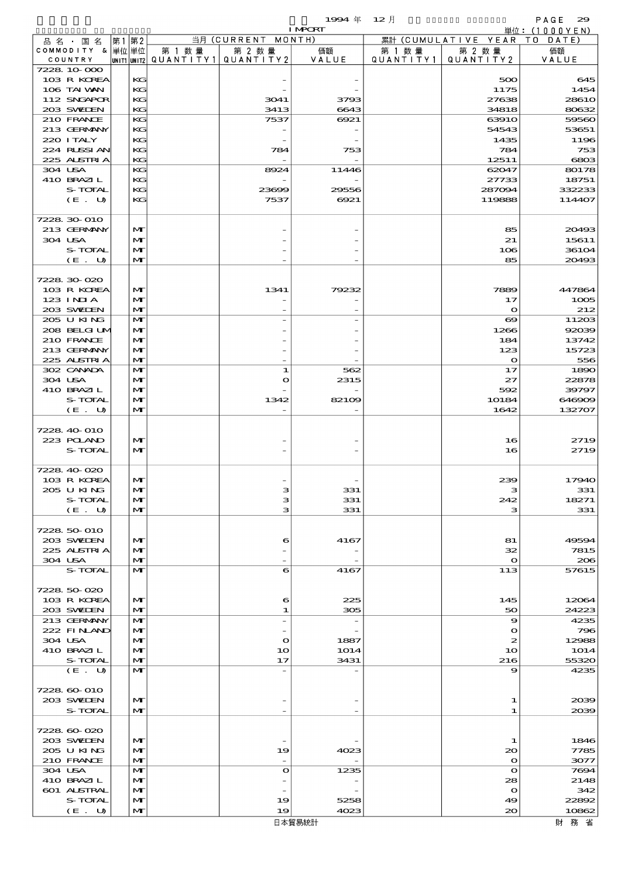| 品名・国名 COMMODITY & COUNTRY | 第1単位 UNIT1 | 第2単位 UNIT2 | 当月 (CURRENT MONTH) 第1数量 QUANTITY1 | 第2数量 QUANTITY2 | 価額 VALUE | 累計 (CUMULATIVE YEAR TO DATE) 第1数量 QUANTITY1 | 第2数量 QUANTITY2 | 価額 VALUE |
|---|---|---|---|---|---|---|---|---|
| 7228.10-000 | | | | | | | | |
| 103 R KOREA | | KG | | - | - | | 500 | 645 |
| 106 TAIWAN | | KG | | - | - | | 1175 | 1454 |
| 112 SNGAPOR | | KG | | 3041 | 3793 | | 27638 | 28610 |
| 203 SWEDEN | | KG | | 3413 | 6643 | | 34818 | 80632 |
| 210 FRANCE | | KG | | 7537 | 6921 | | 63910 | 59560 |
| 213 GERMANY | | KG | | - | - | | 54543 | 53651 |
| 220 ITALY | | KG | | - | - | | 1435 | 1196 |
| 224 RUSSIAN | | KG | | 784 | 753 | | 784 | 753 |
| 225 AUSTRIA | | KG | | - | - | | 12511 | 6803 |
| 304 USA | | KG | | 8924 | 11446 | | 62047 | 80178 |
| 410 BRAZIL | | KG | | - | - | | 27733 | 18751 |
| S-TOTAL | | KG | | 23699 | 29556 | | 287094 | 332233 |
| (E. U) | | KG | | 7537 | 6921 | | 119888 | 114407 |
| 7228.30-010 | | | | | | | | |
| 213 GERMANY | | MT | | - | - | | 85 | 20493 |
| 304 USA | | MT | | - | - | | 21 | 15611 |
| S-TOTAL | | MT | | - | - | | 106 | 36104 |
| (E. U) | | MT | | - | - | | 85 | 20493 |
| 7228.30-020 | | | | | | | | |
| 103 R KOREA | | MT | | 1341 | 79232 | | 7889 | 447864 |
| 123 INDIA | | MT | | - | - | | 17 | 1005 |
| 203 SWEDEN | | MT | | - | - | | 0 | 212 |
| 205 U KING | | MT | | - | - | | 69 | 11203 |
| 208 BELGIUM | | MT | | - | - | | 1266 | 92039 |
| 210 FRANCE | | MT | | - | - | | 184 | 13742 |
| 213 GERMANY | | MT | | - | - | | 123 | 15723 |
| 225 AUSTRIA | | MT | | - | - | | 0 | 556 |
| 302 CANADA | | MT | | 1 | 562 | | 17 | 1890 |
| 304 USA | | MT | | 0 | 2315 | | 27 | 22878 |
| 410 BRAZIL | | MT | | - | - | | 592 | 39797 |
| S-TOTAL | | MT | | 1342 | 82109 | | 10184 | 646909 |
| (E. U) | | MT | | - | - | | 1642 | 132707 |
| 7228.40-010 | | | | | | | | |
| 223 POLAND | | MT | | - | - | | 16 | 2719 |
| S-TOTAL | | MT | | - | - | | 16 | 2719 |
| 7228.40-020 | | | | | | | | |
| 103 R KOREA | | MT | | - | - | | 239 | 17940 |
| 205 U KING | | MT | | 3 | 331 | | 3 | 331 |
| S-TOTAL | | MT | | 3 | 331 | | 242 | 18271 |
| (E. U) | | MT | | 3 | 331 | | 3 | 331 |
| 7228.50-010 | | | | | | | | |
| 203 SWEDEN | | MT | | 6 | 4167 | | 81 | 49594 |
| 225 AUSTRIA | | MT | | - | - | | 32 | 7815 |
| 304 USA | | MT | | - | - | | 0 | 206 |
| S-TOTAL | | MT | | 6 | 4167 | | 113 | 57615 |
| 7228.50-020 | | | | | | | | |
| 103 R KOREA | | MT | | 6 | 225 | | 145 | 12064 |
| 203 SWEDEN | | MT | | 1 | 305 | | 50 | 24223 |
| 213 GERMANY | | MT | | - | - | | 9 | 4235 |
| 222 FINLAND | | MT | | - | - | | 0 | 796 |
| 304 USA | | MT | | 0 | 1887 | | 2 | 12988 |
| 410 BRAZIL | | MT | | 10 | 1014 | | 10 | 1014 |
| S-TOTAL | | MT | | 17 | 3431 | | 216 | 55320 |
| (E. U) | | MT | | - | - | | 9 | 4235 |
| 7228.60-010 | | | | | | | | |
| 203 SWEDEN | | MT | | - | - | | 1 | 2039 |
| S-TOTAL | | MT | | - | - | | 1 | 2039 |
| 7228.60-020 | | | | | | | | |
| 203 SWEDEN | | MT | | - | - | | 1 | 1846 |
| 205 U KING | | MT | | 19 | 4023 | | 20 | 7785 |
| 210 FRANCE | | MT | | - | - | | 0 | 3077 |
| 304 USA | | MT | | 0 | 1235 | | 0 | 7694 |
| 410 BRAZIL | | MT | | - | - | | 28 | 2148 |
| 601 AUSTRAL | | MT | | - | - | | 0 | 342 |
| S-TOTAL | | MT | | 19 | 5258 | | 49 | 22892 |
| (E. U) | | MT | | 19 | 4023 | | 20 | 10862 |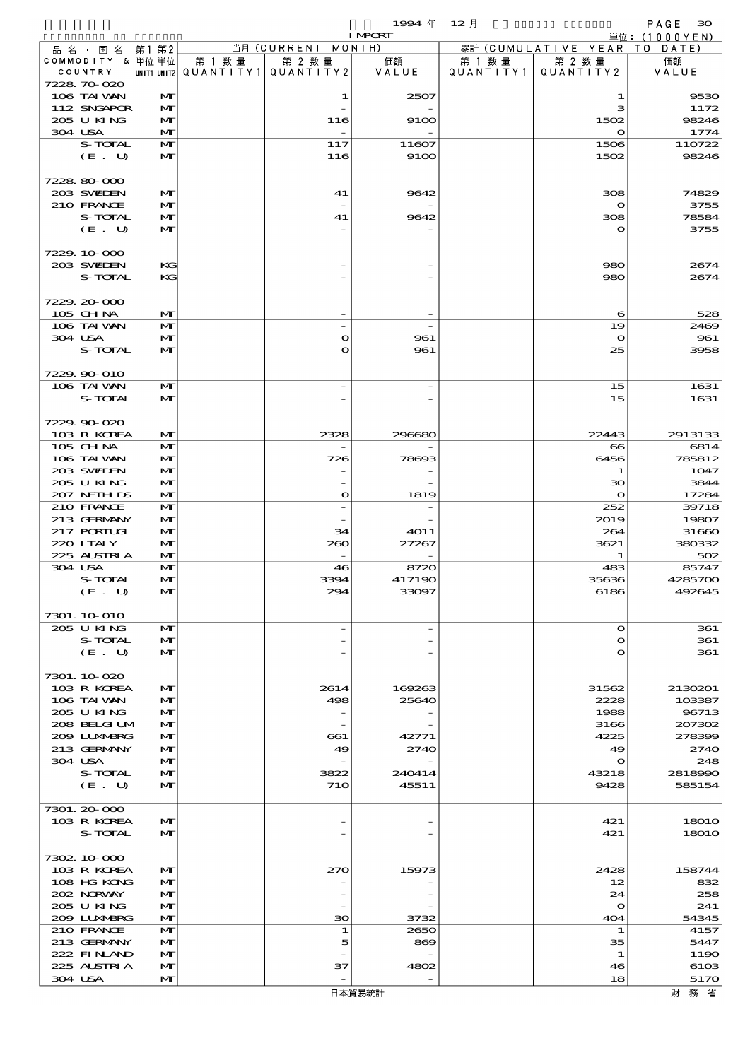1994 年 12 月 IMPORT 単位：(1000YEN)

| 品名・国名 COMMODITY & COUNTRY | 第1 単位 UNIT1 | 第2 単位 UNIT2 | 当月 (CURRENT MONTH) 第1数量 QUANTITY1 | 第2数量 QUANTITY2 | 価額 VALUE | 累計 (CUMULATIVE YEAR TO DATE) 第1数量 QUANTITY1 | 第2数量 QUANTITY2 | 価額 VALUE |
|---|---|---|---|---|---|---|---|---|
| 7228.70-020 | | | | | | | | |
| 106 TAIWAN | | MT | | 1 | 2507 | | 1 | 9530 |
| 112 SNGAPOR | | MT | | - | - | | 3 | 1172 |
| 205 U KING | | MT | | 116 | 9100 | | 1502 | 98246 |
| 304 USA | | MT | | - | - | | 0 | 1774 |
| S-TOTAL | | MT | | 117 | 11607 | | 1506 | 110722 |
| (E. U) | | MT | | 116 | 9100 | | 1502 | 98246 |
| 7228.80-000 | | | | | | | | |
| 203 SWEDEN | | MT | | 41 | 9642 | | 308 | 74829 |
| 210 FRANCE | | MT | | - | - | | 0 | 3755 |
| S-TOTAL | | MT | | 41 | 9642 | | 308 | 78584 |
| (E. U) | | MT | | - | - | | 0 | 3755 |
| 7229.10-000 | | | | | | | | |
| 203 SWEDEN | | KG | | - | - | | 980 | 2674 |
| S-TOTAL | | KG | | - | - | | 980 | 2674 |
| 7229.20-000 | | | | | | | | |
| 105 CHINA | | MT | | - | - | | 6 | 528 |
| 106 TAIWAN | | MT | | - | - | | 19 | 2469 |
| 304 USA | | MT | | 0 | 961 | | 0 | 961 |
| S-TOTAL | | MT | | 0 | 961 | | 25 | 3958 |
| 7229.90-010 | | | | | | | | |
| 106 TAIWAN | | MT | | - | - | | 15 | 1631 |
| S-TOTAL | | MT | | - | - | | 15 | 1631 |
| 7229.90-020 | | | | | | | | |
| 103 R KOREA | | MT | | 2328 | 296680 | | 22443 | 2913133 |
| 105 CHINA | | MT | | - | - | | 66 | 6814 |
| 106 TAIWAN | | MT | | 726 | 78693 | | 6456 | 785812 |
| 203 SWEDEN | | MT | | - | - | | 1 | 1047 |
| 205 U KING | | MT | | - | - | | 30 | 3844 |
| 207 NETHLDS | | MT | | 0 | 1819 | | 0 | 17284 |
| 210 FRANCE | | MT | | - | - | | 252 | 39718 |
| 213 GERMANY | | MT | | - | - | | 2019 | 19807 |
| 217 PORTUGL | | MT | | 34 | 4011 | | 264 | 31660 |
| 220 ITALY | | MT | | 260 | 27267 | | 3621 | 380332 |
| 225 AUSTRIA | | MT | | - | - | | 1 | 502 |
| 304 USA | | MT | | 46 | 8720 | | 483 | 85747 |
| S-TOTAL | | MT | | 3394 | 417190 | | 35636 | 4285700 |
| (E. U) | | MT | | 294 | 33097 | | 6186 | 492645 |
| 7301.10-010 | | | | | | | | |
| 205 U KING | | MT | | - | - | | 0 | 361 |
| S-TOTAL | | MT | | - | - | | 0 | 361 |
| (E. U) | | MT | | - | - | | 0 | 361 |
| 7301.10-020 | | | | | | | | |
| 103 R KOREA | | MT | | 2614 | 169263 | | 31562 | 2130201 |
| 106 TAIWAN | | MT | | 498 | 25640 | | 2228 | 103387 |
| 205 U KING | | MT | | - | - | | 1988 | 96713 |
| 208 BELGIUM | | MT | | - | - | | 3166 | 207302 |
| 209 LUXMBRG | | MT | | 661 | 42771 | | 4225 | 278399 |
| 213 GERMANY | | MT | | 49 | 2740 | | 49 | 2740 |
| 304 USA | | MT | | - | - | | 0 | 248 |
| S-TOTAL | | MT | | 3822 | 240414 | | 43218 | 2818990 |
| (E. U) | | MT | | 710 | 45511 | | 9428 | 585154 |
| 7301.20-000 | | | | | | | | |
| 103 R KOREA | | MT | | - | - | | 421 | 18010 |
| S-TOTAL | | MT | | - | - | | 421 | 18010 |
| 7302.10-000 | | | | | | | | |
| 103 R KOREA | | MT | | 270 | 15973 | | 2428 | 158744 |
| 108 HG KONG | | MT | | - | - | | 12 | 832 |
| 202 NORWAY | | MT | | - | - | | 24 | 258 |
| 205 U KING | | MT | | - | - | | 0 | 241 |
| 209 LUXMBRG | | MT | | 30 | 3732 | | 404 | 54345 |
| 210 FRANCE | | MT | | 1 | 2650 | | 1 | 4157 |
| 213 GERMANY | | MT | | 5 | 869 | | 35 | 5447 |
| 222 FINLAND | | MT | | - | - | | 1 | 1190 |
| 225 AUSTRIA | | MT | | 37 | 4802 | | 46 | 6103 |
| 304 USA | | MT | | - | - | | 18 | 5170 |

日本貿易統計 財務省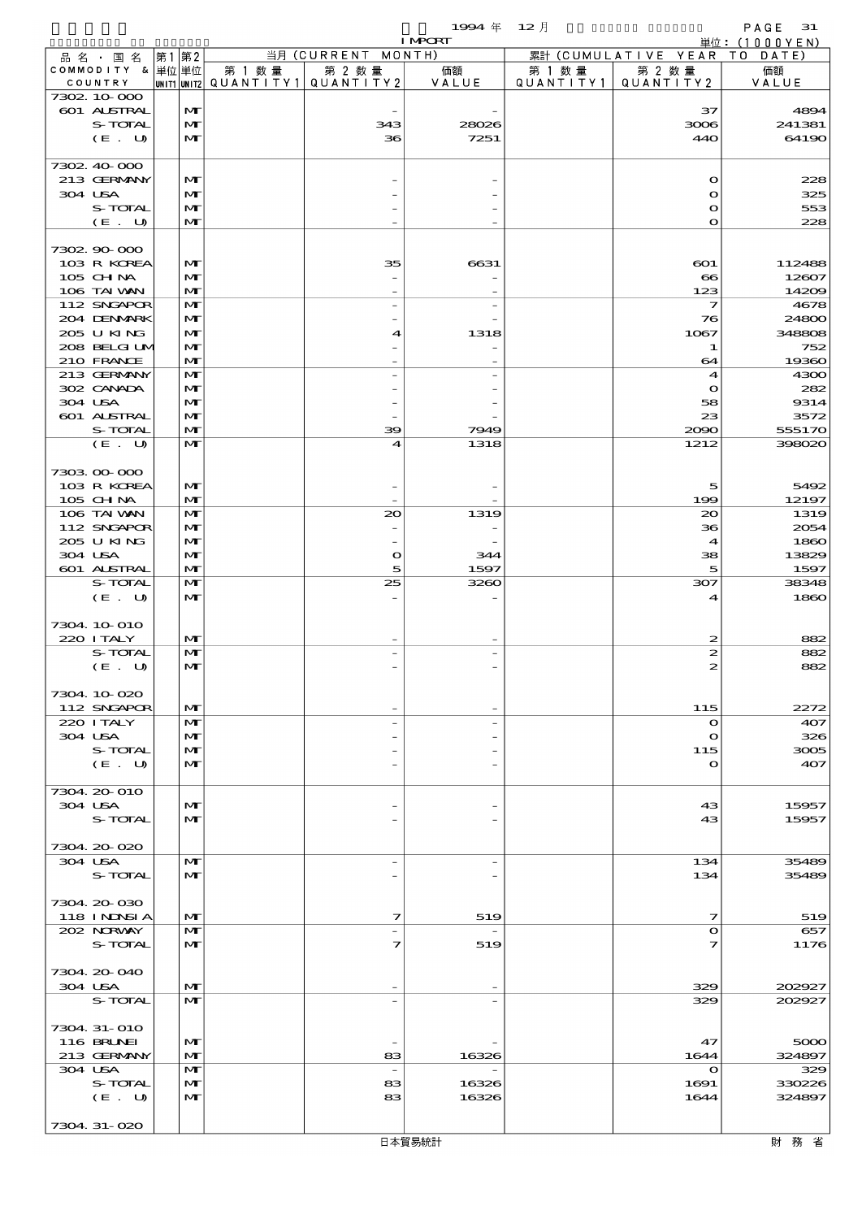1994 年 12 月 IMPORT

単位：(1000YEN)

| 品名・国名 COMMODITY & COUNTRY | 第1 単位 UNIT1 | 第2 単位 UNIT2 | 当月 (CURRENT MONTH) 第1数量 QUANTITY1 | 第2数量 QUANTITY2 | 価額 VALUE | 累計 (CUMULATIVE YEAR TO DATE) 第1数量 QUANTITY1 | 第2数量 QUANTITY2 | 価額 VALUE |
|---|---|---|---|---|---|---|---|---|
| 7302.10-000 | | | | | | | | |
| 601 AUSTRAL | | MT | | - | - | | 37 | 4894 |
| S-TOTAL | | MT | | 343 | 28026 | | 3006 | 241381 |
| (E. U) | | MT | | 36 | 7251 | | 440 | 64190 |
| 7302.40-000 | | | | | | | | |
| 213 GERMANY | | MT | | - | - | | 0 | 228 |
| 304 USA | | MT | | - | - | | 0 | 325 |
| S-TOTAL | | MT | | - | - | | 0 | 553 |
| (E. U) | | MT | | - | - | | 0 | 228 |
| 7302.90-000 | | | | | | | | |
| 103 R KOREA | | MT | | 35 | 6631 | | 601 | 112488 |
| 105 CHINA | | MT | | - | - | | 66 | 12607 |
| 106 TAIWAN | | MT | | - | - | | 123 | 14209 |
| 112 SNGAPOR | | MT | | - | - | | 7 | 4678 |
| 204 DENMARK | | MT | | - | - | | 76 | 24800 |
| 205 U KING | | MT | | 4 | 1318 | | 1067 | 348808 |
| 208 BELGIUM | | MT | | - | - | | 1 | 752 |
| 210 FRANCE | | MT | | - | - | | 64 | 19360 |
| 213 GERMANY | | MT | | - | - | | 4 | 4300 |
| 302 CANADA | | MT | | - | - | | 0 | 282 |
| 304 USA | | MT | | - | - | | 58 | 9314 |
| 601 AUSTRAL | | MT | | - | - | | 23 | 3572 |
| S-TOTAL | | MT | | 39 | 7949 | | 2090 | 555170 |
| (E. U) | | MT | | 4 | 1318 | | 1212 | 398020 |
| 7303.00-000 | | | | | | | | |
| 103 R KOREA | | MT | | - | - | | 5 | 5492 |
| 105 CHINA | | MT | | - | - | | 199 | 12197 |
| 106 TAIWAN | | MT | | 20 | 1319 | | 20 | 1319 |
| 112 SNGAPOR | | MT | | - | - | | 36 | 2054 |
| 205 U KING | | MT | | - | - | | 4 | 1860 |
| 304 USA | | MT | | 0 | 344 | | 38 | 13829 |
| 601 AUSTRAL | | MT | | 5 | 1597 | | 5 | 1597 |
| S-TOTAL | | MT | | 25 | 3260 | | 307 | 38348 |
| (E. U) | | MT | | - | - | | 4 | 1860 |
| 7304.10-010 | | | | | | | | |
| 220 ITALY | | MT | | - | - | | 2 | 882 |
| S-TOTAL | | MT | | - | - | | 2 | 882 |
| (E. U) | | MT | | - | - | | 2 | 882 |
| 7304.10-020 | | | | | | | | |
| 112 SNGAPOR | | MT | | - | - | | 115 | 2272 |
| 220 ITALY | | MT | | - | - | | 0 | 407 |
| 304 USA | | MT | | - | - | | 0 | 326 |
| S-TOTAL | | MT | | - | - | | 115 | 3005 |
| (E. U) | | MT | | - | - | | 0 | 407 |
| 7304.20-010 | | | | | | | | |
| 304 USA | | MT | | - | - | | 43 | 15957 |
| S-TOTAL | | MT | | - | - | | 43 | 15957 |
| 7304.20-020 | | | | | | | | |
| 304 USA | | MT | | - | - | | 134 | 35489 |
| S-TOTAL | | MT | | - | - | | 134 | 35489 |
| 7304.20-030 | | | | | | | | |
| 118 INDNSIA | | MT | | 7 | 519 | | 7 | 519 |
| 202 NORWAY | | MT | | - | - | | 0 | 657 |
| S-TOTAL | | MT | | 7 | 519 | | 7 | 1176 |
| 7304.20-040 | | | | | | | | |
| 304 USA | | MT | | - | - | | 329 | 202927 |
| S-TOTAL | | MT | | - | - | | 329 | 202927 |
| 7304.31-010 | | | | | | | | |
| 116 BRUNEI | | MT | | - | - | | 47 | 5000 |
| 213 GERMANY | | MT | | 83 | 16326 | | 1644 | 324897 |
| 304 USA | | MT | | - | - | | 0 | 329 |
| S-TOTAL | | MT | | 83 | 16326 | | 1691 | 330226 |
| (E. U) | | MT | | 83 | 16326 | | 1644 | 324897 |
| 7304.31-020 | | | | | | | | |

日本貿易統計　財務省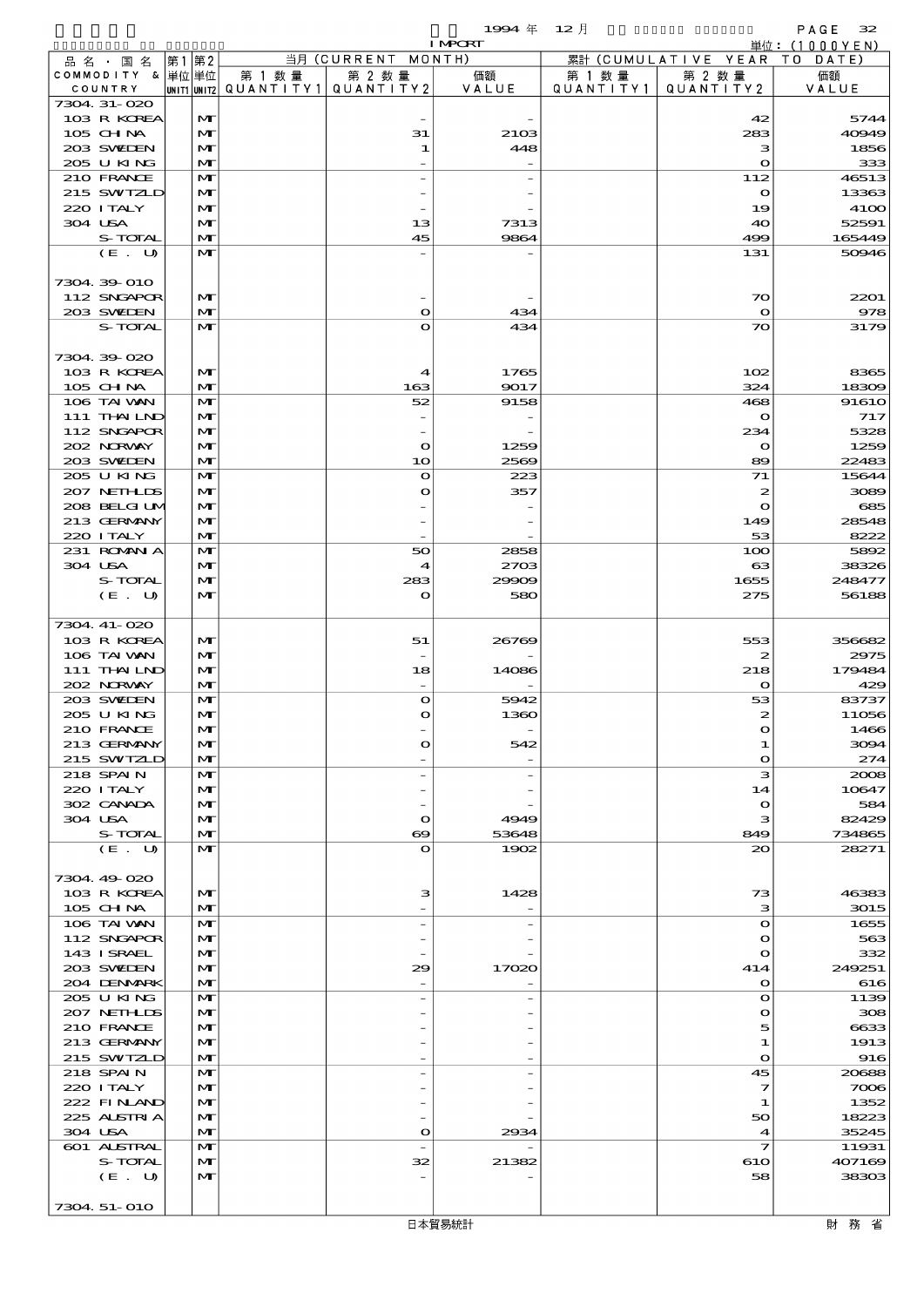1994 年 12 月 IMPORT

単位：(1000YEN)

| 品名・国名 COMMODITY & COUNTRY | 第1単位 UNIT1 | 第2単位 UNIT2 | 当月 (CURRENT MONTH) 第1数量 QUANTITY1 | 第2数量 QUANTITY2 | 価額 VALUE | 累計 (CUMULATIVE YEAR TO DATE) 第1数量 QUANTITY1 | 第2数量 QUANTITY2 | 価額 VALUE |
|---|---|---|---|---|---|---|---|---|
| 7304.31-020 | | | | | | | | |
| 103 R KOREA | | MT | | - | - | | 42 | 5744 |
| 105 CHINA | | MT | | 31 | 2103 | | 283 | 40949 |
| 203 SWEDEN | | MT | | 1 | 448 | | 3 | 1856 |
| 205 U KING | | MT | | - | - | | 0 | 333 |
| 210 FRANCE | | MT | | - | - | | 112 | 46513 |
| 215 SWTZLD | | MT | | - | - | | 0 | 13363 |
| 220 ITALY | | MT | | - | - | | 19 | 4100 |
| 304 USA | | MT | | 13 | 7313 | | 40 | 52591 |
| S-TOTAL | | MT | | 45 | 9864 | | 499 | 165449 |
| (E. U) | | MT | | - | - | | 131 | 50946 |
| 7304.39-010 | | | | | | | | |
| 112 SNGAPOR | | MT | | - | - | | 70 | 2201 |
| 203 SWEDEN | | MT | | 0 | 434 | | 0 | 978 |
| S-TOTAL | | MT | | 0 | 434 | | 70 | 3179 |
| 7304.39-020 | | | | | | | | |
| 103 R KOREA | | MT | | 4 | 1765 | | 102 | 8365 |
| 105 CHINA | | MT | | 163 | 9017 | | 324 | 18309 |
| 106 TAIWAN | | MT | | 52 | 9158 | | 468 | 91610 |
| 111 THAILND | | MT | | - | - | | 0 | 717 |
| 112 SNGAPOR | | MT | | - | - | | 234 | 5328 |
| 202 NORWAY | | MT | | 0 | 1259 | | 0 | 1259 |
| 203 SWEDEN | | MT | | 10 | 2569 | | 89 | 22483 |
| 205 U KING | | MT | | 0 | 223 | | 71 | 15644 |
| 207 NETHLDS | | MT | | 0 | 357 | | 2 | 3089 |
| 208 BELGIUM | | MT | | - | - | | 0 | 685 |
| 213 GERMANY | | MT | | - | - | | 149 | 28548 |
| 220 ITALY | | MT | | - | - | | 53 | 8222 |
| 231 ROMANIA | | MT | | 50 | 2858 | | 100 | 5892 |
| 304 USA | | MT | | 4 | 2703 | | 63 | 38326 |
| S-TOTAL | | MT | | 283 | 29909 | | 1655 | 248477 |
| (E. U) | | MT | | 0 | 580 | | 275 | 56188 |
| 7304.41-020 | | | | | | | | |
| 103 R KOREA | | MT | | 51 | 26769 | | 553 | 356682 |
| 106 TAIWAN | | MT | | - | - | | 2 | 2975 |
| 111 THAILND | | MT | | 18 | 14086 | | 218 | 179484 |
| 202 NORWAY | | MT | | - | - | | 0 | 429 |
| 203 SWEDEN | | MT | | 0 | 5942 | | 53 | 83737 |
| 205 U KING | | MT | | 0 | 1360 | | 2 | 11056 |
| 210 FRANCE | | MT | | - | - | | 0 | 1466 |
| 213 GERMANY | | MT | | 0 | 542 | | 1 | 3094 |
| 215 SWTZLD | | MT | | - | - | | 0 | 274 |
| 218 SPAIN | | MT | | - | - | | 3 | 2008 |
| 220 ITALY | | MT | | - | - | | 14 | 10647 |
| 302 CANADA | | MT | | - | - | | 0 | 584 |
| 304 USA | | MT | | 0 | 4949 | | 3 | 82429 |
| S-TOTAL | | MT | | 69 | 53648 | | 849 | 734865 |
| (E. U) | | MT | | 0 | 1902 | | 20 | 28271 |
| 7304.49-020 | | | | | | | | |
| 103 R KOREA | | MT | | 3 | 1428 | | 73 | 46383 |
| 105 CHINA | | MT | | - | - | | 3 | 3015 |
| 106 TAIWAN | | MT | | - | - | | 0 | 1655 |
| 112 SNGAPOR | | MT | | - | - | | 0 | 563 |
| 143 ISRAEL | | MT | | - | - | | 0 | 332 |
| 203 SWEDEN | | MT | | 29 | 17020 | | 414 | 249251 |
| 204 DENMARK | | MT | | - | - | | 0 | 616 |
| 205 U KING | | MT | | - | - | | 0 | 1139 |
| 207 NETHLDS | | MT | | - | - | | 0 | 308 |
| 210 FRANCE | | MT | | - | - | | 5 | 6633 |
| 213 GERMANY | | MT | | - | - | | 1 | 1913 |
| 215 SWTZLD | | MT | | - | - | | 0 | 916 |
| 218 SPAIN | | MT | | - | - | | 45 | 20688 |
| 220 ITALY | | MT | | - | - | | 7 | 7006 |
| 222 FINLAND | | MT | | - | - | | 1 | 1352 |
| 225 AUSTRIA | | MT | | - | - | | 50 | 18223 |
| 304 USA | | MT | | 0 | 2934 | | 4 | 35245 |
| 601 AUSTRAL | | MT | | - | - | | 7 | 11931 |
| S-TOTAL | | MT | | 32 | 21382 | | 610 | 407169 |
| (E. U) | | MT | | - | - | | 58 | 38303 |
| 7304.51-010 | | | | | | | | |

日本貿易統計　　財務省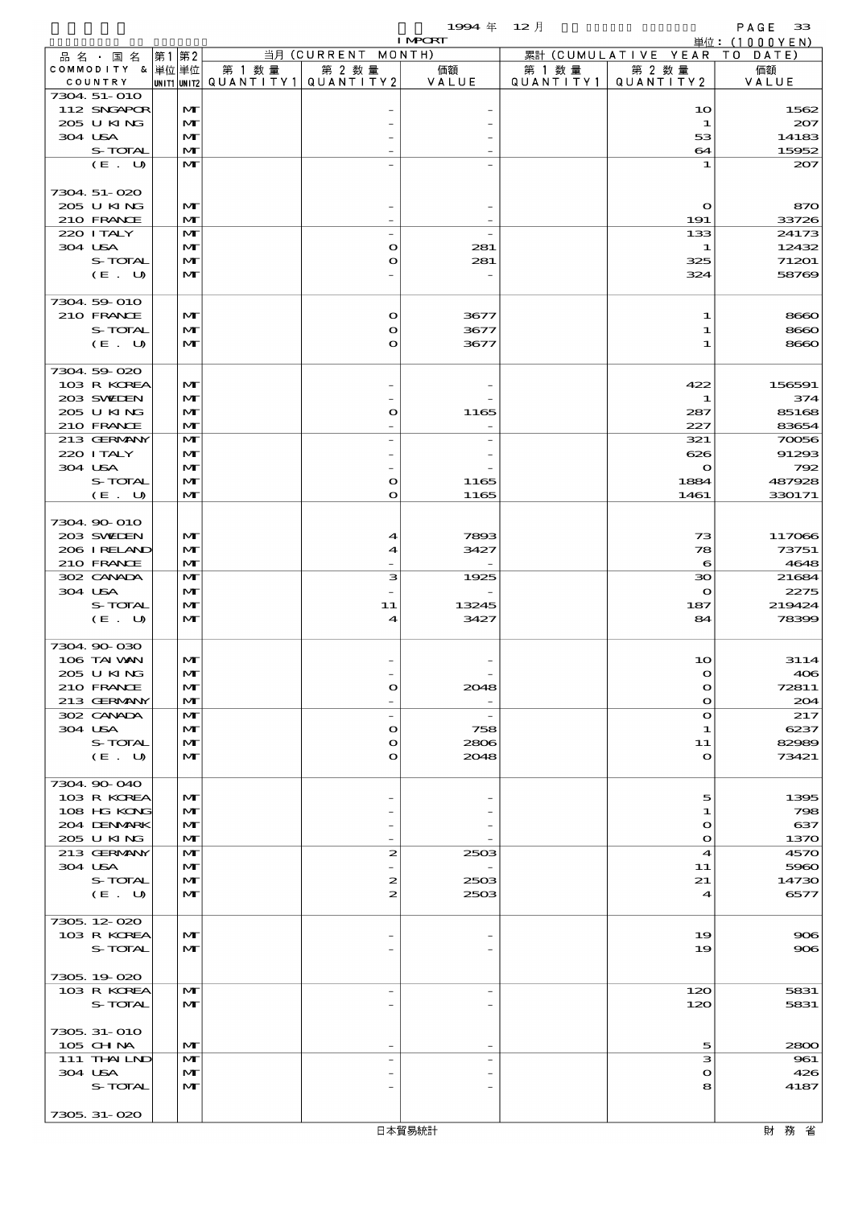1994 年 12 月　IMPORT

単位：(1000YEN)

| 品名・国名 COMMODITY & COUNTRY | 第1 単位 UNIT1 | 第2 単位 UNIT2 | 当月 (CURRENT MONTH) 第1数量 QUANTITY1 | 第2数量 QUANTITY2 | 価額 VALUE | 累計 (CUMULATIVE YEAR TO DATE) 第1数量 QUANTITY1 | 第2数量 QUANTITY2 | 価額 VALUE |
|---|---|---|---|---|---|---|---|---|
| 7304.51-010 | | | | | | | | |
| 112 SNGAPOR | | MT | | - | - | | 10 | 1562 |
| 205 U KING | | MT | | - | - | | 1 | 207 |
| 304 USA | | MT | | - | - | | 53 | 14183 |
| S-TOTAL | | MT | | - | - | | 64 | 15952 |
| (E. U) | | MT | | - | - | | 1 | 207 |
| 7304.51-020 | | | | | | | | |
| 205 U KING | | MT | | - | - | | 0 | 870 |
| 210 FRANCE | | MT | | - | - | | 191 | 33726 |
| 220 ITALY | | MT | | - | - | | 133 | 24173 |
| 304 USA | | MT | | 0 | 281 | | 1 | 12432 |
| S-TOTAL | | MT | | 0 | 281 | | 325 | 71201 |
| (E. U) | | MT | | - | - | | 324 | 58769 |
| 7304.59-010 | | | | | | | | |
| 210 FRANCE | | MT | | 0 | 3677 | | 1 | 8660 |
| S-TOTAL | | MT | | 0 | 3677 | | 1 | 8660 |
| (E. U) | | MT | | 0 | 3677 | | 1 | 8660 |
| 7304.59-020 | | | | | | | | |
| 103 R KOREA | | MT | | - | - | | 422 | 156591 |
| 203 SWEDEN | | MT | | - | - | | 1 | 374 |
| 205 U KING | | MT | | 0 | 1165 | | 287 | 85168 |
| 210 FRANCE | | MT | | - | - | | 227 | 83654 |
| 213 GERMANY | | MT | | - | - | | 321 | 70056 |
| 220 ITALY | | MT | | - | - | | 626 | 91293 |
| 304 USA | | MT | | - | - | | 0 | 792 |
| S-TOTAL | | MT | | 0 | 1165 | | 1884 | 487928 |
| (E. U) | | MT | | 0 | 1165 | | 1461 | 330171 |
| 7304.90-010 | | | | | | | | |
| 203 SWEDEN | | MT | | 4 | 7893 | | 73 | 117066 |
| 206 IRELAND | | MT | | 4 | 3427 | | 78 | 73751 |
| 210 FRANCE | | MT | | - | - | | 6 | 4648 |
| 302 CANADA | | MT | | 3 | 1925 | | 30 | 21684 |
| 304 USA | | MT | | - | - | | 0 | 2275 |
| S-TOTAL | | MT | | 11 | 13245 | | 187 | 219424 |
| (E. U) | | MT | | 4 | 3427 | | 84 | 78399 |
| 7304.90-030 | | | | | | | | |
| 106 TAIWAN | | MT | | - | - | | 10 | 3114 |
| 205 U KING | | MT | | - | - | | 0 | 406 |
| 210 FRANCE | | MT | | 0 | 2048 | | 0 | 72811 |
| 213 GERMANY | | MT | | - | - | | 0 | 204 |
| 302 CANADA | | MT | | - | - | | 0 | 217 |
| 304 USA | | MT | | 0 | 758 | | 1 | 6237 |
| S-TOTAL | | MT | | 0 | 2806 | | 11 | 82989 |
| (E. U) | | MT | | 0 | 2048 | | 0 | 73421 |
| 7304.90-040 | | | | | | | | |
| 103 R KOREA | | MT | | - | - | | 5 | 1395 |
| 108 HG KONG | | MT | | - | - | | 1 | 798 |
| 204 DENMARK | | MT | | - | - | | 0 | 637 |
| 205 U KING | | MT | | - | - | | 0 | 1370 |
| 213 GERMANY | | MT | | 2 | 2503 | | 4 | 4570 |
| 304 USA | | MT | | - | - | | 11 | 5960 |
| S-TOTAL | | MT | | 2 | 2503 | | 21 | 14730 |
| (E. U) | | MT | | 2 | 2503 | | 4 | 6577 |
| 7305.12-020 | | | | | | | | |
| 103 R KOREA | | MT | | - | - | | 19 | 906 |
| S-TOTAL | | MT | | - | - | | 19 | 906 |
| 7305.19-020 | | | | | | | | |
| 103 R KOREA | | MT | | - | - | | 120 | 5831 |
| S-TOTAL | | MT | | - | - | | 120 | 5831 |
| 7305.31-010 | | | | | | | | |
| 105 CHINA | | MT | | - | - | | 5 | 2800 |
| 111 THAILND | | MT | | - | - | | 3 | 961 |
| 304 USA | | MT | | - | - | | 0 | 426 |
| S-TOTAL | | MT | | - | - | | 8 | 4187 |
| 7305.31-020 | | | | | | | | |

日本貿易統計　財務省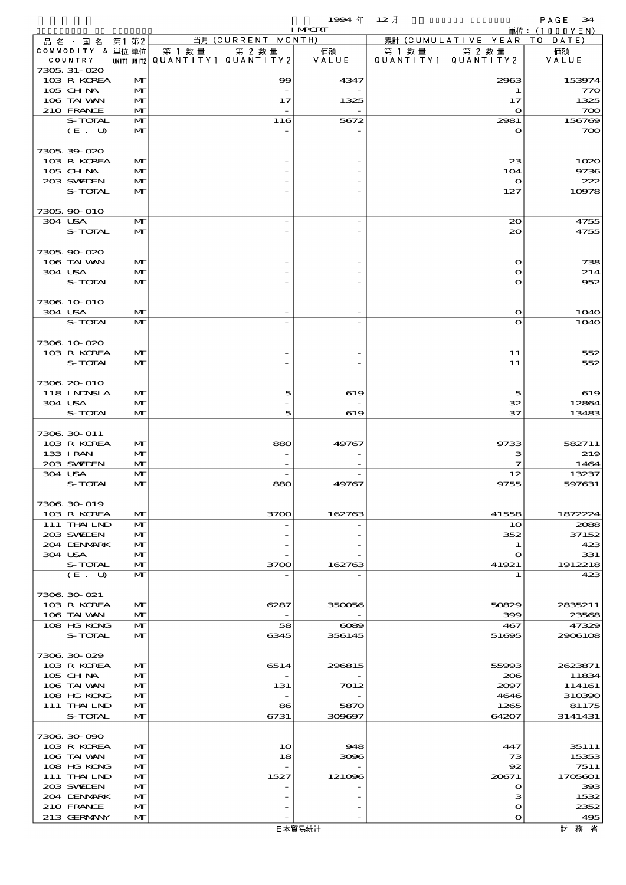| 品名・国名 COMMODITY & COUNTRY | 第1単位 UNIT1 | 第2単位 UNIT2 | 当月 (CURRENT MONTH) 第1数量 QUANTITY1 | 第2数量 QUANTITY2 | 価額 VALUE | 累計 (CUMULATIVE YEAR TO DATE) 第1数量 QUANTITY1 | 第2数量 QUANTITY2 | 価額 VALUE |
|---|---|---|---|---|---|---|---|---|
| 7305.31-020 | | | | | | | | |
| 103 R KOREA | | MT | | 99 | 4347 | | 2963 | 153974 |
| 105 CHINA | | MT | | - | - | | 1 | 770 |
| 106 TAIWAN | | MT | | 17 | 1325 | | 17 | 1325 |
| 210 FRANCE | | MT | | - | - | | 0 | 700 |
| S-TOTAL | | MT | | 116 | 5672 | | 2981 | 156769 |
| (E. U) | | MT | | - | - | | 0 | 700 |
| 7305.39-020 | | | | | | | | |
| 103 R KOREA | | MT | | - | - | | 23 | 1020 |
| 105 CHINA | | MT | | - | - | | 104 | 9736 |
| 203 SWEDEN | | MT | | - | - | | 0 | 222 |
| S-TOTAL | | MT | | - | - | | 127 | 10978 |
| 7305.90-010 | | | | | | | | |
| 304 USA | | MT | | - | - | | 20 | 4755 |
| S-TOTAL | | MT | | - | - | | 20 | 4755 |
| 7305.90-020 | | | | | | | | |
| 106 TAIWAN | | MT | | - | - | | 0 | 738 |
| 304 USA | | MT | | - | - | | 0 | 214 |
| S-TOTAL | | MT | | - | - | | 0 | 952 |
| 7306.10-010 | | | | | | | | |
| 304 USA | | MT | | - | - | | 0 | 1040 |
| S-TOTAL | | MT | | - | - | | 0 | 1040 |
| 7306.10-020 | | | | | | | | |
| 103 R KOREA | | MT | | - | - | | 11 | 552 |
| S-TOTAL | | MT | | - | - | | 11 | 552 |
| 7306.20-010 | | | | | | | | |
| 118 INDNSIA | | MT | | 5 | 619 | | 5 | 619 |
| 304 USA | | MT | | - | - | | 32 | 12864 |
| S-TOTAL | | MT | | 5 | 619 | | 37 | 13483 |
| 7306.30-011 | | | | | | | | |
| 103 R KOREA | | MT | | 880 | 49767 | | 9733 | 582711 |
| 133 IRAN | | MT | | - | - | | 3 | 219 |
| 203 SWEDEN | | MT | | - | - | | 7 | 1464 |
| 304 USA | | MT | | - | - | | 12 | 13237 |
| S-TOTAL | | MT | | 880 | 49767 | | 9755 | 597631 |
| 7306.30-019 | | | | | | | | |
| 103 R KOREA | | MT | | 3700 | 162763 | | 41558 | 1872224 |
| 111 THAILND | | MT | | - | - | | 10 | 2088 |
| 203 SWEDEN | | MT | | - | - | | 352 | 37152 |
| 204 DENMARK | | MT | | - | - | | 1 | 423 |
| 304 USA | | MT | | - | - | | 0 | 331 |
| S-TOTAL | | MT | | 3700 | 162763 | | 41921 | 1912218 |
| (E. U) | | MT | | - | - | | 1 | 423 |
| 7306.30-021 | | | | | | | | |
| 103 R KOREA | | MT | | 6287 | 350056 | | 50829 | 2835211 |
| 106 TAIWAN | | MT | | - | - | | 399 | 23568 |
| 108 HG KONG | | MT | | 58 | 6089 | | 467 | 47329 |
| S-TOTAL | | MT | | 6345 | 356145 | | 51695 | 2906108 |
| 7306.30-029 | | | | | | | | |
| 103 R KOREA | | MT | | 6514 | 296815 | | 55993 | 2623871 |
| 105 CHINA | | MT | | - | - | | 206 | 11834 |
| 106 TAIWAN | | MT | | 131 | 7012 | | 2097 | 114161 |
| 108 HG KONG | | MT | | - | - | | 4646 | 310390 |
| 111 THAILND | | MT | | 86 | 5870 | | 1265 | 81175 |
| S-TOTAL | | MT | | 6731 | 309697 | | 64207 | 3141431 |
| 7306.30-090 | | | | | | | | |
| 103 R KOREA | | MT | | 10 | 948 | | 447 | 35111 |
| 106 TAIWAN | | MT | | 18 | 3096 | | 73 | 15353 |
| 108 HG KONG | | MT | | - | - | | 92 | 7511 |
| 111 THAILND | | MT | | 1527 | 121096 | | 20671 | 1705601 |
| 203 SWEDEN | | MT | | - | - | | 0 | 393 |
| 204 DENMARK | | MT | | - | - | | 3 | 1532 |
| 210 FRANCE | | MT | | - | - | | 0 | 2352 |
| 213 GERMANY | | MT | | - | - | | 0 | 495 |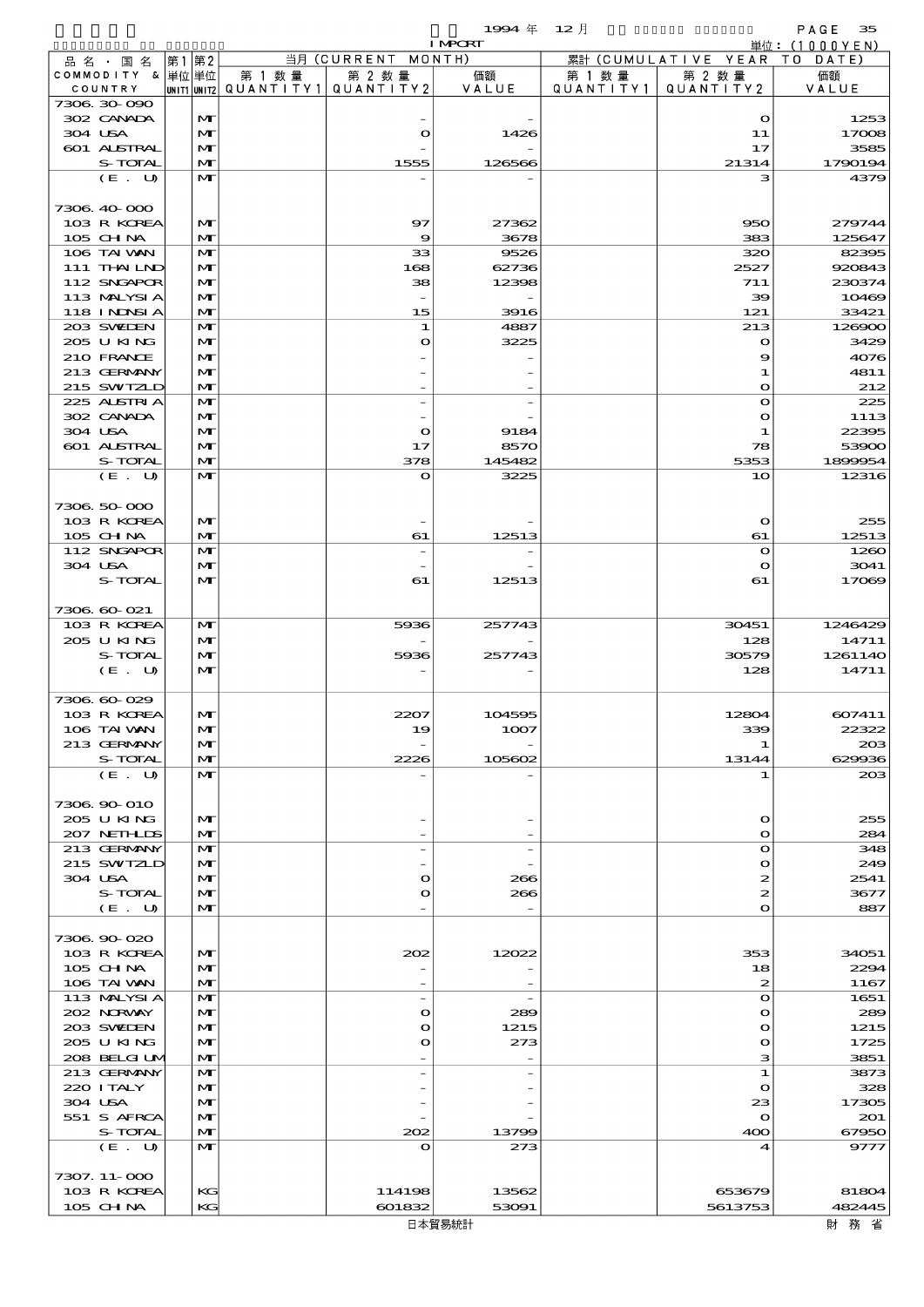1994 年 12 月 IMPORT 単位：(1000YEN)

| 品名・国名 COMMODITY & COUNTRY | 第1 単位 UNIT1 | 第2 単位 UNIT2 | 当月 (CURRENT MONTH) 第1数量 QUANTITY1 | 第2数量 QUANTITY2 | 価額 VALUE | 累計 (CUMULATIVE YEAR TO DATE) 第1数量 QUANTITY1 | 第2数量 QUANTITY2 | 価額 VALUE |
|---|---|---|---|---|---|---|---|---|
| 7306.30-090 | | | | | | | | |
| 302 CANADA | | MT | | - | - | | 0 | 1253 |
| 304 USA | | MT | | 0 | 1426 | | 11 | 17008 |
| 601 AUSTRAL | | MT | | - | - | | 17 | 3585 |
| S-TOTAL | | MT | | 1555 | 126566 | | 21314 | 1790194 |
| (E. U) | | MT | | - | - | | 3 | 4379 |
| 7306.40-000 | | | | | | | | |
| 103 R KOREA | | MT | | 97 | 27362 | | 950 | 279744 |
| 105 CHINA | | MT | | 9 | 3678 | | 383 | 125647 |
| 106 TAIWAN | | MT | | 33 | 9526 | | 320 | 82395 |
| 111 THAILND | | MT | | 168 | 62736 | | 2527 | 920843 |
| 112 SNGAPOR | | MT | | 38 | 12398 | | 711 | 230374 |
| 113 MALYSIA | | MT | | - | - | | 39 | 10469 |
| 118 INDNSIA | | MT | | 15 | 3916 | | 121 | 33421 |
| 203 SWEDEN | | MT | | 1 | 4887 | | 213 | 126900 |
| 205 U KING | | MT | | 0 | 3225 | | 0 | 3429 |
| 210 FRANCE | | MT | | - | - | | 9 | 4076 |
| 213 GERMANY | | MT | | - | - | | 1 | 4811 |
| 215 SWITZLD | | MT | | - | - | | 0 | 212 |
| 225 AUSTRIA | | MT | | - | - | | 0 | 225 |
| 302 CANADA | | MT | | - | - | | 0 | 1113 |
| 304 USA | | MT | | 0 | 9184 | | 1 | 22395 |
| 601 AUSTRAL | | MT | | 17 | 8570 | | 78 | 53900 |
| S-TOTAL | | MT | | 378 | 145482 | | 5353 | 1899954 |
| (E. U) | | MT | | 0 | 3225 | | 10 | 12316 |
| 7306.50-000 | | | | | | | | |
| 103 R KOREA | | MT | | - | - | | 0 | 255 |
| 105 CHINA | | MT | | 61 | 12513 | | 61 | 12513 |
| 112 SNGAPOR | | MT | | - | - | | 0 | 1260 |
| 304 USA | | MT | | - | - | | 0 | 3041 |
| S-TOTAL | | MT | | 61 | 12513 | | 61 | 17069 |
| 7306.60-021 | | | | | | | | |
| 103 R KOREA | | MT | | 5936 | 257743 | | 30451 | 1246429 |
| 205 U KING | | MT | | - | - | | 128 | 14711 |
| S-TOTAL | | MT | | 5936 | 257743 | | 30579 | 1261140 |
| (E. U) | | MT | | - | - | | 128 | 14711 |
| 7306.60-029 | | | | | | | | |
| 103 R KOREA | | MT | | 2207 | 104595 | | 12804 | 607411 |
| 106 TAIWAN | | MT | | 19 | 1007 | | 339 | 22322 |
| 213 GERMANY | | MT | | - | - | | 1 | 203 |
| S-TOTAL | | MT | | 2226 | 105602 | | 13144 | 629936 |
| (E. U) | | MT | | - | - | | 1 | 203 |
| 7306.90-010 | | | | | | | | |
| 205 U KING | | MT | | - | - | | 0 | 255 |
| 207 NETHLDS | | MT | | - | - | | 0 | 284 |
| 213 GERMANY | | MT | | - | - | | 0 | 348 |
| 215 SWITZLD | | MT | | - | - | | 0 | 249 |
| 304 USA | | MT | | 0 | 266 | | 2 | 2541 |
| S-TOTAL | | MT | | 0 | 266 | | 2 | 3677 |
| (E. U) | | MT | | - | - | | 0 | 887 |
| 7306.90-020 | | | | | | | | |
| 103 R KOREA | | MT | | 202 | 12022 | | 353 | 34051 |
| 105 CHINA | | MT | | - | - | | 18 | 2294 |
| 106 TAIWAN | | MT | | - | - | | 2 | 1167 |
| 113 MALYSIA | | MT | | - | - | | 0 | 1651 |
| 202 NORWAY | | MT | | 0 | 289 | | 0 | 289 |
| 203 SWEDEN | | MT | | 0 | 1215 | | 0 | 1215 |
| 205 U KING | | MT | | 0 | 273 | | 0 | 1725 |
| 208 BELGIUM | | MT | | - | - | | 3 | 3851 |
| 213 GERMANY | | MT | | - | - | | 1 | 3873 |
| 220 ITALY | | MT | | - | - | | 0 | 328 |
| 304 USA | | MT | | - | - | | 23 | 17305 |
| 551 S AFRCA | | MT | | - | - | | 0 | 201 |
| S-TOTAL | | MT | | 202 | 13799 | | 400 | 67950 |
| (E. U) | | MT | | 0 | 273 | | 4 | 9777 |
| 7307.11-000 | | | | | | | | |
| 103 R KOREA | | KG | | 114198 | 13562 | | 653679 | 81804 |
| 105 CHINA | | KG | | 601832 | 53091 | | 5613753 | 482445 |

日本貿易統計 財務省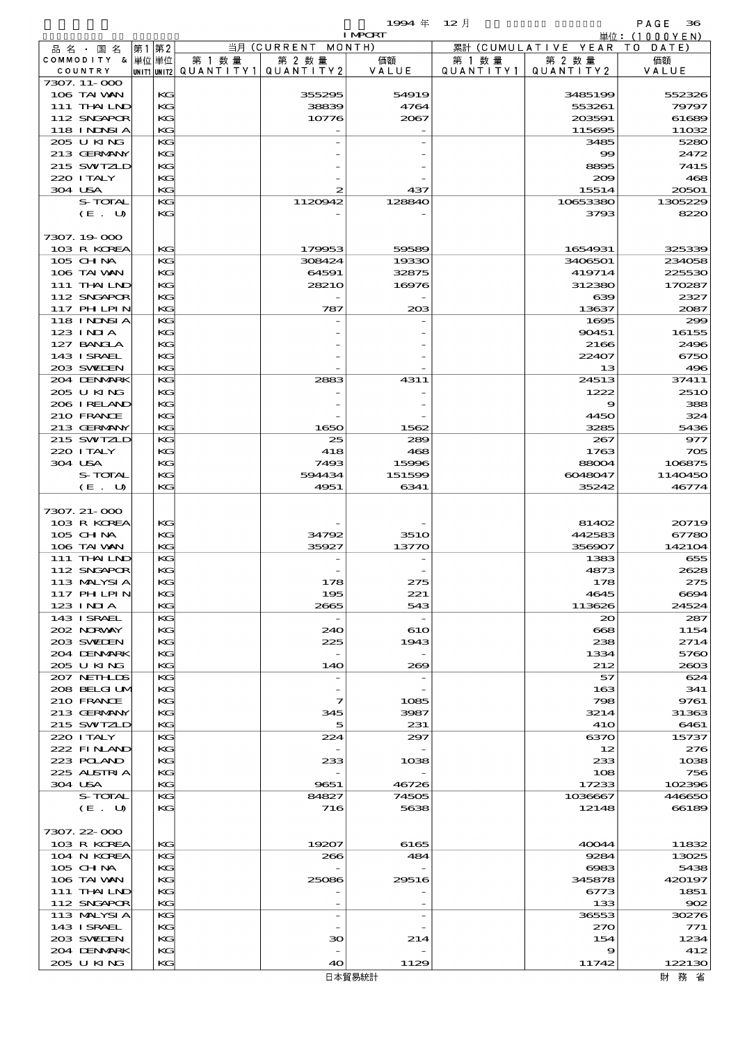1994 年 12 月 IMPORT 単位：(1000YEN)

| 品名・国名 COMMODITY & COUNTRY | 第1 単位 UNIT1 | 第2 単位 UNIT2 | 当月 (CURRENT MONTH) 第1数量 QUANTITY1 | 第2数量 QUANTITY2 | 価額 VALUE | 累計 (CUMULATIVE YEAR TO DATE) 第1数量 QUANTITY1 | 第2数量 QUANTITY2 | 価額 VALUE |
|---|---|---|---|---|---|---|---|---|
| 7307.11-000 | | | | | | | | |
| 106 TAIWAN | | KG | | 355295 | 54919 | | 3485199 | 552326 |
| 111 THAILND | | KG | | 38839 | 4764 | | 553261 | 79797 |
| 112 SNGAPOR | | KG | | 10776 | 2067 | | 203591 | 61689 |
| 118 INDNSIA | | KG | | - | - | | 115695 | 11032 |
| 205 U KING | | KG | | - | - | | 3485 | 5280 |
| 213 GERMANY | | KG | | - | - | | 99 | 2472 |
| 215 SWITZLD | | KG | | - | - | | 8895 | 7415 |
| 220 ITALY | | KG | | - | - | | 209 | 468 |
| 304 USA | | KG | | 2 | 437 | | 15514 | 20501 |
| S-TOTAL | | KG | | 1120942 | 128840 | | 10653380 | 1305229 |
| (E. U) | | KG | | - | - | | 3793 | 8220 |
| 7307.19-000 | | | | | | | | |
| 103 R KOREA | | KG | | 179953 | 59589 | | 1654931 | 325339 |
| 105 CHINA | | KG | | 308424 | 19330 | | 3406501 | 234058 |
| 106 TAIWAN | | KG | | 64591 | 32875 | | 419714 | 225530 |
| 111 THAILND | | KG | | 28210 | 16976 | | 312380 | 170287 |
| 112 SNGAPOR | | KG | | - | - | | 639 | 2327 |
| 117 PHLPIN | | KG | | 787 | 203 | | 13637 | 2087 |
| 118 INDNSIA | | KG | | - | - | | 1695 | 299 |
| 123 INDIA | | KG | | - | - | | 90451 | 16155 |
| 127 BANGLA | | KG | | - | - | | 2166 | 2496 |
| 143 ISRAEL | | KG | | - | - | | 22407 | 6750 |
| 203 SWEDEN | | KG | | - | - | | 13 | 496 |
| 204 DENMARK | | KG | | 2883 | 4311 | | 24513 | 37411 |
| 205 U KING | | KG | | - | - | | 1222 | 2510 |
| 206 IRELAND | | KG | | - | - | | 9 | 388 |
| 210 FRANCE | | KG | | - | - | | 4450 | 324 |
| 213 GERMANY | | KG | | 1650 | 1562 | | 3285 | 5436 |
| 215 SWITZLD | | KG | | 25 | 289 | | 267 | 977 |
| 220 ITALY | | KG | | 418 | 468 | | 1763 | 705 |
| 304 USA | | KG | | 7493 | 15996 | | 88004 | 106875 |
| S-TOTAL | | KG | | 594434 | 151599 | | 6048047 | 1140450 |
| (E. U) | | KG | | 4951 | 6341 | | 35242 | 46774 |
| 7307.21-000 | | | | | | | | |
| 103 R KOREA | | KG | | - | - | | 81402 | 20719 |
| 105 CHINA | | KG | | 34792 | 3510 | | 442583 | 67780 |
| 106 TAIWAN | | KG | | 35927 | 13770 | | 356907 | 142104 |
| 111 THAILND | | KG | | - | - | | 1383 | 655 |
| 112 SNGAPOR | | KG | | - | - | | 4873 | 2628 |
| 113 MALYSIA | | KG | | 178 | 275 | | 178 | 275 |
| 117 PHLPIN | | KG | | 195 | 221 | | 4645 | 6694 |
| 123 INDIA | | KG | | 2665 | 543 | | 113626 | 24524 |
| 143 ISRAEL | | KG | | - | - | | 20 | 287 |
| 202 NORWAY | | KG | | 240 | 610 | | 668 | 1154 |
| 203 SWEDEN | | KG | | 225 | 1943 | | 238 | 2714 |
| 204 DENMARK | | KG | | - | - | | 1334 | 5760 |
| 205 U KING | | KG | | 140 | 269 | | 212 | 2603 |
| 207 NETHLDS | | KG | | - | - | | 57 | 624 |
| 208 BELGIUM | | KG | | - | - | | 163 | 341 |
| 210 FRANCE | | KG | | 7 | 1085 | | 798 | 9761 |
| 213 GERMANY | | KG | | 345 | 3987 | | 3214 | 31363 |
| 215 SWITZLD | | KG | | 5 | 231 | | 410 | 6461 |
| 220 ITALY | | KG | | 224 | 297 | | 6370 | 15737 |
| 222 FINLAND | | KG | | - | - | | 12 | 276 |
| 223 POLAND | | KG | | 233 | 1038 | | 233 | 1038 |
| 225 AUSTRIA | | KG | | - | - | | 108 | 756 |
| 304 USA | | KG | | 9651 | 46726 | | 17233 | 102396 |
| S-TOTAL | | KG | | 84827 | 74505 | | 1036667 | 446650 |
| (E. U) | | KG | | 716 | 5638 | | 12148 | 66189 |
| 7307.22-000 | | | | | | | | |
| 103 R KOREA | | KG | | 19207 | 6165 | | 40044 | 11832 |
| 104 N KOREA | | KG | | 266 | 484 | | 9284 | 13025 |
| 105 CHINA | | KG | | - | - | | 6983 | 5438 |
| 106 TAIWAN | | KG | | 25086 | 29516 | | 345878 | 420197 |
| 111 THAILND | | KG | | - | - | | 6773 | 1851 |
| 112 SNGAPOR | | KG | | - | - | | 133 | 902 |
| 113 MALYSIA | | KG | | - | - | | 36553 | 30276 |
| 143 ISRAEL | | KG | | - | - | | 270 | 771 |
| 203 SWEDEN | | KG | | 30 | 214 | | 154 | 1234 |
| 204 DENMARK | | KG | | - | - | | 9 | 412 |
| 205 U KING | | KG | | 40 | 1129 | | 11742 | 122130 |

日本貿易統計　財務省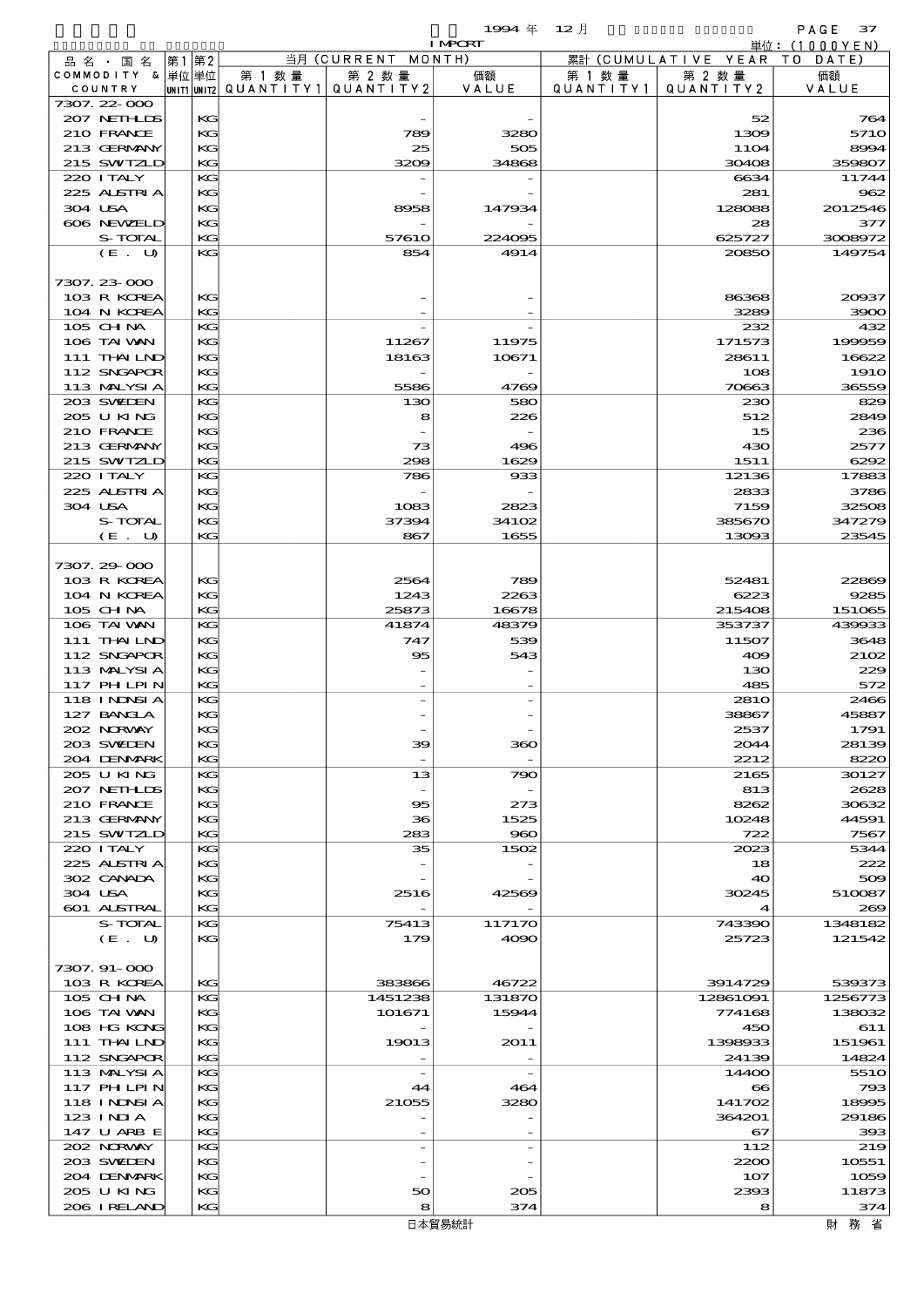1994 年 12 月 IMPORT 単位：(1000YEN)

| 品名・国名 COMMODITY & COUNTRY | 第1単位 UNIT1 | 第2単位 UNIT2 | 当月 (CURRENT MONTH) 第1数量 QUANTITY1 | 第2数量 QUANTITY2 | 価額 VALUE | 累計 (CUMULATIVE YEAR TO DATE) 第1数量 QUANTITY1 | 第2数量 QUANTITY2 | 価額 VALUE |
|---|---|---|---|---|---|---|---|---|
| 7307.22-000 | | | | | | | | |
| 207 NETHLDS | | KG | | - | - | | 52 | 764 |
| 210 FRANCE | | KG | | 789 | 3280 | | 1309 | 5710 |
| 213 GERMANY | | KG | | 25 | 505 | | 1104 | 8994 |
| 215 SWITZLD | | KG | | 3209 | 34868 | | 30408 | 359807 |
| 220 ITALY | | KG | | - | - | | 6634 | 11744 |
| 225 AUSTRIA | | KG | | - | - | | 281 | 962 |
| 304 USA | | KG | | 8958 | 147934 | | 128088 | 2012546 |
| 606 NEWZELD | | KG | | - | - | | 28 | 377 |
| S-TOTAL | | KG | | 57610 | 224095 | | 625727 | 3008972 |
| (E. U) | | KG | | 854 | 4914 | | 20850 | 149754 |
| 7307.23-000 | | | | | | | | |
| 103 R KOREA | | KG | | - | - | | 86368 | 20937 |
| 104 N KOREA | | KG | | - | - | | 3289 | 3900 |
| 105 CHINA | | KG | | - | - | | 232 | 432 |
| 106 TAIWAN | | KG | | 11267 | 11975 | | 171573 | 199959 |
| 111 THAILND | | KG | | 18163 | 10671 | | 28611 | 16622 |
| 112 SNGAPOR | | KG | | - | - | | 108 | 1910 |
| 113 MALYSIA | | KG | | 5586 | 4769 | | 70663 | 36559 |
| 203 SWEDEN | | KG | | 130 | 580 | | 230 | 829 |
| 205 U KING | | KG | | 8 | 226 | | 512 | 2849 |
| 210 FRANCE | | KG | | - | - | | 15 | 236 |
| 213 GERMANY | | KG | | 73 | 496 | | 430 | 2577 |
| 215 SWITZLD | | KG | | 298 | 1629 | | 1511 | 6292 |
| 220 ITALY | | KG | | 786 | 933 | | 12136 | 17883 |
| 225 AUSTRIA | | KG | | - | - | | 2833 | 3786 |
| 304 USA | | KG | | 1083 | 2823 | | 7159 | 32508 |
| S-TOTAL | | KG | | 37394 | 34102 | | 385670 | 347279 |
| (E. U) | | KG | | 867 | 1655 | | 13093 | 23545 |
| 7307.29-000 | | | | | | | | |
| 103 R KOREA | | KG | | 2564 | 789 | | 52481 | 22869 |
| 104 N KOREA | | KG | | 1243 | 2263 | | 6223 | 9285 |
| 105 CHINA | | KG | | 25873 | 16678 | | 215408 | 151065 |
| 106 TAIWAN | | KG | | 41874 | 48379 | | 353737 | 439933 |
| 111 THAILND | | KG | | 747 | 539 | | 11507 | 3648 |
| 112 SNGAPOR | | KG | | 95 | 543 | | 409 | 2102 |
| 113 MALYSIA | | KG | | - | - | | 130 | 229 |
| 117 PHILPIN | | KG | | - | - | | 485 | 572 |
| 118 INDNSIA | | KG | | - | - | | 2810 | 2466 |
| 127 BANGLA | | KG | | - | - | | 38867 | 45887 |
| 202 NORWAY | | KG | | - | - | | 2537 | 1791 |
| 203 SWEDEN | | KG | | 39 | 360 | | 2044 | 28139 |
| 204 DENMARK | | KG | | - | - | | 2212 | 8220 |
| 205 U KING | | KG | | 13 | 790 | | 2165 | 30127 |
| 207 NETHLDS | | KG | | - | - | | 813 | 2628 |
| 210 FRANCE | | KG | | 95 | 273 | | 8262 | 30632 |
| 213 GERMANY | | KG | | 36 | 1525 | | 10248 | 44591 |
| 215 SWITZLD | | KG | | 283 | 960 | | 722 | 7567 |
| 220 ITALY | | KG | | 35 | 1502 | | 2023 | 5344 |
| 225 AUSTRIA | | KG | | - | - | | 18 | 222 |
| 302 CANADA | | KG | | - | - | | 40 | 509 |
| 304 USA | | KG | | 2516 | 42569 | | 30245 | 510087 |
| 601 AUSTRAL | | KG | | - | - | | 4 | 269 |
| S-TOTAL | | KG | | 75413 | 117170 | | 743390 | 1348182 |
| (E. U) | | KG | | 179 | 4090 | | 25723 | 121542 |
| 7307.91-000 | | | | | | | | |
| 103 R KOREA | | KG | | 383866 | 46722 | | 3914729 | 539373 |
| 105 CHINA | | KG | | 1451238 | 131870 | | 12861091 | 1256773 |
| 106 TAIWAN | | KG | | 101671 | 15944 | | 774168 | 138032 |
| 108 HG KONG | | KG | | - | - | | 450 | 611 |
| 111 THAILND | | KG | | 19013 | 2011 | | 1398933 | 151961 |
| 112 SNGAPOR | | KG | | - | - | | 24139 | 14824 |
| 113 MALYSIA | | KG | | - | - | | 14400 | 5510 |
| 117 PHILPIN | | KG | | 44 | 464 | | 66 | 793 |
| 118 INDNSIA | | KG | | 21055 | 3280 | | 141702 | 18995 |
| 123 INDIA | | KG | | - | - | | 364201 | 29186 |
| 147 U ARB E | | KG | | - | - | | 67 | 393 |
| 202 NORWAY | | KG | | - | - | | 112 | 219 |
| 203 SWEDEN | | KG | | - | - | | 2200 | 10551 |
| 204 DENMARK | | KG | | - | - | | 107 | 1059 |
| 205 U KING | | KG | | 50 | 205 | | 2393 | 11873 |
| 206 IRELAND | | KG | | 8 | 374 | | 8 | 374 |

日本貿易統計　財務省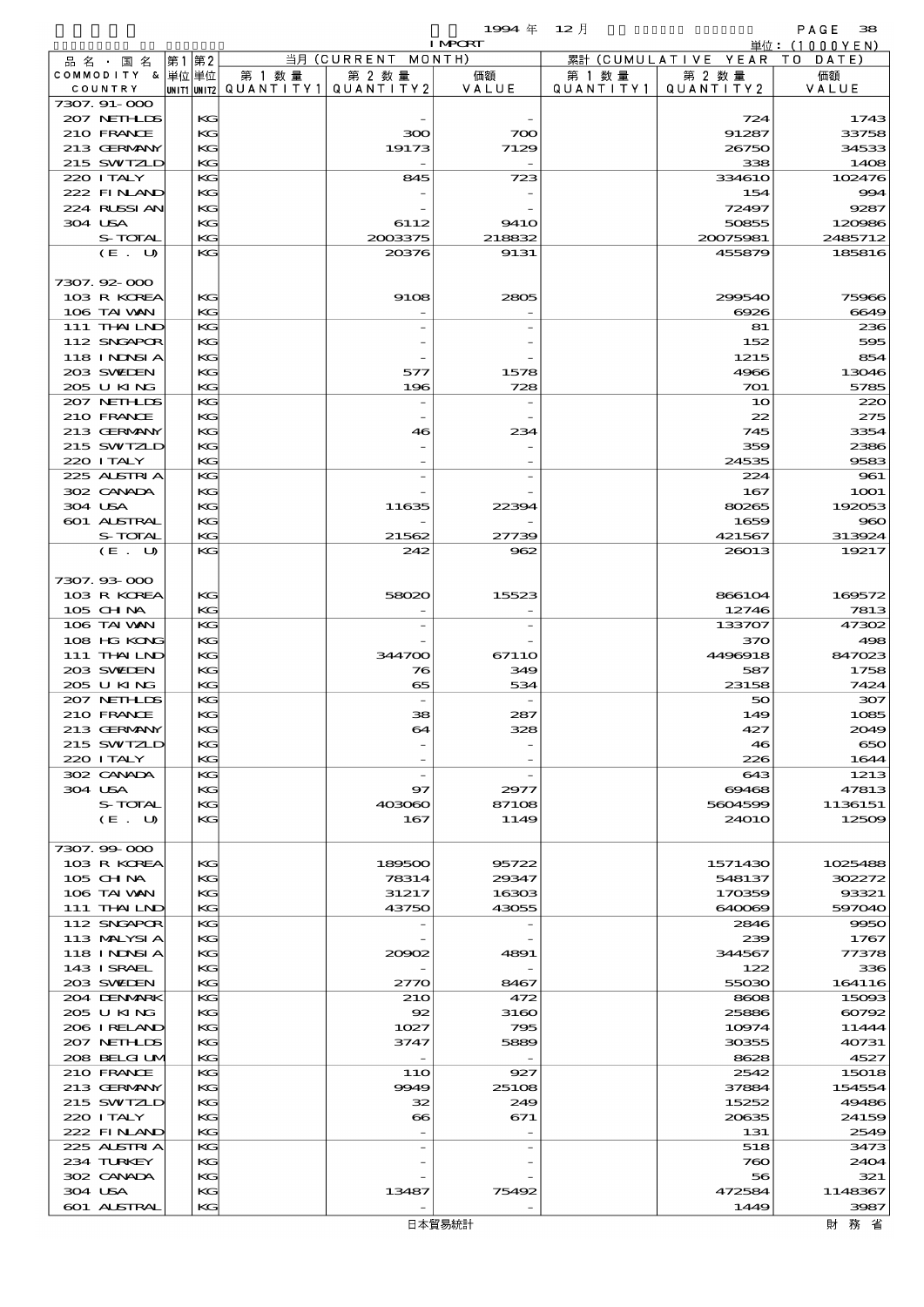1994 年 12 月 IMPORT 単位：(1000YEN)

| 品名・国名 COMMODITY & COUNTRY | 第1 単位 UNIT1 | 第2 単位 UNIT2 | 当月 (CURRENT MONTH) 第1数量 QUANTITY1 | 第2数量 QUANTITY2 | 価額 VALUE | 累計 (CUMULATIVE YEAR TO DATE) 第1数量 QUANTITY1 | 第2数量 QUANTITY2 | 価額 VALUE |
|---|---|---|---|---|---|---|---|---|
| 7307.91-000 | | | | | | | | |
| 207 NETHLDS | | KG | | - | - | | 724 | 1743 |
| 210 FRANCE | | KG | | 300 | 700 | | 91287 | 33758 |
| 213 GERMANY | | KG | | 19173 | 7129 | | 26750 | 34533 |
| 215 SWITZLD | | KG | | - | - | | 338 | 1408 |
| 220 ITALY | | KG | | 845 | 723 | | 334610 | 102476 |
| 222 FINLAND | | KG | | - | - | | 154 | 994 |
| 224 RUSSIAN | | KG | | - | - | | 72497 | 9287 |
| 304 USA | | KG | | 6112 | 9410 | | 50855 | 120986 |
| S-TOTAL | | KG | | 2003375 | 218832 | | 20075981 | 2485712 |
| (E. U) | | KG | | 20376 | 9131 | | 455879 | 185816 |
| 7307.92-000 | | | | | | | | |
| 103 R KOREA | | KG | | 9108 | 2805 | | 299540 | 75966 |
| 106 TAIWAN | | KG | | - | - | | 6926 | 6649 |
| 111 THAILND | | KG | | - | - | | 81 | 236 |
| 112 SNGAPOR | | KG | | - | - | | 152 | 595 |
| 118 INDNSIA | | KG | | - | - | | 1215 | 854 |
| 203 SWEDEN | | KG | | 577 | 1578 | | 4966 | 13046 |
| 205 U KING | | KG | | 196 | 728 | | 701 | 5785 |
| 207 NETHLDS | | KG | | - | - | | 10 | 220 |
| 210 FRANCE | | KG | | - | - | | 22 | 275 |
| 213 GERMANY | | KG | | 46 | 234 | | 745 | 3354 |
| 215 SWITZLD | | KG | | - | - | | 359 | 2386 |
| 220 ITALY | | KG | | - | - | | 24535 | 9583 |
| 225 AUSTRIA | | KG | | - | - | | 224 | 961 |
| 302 CANADA | | KG | | - | - | | 167 | 1001 |
| 304 USA | | KG | | 11635 | 22394 | | 80265 | 192053 |
| 601 AUSTRAL | | KG | | - | - | | 1659 | 960 |
| S-TOTAL | | KG | | 21562 | 27739 | | 421567 | 313924 |
| (E. U) | | KG | | 242 | 962 | | 26013 | 19217 |
| 7307.93-000 | | | | | | | | |
| 103 R KOREA | | KG | | 58020 | 15523 | | 866104 | 169572 |
| 105 CHINA | | KG | | - | - | | 12746 | 7813 |
| 106 TAIWAN | | KG | | - | - | | 133707 | 47302 |
| 108 HG KONG | | KG | | - | - | | 370 | 498 |
| 111 THAILND | | KG | | 344700 | 67110 | | 4496918 | 847023 |
| 203 SWEDEN | | KG | | 76 | 349 | | 587 | 1758 |
| 205 U KING | | KG | | 65 | 534 | | 23158 | 7424 |
| 207 NETHLDS | | KG | | - | - | | 50 | 307 |
| 210 FRANCE | | KG | | 38 | 287 | | 149 | 1085 |
| 213 GERMANY | | KG | | 64 | 328 | | 427 | 2049 |
| 215 SWITZLD | | KG | | - | - | | 46 | 650 |
| 220 ITALY | | KG | | - | - | | 226 | 1644 |
| 302 CANADA | | KG | | - | - | | 643 | 1213 |
| 304 USA | | KG | | 97 | 2977 | | 69468 | 47813 |
| S-TOTAL | | KG | | 403060 | 87108 | | 5604599 | 1136151 |
| (E. U) | | KG | | 167 | 1149 | | 24010 | 12509 |
| 7307.99-000 | | | | | | | | |
| 103 R KOREA | | KG | | 189500 | 95722 | | 1571430 | 1025488 |
| 105 CHINA | | KG | | 78314 | 29347 | | 548137 | 302272 |
| 106 TAIWAN | | KG | | 31217 | 16303 | | 170359 | 93321 |
| 111 THAILND | | KG | | 43750 | 43055 | | 640069 | 597040 |
| 112 SNGAPOR | | KG | | - | - | | 2846 | 9950 |
| 113 MALYSIA | | KG | | - | - | | 239 | 1767 |
| 118 INDNSIA | | KG | | 20902 | 4891 | | 344567 | 77378 |
| 143 ISRAEL | | KG | | - | - | | 122 | 336 |
| 203 SWEDEN | | KG | | 2770 | 8467 | | 55030 | 164116 |
| 204 DENMARK | | KG | | 210 | 472 | | 8608 | 15093 |
| 205 U KING | | KG | | 92 | 3160 | | 25886 | 60792 |
| 206 IRELAND | | KG | | 1027 | 795 | | 10974 | 11444 |
| 207 NETHLDS | | KG | | 3747 | 5889 | | 30355 | 40731 |
| 208 BELGIUM | | KG | | - | - | | 8628 | 4527 |
| 210 FRANCE | | KG | | 110 | 927 | | 2542 | 15018 |
| 213 GERMANY | | KG | | 9949 | 25108 | | 37884 | 154554 |
| 215 SWITZLD | | KG | | 32 | 249 | | 15252 | 49486 |
| 220 ITALY | | KG | | 66 | 671 | | 20635 | 24159 |
| 222 FINLAND | | KG | | - | - | | 131 | 2549 |
| 225 AUSTRIA | | KG | | - | - | | 518 | 3473 |
| 234 TURKEY | | KG | | - | - | | 760 | 2404 |
| 302 CANADA | | KG | | - | - | | 56 | 321 |
| 304 USA | | KG | | 13487 | 75492 | | 472584 | 1148367 |
| 601 AUSTRAL | | KG | | - | - | | 1449 | 3987 |

日本貿易統計　財務省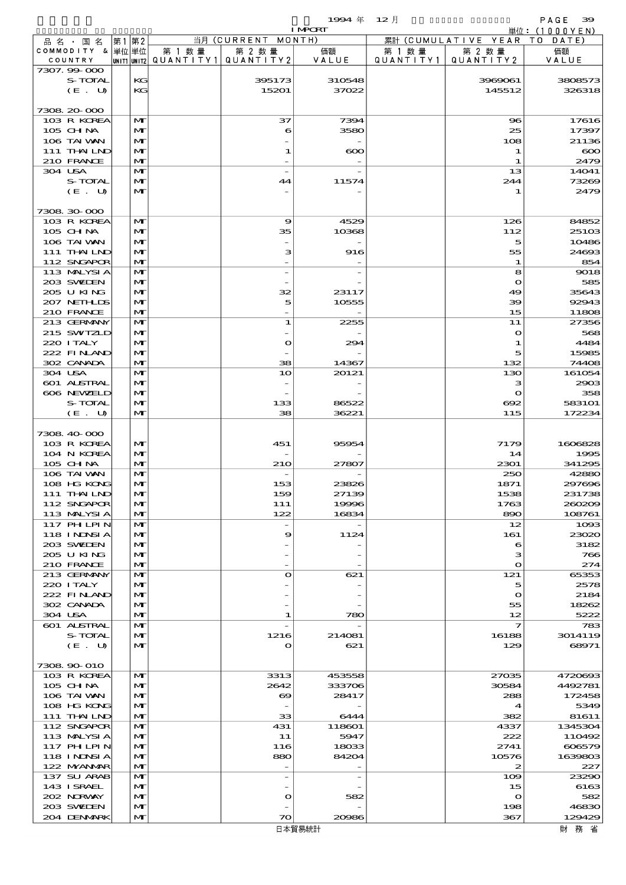1994 年 12 月 IMPORT 単位：(1000YEN)

| 品名・国名 COMMODITY & COUNTRY | 第1 単位 UNIT1 | 第2 単位 UNIT2 | 当月 (CURRENT MONTH) 第1数量 QUANTITY1 | 第2数量 QUANTITY2 | 価額 VALUE | 累計 (CUMULATIVE YEAR TO DATE) 第1数量 QUANTITY1 | 第2数量 QUANTITY2 | 価額 VALUE |
|---|---|---|---|---|---|---|---|---|
| 7307.99-000 | | | | | | | | |
| S-TOTAL | | KG | | 395173 | 310548 | | 3969061 | 3808573 |
| (E. U) | | KG | | 15201 | 37022 | | 145512 | 326318 |
| 7308.20-000 | | | | | | | | |
| 103 R KOREA | | MT | | 37 | 7394 | | 96 | 17616 |
| 105 CHINA | | MT | | 6 | 3580 | | 25 | 17397 |
| 106 TAIWAN | | MT | | - | - | | 108 | 21136 |
| 111 THAILND | | MT | | 1 | 600 | | 1 | 600 |
| 210 FRANCE | | MT | | - | - | | 1 | 2479 |
| 304 USA | | MT | | - | - | | 13 | 14041 |
| S-TOTAL | | MT | | 44 | 11574 | | 244 | 73269 |
| (E. U) | | MT | | - | - | | 1 | 2479 |
| 7308.30-000 | | | | | | | | |
| 103 R KOREA | | MT | | 9 | 4529 | | 126 | 84852 |
| 105 CHINA | | MT | | 35 | 10368 | | 112 | 25103 |
| 106 TAIWAN | | MT | | - | - | | 5 | 10486 |
| 111 THAILND | | MT | | 3 | 916 | | 55 | 24693 |
| 112 SNGAPOR | | MT | | - | - | | 1 | 854 |
| 113 MALYSIA | | MT | | - | - | | 8 | 9018 |
| 203 SWEDEN | | MT | | - | - | | 0 | 585 |
| 205 U KING | | MT | | 32 | 23117 | | 49 | 35643 |
| 207 NETHLDS | | MT | | 5 | 10555 | | 39 | 92943 |
| 210 FRANCE | | MT | | - | - | | 15 | 11808 |
| 213 GERMANY | | MT | | 1 | 2255 | | 11 | 27356 |
| 215 SWITZLD | | MT | | - | - | | 0 | 568 |
| 220 ITALY | | MT | | 0 | 294 | | 1 | 4484 |
| 222 FINLAND | | MT | | - | - | | 5 | 15985 |
| 302 CANADA | | MT | | 38 | 14367 | | 132 | 74408 |
| 304 USA | | MT | | 10 | 20121 | | 130 | 161054 |
| 601 AUSTRAL | | MT | | - | - | | 3 | 2903 |
| 606 NEWZELD | | MT | | - | - | | 0 | 358 |
| S-TOTAL | | MT | | 133 | 86522 | | 692 | 583101 |
| (E. U) | | MT | | 38 | 36221 | | 115 | 172234 |
| 7308.40-000 | | | | | | | | |
| 103 R KOREA | | MT | | 451 | 95954 | | 7179 | 1606828 |
| 104 N KOREA | | MT | | - | - | | 14 | 1995 |
| 105 CHINA | | MT | | 210 | 27807 | | 2301 | 341295 |
| 106 TAIWAN | | MT | | - | - | | 250 | 42880 |
| 108 HG KONG | | MT | | 153 | 23826 | | 1871 | 297696 |
| 111 THAILND | | MT | | 159 | 27139 | | 1538 | 231738 |
| 112 SNGAPOR | | MT | | 111 | 19996 | | 1763 | 260209 |
| 113 MALYSIA | | MT | | 122 | 16834 | | 890 | 108761 |
| 117 PHLPIN | | MT | | - | - | | 12 | 1093 |
| 118 INDNSIA | | MT | | 9 | 1124 | | 161 | 23020 |
| 203 SWEDEN | | MT | | - | - | | 6 | 3182 |
| 205 U KING | | MT | | - | - | | 3 | 766 |
| 210 FRANCE | | MT | | - | - | | 0 | 274 |
| 213 GERMANY | | MT | | 0 | 621 | | 121 | 65353 |
| 220 ITALY | | MT | | - | - | | 5 | 2578 |
| 222 FINLAND | | MT | | - | - | | 0 | 2184 |
| 302 CANADA | | MT | | - | - | | 55 | 18262 |
| 304 USA | | MT | | 1 | 780 | | 12 | 5222 |
| 601 AUSTRAL | | MT | | - | - | | 7 | 783 |
| S-TOTAL | | MT | | 1216 | 214081 | | 16188 | 3014119 |
| (E. U) | | MT | | 0 | 621 | | 129 | 68971 |
| 7308.90-010 | | | | | | | | |
| 103 R KOREA | | MT | | 3313 | 453558 | | 27035 | 4720693 |
| 105 CHINA | | MT | | 2642 | 333706 | | 30584 | 4492781 |
| 106 TAIWAN | | MT | | 69 | 28417 | | 288 | 172458 |
| 108 HG KONG | | MT | | - | - | | 4 | 5349 |
| 111 THAILND | | MT | | 33 | 6444 | | 382 | 81611 |
| 112 SNGAPOR | | MT | | 431 | 118601 | | 4337 | 1345304 |
| 113 MALYSIA | | MT | | 11 | 5947 | | 222 | 110492 |
| 117 PHLPIN | | MT | | 116 | 18033 | | 2741 | 606579 |
| 118 INDNSIA | | MT | | 880 | 84204 | | 10576 | 1639803 |
| 122 MYANMAR | | MT | | - | - | | 2 | 227 |
| 137 SU ARAB | | MT | | - | - | | 109 | 23290 |
| 143 ISRAEL | | MT | | - | - | | 15 | 6163 |
| 202 NORWAY | | MT | | 0 | 582 | | 0 | 582 |
| 203 SWEDEN | | MT | | - | - | | 198 | 46830 |
| 204 DENMARK | | MT | | 70 | 20986 | | 367 | 129429 |

日本貿易統計　　財務省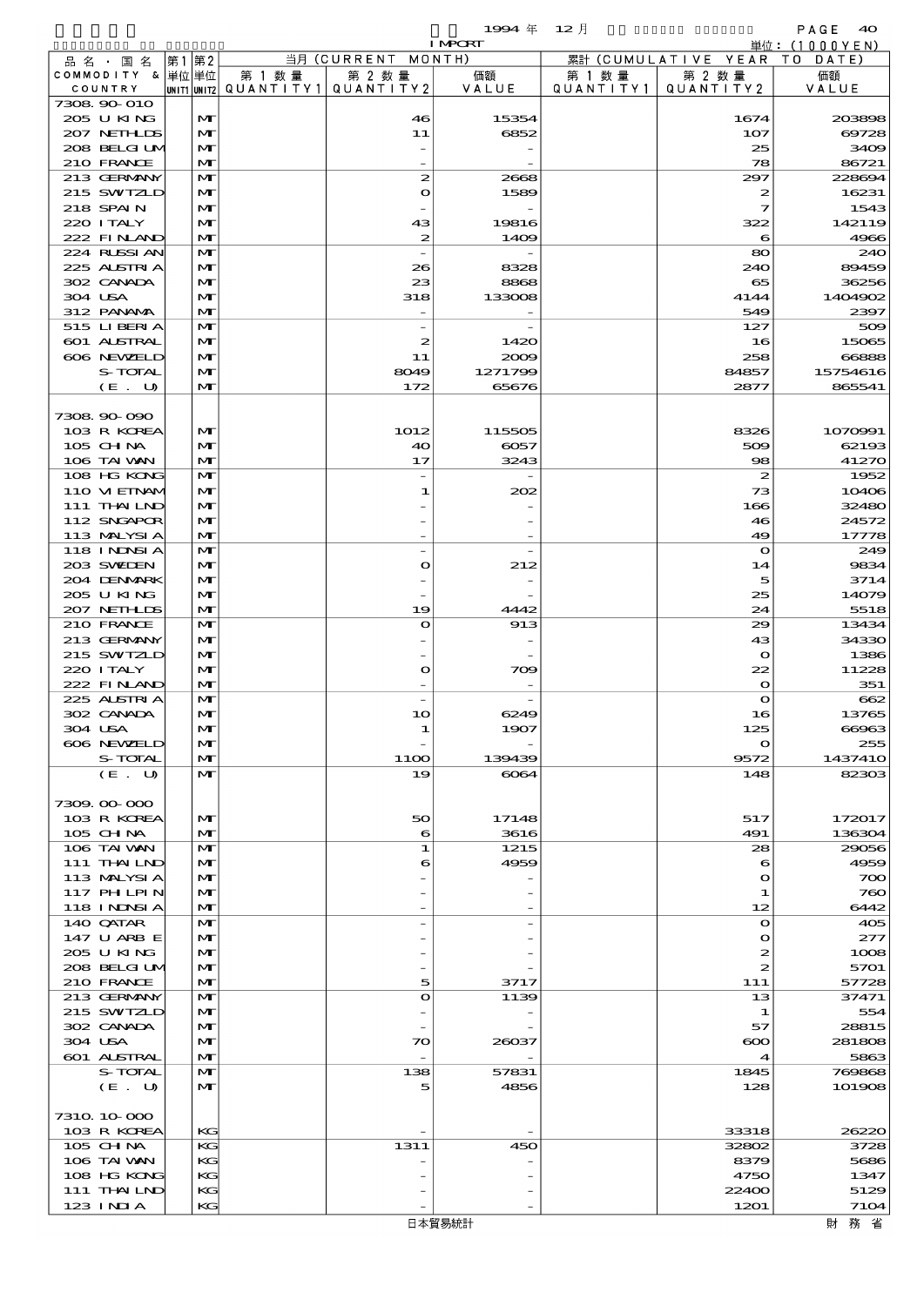1994 年 12 月 IMPORT

単位：(1000YEN)

| 品名・国名 COMMODITY & COUNTRY | 第1単位 UNIT1 | 第2単位 UNIT2 | 当月 (CURRENT MONTH) 第1数量 QUANTITY1 | 第2数量 QUANTITY2 | 価額 VALUE | 累計 (CUMULATIVE YEAR TO DATE) 第1数量 QUANTITY1 | 第2数量 QUANTITY2 | 価額 VALUE |
|---|---|---|---|---|---|---|---|---|
| 7308.90-010 | | | | | | | | |
| 205 U KING | | MT | | 46 | 15354 | | 1674 | 203898 |
| 207 NETHLDS | | MT | | 11 | 6852 | | 107 | 69728 |
| 208 BELGIUM | | MT | | - | - | | 25 | 3409 |
| 210 FRANCE | | MT | | - | - | | 78 | 86721 |
| 213 GERMANY | | MT | | 2 | 2668 | | 297 | 228694 |
| 215 SWITZLD | | MT | | 0 | 1589 | | 2 | 16231 |
| 218 SPAIN | | MT | | - | - | | 7 | 1543 |
| 220 ITALY | | MT | | 43 | 19816 | | 322 | 142119 |
| 222 FINLAND | | MT | | 2 | 1409 | | 6 | 4966 |
| 224 RUSSIAN | | MT | | - | - | | 80 | 240 |
| 225 AUSTRIA | | MT | | 26 | 8328 | | 240 | 89459 |
| 302 CANADA | | MT | | 23 | 8868 | | 65 | 36256 |
| 304 USA | | MT | | 318 | 133008 | | 4144 | 1404902 |
| 312 PANAMA | | MT | | - | - | | 549 | 2397 |
| 515 LIBERIA | | MT | | - | - | | 127 | 509 |
| 601 AUSTRAL | | MT | | 2 | 1420 | | 16 | 15065 |
| 606 NEWZELD | | MT | | 11 | 2009 | | 258 | 66888 |
| S-TOTAL | | MT | | 8049 | 1271799 | | 84857 | 15754616 |
| (E. U) | | MT | | 172 | 65676 | | 2877 | 865541 |
| 7308.90-090 | | | | | | | | |
| 103 R KOREA | | MT | | 1012 | 115505 | | 8326 | 1070991 |
| 105 CHINA | | MT | | 40 | 6057 | | 509 | 62193 |
| 106 TAIWAN | | MT | | 17 | 3243 | | 98 | 41270 |
| 108 HG KONG | | MT | | - | - | | 2 | 1952 |
| 110 VIETNAM | | MT | | 1 | 202 | | 73 | 10406 |
| 111 THAILND | | MT | | - | - | | 166 | 32480 |
| 112 SNGAPOR | | MT | | - | - | | 46 | 24572 |
| 113 MALYSIA | | MT | | - | - | | 49 | 17778 |
| 118 INDNSIA | | MT | | - | - | | 0 | 249 |
| 203 SWEDEN | | MT | | 0 | 212 | | 14 | 9834 |
| 204 DENMARK | | MT | | - | - | | 5 | 3714 |
| 205 U KING | | MT | | - | - | | 25 | 14079 |
| 207 NETHLDS | | MT | | 19 | 4442 | | 24 | 5518 |
| 210 FRANCE | | MT | | 0 | 913 | | 29 | 13434 |
| 213 GERMANY | | MT | | - | - | | 43 | 34330 |
| 215 SWITZLD | | MT | | - | - | | 0 | 1386 |
| 220 ITALY | | MT | | 0 | 709 | | 22 | 11228 |
| 222 FINLAND | | MT | | - | - | | 0 | 351 |
| 225 AUSTRIA | | MT | | - | - | | 0 | 662 |
| 302 CANADA | | MT | | 10 | 6249 | | 16 | 13765 |
| 304 USA | | MT | | 1 | 1907 | | 125 | 66963 |
| 606 NEWZELD | | MT | | - | - | | 0 | 255 |
| S-TOTAL | | MT | | 1100 | 139439 | | 9572 | 1437410 |
| (E. U) | | MT | | 19 | 6064 | | 148 | 82303 |
| 7309.00-000 | | | | | | | | |
| 103 R KOREA | | MT | | 50 | 17148 | | 517 | 172017 |
| 105 CHINA | | MT | | 6 | 3616 | | 491 | 136304 |
| 106 TAIWAN | | MT | | 1 | 1215 | | 28 | 29056 |
| 111 THAILND | | MT | | 6 | 4959 | | 6 | 4959 |
| 113 MALYSIA | | MT | | - | - | | 0 | 700 |
| 117 PHILPIN | | MT | | - | - | | 1 | 760 |
| 118 INDNSIA | | MT | | - | - | | 12 | 6442 |
| 140 QATAR | | MT | | - | - | | 0 | 405 |
| 147 U ARB E | | MT | | - | - | | 0 | 277 |
| 205 U KING | | MT | | - | - | | 2 | 1008 |
| 208 BELGIUM | | MT | | - | - | | 2 | 5701 |
| 210 FRANCE | | MT | | 5 | 3717 | | 111 | 57728 |
| 213 GERMANY | | MT | | 0 | 1139 | | 13 | 37471 |
| 215 SWITZLD | | MT | | - | - | | 1 | 554 |
| 302 CANADA | | MT | | - | - | | 57 | 28815 |
| 304 USA | | MT | | 70 | 26037 | | 600 | 281808 |
| 601 AUSTRAL | | MT | | - | - | | 4 | 5863 |
| S-TOTAL | | MT | | 138 | 57831 | | 1845 | 769868 |
| (E. U) | | MT | | 5 | 4856 | | 128 | 101908 |
| 7310.10-000 | | | | | | | | |
| 103 R KOREA | | KG | | - | - | | 33318 | 26220 |
| 105 CHINA | | KG | | 1311 | 450 | | 32802 | 3728 |
| 106 TAIWAN | | KG | | - | - | | 8379 | 5686 |
| 108 HG KONG | | KG | | - | - | | 4750 | 1347 |
| 111 THAILND | | KG | | - | - | | 22400 | 5129 |
| 123 INDIA | | KG | | - | - | | 1201 | 7104 |

日本貿易統計　財務省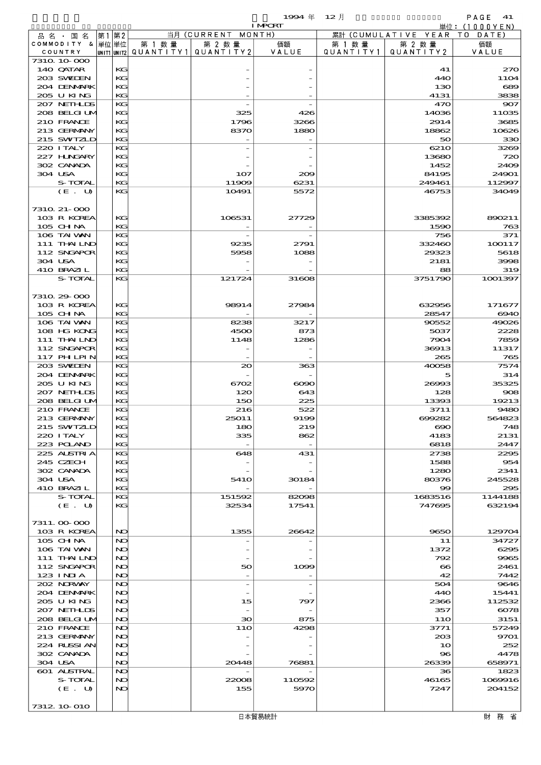| 品名・国名 COMMODITY & COUNTRY | 第1 単位 UNIT1 | 第2 単位 UNIT2 | 当月 (CURRENT MONTH) 第1数量 QUANTITY1 | 第2数量 QUANTITY2 | 価額 VALUE | 累計 (CUMULATIVE YEAR TO DATE) 第1数量 QUANTITY1 | 第2数量 QUANTITY2 | 価額 VALUE |
|---|---|---|---|---|---|---|---|---|
| 7310.10-000 | | | | | | | | |
| 140 QATAR | | KG | | - | - | | 41 | 270 |
| 203 SWEDEN | | KG | | - | - | | 440 | 1104 |
| 204 DENMARK | | KG | | - | - | | 130 | 689 |
| 205 U KING | | KG | | - | - | | 4131 | 3838 |
| 207 NETHLDS | | KG | | - | - | | 470 | 907 |
| 208 BELGIUM | | KG | | 325 | 426 | | 14036 | 11035 |
| 210 FRANCE | | KG | | 1796 | 3266 | | 2914 | 3685 |
| 213 GERMANY | | KG | | 8370 | 1880 | | 18862 | 10626 |
| 215 SWITZLD | | KG | | - | - | | 50 | 330 |
| 220 ITALY | | KG | | - | - | | 6210 | 3269 |
| 227 HUNGARY | | KG | | - | - | | 13680 | 720 |
| 302 CANADA | | KG | | - | - | | 1452 | 2409 |
| 304 USA | | KG | | 107 | 209 | | 84195 | 24901 |
| S-TOTAL | | KG | | 11909 | 6231 | | 249461 | 112997 |
| (E. U) | | KG | | 10491 | 5572 | | 46753 | 34049 |
| 7310.21-000 | | | | | | | | |
| 103 R KOREA | | KG | | 106531 | 27729 | | 3385392 | 890211 |
| 105 CHINA | | KG | | - | - | | 1590 | 763 |
| 106 TAIWAN | | KG | | - | - | | 756 | 371 |
| 111 THAILND | | KG | | 9235 | 2791 | | 332460 | 100117 |
| 112 SNGAPOR | | KG | | 5958 | 1088 | | 29323 | 5618 |
| 304 USA | | KG | | - | - | | 2181 | 3998 |
| 410 BRAZIL | | KG | | - | - | | 88 | 319 |
| S-TOTAL | | KG | | 121724 | 31608 | | 3751790 | 1001397 |
| 7310.29-000 | | | | | | | | |
| 103 R KOREA | | KG | | 98914 | 27984 | | 632956 | 171677 |
| 105 CHINA | | KG | | - | - | | 28547 | 6940 |
| 106 TAIWAN | | KG | | 8238 | 3217 | | 90552 | 49026 |
| 108 HG KONG | | KG | | 4500 | 873 | | 5037 | 2228 |
| 111 THAILND | | KG | | 1148 | 1286 | | 7904 | 7859 |
| 112 SNGAPOR | | KG | | - | - | | 36913 | 11317 |
| 117 PHILPIN | | KG | | - | - | | 265 | 765 |
| 203 SWEDEN | | KG | | 20 | 363 | | 40058 | 7574 |
| 204 DENMARK | | KG | | - | - | | 5 | 314 |
| 205 U KING | | KG | | 6702 | 6090 | | 26993 | 35325 |
| 207 NETHLDS | | KG | | 120 | 643 | | 128 | 908 |
| 208 BELGIUM | | KG | | 150 | 225 | | 13393 | 19213 |
| 210 FRANCE | | KG | | 216 | 522 | | 3711 | 9480 |
| 213 GERMANY | | KG | | 25011 | 9199 | | 699282 | 564823 |
| 215 SWITZLD | | KG | | 180 | 219 | | 690 | 748 |
| 220 ITALY | | KG | | 335 | 862 | | 4183 | 2131 |
| 223 POLAND | | KG | | - | - | | 6818 | 2447 |
| 225 AUSTRIA | | KG | | 648 | 431 | | 2738 | 2295 |
| 245 CZECH | | KG | | - | - | | 1588 | 954 |
| 302 CANADA | | KG | | - | - | | 1280 | 2341 |
| 304 USA | | KG | | 5410 | 30184 | | 80376 | 245528 |
| 410 BRAZIL | | KG | | - | - | | 99 | 295 |
| S-TOTAL | | KG | | 151592 | 82098 | | 1683516 | 1144188 |
| (E. U) | | KG | | 32534 | 17541 | | 747695 | 632194 |
| 7311.00-000 | | | | | | | | |
| 103 R KOREA | | NO | | 1355 | 26642 | | 9650 | 129704 |
| 105 CHINA | | NO | | - | - | | 11 | 34727 |
| 106 TAIWAN | | NO | | - | - | | 1372 | 6295 |
| 111 THAILND | | NO | | - | - | | 792 | 9965 |
| 112 SNGAPOR | | NO | | 50 | 1099 | | 66 | 2461 |
| 123 INDIA | | NO | | - | - | | 42 | 7442 |
| 202 NORWAY | | NO | | - | - | | 504 | 9646 |
| 204 DENMARK | | NO | | - | - | | 440 | 15441 |
| 205 U KING | | NO | | 15 | 797 | | 2366 | 112532 |
| 207 NETHLDS | | NO | | - | - | | 357 | 6078 |
| 208 BELGIUM | | NO | | 30 | 875 | | 110 | 3151 |
| 210 FRANCE | | NO | | 110 | 4298 | | 3771 | 57249 |
| 213 GERMANY | | NO | | - | - | | 203 | 9701 |
| 224 RUSSIAN | | NO | | - | - | | 10 | 252 |
| 302 CANADA | | NO | | - | - | | 96 | 4478 |
| 304 USA | | NO | | 20448 | 76881 | | 26339 | 658971 |
| 601 AUSTRAL | | NO | | - | - | | 36 | 1823 |
| S-TOTAL | | NO | | 22008 | 110592 | | 46165 | 1069916 |
| (E. U) | | NO | | 155 | 5970 | | 7247 | 204152 |
| 7312.10-010 | | | | | | | | |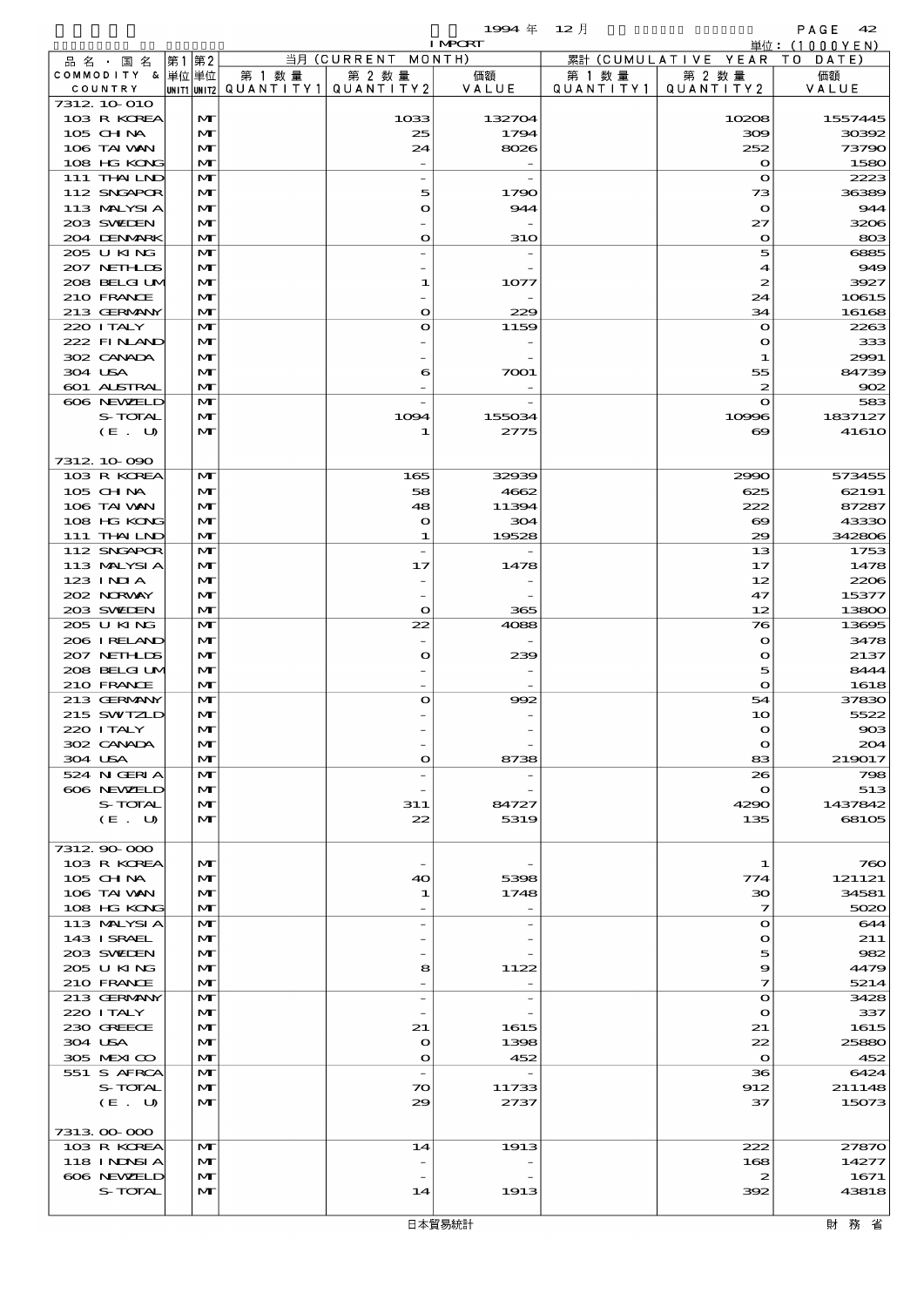1994 年 12 月 IMPORT 単位：(1000YEN)

| 品名・国名 COMMODITY & COUNTRY | 第1 単位 UNIT1 | 第2 単位 UNIT2 | 当月 (CURRENT MONTH) 第1数量 QUANTITY1 | 第2数量 QUANTITY2 | 価額 VALUE | 累計 (CUMULATIVE YEAR TO DATE) 第1数量 QUANTITY1 | 第2数量 QUANTITY2 | 価額 VALUE |
|---|---|---|---|---|---|---|---|---|
| 7312.10-010 | | | | | | | | |
| 103 R KOREA | | MT | | 1033 | 132704 | | 10208 | 1557445 |
| 105 CHINA | | MT | | 25 | 1794 | | 309 | 30392 |
| 106 TAIWAN | | MT | | 24 | 8026 | | 252 | 73790 |
| 108 HG KONG | | MT | | - | - | | 0 | 1580 |
| 111 THAILND | | MT | | - | - | | 0 | 2223 |
| 112 SNGAPOR | | MT | | 5 | 1790 | | 73 | 36389 |
| 113 MALYSIA | | MT | | 0 | 944 | | 0 | 944 |
| 203 SWEDEN | | MT | | - | - | | 27 | 3206 |
| 204 DENMARK | | MT | | 0 | 310 | | 0 | 803 |
| 205 U KING | | MT | | - | - | | 5 | 6885 |
| 207 NETHLDS | | MT | | - | - | | 4 | 949 |
| 208 BELGIUM | | MT | | 1 | 1077 | | 2 | 3927 |
| 210 FRANCE | | MT | | - | - | | 24 | 10615 |
| 213 GERMANY | | MT | | 0 | 229 | | 34 | 16168 |
| 220 ITALY | | MT | | 0 | 1159 | | 0 | 2263 |
| 222 FINLAND | | MT | | - | - | | 0 | 333 |
| 302 CANADA | | MT | | - | - | | 1 | 2991 |
| 304 USA | | MT | | 6 | 7001 | | 55 | 84739 |
| 601 AUSTRAL | | MT | | - | - | | 2 | 902 |
| 606 NEWZELD | | MT | | - | - | | 0 | 583 |
| S-TOTAL | | MT | | 1094 | 155034 | | 10996 | 1837127 |
| (E. U) | | MT | | 1 | 2775 | | 69 | 41610 |
| 7312.10-090 | | | | | | | | |
| 103 R KOREA | | MT | | 165 | 32939 | | 2990 | 573455 |
| 105 CHINA | | MT | | 58 | 4662 | | 625 | 62191 |
| 106 TAIWAN | | MT | | 48 | 11394 | | 222 | 87287 |
| 108 HG KONG | | MT | | 0 | 304 | | 69 | 43330 |
| 111 THAILND | | MT | | 1 | 19528 | | 29 | 342806 |
| 112 SNGAPOR | | MT | | - | - | | 13 | 1753 |
| 113 MALYSIA | | MT | | 17 | 1478 | | 17 | 1478 |
| 123 INDIA | | MT | | - | - | | 12 | 2206 |
| 202 NORWAY | | MT | | - | - | | 47 | 15377 |
| 203 SWEDEN | | MT | | 0 | 365 | | 12 | 13800 |
| 205 U KING | | MT | | 22 | 4088 | | 76 | 13695 |
| 206 IRELAND | | MT | | - | - | | 0 | 3478 |
| 207 NETHLDS | | MT | | 0 | 239 | | 0 | 2137 |
| 208 BELGIUM | | MT | | - | - | | 5 | 8444 |
| 210 FRANCE | | MT | | - | - | | 0 | 1618 |
| 213 GERMANY | | MT | | 0 | 992 | | 54 | 37830 |
| 215 SWITZLD | | MT | | - | - | | 10 | 5522 |
| 220 ITALY | | MT | | - | - | | 0 | 903 |
| 302 CANADA | | MT | | - | - | | 0 | 204 |
| 304 USA | | MT | | 0 | 8738 | | 83 | 219017 |
| 524 NIGERIA | | MT | | - | - | | 26 | 798 |
| 606 NEWZELD | | MT | | - | - | | 0 | 513 |
| S-TOTAL | | MT | | 311 | 84727 | | 4290 | 1437842 |
| (E. U) | | MT | | 22 | 5319 | | 135 | 68105 |
| 7312.90-000 | | | | | | | | |
| 103 R KOREA | | MT | | - | - | | 1 | 760 |
| 105 CHINA | | MT | | 40 | 5398 | | 774 | 121121 |
| 106 TAIWAN | | MT | | 1 | 1748 | | 30 | 34581 |
| 108 HG KONG | | MT | | - | - | | 7 | 5020 |
| 113 MALYSIA | | MT | | - | - | | 0 | 644 |
| 143 ISRAEL | | MT | | - | - | | 0 | 211 |
| 203 SWEDEN | | MT | | - | - | | 5 | 982 |
| 205 U KING | | MT | | 8 | 1122 | | 9 | 4479 |
| 210 FRANCE | | MT | | - | - | | 7 | 5214 |
| 213 GERMANY | | MT | | - | - | | 0 | 3428 |
| 220 ITALY | | MT | | - | - | | 0 | 337 |
| 230 GREECE | | MT | | 21 | 1615 | | 21 | 1615 |
| 304 USA | | MT | | 0 | 1398 | | 22 | 25880 |
| 305 MEXICO | | MT | | 0 | 452 | | 0 | 452 |
| 551 S AFRCA | | MT | | - | - | | 36 | 6424 |
| S-TOTAL | | MT | | 70 | 11733 | | 912 | 211148 |
| (E. U) | | MT | | 29 | 2737 | | 37 | 15073 |
| 7313.00-000 | | | | | | | | |
| 103 R KOREA | | MT | | 14 | 1913 | | 222 | 27870 |
| 118 INDNSIA | | MT | | - | - | | 168 | 14277 |
| 606 NEWZELD | | MT | | - | - | | 2 | 1671 |
| S-TOTAL | | MT | | 14 | 1913 | | 392 | 43818 |

日本貿易統計　財務省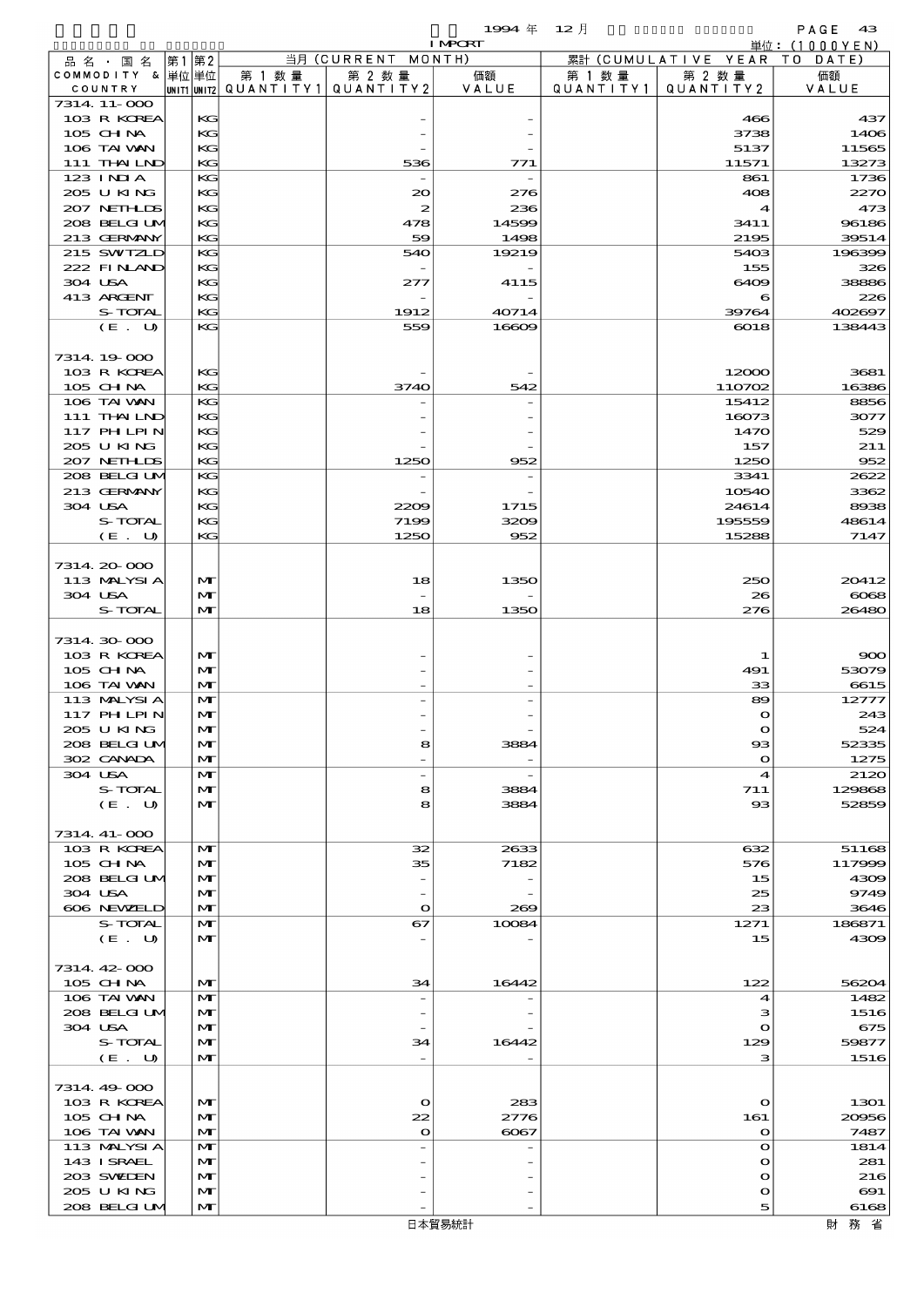| 品名・国名 COMMODITY & COUNTRY | 第1 単位 UNIT1 | 第2 単位 UNIT2 | 当月 (CURRENT MONTH) 第1数量 QUANTITY1 | 第2数量 QUANTITY2 | 価額 VALUE | 累計 (CUMULATIVE YEAR TO DATE) 第1数量 QUANTITY1 | 第2数量 QUANTITY2 | 価額 VALUE |
|---|---|---|---|---|---|---|---|---|
| 7314.11-000 | | | | | | | | |
| 103 R KOREA | | KG | | - | - | | 466 | 437 |
| 105 CHINA | | KG | | - | - | | 3738 | 1406 |
| 106 TAIWAN | | KG | | - | - | | 5137 | 11565 |
| 111 THAILND | | KG | | 536 | 771 | | 11571 | 13273 |
| 123 INDIA | | KG | | - | - | | 861 | 1736 |
| 205 U KING | | KG | | 20 | 276 | | 408 | 2270 |
| 207 NETHLDS | | KG | | 2 | 236 | | 4 | 473 |
| 208 BELGIUM | | KG | | 478 | 14599 | | 3411 | 96186 |
| 213 GERMANY | | KG | | 59 | 1498 | | 2195 | 39514 |
| 215 SWITZLD | | KG | | 540 | 19219 | | 5403 | 196399 |
| 222 FINLAND | | KG | | - | - | | 155 | 326 |
| 304 USA | | KG | | 277 | 4115 | | 6409 | 38886 |
| 413 ARGENT | | KG | | - | - | | 6 | 226 |
| S-TOTAL | | KG | | 1912 | 40714 | | 39764 | 402697 |
| (E. U) | | KG | | 559 | 16609 | | 6018 | 138443 |
| 7314.19-000 | | | | | | | | |
| 103 R KOREA | | KG | | - | - | | 12000 | 3681 |
| 105 CHINA | | KG | | 3740 | 542 | | 110702 | 16386 |
| 106 TAIWAN | | KG | | - | - | | 15412 | 8856 |
| 111 THAILND | | KG | | - | - | | 16073 | 3077 |
| 117 PHILPIN | | KG | | - | - | | 1470 | 529 |
| 205 U KING | | KG | | - | - | | 157 | 211 |
| 207 NETHLDS | | KG | | 1250 | 952 | | 1250 | 952 |
| 208 BELGIUM | | KG | | - | - | | 3341 | 2622 |
| 213 GERMANY | | KG | | - | - | | 10540 | 3362 |
| 304 USA | | KG | | 2209 | 1715 | | 24614 | 8938 |
| S-TOTAL | | KG | | 7199 | 3209 | | 195559 | 48614 |
| (E. U) | | KG | | 1250 | 952 | | 15288 | 7147 |
| 7314.20-000 | | | | | | | | |
| 113 MALYSIA | | MT | | 18 | 1350 | | 250 | 20412 |
| 304 USA | | MT | | - | - | | 26 | 6068 |
| S-TOTAL | | MT | | 18 | 1350 | | 276 | 26480 |
| 7314.30-000 | | | | | | | | |
| 103 R KOREA | | MT | | - | - | | 1 | 900 |
| 105 CHINA | | MT | | - | - | | 491 | 53079 |
| 106 TAIWAN | | MT | | - | - | | 33 | 6615 |
| 113 MALYSIA | | MT | | - | - | | 89 | 12777 |
| 117 PHILPIN | | MT | | - | - | | 0 | 243 |
| 205 U KING | | MT | | - | - | | 0 | 524 |
| 208 BELGIUM | | MT | | 8 | 3884 | | 93 | 52335 |
| 302 CANADA | | MT | | - | - | | 0 | 1275 |
| 304 USA | | MT | | - | - | | 4 | 2120 |
| S-TOTAL | | MT | | 8 | 3884 | | 711 | 129868 |
| (E. U) | | MT | | 8 | 3884 | | 93 | 52859 |
| 7314.41-000 | | | | | | | | |
| 103 R KOREA | | MT | | 32 | 2633 | | 632 | 51168 |
| 105 CHINA | | MT | | 35 | 7182 | | 576 | 117999 |
| 208 BELGIUM | | MT | | - | - | | 15 | 4309 |
| 304 USA | | MT | | - | - | | 25 | 9749 |
| 606 NEWZELD | | MT | | 0 | 269 | | 23 | 3646 |
| S-TOTAL | | MT | | 67 | 10084 | | 1271 | 186871 |
| (E. U) | | MT | | - | - | | 15 | 4309 |
| 7314.42-000 | | | | | | | | |
| 105 CHINA | | MT | | 34 | 16442 | | 122 | 56204 |
| 106 TAIWAN | | MT | | - | - | | 4 | 1482 |
| 208 BELGIUM | | MT | | - | - | | 3 | 1516 |
| 304 USA | | MT | | - | - | | 0 | 675 |
| S-TOTAL | | MT | | 34 | 16442 | | 129 | 59877 |
| (E. U) | | MT | | - | - | | 3 | 1516 |
| 7314.49-000 | | | | | | | | |
| 103 R KOREA | | MT | | 0 | 283 | | 0 | 1301 |
| 105 CHINA | | MT | | 22 | 2776 | | 161 | 20956 |
| 106 TAIWAN | | MT | | 0 | 6067 | | 0 | 7487 |
| 113 MALYSIA | | MT | | - | - | | 0 | 1814 |
| 143 ISRAEL | | MT | | - | - | | 0 | 281 |
| 203 SWEDEN | | MT | | - | - | | 0 | 216 |
| 205 U KING | | MT | | - | - | | 0 | 691 |
| 208 BELGIUM | | MT | | - | - | | 5 | 6168 |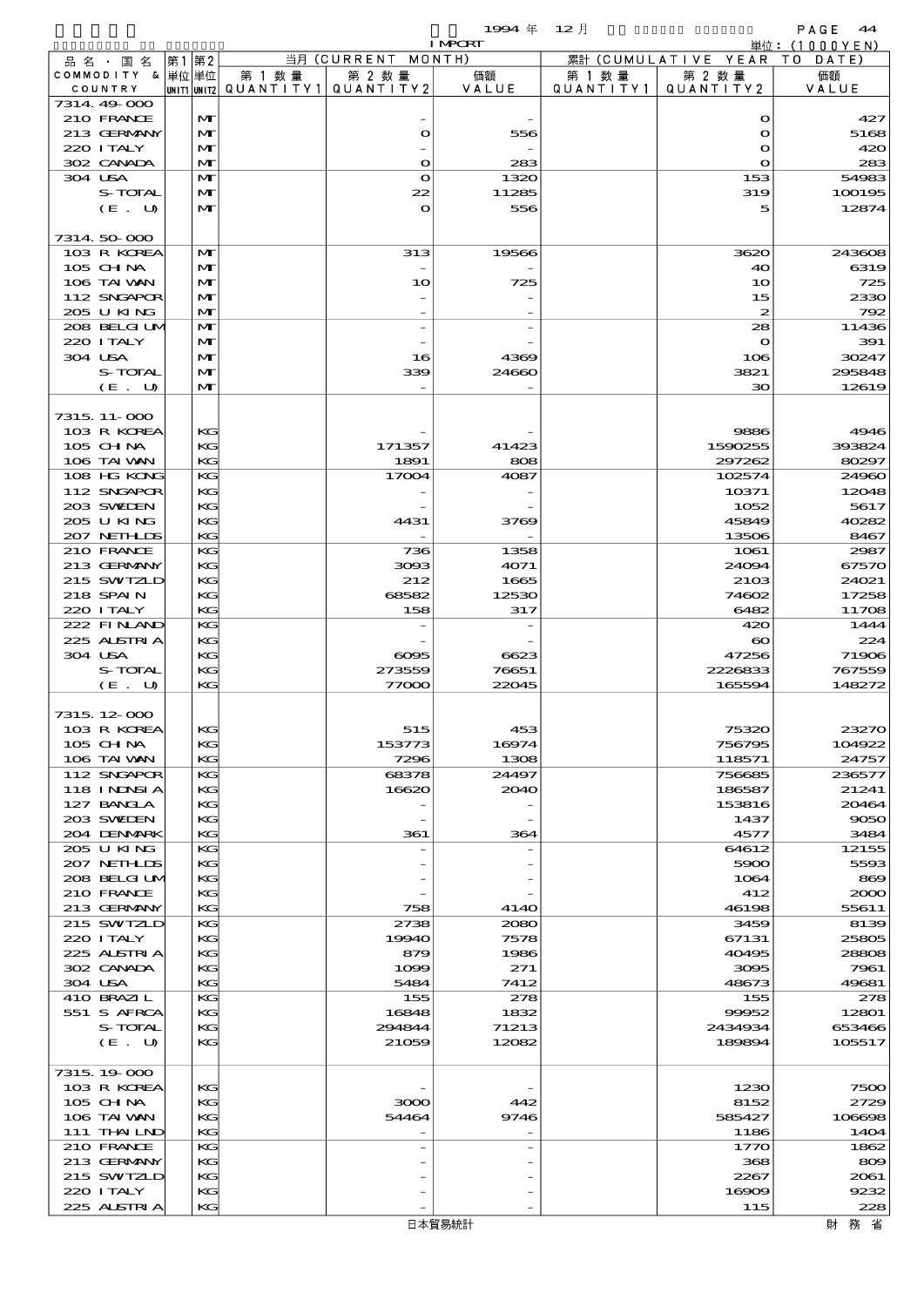1994 年 12 月 IMPORT

単位：(1000YEN)

| 品名・国名 COMMODITY & COUNTRY | 第1 単位 UNIT1 | 第2 単位 UNIT2 | 当月 (CURRENT MONTH) 第1数量 QUANTITY1 | 第2数量 QUANTITY2 | 価額 VALUE | 累計 (CUMULATIVE YEAR TO DATE) 第1数量 QUANTITY1 | 第2数量 QUANTITY2 | 価額 VALUE |
|---|---|---|---|---|---|---|---|---|
| 7314.49-000 | | | | | | | | |
| 210 FRANCE | | MT | | - | - | | 0 | 427 |
| 213 GERMANY | | MT | | 0 | 556 | | 0 | 5168 |
| 220 ITALY | | MT | | - | - | | 0 | 420 |
| 302 CANADA | | MT | | 0 | 283 | | 0 | 283 |
| 304 USA | | MT | | 0 | 1320 | | 153 | 54983 |
| S-TOTAL | | MT | | 22 | 11285 | | 319 | 100195 |
| (E. U) | | MT | | 0 | 556 | | 5 | 12874 |
| 7314.50-000 | | | | | | | | |
| 103 R KOREA | | MT | | 313 | 19566 | | 3620 | 243608 |
| 105 CHINA | | MT | | - | - | | 40 | 6319 |
| 106 TAIWAN | | MT | | 10 | 725 | | 10 | 725 |
| 112 SNGAPOR | | MT | | - | - | | 15 | 2330 |
| 205 U KING | | MT | | - | - | | 2 | 792 |
| 208 BELGIUM | | MT | | - | - | | 28 | 11436 |
| 220 ITALY | | MT | | - | - | | 0 | 391 |
| 304 USA | | MT | | 16 | 4369 | | 106 | 30247 |
| S-TOTAL | | MT | | 339 | 24660 | | 3821 | 295848 |
| (E. U) | | MT | | - | - | | 30 | 12619 |
| 7315.11-000 | | | | | | | | |
| 103 R KOREA | | KG | | - | - | | 9886 | 4946 |
| 105 CHINA | | KG | | 171357 | 41423 | | 1590255 | 393824 |
| 106 TAIWAN | | KG | | 1891 | 808 | | 297262 | 80297 |
| 108 HG KONG | | KG | | 17004 | 4087 | | 102574 | 24960 |
| 112 SNGAPOR | | KG | | - | - | | 10371 | 12048 |
| 203 SWEDEN | | KG | | - | - | | 1052 | 5617 |
| 205 U KING | | KG | | 4431 | 3769 | | 45849 | 40282 |
| 207 NETHLDS | | KG | | - | - | | 13506 | 8467 |
| 210 FRANCE | | KG | | 736 | 1358 | | 1061 | 2987 |
| 213 GERMANY | | KG | | 3093 | 4071 | | 24094 | 67570 |
| 215 SWTZLD | | KG | | 212 | 1665 | | 2103 | 24021 |
| 218 SPAIN | | KG | | 68582 | 12530 | | 74602 | 17258 |
| 220 ITALY | | KG | | 158 | 317 | | 6482 | 11708 |
| 222 FINLAND | | KG | | - | - | | 420 | 1444 |
| 225 AUSTRIA | | KG | | - | - | | 60 | 224 |
| 304 USA | | KG | | 6095 | 6623 | | 47256 | 71906 |
| S-TOTAL | | KG | | 273559 | 76651 | | 2226833 | 767559 |
| (E. U) | | KG | | 77000 | 22045 | | 165594 | 148272 |
| 7315.12-000 | | | | | | | | |
| 103 R KOREA | | KG | | 515 | 453 | | 75320 | 23270 |
| 105 CHINA | | KG | | 153773 | 16974 | | 756795 | 104922 |
| 106 TAIWAN | | KG | | 7296 | 1308 | | 118571 | 24757 |
| 112 SNGAPOR | | KG | | 68378 | 24497 | | 756685 | 236577 |
| 118 INDNSIA | | KG | | 16620 | 2040 | | 186587 | 21241 |
| 127 BANGLA | | KG | | - | - | | 153816 | 20464 |
| 203 SWEDEN | | KG | | - | - | | 1437 | 9050 |
| 204 DENMARK | | KG | | 361 | 364 | | 4577 | 3484 |
| 205 U KING | | KG | | - | - | | 64612 | 12155 |
| 207 NETHLDS | | KG | | - | - | | 5900 | 5593 |
| 208 BELGIUM | | KG | | - | - | | 1064 | 869 |
| 210 FRANCE | | KG | | - | - | | 412 | 2000 |
| 213 GERMANY | | KG | | 758 | 4140 | | 46198 | 55611 |
| 215 SWTZLD | | KG | | 2738 | 2080 | | 3459 | 8139 |
| 220 ITALY | | KG | | 19940 | 7578 | | 67131 | 25805 |
| 225 AUSTRIA | | KG | | 879 | 1986 | | 40495 | 28808 |
| 302 CANADA | | KG | | 1099 | 271 | | 3095 | 7961 |
| 304 USA | | KG | | 5484 | 7412 | | 48673 | 49681 |
| 410 BRAZIL | | KG | | 155 | 278 | | 155 | 278 |
| 551 S AFRCA | | KG | | 16848 | 1832 | | 99952 | 12801 |
| S-TOTAL | | KG | | 294844 | 71213 | | 2434934 | 653466 |
| (E. U) | | KG | | 21059 | 12082 | | 189894 | 105517 |
| 7315.19-000 | | | | | | | | |
| 103 R KOREA | | KG | | - | - | | 1230 | 7500 |
| 105 CHINA | | KG | | 3000 | 442 | | 8152 | 2729 |
| 106 TAIWAN | | KG | | 54464 | 9746 | | 585427 | 106698 |
| 111 THAILND | | KG | | - | - | | 1186 | 1404 |
| 210 FRANCE | | KG | | - | - | | 1770 | 1862 |
| 213 GERMANY | | KG | | - | - | | 368 | 809 |
| 215 SWTZLD | | KG | | - | - | | 2267 | 2061 |
| 220 ITALY | | KG | | - | - | | 16909 | 9232 |
| 225 AUSTRIA | | KG | | - | - | | 115 | 228 |

日本貿易統計　　財務省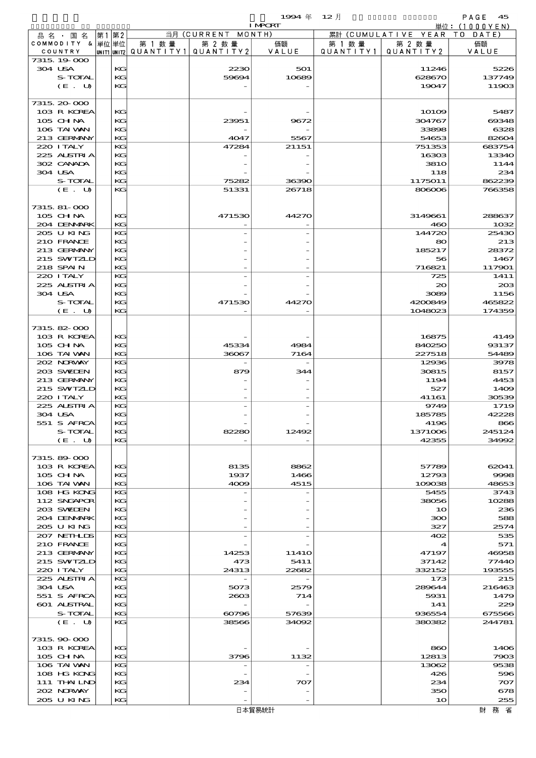| 品名・国名 COMMODITY & COUNTRY | 第1単位 UNIT1 | 第2単位 UNIT2 | 当月 (CURRENT MONTH) 第1数量 QUANTITY1 | 第2数量 QUANTITY2 | 価額 VALUE | 累計 (CUMULATIVE YEAR TO DATE) 第1数量 QUANTITY1 | 第2数量 QUANTITY2 | 価額 VALUE |
|---|---|---|---|---|---|---|---|---|
| 7315.19-000 | | | | | | | | |
| 304 USA | | KG | | 2230 | 501 | | 11246 | 5226 |
| S-TOTAL | | KG | | 59694 | 10689 | | 628670 | 137749 |
| (E. U) | | KG | | - | - | | 19047 | 11903 |
| 7315.20-000 | | | | | | | | |
| 103 R KOREA | | KG | | - | - | | 10109 | 5487 |
| 105 CHINA | | KG | | 23951 | 9672 | | 304767 | 69348 |
| 106 TAIWAN | | KG | | - | - | | 33898 | 6328 |
| 213 GERMANY | | KG | | 4047 | 5567 | | 54653 | 82604 |
| 220 ITALY | | KG | | 47284 | 21151 | | 751353 | 683754 |
| 225 AUSTRIA | | KG | | - | - | | 16303 | 13340 |
| 302 CANADA | | KG | | - | - | | 3810 | 1144 |
| 304 USA | | KG | | - | - | | 118 | 234 |
| S-TOTAL | | KG | | 75282 | 36390 | | 1175011 | 862239 |
| (E. U) | | KG | | 51331 | 26718 | | 806006 | 766358 |
| 7315.81-000 | | | | | | | | |
| 105 CHINA | | KG | | 471530 | 44270 | | 3149661 | 288637 |
| 204 DENMARK | | KG | | - | - | | 460 | 1032 |
| 205 U KING | | KG | | - | - | | 144720 | 25430 |
| 210 FRANCE | | KG | | - | - | | 80 | 213 |
| 213 GERMANY | | KG | | - | - | | 185217 | 28372 |
| 215 SWITZLD | | KG | | - | - | | 56 | 1467 |
| 218 SPAIN | | KG | | - | - | | 716821 | 117901 |
| 220 ITALY | | KG | | - | - | | 725 | 1411 |
| 225 AUSTRIA | | KG | | - | - | | 20 | 203 |
| 304 USA | | KG | | - | - | | 3089 | 1156 |
| S-TOTAL | | KG | | 471530 | 44270 | | 4200849 | 465822 |
| (E. U) | | KG | | - | - | | 1048023 | 174359 |
| 7315.82-000 | | | | | | | | |
| 103 R KOREA | | KG | | - | - | | 16875 | 4149 |
| 105 CHINA | | KG | | 45334 | 4984 | | 840250 | 93137 |
| 106 TAIWAN | | KG | | 36067 | 7164 | | 227518 | 54489 |
| 202 NORWAY | | KG | | - | - | | 12936 | 3978 |
| 203 SWEDEN | | KG | | 879 | 344 | | 30815 | 8157 |
| 213 GERMANY | | KG | | - | - | | 1194 | 4453 |
| 215 SWITZLD | | KG | | - | - | | 527 | 1409 |
| 220 ITALY | | KG | | - | - | | 41161 | 30539 |
| 225 AUSTRIA | | KG | | - | - | | 9749 | 1719 |
| 304 USA | | KG | | - | - | | 185785 | 42228 |
| 551 S AFRCA | | KG | | - | - | | 4196 | 866 |
| S-TOTAL | | KG | | 82280 | 12492 | | 1371006 | 245124 |
| (E. U) | | KG | | - | - | | 42355 | 34992 |
| 7315.89-000 | | | | | | | | |
| 103 R KOREA | | KG | | 8135 | 8862 | | 57789 | 62041 |
| 105 CHINA | | KG | | 1937 | 1466 | | 12793 | 9998 |
| 106 TAIWAN | | KG | | 4009 | 4515 | | 109038 | 48653 |
| 108 HG KONG | | KG | | - | - | | 5455 | 3743 |
| 112 SNGAPOR | | KG | | - | - | | 38056 | 10288 |
| 203 SWEDEN | | KG | | - | - | | 10 | 236 |
| 204 DENMARK | | KG | | - | - | | 300 | 588 |
| 205 U KING | | KG | | - | - | | 327 | 2574 |
| 207 NETHLDS | | KG | | - | - | | 402 | 535 |
| 210 FRANCE | | KG | | - | - | | 4 | 571 |
| 213 GERMANY | | KG | | 14253 | 11410 | | 47197 | 46958 |
| 215 SWITZLD | | KG | | 473 | 5411 | | 37142 | 77440 |
| 220 ITALY | | KG | | 24313 | 22682 | | 332152 | 193555 |
| 225 AUSTRIA | | KG | | - | - | | 173 | 215 |
| 304 USA | | KG | | 5073 | 2579 | | 289644 | 216463 |
| 551 S AFRCA | | KG | | 2603 | 714 | | 5931 | 1479 |
| 601 AUSTRAL | | KG | | - | - | | 141 | 229 |
| S-TOTAL | | KG | | 60796 | 57639 | | 936554 | 675566 |
| (E. U) | | KG | | 38566 | 34092 | | 380382 | 244781 |
| 7315.90-000 | | | | | | | | |
| 103 R KOREA | | KG | | - | - | | 860 | 1406 |
| 105 CHINA | | KG | | 3796 | 1132 | | 12813 | 7903 |
| 106 TAIWAN | | KG | | - | - | | 13062 | 9538 |
| 108 HG KONG | | KG | | - | - | | 426 | 596 |
| 111 THAILND | | KG | | 234 | 707 | | 234 | 707 |
| 202 NORWAY | | KG | | - | - | | 350 | 678 |
| 205 U KING | | KG | | - | - | | 10 | 255 |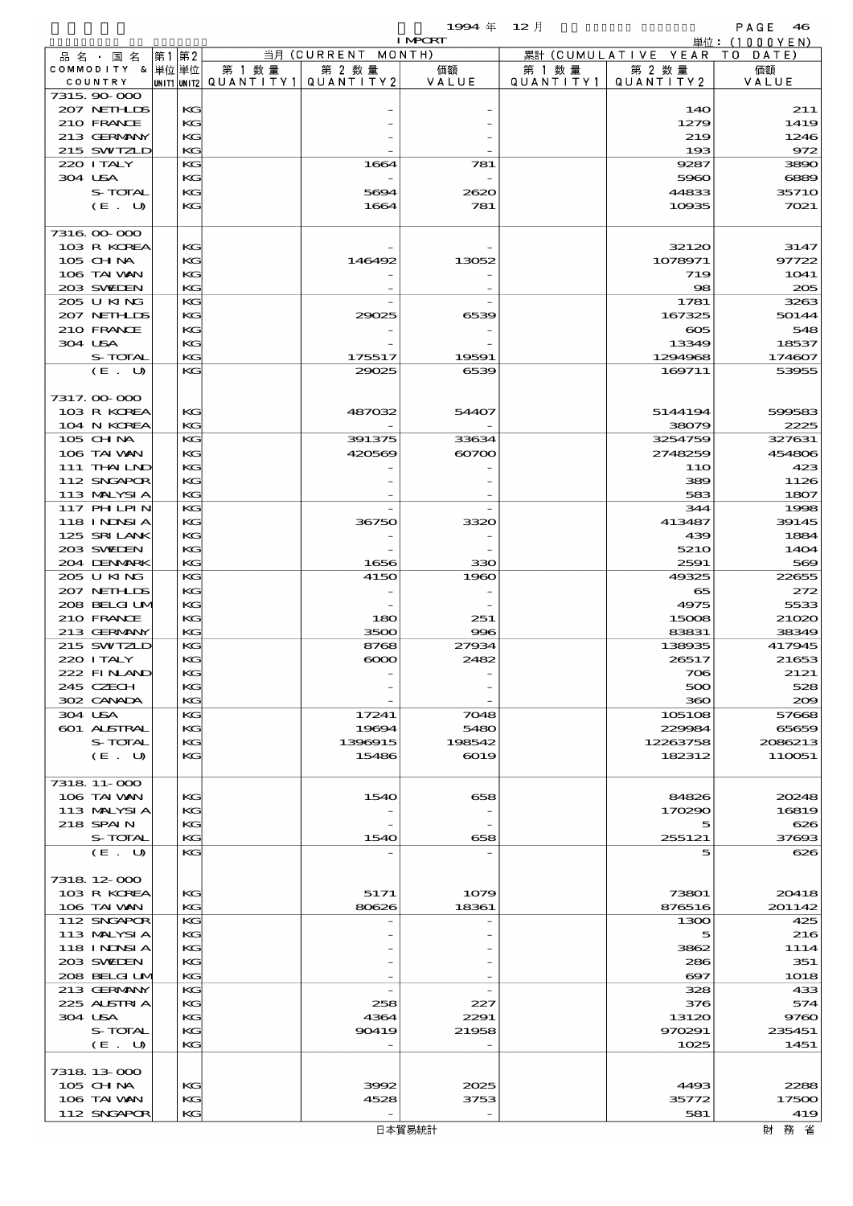1994 年 12 月 IMPORT

単位：(1000YEN)

| 品名・国名 COMMODITY & COUNTRY | 第1 単位 UNIT1 | 第2 単位 UNIT2 | 当月 (CURRENT MONTH) 第1数量 QUANTITY1 | 第2数量 QUANTITY2 | 価額 VALUE | 累計 (CUMULATIVE YEAR TO DATE) 第1数量 QUANTITY1 | 第2数量 QUANTITY2 | 価額 VALUE |
|---|---|---|---|---|---|---|---|---|
| 7315.90-000 | | | | | | | | |
| 207 NETHLDS | | KG | | - | - | | 140 | 211 |
| 210 FRANCE | | KG | | - | - | | 1279 | 1419 |
| 213 GERMANY | | KG | | - | - | | 219 | 1246 |
| 215 SWTZLD | | KG | | - | - | | 193 | 972 |
| 220 ITALY | | KG | | 1664 | 781 | | 9287 | 3890 |
| 304 USA | | KG | | - | - | | 5960 | 6889 |
| S-TOTAL | | KG | | 5694 | 2620 | | 44833 | 35710 |
| (E. U) | | KG | | 1664 | 781 | | 10935 | 7021 |
| 7316.00-000 | | | | | | | | |
| 103 R KOREA | | KG | | - | - | | 32120 | 3147 |
| 105 CHINA | | KG | | 146492 | 13052 | | 1078971 | 97722 |
| 106 TAIWAN | | KG | | - | - | | 719 | 1041 |
| 203 SWEDEN | | KG | | - | - | | 98 | 205 |
| 205 U KING | | KG | | - | - | | 1781 | 3263 |
| 207 NETHLDS | | KG | | 29025 | 6539 | | 167325 | 50144 |
| 210 FRANCE | | KG | | - | - | | 605 | 548 |
| 304 USA | | KG | | - | - | | 13349 | 18537 |
| S-TOTAL | | KG | | 175517 | 19591 | | 1294968 | 174607 |
| (E. U) | | KG | | 29025 | 6539 | | 169711 | 53955 |
| 7317.00-000 | | | | | | | | |
| 103 R KOREA | | KG | | 487032 | 54407 | | 5144194 | 599583 |
| 104 N KOREA | | KG | | - | - | | 38079 | 2225 |
| 105 CHINA | | KG | | 391375 | 33634 | | 3254759 | 327631 |
| 106 TAIWAN | | KG | | 420569 | 60700 | | 2748259 | 454806 |
| 111 THAILND | | KG | | - | - | | 110 | 423 |
| 112 SNGAPOR | | KG | | - | - | | 389 | 1126 |
| 113 MALYSIA | | KG | | - | - | | 583 | 1807 |
| 117 PHILPIN | | KG | | - | - | | 344 | 1998 |
| 118 INDNSIA | | KG | | 36750 | 3320 | | 413487 | 39145 |
| 125 SRILANK | | KG | | - | - | | 439 | 1884 |
| 203 SWEDEN | | KG | | - | - | | 5210 | 1404 |
| 204 DENMARK | | KG | | 1656 | 330 | | 2591 | 569 |
| 205 U KING | | KG | | 4150 | 1960 | | 49325 | 22655 |
| 207 NETHLDS | | KG | | - | - | | 65 | 272 |
| 208 BELGIUM | | KG | | - | - | | 4975 | 5533 |
| 210 FRANCE | | KG | | 180 | 251 | | 15008 | 21020 |
| 213 GERMANY | | KG | | 3500 | 996 | | 83831 | 38349 |
| 215 SWTZLD | | KG | | 8768 | 27934 | | 138935 | 417945 |
| 220 ITALY | | KG | | 6000 | 2482 | | 26517 | 21653 |
| 222 FINLAND | | KG | | - | - | | 706 | 2121 |
| 245 CZECH | | KG | | - | - | | 500 | 528 |
| 302 CANADA | | KG | | - | - | | 360 | 209 |
| 304 USA | | KG | | 17241 | 7048 | | 105108 | 57668 |
| 601 AUSTRAL | | KG | | 19694 | 5480 | | 229984 | 65659 |
| S-TOTAL | | KG | | 1396915 | 198542 | | 12263758 | 2086213 |
| (E. U) | | KG | | 15486 | 6019 | | 182312 | 110051 |
| 7318.11-000 | | | | | | | | |
| 106 TAIWAN | | KG | | 1540 | 658 | | 84826 | 20248 |
| 113 MALYSIA | | KG | | - | - | | 170290 | 16819 |
| 218 SPAIN | | KG | | - | - | | 5 | 626 |
| S-TOTAL | | KG | | 1540 | 658 | | 255121 | 37693 |
| (E. U) | | KG | | - | - | | 5 | 626 |
| 7318.12-000 | | | | | | | | |
| 103 R KOREA | | KG | | 5171 | 1079 | | 73801 | 20418 |
| 106 TAIWAN | | KG | | 80626 | 18361 | | 876516 | 201142 |
| 112 SNGAPOR | | KG | | - | - | | 1300 | 425 |
| 113 MALYSIA | | KG | | - | - | | 5 | 216 |
| 118 INDNSIA | | KG | | - | - | | 3862 | 1114 |
| 203 SWEDEN | | KG | | - | - | | 286 | 351 |
| 208 BELGIUM | | KG | | - | - | | 697 | 1018 |
| 213 GERMANY | | KG | | - | - | | 328 | 433 |
| 225 AUSTRIA | | KG | | 258 | 227 | | 376 | 574 |
| 304 USA | | KG | | 4364 | 2291 | | 13120 | 9760 |
| S-TOTAL | | KG | | 90419 | 21958 | | 970291 | 235451 |
| (E. U) | | KG | | - | - | | 1025 | 1451 |
| 7318.13-000 | | | | | | | | |
| 105 CHINA | | KG | | 3992 | 2025 | | 4493 | 2288 |
| 106 TAIWAN | | KG | | 4528 | 3753 | | 35772 | 17500 |
| 112 SNGAPOR | | KG | | - | - | | 581 | 419 |

日本貿易統計　　財務省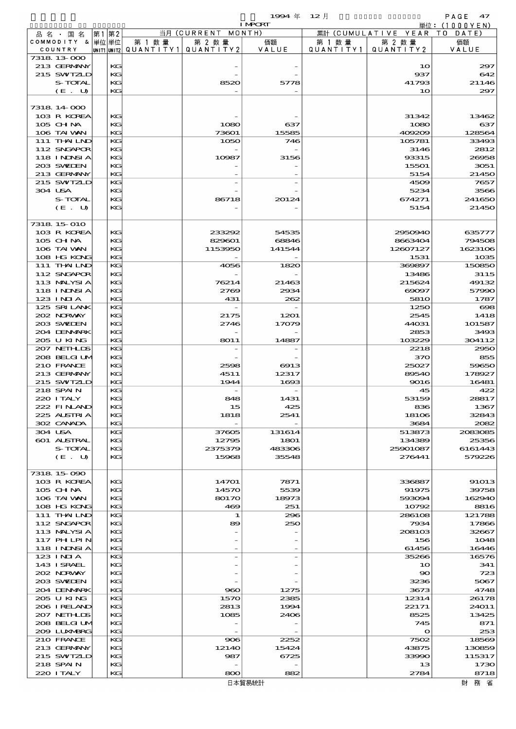1994 年 12 月 IMPORT

単位：(1000YEN)

| 品名・国名 COMMODITY & COUNTRY | 第1 単位 UNIT1 | 第2 単位 UNIT2 | 当月 (CURRENT MONTH) 第1数量 QUANTITY1 | 第2数量 QUANTITY2 | 価額 VALUE | 累計 (CUMULATIVE YEAR TO DATE) 第1数量 QUANTITY1 | 第2数量 QUANTITY2 | 価額 VALUE |
|---|---|---|---|---|---|---|---|---|
| 7318.13-000 | | | | | | | | |
| 213 GERMANY | | KG | | - | - | | 10 | 297 |
| 215 SWTZLD | | KG | | - | - | | 937 | 642 |
| S-TOTAL | | KG | | 8520 | 5778 | | 41793 | 21146 |
| (E. U) | | KG | | - | - | | 10 | 297 |
| 7318.14-000 | | | | | | | | |
| 103 R KOREA | | KG | | - | - | | 31342 | 13462 |
| 105 CHINA | | KG | | 1080 | 637 | | 1080 | 637 |
| 106 TAIWAN | | KG | | 73601 | 15585 | | 409209 | 128564 |
| 111 THAILND | | KG | | 1050 | 746 | | 105781 | 33493 |
| 112 SNGAPOR | | KG | | - | - | | 3146 | 2812 |
| 118 INDNSIA | | KG | | 10987 | 3156 | | 93315 | 26958 |
| 203 SWEDEN | | KG | | - | - | | 15501 | 3051 |
| 213 GERMANY | | KG | | - | - | | 5154 | 21450 |
| 215 SWTZLD | | KG | | - | - | | 4509 | 7657 |
| 304 USA | | KG | | - | - | | 5234 | 3566 |
| S-TOTAL | | KG | | 86718 | 20124 | | 674271 | 241650 |
| (E. U) | | KG | | - | - | | 5154 | 21450 |
| 7318.15-010 | | | | | | | | |
| 103 R KOREA | | KG | | 233292 | 54535 | | 2950940 | 635777 |
| 105 CHINA | | KG | | 829601 | 68846 | | 8663404 | 794508 |
| 106 TAIWAN | | KG | | 1153950 | 141544 | | 12607127 | 1623106 |
| 108 HG KONG | | KG | | - | - | | 1531 | 1035 |
| 111 THAILND | | KG | | 4056 | 1820 | | 369897 | 150850 |
| 112 SNGAPOR | | KG | | - | - | | 13486 | 3115 |
| 113 MALYSIA | | KG | | 76214 | 21463 | | 215624 | 49132 |
| 118 INDNSIA | | KG | | 2769 | 2934 | | 69097 | 57990 |
| 123 INDIA | | KG | | 431 | 262 | | 5810 | 1787 |
| 125 SRI LANK | | KG | | - | - | | 1250 | 698 |
| 202 NORWAY | | KG | | 2175 | 1201 | | 2545 | 1418 |
| 203 SWEDEN | | KG | | 2746 | 17079 | | 44031 | 101587 |
| 204 DENMARK | | KG | | - | - | | 2853 | 3493 |
| 205 U KING | | KG | | 8011 | 14887 | | 103229 | 304112 |
| 207 NETHLDS | | KG | | - | - | | 2218 | 2950 |
| 208 BELGIUM | | KG | | - | - | | 370 | 855 |
| 210 FRANCE | | KG | | 2598 | 6913 | | 25027 | 59650 |
| 213 GERMANY | | KG | | 4511 | 12317 | | 89540 | 178927 |
| 215 SWTZLD | | KG | | 1944 | 1693 | | 9016 | 16481 |
| 218 SPAIN | | KG | | - | - | | 45 | 422 |
| 220 ITALY | | KG | | 848 | 1431 | | 53159 | 28817 |
| 222 FINLAND | | KG | | 15 | 425 | | 836 | 1367 |
| 225 AUSTRIA | | KG | | 1818 | 2541 | | 18106 | 32843 |
| 302 CANADA | | KG | | - | - | | 3684 | 2082 |
| 304 USA | | KG | | 37605 | 131614 | | 513873 | 2083085 |
| 601 AUSTRAL | | KG | | 12795 | 1801 | | 134389 | 25356 |
| S-TOTAL | | KG | | 2375379 | 483306 | | 25901087 | 6161443 |
| (E. U) | | KG | | 15968 | 35548 | | 276441 | 579226 |
| 7318.15-090 | | | | | | | | |
| 103 R KOREA | | KG | | 14701 | 7871 | | 336887 | 91013 |
| 105 CHINA | | KG | | 14570 | 5539 | | 91975 | 39758 |
| 106 TAIWAN | | KG | | 80170 | 18973 | | 593094 | 162940 |
| 108 HG KONG | | KG | | 469 | 251 | | 10792 | 8816 |
| 111 THAILND | | KG | | 1 | 296 | | 286108 | 121788 |
| 112 SNGAPOR | | KG | | 89 | 250 | | 7934 | 17866 |
| 113 MALYSIA | | KG | | - | - | | 208103 | 32667 |
| 117 PHILPIN | | KG | | - | - | | 156 | 1048 |
| 118 INDNSIA | | KG | | - | - | | 61456 | 16446 |
| 123 INDIA | | KG | | - | - | | 35266 | 16576 |
| 143 ISRAEL | | KG | | - | - | | 10 | 341 |
| 202 NORWAY | | KG | | - | - | | 90 | 723 |
| 203 SWEDEN | | KG | | - | - | | 3236 | 5067 |
| 204 DENMARK | | KG | | 960 | 1275 | | 3673 | 4748 |
| 205 U KING | | KG | | 1570 | 2385 | | 12314 | 26178 |
| 206 IRELAND | | KG | | 2813 | 1994 | | 22171 | 24011 |
| 207 NETHLDS | | KG | | 1085 | 2406 | | 8525 | 13425 |
| 208 BELGIUM | | KG | | - | - | | 745 | 871 |
| 209 LUXMBRG | | KG | | - | - | | 0 | 253 |
| 210 FRANCE | | KG | | 906 | 2252 | | 7502 | 18569 |
| 213 GERMANY | | KG | | 12140 | 15424 | | 43875 | 130859 |
| 215 SWTZLD | | KG | | 987 | 6725 | | 33990 | 115317 |
| 218 SPAIN | | KG | | - | - | | 13 | 1730 |
| 220 ITALY | | KG | | 800 | 882 | | 2784 | 8718 |

日本貿易統計　　財務省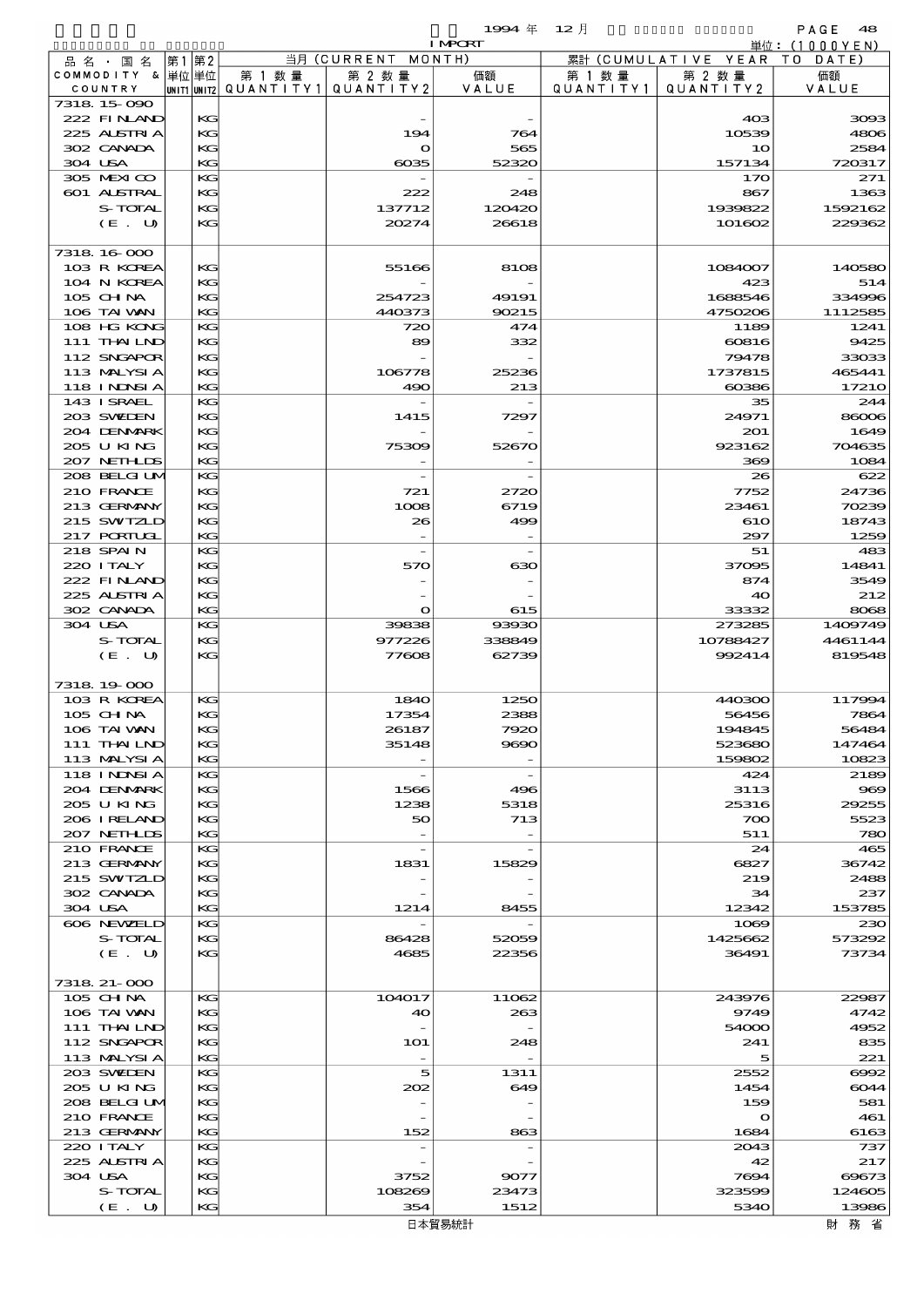1994 年 12 月

IMPORT

単位：(1000YEN)

| 品名・国名 COMMODITY & COUNTRY | 第1 単位 UNIT1 | 第2 単位 UNIT2 | 当月 (CURRENT MONTH) 第1数量 QUANTITY1 | 第2数量 QUANTITY2 | 価額 VALUE | 累計 (CUMULATIVE YEAR TO DATE) 第1数量 QUANTITY1 | 第2数量 QUANTITY2 | 価額 VALUE |
|---|---|---|---|---|---|---|---|---|
| 7318.15-090 | | | | | | | | |
| 222 FINLAND | | KG | | - | - | | 403 | 3093 |
| 225 AUSTRIA | | KG | | 194 | 764 | | 10539 | 4806 |
| 302 CANADA | | KG | | 0 | 565 | | 10 | 2584 |
| 304 USA | | KG | | 6035 | 52320 | | 157134 | 720317 |
| 305 MEXICO | | KG | | - | - | | 170 | 271 |
| 601 AUSTRAL | | KG | | 222 | 248 | | 867 | 1363 |
| S-TOTAL | | KG | | 137712 | 120420 | | 1939822 | 1592162 |
| (E. U) | | KG | | 20274 | 26618 | | 101602 | 229362 |
| 7318.16-000 | | | | | | | | |
| 103 R KOREA | | KG | | 55166 | 8108 | | 1084007 | 140580 |
| 104 N KOREA | | KG | | - | - | | 423 | 514 |
| 105 CHINA | | KG | | 254723 | 49191 | | 1688546 | 334996 |
| 106 TAIWAN | | KG | | 440373 | 90215 | | 4750206 | 1112585 |
| 108 HG KONG | | KG | | 720 | 474 | | 1189 | 1241 |
| 111 THAILND | | KG | | 89 | 332 | | 60816 | 9425 |
| 112 SNGAPOR | | KG | | - | - | | 79478 | 33033 |
| 113 MALYSIA | | KG | | 106778 | 25236 | | 1737815 | 465441 |
| 118 INDNSIA | | KG | | 490 | 213 | | 60386 | 17210 |
| 143 ISRAEL | | KG | | - | - | | 35 | 244 |
| 203 SWEDEN | | KG | | 1415 | 7297 | | 24971 | 86006 |
| 204 DENMARK | | KG | | - | - | | 201 | 1649 |
| 205 U KING | | KG | | 75309 | 52670 | | 923162 | 704635 |
| 207 NETHLDS | | KG | | - | - | | 369 | 1084 |
| 208 BELGIUM | | KG | | - | - | | 26 | 622 |
| 210 FRANCE | | KG | | 721 | 2720 | | 7752 | 24736 |
| 213 GERMANY | | KG | | 1008 | 6719 | | 23461 | 70239 |
| 215 SWITZLD | | KG | | 26 | 499 | | 610 | 18743 |
| 217 PORTUGL | | KG | | - | - | | 297 | 1259 |
| 218 SPAIN | | KG | | - | - | | 51 | 483 |
| 220 ITALY | | KG | | 570 | 630 | | 37095 | 14841 |
| 222 FINLAND | | KG | | - | - | | 874 | 3549 |
| 225 AUSTRIA | | KG | | - | - | | 40 | 212 |
| 302 CANADA | | KG | | 0 | 615 | | 33332 | 8068 |
| 304 USA | | KG | | 39838 | 93930 | | 273285 | 1409749 |
| S-TOTAL | | KG | | 977226 | 338849 | | 10788427 | 4461144 |
| (E. U) | | KG | | 77608 | 62739 | | 992414 | 819548 |
| 7318.19-000 | | | | | | | | |
| 103 R KOREA | | KG | | 1840 | 1250 | | 440300 | 117994 |
| 105 CHINA | | KG | | 17354 | 2388 | | 56456 | 7864 |
| 106 TAIWAN | | KG | | 26187 | 7920 | | 194845 | 56484 |
| 111 THAILND | | KG | | 35148 | 9690 | | 523680 | 147464 |
| 113 MALYSIA | | KG | | - | - | | 159802 | 10823 |
| 118 INDNSIA | | KG | | - | - | | 424 | 2189 |
| 204 DENMARK | | KG | | 1566 | 496 | | 3113 | 969 |
| 205 U KING | | KG | | 1238 | 5318 | | 25316 | 29255 |
| 206 IRELAND | | KG | | 50 | 713 | | 700 | 5523 |
| 207 NETHLDS | | KG | | - | - | | 511 | 780 |
| 210 FRANCE | | KG | | - | - | | 24 | 465 |
| 213 GERMANY | | KG | | 1831 | 15829 | | 6827 | 36742 |
| 215 SWITZLD | | KG | | - | - | | 219 | 2488 |
| 302 CANADA | | KG | | - | - | | 34 | 237 |
| 304 USA | | KG | | 1214 | 8455 | | 12342 | 153785 |
| 606 NEWZELD | | KG | | - | - | | 1069 | 230 |
| S-TOTAL | | KG | | 86428 | 52059 | | 1425662 | 573292 |
| (E. U) | | KG | | 4685 | 22356 | | 36491 | 73734 |
| 7318.21-000 | | | | | | | | |
| 105 CHINA | | KG | | 104017 | 11062 | | 243976 | 22987 |
| 106 TAIWAN | | KG | | 40 | 263 | | 9749 | 4742 |
| 111 THAILND | | KG | | - | - | | 54000 | 4952 |
| 112 SNGAPOR | | KG | | 101 | 248 | | 241 | 835 |
| 113 MALYSIA | | KG | | - | - | | 5 | 221 |
| 203 SWEDEN | | KG | | 5 | 1311 | | 2552 | 6992 |
| 205 U KING | | KG | | 202 | 649 | | 1454 | 6044 |
| 208 BELGIUM | | KG | | - | - | | 159 | 581 |
| 210 FRANCE | | KG | | - | - | | 0 | 461 |
| 213 GERMANY | | KG | | 152 | 863 | | 1684 | 6163 |
| 220 ITALY | | KG | | - | - | | 2043 | 737 |
| 225 AUSTRIA | | KG | | - | - | | 42 | 217 |
| 304 USA | | KG | | 3752 | 9077 | | 7694 | 69673 |
| S-TOTAL | | KG | | 108269 | 23473 | | 323599 | 124605 |
| (E. U) | | KG | | 354 | 1512 | | 5340 | 13986 |

日本貿易統計　　財務省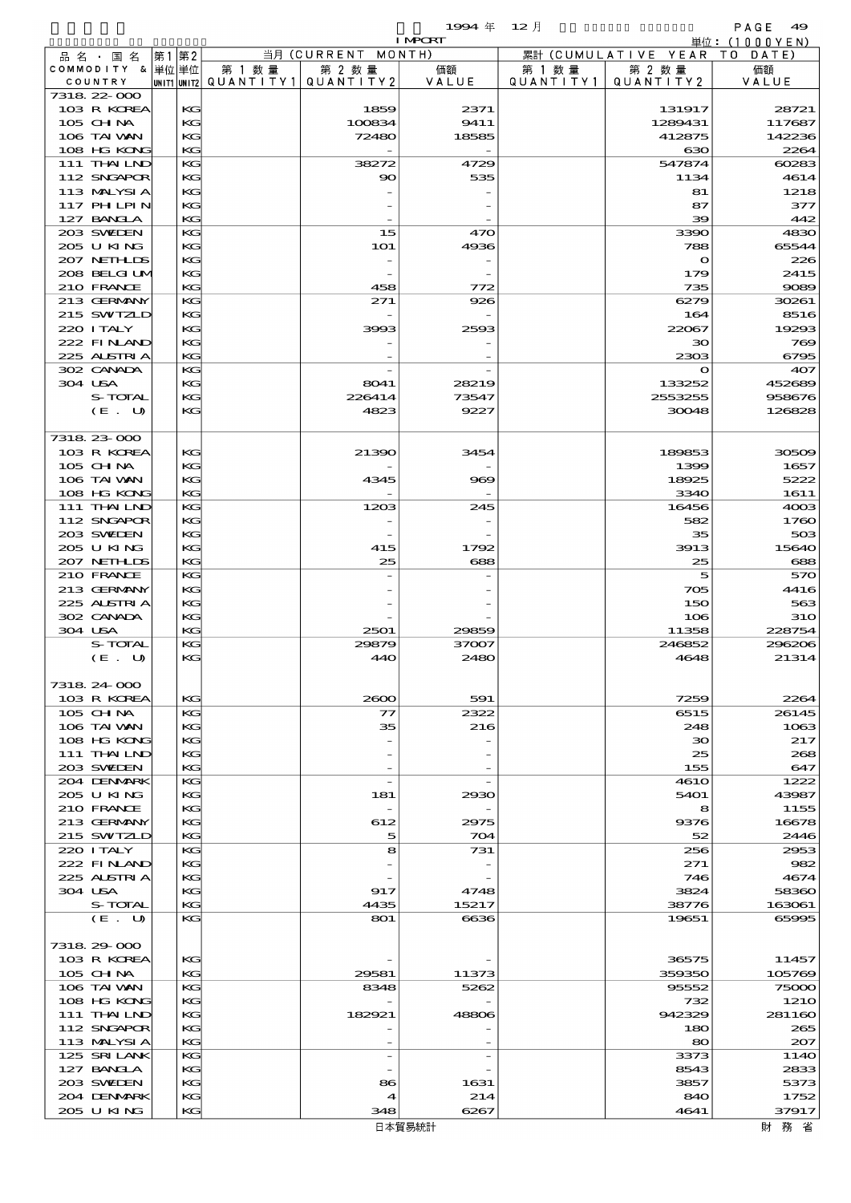| 品名・国名 COMMODITY & COUNTRY | 第1単位 UNIT1 | 第2単位 UNIT2 | 当月 (CURRENT MONTH) 第1数量 QUANTITY1 | 第2数量 QUANTITY2 | 価額 VALUE | 累計 (CUMULATIVE YEAR TO DATE) 第1数量 QUANTITY1 | 第2数量 QUANTITY2 | 価額 VALUE |
|---|---|---|---|---|---|---|---|---|
| 7318.22-000 | | | | | | | | |
| 103 R KOREA | | KG | | 1859 | 2371 | | 131917 | 28721 |
| 105 CHINA | | KG | | 100834 | 9411 | | 1289431 | 117687 |
| 106 TAIWAN | | KG | | 72480 | 18585 | | 412875 | 142236 |
| 108 HG KONG | | KG | | - | - | | 630 | 2264 |
| 111 THAILND | | KG | | 38272 | 4729 | | 547874 | 60283 |
| 112 SNGAPOR | | KG | | 90 | 535 | | 1134 | 4614 |
| 113 MALYSIA | | KG | | - | - | | 81 | 1218 |
| 117 PHILPIN | | KG | | - | - | | 87 | 377 |
| 127 BANGLA | | KG | | - | - | | 39 | 442 |
| 203 SWEDEN | | KG | | 15 | 470 | | 3390 | 4830 |
| 205 U KING | | KG | | 101 | 4936 | | 788 | 65544 |
| 207 NETHLDS | | KG | | - | - | | 0 | 226 |
| 208 BELGIUM | | KG | | - | - | | 179 | 2415 |
| 210 FRANCE | | KG | | 458 | 772 | | 735 | 9089 |
| 213 GERMANY | | KG | | 271 | 926 | | 6279 | 30261 |
| 215 SWITZLD | | KG | | - | - | | 164 | 8516 |
| 220 ITALY | | KG | | 3993 | 2593 | | 22067 | 19293 |
| 222 FINLAND | | KG | | - | - | | 30 | 769 |
| 225 AUSTRIA | | KG | | - | - | | 2303 | 6795 |
| 302 CANADA | | KG | | - | - | | 0 | 407 |
| 304 USA | | KG | | 8041 | 28219 | | 133252 | 452689 |
| S-TOTAL | | KG | | 226414 | 73547 | | 2553255 | 958676 |
| (E. U) | | KG | | 4823 | 9227 | | 30048 | 126828 |
| 7318.23-000 | | | | | | | | |
| 103 R KOREA | | KG | | 21390 | 3454 | | 189853 | 30509 |
| 105 CHINA | | KG | | - | - | | 1399 | 1657 |
| 106 TAIWAN | | KG | | 4345 | 969 | | 18925 | 5222 |
| 108 HG KONG | | KG | | - | - | | 3340 | 1611 |
| 111 THAILND | | KG | | 1203 | 245 | | 16456 | 4003 |
| 112 SNGAPOR | | KG | | - | - | | 582 | 1760 |
| 203 SWEDEN | | KG | | - | - | | 35 | 503 |
| 205 U KING | | KG | | 415 | 1792 | | 3913 | 15640 |
| 207 NETHLDS | | KG | | 25 | 688 | | 25 | 688 |
| 210 FRANCE | | KG | | - | - | | 5 | 570 |
| 213 GERMANY | | KG | | - | - | | 705 | 4416 |
| 225 AUSTRIA | | KG | | - | - | | 150 | 563 |
| 302 CANADA | | KG | | - | - | | 106 | 310 |
| 304 USA | | KG | | 2501 | 29859 | | 11358 | 228754 |
| S-TOTAL | | KG | | 29879 | 37007 | | 246852 | 296206 |
| (E. U) | | KG | | 440 | 2480 | | 4648 | 21314 |
| 7318.24-000 | | | | | | | | |
| 103 R KOREA | | KG | | 2600 | 591 | | 7259 | 2264 |
| 105 CHINA | | KG | | 77 | 2322 | | 6515 | 26145 |
| 106 TAIWAN | | KG | | 35 | 216 | | 248 | 1063 |
| 108 HG KONG | | KG | | - | - | | 30 | 217 |
| 111 THAILND | | KG | | - | - | | 25 | 268 |
| 203 SWEDEN | | KG | | - | - | | 155 | 647 |
| 204 DENMARK | | KG | | - | - | | 4610 | 1222 |
| 205 U KING | | KG | | 181 | 2930 | | 5401 | 43987 |
| 210 FRANCE | | KG | | - | - | | 8 | 1155 |
| 213 GERMANY | | KG | | 612 | 2975 | | 9376 | 16678 |
| 215 SWITZLD | | KG | | 5 | 704 | | 52 | 2446 |
| 220 ITALY | | KG | | 8 | 731 | | 256 | 2953 |
| 222 FINLAND | | KG | | - | - | | 271 | 982 |
| 225 AUSTRIA | | KG | | - | - | | 746 | 4674 |
| 304 USA | | KG | | 917 | 4748 | | 3824 | 58360 |
| S-TOTAL | | KG | | 4435 | 15217 | | 38776 | 163061 |
| (E. U) | | KG | | 801 | 6636 | | 19651 | 65995 |
| 7318.29-000 | | | | | | | | |
| 103 R KOREA | | KG | | - | - | | 36575 | 11457 |
| 105 CHINA | | KG | | 29581 | 11373 | | 359350 | 105769 |
| 106 TAIWAN | | KG | | 8348 | 5262 | | 95552 | 75000 |
| 108 HG KONG | | KG | | - | - | | 732 | 1210 |
| 111 THAILND | | KG | | 182921 | 48806 | | 942329 | 281160 |
| 112 SNGAPOR | | KG | | - | - | | 180 | 265 |
| 113 MALYSIA | | KG | | - | - | | 80 | 207 |
| 125 SRI LANK | | KG | | - | - | | 3373 | 1140 |
| 127 BANGLA | | KG | | - | - | | 8543 | 2833 |
| 203 SWEDEN | | KG | | 86 | 1631 | | 3857 | 5373 |
| 204 DENMARK | | KG | | 4 | 214 | | 840 | 1752 |
| 205 U KING | | KG | | 348 | 6267 | | 4641 | 37917 |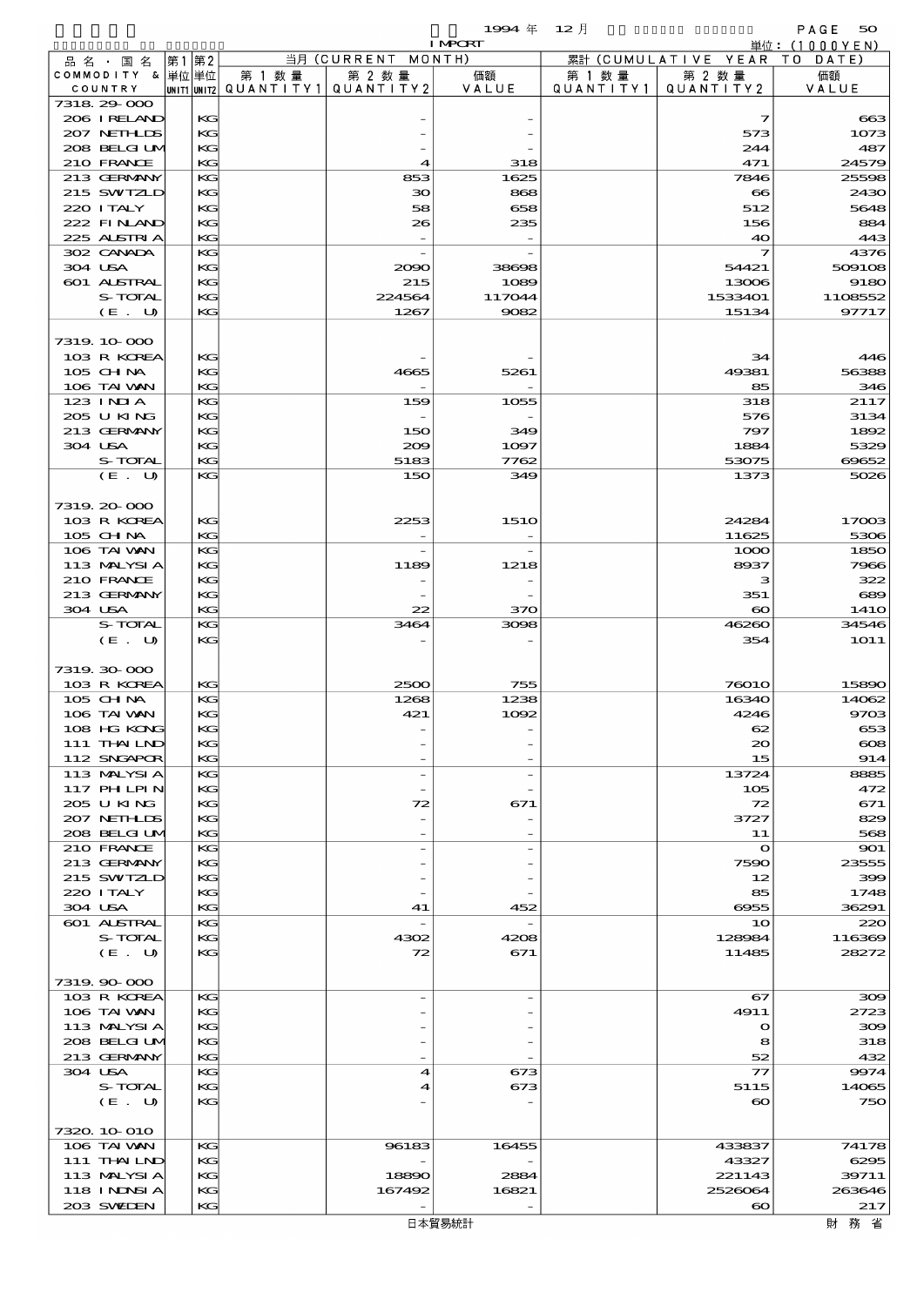1994 年 12 月 IMPORT

単位：(1000YEN)

| 品名・国名 COMMODITY & COUNTRY | 第1 単位 UNIT1 | 第2 単位 UNIT2 | 当月 (CURRENT MONTH) 第1数量 QUANTITY1 | 第2数量 QUANTITY2 | 価額 VALUE | 累計 (CUMULATIVE YEAR TO DATE) 第1数量 QUANTITY1 | 第2数量 QUANTITY2 | 価額 VALUE |
|---|---|---|---|---|---|---|---|---|
| 7318.29-000 | | | | | | | | |
| 206 IRELAND | | KG | | - | - | | 7 | 663 |
| 207 NETHLDS | | KG | | - | - | | 573 | 1073 |
| 208 BELGIUM | | KG | | - | - | | 244 | 487 |
| 210 FRANCE | | KG | | 4 | 318 | | 471 | 24579 |
| 213 GERMANY | | KG | | 853 | 1625 | | 7846 | 25598 |
| 215 SWITZLD | | KG | | 30 | 868 | | 66 | 2430 |
| 220 ITALY | | KG | | 58 | 658 | | 512 | 5648 |
| 222 FINLAND | | KG | | 26 | 235 | | 156 | 884 |
| 225 AUSTRIA | | KG | | - | - | | 40 | 443 |
| 302 CANADA | | KG | | - | - | | 7 | 4376 |
| 304 USA | | KG | | 2090 | 38698 | | 54421 | 509108 |
| 601 AUSTRAL | | KG | | 215 | 1089 | | 13006 | 9180 |
| S-TOTAL | | KG | | 224564 | 117044 | | 1533401 | 1108552 |
| (E. U) | | KG | | 1267 | 9082 | | 15134 | 97717 |
| 7319.10-000 | | | | | | | | |
| 103 R KOREA | | KG | | - | - | | 34 | 446 |
| 105 CHINA | | KG | | 4665 | 5261 | | 49381 | 56388 |
| 106 TAIWAN | | KG | | - | - | | 85 | 346 |
| 123 INDIA | | KG | | 159 | 1055 | | 318 | 2117 |
| 205 U KING | | KG | | - | - | | 576 | 3134 |
| 213 GERMANY | | KG | | 150 | 349 | | 797 | 1892 |
| 304 USA | | KG | | 209 | 1097 | | 1884 | 5329 |
| S-TOTAL | | KG | | 5183 | 7762 | | 53075 | 69652 |
| (E. U) | | KG | | 150 | 349 | | 1373 | 5026 |
| 7319.20-000 | | | | | | | | |
| 103 R KOREA | | KG | | 2253 | 1510 | | 24284 | 17003 |
| 105 CHINA | | KG | | - | - | | 11625 | 5306 |
| 106 TAIWAN | | KG | | - | - | | 1000 | 1850 |
| 113 MALYSIA | | KG | | 1189 | 1218 | | 8937 | 7966 |
| 210 FRANCE | | KG | | - | - | | 3 | 322 |
| 213 GERMANY | | KG | | - | - | | 351 | 689 |
| 304 USA | | KG | | 22 | 370 | | 60 | 1410 |
| S-TOTAL | | KG | | 3464 | 3098 | | 46260 | 34546 |
| (E. U) | | KG | | - | - | | 354 | 1011 |
| 7319.30-000 | | | | | | | | |
| 103 R KOREA | | KG | | 2500 | 755 | | 76010 | 15890 |
| 105 CHINA | | KG | | 1268 | 1238 | | 16340 | 14062 |
| 106 TAIWAN | | KG | | 421 | 1092 | | 4246 | 9703 |
| 108 HG KONG | | KG | | - | - | | 62 | 653 |
| 111 THAILND | | KG | | - | - | | 20 | 608 |
| 112 SNGAPOR | | KG | | - | - | | 15 | 914 |
| 113 MALYSIA | | KG | | - | - | | 13724 | 8885 |
| 117 PHLPIN | | KG | | - | - | | 105 | 472 |
| 205 U KING | | KG | | 72 | 671 | | 72 | 671 |
| 207 NETHLDS | | KG | | - | - | | 3727 | 829 |
| 208 BELGIUM | | KG | | - | - | | 11 | 568 |
| 210 FRANCE | | KG | | - | - | | 0 | 901 |
| 213 GERMANY | | KG | | - | - | | 7590 | 23555 |
| 215 SWITZLD | | KG | | - | - | | 12 | 399 |
| 220 ITALY | | KG | | - | - | | 85 | 1748 |
| 304 USA | | KG | | 41 | 452 | | 6955 | 36291 |
| 601 AUSTRAL | | KG | | - | - | | 10 | 220 |
| S-TOTAL | | KG | | 4302 | 4208 | | 128984 | 116369 |
| (E. U) | | KG | | 72 | 671 | | 11485 | 28272 |
| 7319.90-000 | | | | | | | | |
| 103 R KOREA | | KG | | - | - | | 67 | 309 |
| 106 TAIWAN | | KG | | - | - | | 4911 | 2723 |
| 113 MALYSIA | | KG | | - | - | | 0 | 309 |
| 208 BELGIUM | | KG | | - | - | | 8 | 318 |
| 213 GERMANY | | KG | | - | - | | 52 | 432 |
| 304 USA | | KG | | 4 | 673 | | 77 | 9974 |
| S-TOTAL | | KG | | 4 | 673 | | 5115 | 14065 |
| (E. U) | | KG | | - | - | | 60 | 750 |
| 7320.10-010 | | | | | | | | |
| 106 TAIWAN | | KG | | 96183 | 16455 | | 433837 | 74178 |
| 111 THAILND | | KG | | - | - | | 43327 | 6295 |
| 113 MALYSIA | | KG | | 18890 | 2884 | | 221143 | 39711 |
| 118 INDNSIA | | KG | | 167492 | 16821 | | 2526064 | 263646 |
| 203 SWEDEN | | KG | | - | - | | 60 | 217 |

日本貿易統計　財務省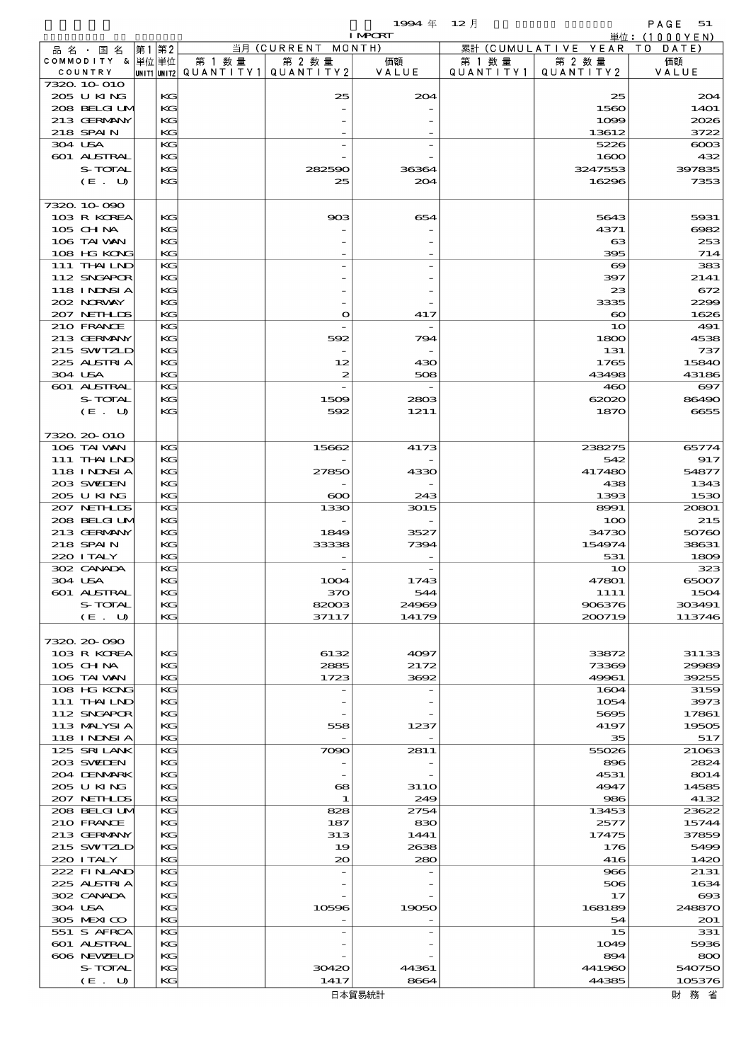1994 年 12 月 IMPORT 単位：(1000YEN)

| 品名・国名 COMMODITY & COUNTRY | 第1 単位 UNIT1 | 第2 単位 UNIT2 | 当月 (CURRENT MONTH) 第1数量 QUANTITY1 | 第2数量 QUANTITY2 | 価額 VALUE | 累計 (CUMULATIVE YEAR TO DATE) 第1数量 QUANTITY1 | 第2数量 QUANTITY2 | 価額 VALUE |
|---|---|---|---|---|---|---|---|---|
| 7320.10-010 | | | | | | | | |
| 205 U KING | | KG | | 25 | 204 | | 25 | 204 |
| 208 BELGIUM | | KG | | - | - | | 1560 | 1401 |
| 213 GERMANY | | KG | | - | - | | 1099 | 2026 |
| 218 SPAIN | | KG | | - | - | | 13612 | 3722 |
| 304 USA | | KG | | - | - | | 5226 | 6003 |
| 601 AUSTRAL | | KG | | - | - | | 1600 | 432 |
| S-TOTAL | | KG | | 282590 | 36364 | | 3247553 | 397835 |
| (E. U) | | KG | | 25 | 204 | | 16296 | 7353 |
| 7320.10-090 | | | | | | | | |
| 103 R KOREA | | KG | | 903 | 654 | | 5643 | 5931 |
| 105 CHINA | | KG | | - | - | | 4371 | 6982 |
| 106 TAIWAN | | KG | | - | - | | 63 | 253 |
| 108 HG KONG | | KG | | - | - | | 395 | 714 |
| 111 THAILND | | KG | | - | - | | 69 | 383 |
| 112 SNGAPOR | | KG | | - | - | | 397 | 2141 |
| 118 INDNSIA | | KG | | - | - | | 23 | 672 |
| 202 NORWAY | | KG | | - | - | | 3335 | 2299 |
| 207 NETHLDS | | KG | | 0 | 417 | | 60 | 1626 |
| 210 FRANCE | | KG | | - | - | | 10 | 491 |
| 213 GERMANY | | KG | | 592 | 794 | | 1800 | 4538 |
| 215 SWITZLD | | KG | | - | - | | 131 | 737 |
| 225 AUSTRIA | | KG | | 12 | 430 | | 1765 | 15840 |
| 304 USA | | KG | | 2 | 508 | | 43498 | 43186 |
| 601 AUSTRAL | | KG | | - | - | | 460 | 697 |
| S-TOTAL | | KG | | 1509 | 2803 | | 62020 | 86490 |
| (E. U) | | KG | | 592 | 1211 | | 1870 | 6655 |
| 7320.20-010 | | | | | | | | |
| 106 TAIWAN | | KG | | 15662 | 4173 | | 238275 | 65774 |
| 111 THAILND | | KG | | - | - | | 542 | 917 |
| 118 INDNSIA | | KG | | 27850 | 4330 | | 417480 | 54877 |
| 203 SWEDEN | | KG | | - | - | | 438 | 1343 |
| 205 U KING | | KG | | 600 | 243 | | 1393 | 1530 |
| 207 NETHLDS | | KG | | 1330 | 3015 | | 8991 | 20801 |
| 208 BELGIUM | | KG | | - | - | | 100 | 215 |
| 213 GERMANY | | KG | | 1849 | 3527 | | 34730 | 50760 |
| 218 SPAIN | | KG | | 33338 | 7394 | | 154974 | 38631 |
| 220 ITALY | | KG | | - | - | | 531 | 1809 |
| 302 CANADA | | KG | | - | - | | 10 | 323 |
| 304 USA | | KG | | 1004 | 1743 | | 47801 | 65007 |
| 601 AUSTRAL | | KG | | 370 | 544 | | 1111 | 1504 |
| S-TOTAL | | KG | | 82003 | 24969 | | 906376 | 303491 |
| (E. U) | | KG | | 37117 | 14179 | | 200719 | 113746 |
| 7320.20-090 | | | | | | | | |
| 103 R KOREA | | KG | | 6132 | 4097 | | 33872 | 31133 |
| 105 CHINA | | KG | | 2885 | 2172 | | 73369 | 29989 |
| 106 TAIWAN | | KG | | 1723 | 3692 | | 49961 | 39255 |
| 108 HG KONG | | KG | | - | - | | 1604 | 3159 |
| 111 THAILND | | KG | | - | - | | 1054 | 3973 |
| 112 SNGAPOR | | KG | | - | - | | 5695 | 17861 |
| 113 MALYSIA | | KG | | 558 | 1237 | | 4197 | 19505 |
| 118 INDNSIA | | KG | | - | - | | 35 | 517 |
| 125 SRI LANK | | KG | | 7090 | 2811 | | 55026 | 21063 |
| 203 SWEDEN | | KG | | - | - | | 896 | 2824 |
| 204 DENMARK | | KG | | - | - | | 4531 | 8014 |
| 205 U KING | | KG | | 68 | 3110 | | 4947 | 14585 |
| 207 NETHLDS | | KG | | 1 | 249 | | 986 | 4132 |
| 208 BELGIUM | | KG | | 828 | 2754 | | 13453 | 23622 |
| 210 FRANCE | | KG | | 187 | 830 | | 2577 | 15744 |
| 213 GERMANY | | KG | | 313 | 1441 | | 17475 | 37859 |
| 215 SWITZLD | | KG | | 19 | 2638 | | 176 | 5499 |
| 220 ITALY | | KG | | 20 | 280 | | 416 | 1420 |
| 222 FINLAND | | KG | | - | - | | 966 | 2131 |
| 225 AUSTRIA | | KG | | - | - | | 506 | 1634 |
| 302 CANADA | | KG | | - | - | | 17 | 693 |
| 304 USA | | KG | | 10596 | 19050 | | 168189 | 248870 |
| 305 MEXICO | | KG | | - | - | | 54 | 201 |
| 551 S AFRCA | | KG | | - | - | | 15 | 331 |
| 601 AUSTRAL | | KG | | - | - | | 1049 | 5936 |
| 606 NEWZELD | | KG | | - | - | | 894 | 800 |
| S-TOTAL | | KG | | 30420 | 44361 | | 441960 | 540750 |
| (E. U) | | KG | | 1417 | 8664 | | 44385 | 105376 |

日本貿易統計　財務省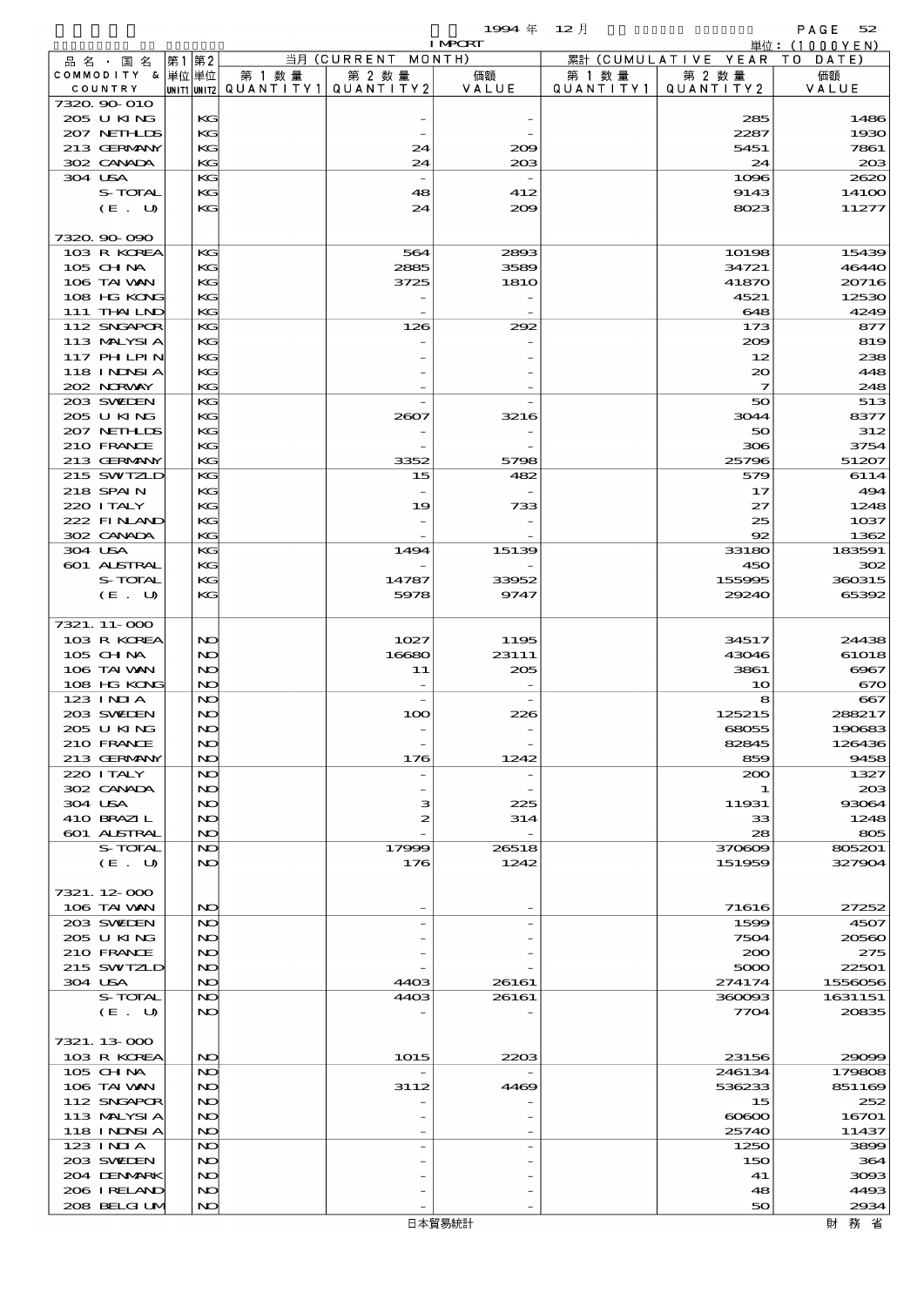| 品名・国名 COMMODITY & COUNTRY | 第1 単位 UNIT1 | 第2 単位 UNIT2 | 当月 (CURRENT MONTH) 第1数量 QUANTITY1 | 第2数量 QUANTITY2 | 価額 VALUE | 累計 (CUMULATIVE YEAR TO DATE) 第1数量 QUANTITY1 | 第2数量 QUANTITY2 | 価額 VALUE |
|---|---|---|---|---|---|---|---|---|
| 7320.90-010 | | | | | | | | |
| 205 U KING | | KG | | - | - | | 285 | 1486 |
| 207 NETHLDS | | KG | | - | - | | 2287 | 1930 |
| 213 GERMANY | | KG | | 24 | 209 | | 5451 | 7861 |
| 302 CANADA | | KG | | 24 | 203 | | 24 | 203 |
| 304 USA | | KG | | - | - | | 1096 | 2620 |
| S-TOTAL | | KG | | 48 | 412 | | 9143 | 14100 |
| (E. U) | | KG | | 24 | 209 | | 8023 | 11277 |
| 7320.90-090 | | | | | | | | |
| 103 R KOREA | | KG | | 564 | 2893 | | 10198 | 15439 |
| 105 CHINA | | KG | | 2885 | 3589 | | 34721 | 46440 |
| 106 TAIWAN | | KG | | 3725 | 1810 | | 41870 | 20716 |
| 108 HG KONG | | KG | | - | - | | 4521 | 12530 |
| 111 THAILND | | KG | | - | - | | 648 | 4249 |
| 112 SNGAPOR | | KG | | 126 | 292 | | 173 | 877 |
| 113 MALYSIA | | KG | | - | - | | 209 | 819 |
| 117 PHILPIN | | KG | | - | - | | 12 | 238 |
| 118 INDNSIA | | KG | | - | - | | 20 | 448 |
| 202 NORWAY | | KG | | - | - | | 7 | 248 |
| 203 SWEDEN | | KG | | - | - | | 50 | 513 |
| 205 U KING | | KG | | 2607 | 3216 | | 3044 | 8377 |
| 207 NETHLDS | | KG | | - | - | | 50 | 312 |
| 210 FRANCE | | KG | | - | - | | 306 | 3754 |
| 213 GERMANY | | KG | | 3352 | 5798 | | 25796 | 51207 |
| 215 SWITZLD | | KG | | 15 | 482 | | 579 | 6114 |
| 218 SPAIN | | KG | | - | - | | 17 | 494 |
| 220 ITALY | | KG | | 19 | 733 | | 27 | 1248 |
| 222 FINLAND | | KG | | - | - | | 25 | 1037 |
| 302 CANADA | | KG | | - | - | | 92 | 1362 |
| 304 USA | | KG | | 1494 | 15139 | | 33180 | 183591 |
| 601 AUSTRAL | | KG | | - | - | | 450 | 302 |
| S-TOTAL | | KG | | 14787 | 33952 | | 155995 | 360315 |
| (E. U) | | KG | | 5978 | 9747 | | 29240 | 65392 |
| 7321.11-000 | | | | | | | | |
| 103 R KOREA | | NO | | 1027 | 1195 | | 34517 | 24438 |
| 105 CHINA | | NO | | 16680 | 23111 | | 43046 | 61018 |
| 106 TAIWAN | | NO | | 11 | 205 | | 3861 | 6967 |
| 108 HG KONG | | NO | | - | - | | 10 | 670 |
| 123 INDIA | | NO | | - | - | | 8 | 667 |
| 203 SWEDEN | | NO | | 100 | 226 | | 125215 | 288217 |
| 205 U KING | | NO | | - | - | | 68055 | 190683 |
| 210 FRANCE | | NO | | - | - | | 82845 | 126436 |
| 213 GERMANY | | NO | | 176 | 1242 | | 859 | 9458 |
| 220 ITALY | | NO | | - | - | | 200 | 1327 |
| 302 CANADA | | NO | | - | - | | 1 | 203 |
| 304 USA | | NO | | 3 | 225 | | 11931 | 93064 |
| 410 BRAZIL | | NO | | 2 | 314 | | 33 | 1248 |
| 601 AUSTRAL | | NO | | - | - | | 28 | 805 |
| S-TOTAL | | NO | | 17999 | 26518 | | 370609 | 805201 |
| (E. U) | | NO | | 176 | 1242 | | 151959 | 327904 |
| 7321.12-000 | | | | | | | | |
| 106 TAIWAN | | NO | | - | - | | 71616 | 27252 |
| 203 SWEDEN | | NO | | - | - | | 1599 | 4507 |
| 205 U KING | | NO | | - | - | | 7504 | 20560 |
| 210 FRANCE | | NO | | - | - | | 200 | 275 |
| 215 SWITZLD | | NO | | - | - | | 5000 | 22501 |
| 304 USA | | NO | | 4403 | 26161 | | 274174 | 1556056 |
| S-TOTAL | | NO | | 4403 | 26161 | | 360093 | 1631151 |
| (E. U) | | NO | | - | - | | 7704 | 20835 |
| 7321.13-000 | | | | | | | | |
| 103 R KOREA | | NO | | 1015 | 2203 | | 23156 | 29099 |
| 105 CHINA | | NO | | - | - | | 246134 | 179808 |
| 106 TAIWAN | | NO | | 3112 | 4469 | | 536233 | 851169 |
| 112 SNGAPOR | | NO | | - | - | | 15 | 252 |
| 113 MALYSIA | | NO | | - | - | | 60600 | 16701 |
| 118 INDNSIA | | NO | | - | - | | 25740 | 11437 |
| 123 INDIA | | NO | | - | - | | 1250 | 3899 |
| 203 SWEDEN | | NO | | - | - | | 150 | 364 |
| 204 DENMARK | | NO | | - | - | | 41 | 3093 |
| 206 IRELAND | | NO | | - | - | | 48 | 4493 |
| 208 BELGIUM | | NO | | - | - | | 50 | 2934 |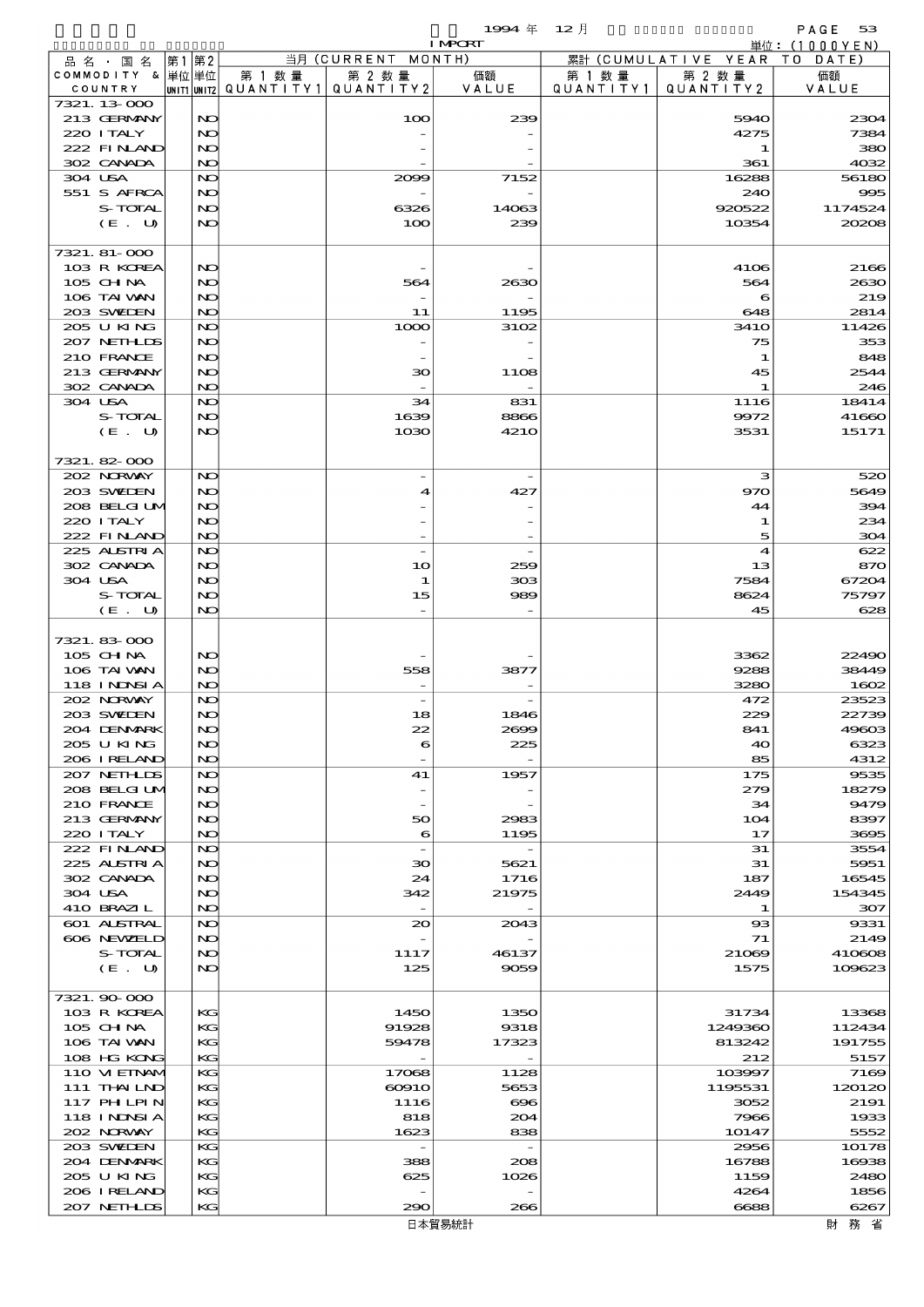| 品名・国名 COMMODITY & COUNTRY | 第1 単位 UNIT1 | 第2 単位 UNIT2 | 当月 (CURRENT MONTH) 第1数量 QUANTITY1 | 第2数量 QUANTITY2 | 価額 VALUE | 累計 (CUMULATIVE YEAR TO DATE) 第1数量 QUANTITY1 | 第2数量 QUANTITY2 | 価額 VALUE |
|---|---|---|---|---|---|---|---|---|
| 7321.13-000 | | | | | | | | |
| 213 GERMANY | | NO | | 100 | 239 | | 5940 | 2304 |
| 220 ITALY | | NO | | - | - | | 4275 | 7384 |
| 222 FINLAND | | NO | | - | - | | 1 | 380 |
| 302 CANADA | | NO | | - | - | | 361 | 4032 |
| 304 USA | | NO | | 2099 | 7152 | | 16288 | 56180 |
| 551 S AFRCA | | NO | | - | - | | 240 | 995 |
| S-TOTAL | | NO | | 6326 | 14063 | | 920522 | 1174524 |
| (E. U) | | NO | | 100 | 239 | | 10354 | 20208 |
| 7321.81-000 | | | | | | | | |
| 103 R KOREA | | NO | | - | - | | 4106 | 2166 |
| 105 CHINA | | NO | | 564 | 2630 | | 564 | 2630 |
| 106 TAIWAN | | NO | | - | - | | 6 | 219 |
| 203 SWEDEN | | NO | | 11 | 1195 | | 648 | 2814 |
| 205 U KING | | NO | | 1000 | 3102 | | 3410 | 11426 |
| 207 NETHLDS | | NO | | - | - | | 75 | 353 |
| 210 FRANCE | | NO | | - | - | | 1 | 848 |
| 213 GERMANY | | NO | | 30 | 1108 | | 45 | 2544 |
| 302 CANADA | | NO | | - | - | | 1 | 246 |
| 304 USA | | NO | | 34 | 831 | | 1116 | 18414 |
| S-TOTAL | | NO | | 1639 | 8866 | | 9972 | 41660 |
| (E. U) | | NO | | 1030 | 4210 | | 3531 | 15171 |
| 7321.82-000 | | | | | | | | |
| 202 NORWAY | | NO | | - | - | | 3 | 520 |
| 203 SWEDEN | | NO | | 4 | 427 | | 970 | 5649 |
| 208 BELGIUM | | NO | | - | - | | 44 | 394 |
| 220 ITALY | | NO | | - | - | | 1 | 234 |
| 222 FINLAND | | NO | | - | - | | 5 | 304 |
| 225 AUSTRIA | | NO | | - | - | | 4 | 622 |
| 302 CANADA | | NO | | 10 | 259 | | 13 | 870 |
| 304 USA | | NO | | 1 | 303 | | 7584 | 67204 |
| S-TOTAL | | NO | | 15 | 989 | | 8624 | 75797 |
| (E. U) | | NO | | - | - | | 45 | 628 |
| 7321.83-000 | | | | | | | | |
| 105 CHINA | | NO | | - | - | | 3362 | 22490 |
| 106 TAIWAN | | NO | | 558 | 3877 | | 9288 | 38449 |
| 118 INDNSIA | | NO | | - | - | | 3280 | 1602 |
| 202 NORWAY | | NO | | - | - | | 472 | 23523 |
| 203 SWEDEN | | NO | | 18 | 1846 | | 229 | 22739 |
| 204 DENMARK | | NO | | 22 | 2699 | | 841 | 49603 |
| 205 U KING | | NO | | 6 | 225 | | 40 | 6323 |
| 206 IRELAND | | NO | | - | - | | 85 | 4312 |
| 207 NETHLDS | | NO | | 41 | 1957 | | 175 | 9535 |
| 208 BELGIUM | | NO | | - | - | | 279 | 18279 |
| 210 FRANCE | | NO | | - | - | | 34 | 9479 |
| 213 GERMANY | | NO | | 50 | 2983 | | 104 | 8397 |
| 220 ITALY | | NO | | 6 | 1195 | | 17 | 3695 |
| 222 FINLAND | | NO | | - | - | | 31 | 3554 |
| 225 AUSTRIA | | NO | | 30 | 5621 | | 31 | 5951 |
| 302 CANADA | | NO | | 24 | 1716 | | 187 | 16545 |
| 304 USA | | NO | | 342 | 21975 | | 2449 | 154345 |
| 410 BRAZIL | | NO | | - | - | | 1 | 307 |
| 601 AUSTRAL | | NO | | 20 | 2043 | | 93 | 9331 |
| 606 NEWZELD | | NO | | - | - | | 71 | 2149 |
| S-TOTAL | | NO | | 1117 | 46137 | | 21069 | 410608 |
| (E. U) | | NO | | 125 | 9059 | | 1575 | 109623 |
| 7321.90-000 | | | | | | | | |
| 103 R KOREA | | KG | | 1450 | 1350 | | 31734 | 13368 |
| 105 CHINA | | KG | | 91928 | 9318 | | 1249360 | 112434 |
| 106 TAIWAN | | KG | | 59478 | 17323 | | 813242 | 191755 |
| 108 HG KONG | | KG | | - | - | | 212 | 5157 |
| 110 VIETNAM | | KG | | 17068 | 1128 | | 103997 | 7169 |
| 111 THAILND | | KG | | 60910 | 5653 | | 1195531 | 120120 |
| 117 PHILPIN | | KG | | 1116 | 696 | | 3052 | 2191 |
| 118 INDNSIA | | KG | | 818 | 204 | | 7966 | 1933 |
| 202 NORWAY | | KG | | 1623 | 838 | | 10147 | 5552 |
| 203 SWEDEN | | KG | | - | - | | 2956 | 10178 |
| 204 DENMARK | | KG | | 388 | 208 | | 16788 | 16938 |
| 205 U KING | | KG | | 625 | 1026 | | 1159 | 2480 |
| 206 IRELAND | | KG | | - | - | | 4264 | 1856 |
| 207 NETHLDS | | KG | | 290 | 266 | | 6688 | 6267 |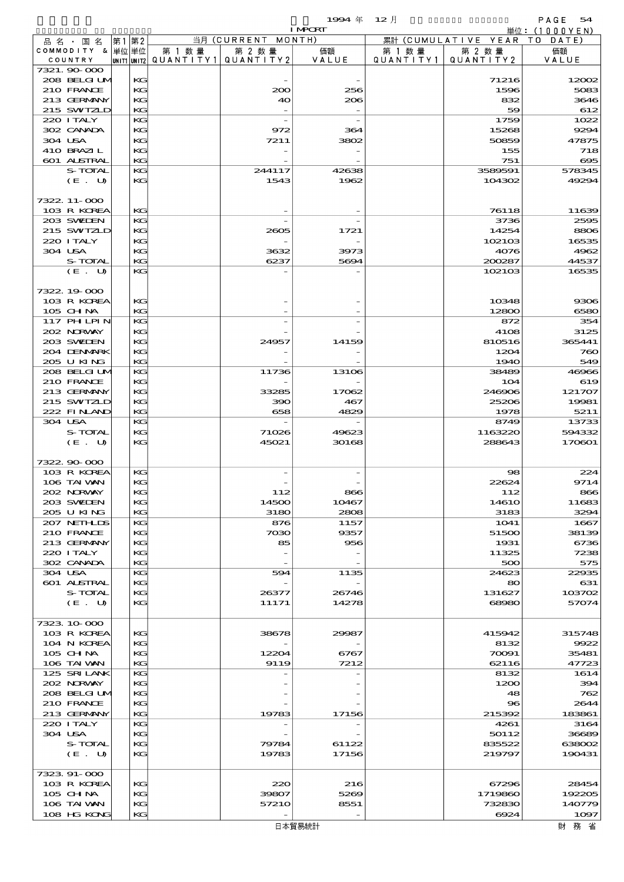| 品名・国名 COMMODITY & COUNTRY | 第1単位 UNIT1 | 第2単位 UNIT2 | 当月 (CURRENT MONTH) 第1数量 QUANTITY1 | 第2数量 QUANTITY2 | 価額 VALUE | 累計 (CUMULATIVE YEAR TO DATE) 第1数量 QUANTITY1 | 第2数量 QUANTITY2 | 価額 VALUE |
|---|---|---|---|---|---|---|---|---|
| 7321.90-000 | | | | | | | | |
| 208 BELGIUM | | KG | | - | - | | 71216 | 12002 |
| 210 FRANCE | | KG | | 200 | 256 | | 1596 | 5083 |
| 213 GERMANY | | KG | | 40 | 206 | | 832 | 3646 |
| 215 SWITZLD | | KG | | - | - | | 59 | 612 |
| 220 ITALY | | KG | | - | - | | 1759 | 1022 |
| 302 CANADA | | KG | | 972 | 364 | | 15268 | 9294 |
| 304 USA | | KG | | 7211 | 3802 | | 50859 | 47875 |
| 410 BRAZIL | | KG | | - | - | | 155 | 718 |
| 601 AUSTRAL | | KG | | - | - | | 751 | 695 |
| S-TOTAL | | KG | | 244117 | 42638 | | 3589591 | 578345 |
| (E. U) | | KG | | 1543 | 1962 | | 104302 | 49294 |
| 7322.11-000 | | | | | | | | |
| 103 R KOREA | | KG | | - | - | | 76118 | 11639 |
| 203 SWEDEN | | KG | | - | - | | 3736 | 2595 |
| 215 SWITZLD | | KG | | 2605 | 1721 | | 14254 | 8806 |
| 220 ITALY | | KG | | - | - | | 102103 | 16535 |
| 304 USA | | KG | | 3632 | 3973 | | 4076 | 4962 |
| S-TOTAL | | KG | | 6237 | 5694 | | 200287 | 44537 |
| (E. U) | | KG | | - | - | | 102103 | 16535 |
| 7322.19-000 | | | | | | | | |
| 103 R KOREA | | KG | | - | - | | 10348 | 9306 |
| 105 CHINA | | KG | | - | - | | 12800 | 6580 |
| 117 PHILPIN | | KG | | - | - | | 872 | 354 |
| 202 NORWAY | | KG | | - | - | | 4108 | 3125 |
| 203 SWEDEN | | KG | | 24957 | 14159 | | 810516 | 365441 |
| 204 DENMARK | | KG | | - | - | | 1204 | 760 |
| 205 U KING | | KG | | - | - | | 1940 | 549 |
| 208 BELGIUM | | KG | | 11736 | 13106 | | 38489 | 46966 |
| 210 FRANCE | | KG | | - | - | | 104 | 619 |
| 213 GERMANY | | KG | | 33285 | 17062 | | 246906 | 121707 |
| 215 SWITZLD | | KG | | 390 | 467 | | 25206 | 19981 |
| 222 FINLAND | | KG | | 658 | 4829 | | 1978 | 5211 |
| 304 USA | | KG | | - | - | | 8749 | 13733 |
| S-TOTAL | | KG | | 71026 | 49623 | | 1163220 | 594332 |
| (E. U) | | KG | | 45021 | 30168 | | 288643 | 170601 |
| 7322.90-000 | | | | | | | | |
| 103 R KOREA | | KG | | - | - | | 98 | 224 |
| 106 TAIWAN | | KG | | - | - | | 22624 | 9714 |
| 202 NORWAY | | KG | | 112 | 866 | | 112 | 866 |
| 203 SWEDEN | | KG | | 14500 | 10467 | | 14610 | 11683 |
| 205 U KING | | KG | | 3180 | 2808 | | 3183 | 3294 |
| 207 NETHLDS | | KG | | 876 | 1157 | | 1041 | 1667 |
| 210 FRANCE | | KG | | 7030 | 9357 | | 51500 | 38139 |
| 213 GERMANY | | KG | | 85 | 956 | | 1931 | 6736 |
| 220 ITALY | | KG | | - | - | | 11325 | 7238 |
| 302 CANADA | | KG | | - | - | | 500 | 575 |
| 304 USA | | KG | | 594 | 1135 | | 24623 | 22935 |
| 601 AUSTRAL | | KG | | - | - | | 80 | 631 |
| S-TOTAL | | KG | | 26377 | 26746 | | 131627 | 103702 |
| (E. U) | | KG | | 11171 | 14278 | | 68980 | 57074 |
| 7323.10-000 | | | | | | | | |
| 103 R KOREA | | KG | | 38678 | 29987 | | 415942 | 315748 |
| 104 N KOREA | | KG | | - | - | | 8132 | 9922 |
| 105 CHINA | | KG | | 12204 | 6767 | | 70091 | 35481 |
| 106 TAIWAN | | KG | | 9119 | 7212 | | 62116 | 47723 |
| 125 SRI LANK | | KG | | - | - | | 8132 | 1614 |
| 202 NORWAY | | KG | | - | - | | 1200 | 394 |
| 208 BELGIUM | | KG | | - | - | | 48 | 762 |
| 210 FRANCE | | KG | | - | - | | 96 | 2644 |
| 213 GERMANY | | KG | | 19783 | 17156 | | 215392 | 183861 |
| 220 ITALY | | KG | | - | - | | 4261 | 3164 |
| 304 USA | | KG | | - | - | | 50112 | 36689 |
| S-TOTAL | | KG | | 79784 | 61122 | | 835522 | 638002 |
| (E. U) | | KG | | 19783 | 17156 | | 219797 | 190431 |
| 7323.91-000 | | | | | | | | |
| 103 R KOREA | | KG | | 220 | 216 | | 67296 | 28454 |
| 105 CHINA | | KG | | 39807 | 5269 | | 1719860 | 192205 |
| 106 TAIWAN | | KG | | 57210 | 8551 | | 732830 | 140779 |
| 108 HG KONG | | KG | | - | - | | 6924 | 1097 |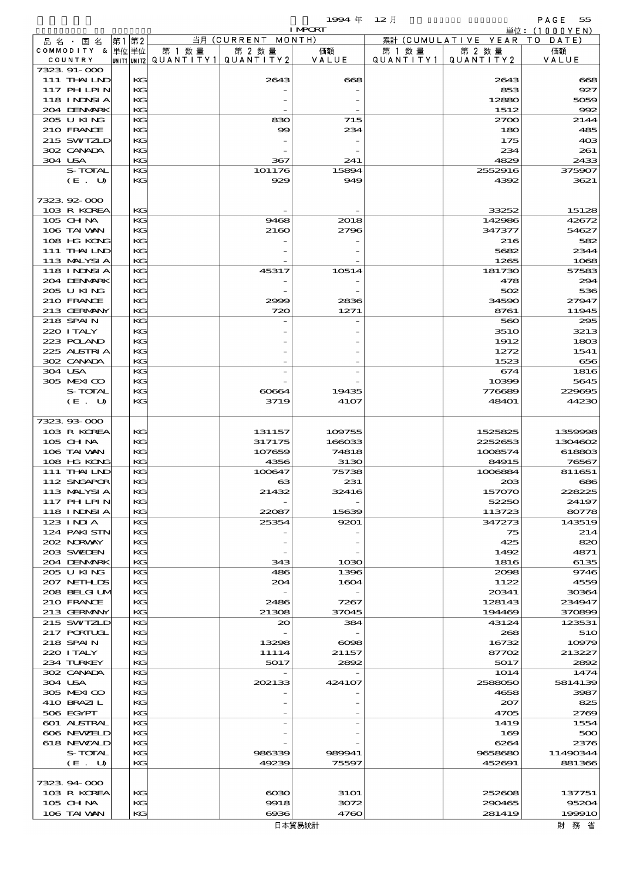1994 年 12 月 IMPORT

単位：(1000YEN)

| 品名・国名 COMMODITY & COUNTRY | 第1 単位 UNIT1 | 第2 単位 UNIT2 | 当月 (CURRENT MONTH) 第1数量 QUANTITY1 | 第2数量 QUANTITY2 | 価額 VALUE | 累計 (CUMULATIVE YEAR TO DATE) 第1数量 QUANTITY1 | 第2数量 QUANTITY2 | 価額 VALUE |
|---|---|---|---|---|---|---|---|---|
| 7323.91-000 | | | | | | | | |
| 111 THAILND | | KG | | 2643 | 668 | | 2643 | 668 |
| 117 PHLPIN | | KG | | - | - | | 853 | 927 |
| 118 INDNSIA | | KG | | - | - | | 12880 | 5059 |
| 204 DENMARK | | KG | | - | - | | 1512 | 992 |
| 205 U KING | | KG | | 830 | 715 | | 2700 | 2144 |
| 210 FRANCE | | KG | | 99 | 234 | | 180 | 485 |
| 215 SWITZLD | | KG | | - | - | | 175 | 403 |
| 302 CANADA | | KG | | - | - | | 234 | 261 |
| 304 USA | | KG | | 367 | 241 | | 4829 | 2433 |
| S-TOTAL | | KG | | 101176 | 15894 | | 2552916 | 375907 |
| (E. U) | | KG | | 929 | 949 | | 4392 | 3621 |
| 7323.92-000 | | | | | | | | |
| 103 R KOREA | | KG | | - | - | | 33252 | 15128 |
| 105 CHINA | | KG | | 9468 | 2018 | | 142986 | 42672 |
| 106 TAIWAN | | KG | | 2160 | 2796 | | 347377 | 54627 |
| 108 HG KONG | | KG | | - | - | | 216 | 582 |
| 111 THAILND | | KG | | - | - | | 5682 | 2344 |
| 113 MALYSIA | | KG | | - | - | | 1265 | 1068 |
| 118 INDNSIA | | KG | | 45317 | 10514 | | 181730 | 57583 |
| 204 DENMARK | | KG | | - | - | | 478 | 294 |
| 205 U KING | | KG | | - | - | | 502 | 536 |
| 210 FRANCE | | KG | | 2999 | 2836 | | 34590 | 27947 |
| 213 GERMANY | | KG | | 720 | 1271 | | 8761 | 11945 |
| 218 SPAIN | | KG | | - | - | | 560 | 295 |
| 220 ITALY | | KG | | - | - | | 3510 | 3213 |
| 223 POLAND | | KG | | - | - | | 1912 | 1803 |
| 225 AUSTRIA | | KG | | - | - | | 1272 | 1541 |
| 302 CANADA | | KG | | - | - | | 1523 | 656 |
| 304 USA | | KG | | - | - | | 674 | 1816 |
| 305 MEXICO | | KG | | - | - | | 10399 | 5645 |
| S-TOTAL | | KG | | 60664 | 19435 | | 776689 | 229695 |
| (E. U) | | KG | | 3719 | 4107 | | 48401 | 44230 |
| 7323.93-000 | | | | | | | | |
| 103 R KOREA | | KG | | 131157 | 109755 | | 1525825 | 1359998 |
| 105 CHINA | | KG | | 317175 | 166033 | | 2252653 | 1304602 |
| 106 TAIWAN | | KG | | 107659 | 74818 | | 1008574 | 618803 |
| 108 HG KONG | | KG | | 4356 | 3130 | | 84915 | 76567 |
| 111 THAILND | | KG | | 100647 | 75738 | | 1006884 | 811651 |
| 112 SNGAPOR | | KG | | 63 | 231 | | 203 | 686 |
| 113 MALYSIA | | KG | | 21432 | 32416 | | 157070 | 228225 |
| 117 PHLPIN | | KG | | - | - | | 52250 | 24197 |
| 118 INDNSIA | | KG | | 22087 | 15639 | | 113723 | 80778 |
| 123 INDIA | | KG | | 25354 | 9201 | | 347273 | 143519 |
| 124 PAKISTN | | KG | | - | - | | 75 | 214 |
| 202 NORWAY | | KG | | - | - | | 425 | 820 |
| 203 SWEDEN | | KG | | - | - | | 1492 | 4871 |
| 204 DENMARK | | KG | | 343 | 1030 | | 1816 | 6135 |
| 205 U KING | | KG | | 486 | 1396 | | 2098 | 9746 |
| 207 NETHLDS | | KG | | 204 | 1604 | | 1122 | 4559 |
| 208 BELGIUM | | KG | | - | - | | 20341 | 30364 |
| 210 FRANCE | | KG | | 2486 | 7267 | | 128143 | 234947 |
| 213 GERMANY | | KG | | 21308 | 37045 | | 194469 | 370899 |
| 215 SWITZLD | | KG | | 20 | 384 | | 43124 | 123531 |
| 217 PORTUGL | | KG | | - | - | | 268 | 510 |
| 218 SPAIN | | KG | | 13298 | 6098 | | 16732 | 10979 |
| 220 ITALY | | KG | | 11114 | 21157 | | 87702 | 213227 |
| 234 TURKEY | | KG | | 5017 | 2892 | | 5017 | 2892 |
| 302 CANADA | | KG | | - | - | | 1014 | 1474 |
| 304 USA | | KG | | 202133 | 424107 | | 2588050 | 5814139 |
| 305 MEXICO | | KG | | - | - | | 4658 | 3987 |
| 410 BRAZIL | | KG | | - | - | | 207 | 825 |
| 506 EGYPT | | KG | | - | - | | 4705 | 2769 |
| 601 AUSTRAL | | KG | | - | - | | 1419 | 1554 |
| 606 NEWZELD | | KG | | - | - | | 169 | 500 |
| 618 NEWCALD | | KG | | - | - | | 6264 | 2376 |
| S-TOTAL | | KG | | 986339 | 989941 | | 9658680 | 11490344 |
| (E. U) | | KG | | 49239 | 75597 | | 452691 | 881366 |
| 7323.94-000 | | | | | | | | |
| 103 R KOREA | | KG | | 6030 | 3101 | | 252608 | 137751 |
| 105 CHINA | | KG | | 9918 | 3072 | | 290465 | 95204 |
| 106 TAIWAN | | KG | | 6936 | 4760 | | 281419 | 199910 |

日本貿易統計　　財務省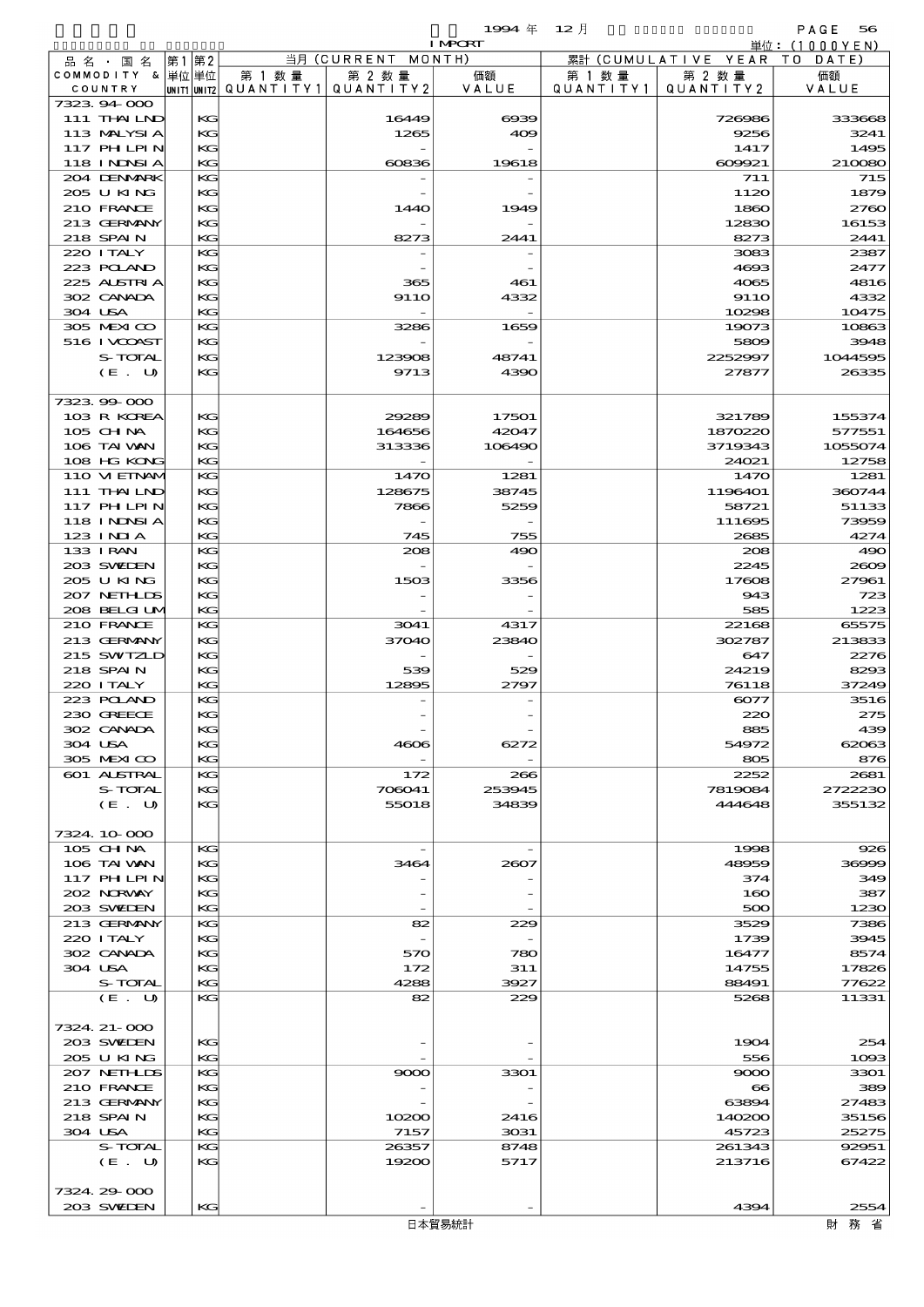1994 年 12 月 IMPORT

単位: (1000YEN)

| 品名・国名 COMMODITY & COUNTRY | 第1 単位 UNIT1 | 第2 単位 UNIT2 | 当月 (CURRENT MONTH) 第1数量 QUANTITY1 | 第2数量 QUANTITY2 | 価額 VALUE | 累計 (CUMULATIVE YEAR TO DATE) 第1数量 QUANTITY1 | 第2数量 QUANTITY2 | 価額 VALUE |
|---|---|---|---|---|---|---|---|---|
| 7323.94-000 | | | | | | | | |
| 111 THAILND | | KG | | 16449 | 6939 | | 726986 | 333668 |
| 113 MALYSIA | | KG | | 1265 | 409 | | 9256 | 3241 |
| 117 PHILPIN | | KG | | - | - | | 1417 | 1495 |
| 118 INDNSIA | | KG | | 60836 | 19618 | | 609921 | 210080 |
| 204 DENMARK | | KG | | - | - | | 711 | 715 |
| 205 U KING | | KG | | - | - | | 1120 | 1879 |
| 210 FRANCE | | KG | | 1440 | 1949 | | 1860 | 2760 |
| 213 GERMANY | | KG | | - | - | | 12830 | 16153 |
| 218 SPAIN | | KG | | 8273 | 2441 | | 8273 | 2441 |
| 220 ITALY | | KG | | - | - | | 3083 | 2387 |
| 223 POLAND | | KG | | - | - | | 4693 | 2477 |
| 225 AUSTRIA | | KG | | 365 | 461 | | 4065 | 4816 |
| 302 CANADA | | KG | | 9110 | 4332 | | 9110 | 4332 |
| 304 USA | | KG | | - | - | | 10298 | 10475 |
| 305 MEXICO | | KG | | 3286 | 1659 | | 19073 | 10863 |
| 516 IVCOAST | | KG | | - | - | | 5809 | 3948 |
| S-TOTAL | | KG | | 123908 | 48741 | | 2252997 | 1044595 |
| (E. U) | | KG | | 9713 | 4390 | | 27877 | 26335 |
| 7323.99-000 | | | | | | | | |
| 103 R KOREA | | KG | | 29289 | 17501 | | 321789 | 155374 |
| 105 CHINA | | KG | | 164656 | 42047 | | 1870220 | 577551 |
| 106 TAIWAN | | KG | | 313336 | 106490 | | 3719343 | 1055074 |
| 108 HG KONG | | KG | | - | - | | 24021 | 12758 |
| 110 VIETNAM | | KG | | 1470 | 1281 | | 1470 | 1281 |
| 111 THAILND | | KG | | 128675 | 38745 | | 1196401 | 360744 |
| 117 PHILPIN | | KG | | 7866 | 5259 | | 58721 | 51133 |
| 118 INDNSIA | | KG | | - | - | | 111695 | 73959 |
| 123 INDIA | | KG | | 745 | 755 | | 2685 | 4274 |
| 133 IRAN | | KG | | 208 | 490 | | 208 | 490 |
| 203 SWEDEN | | KG | | - | - | | 2245 | 2609 |
| 205 U KING | | KG | | 1503 | 3356 | | 17608 | 27961 |
| 207 NETHLDS | | KG | | - | - | | 943 | 723 |
| 208 BELGIUM | | KG | | - | - | | 585 | 1223 |
| 210 FRANCE | | KG | | 3041 | 4317 | | 22168 | 65575 |
| 213 GERMANY | | KG | | 37040 | 23840 | | 302787 | 213833 |
| 215 SWITZLD | | KG | | - | - | | 647 | 2276 |
| 218 SPAIN | | KG | | 539 | 529 | | 24219 | 8293 |
| 220 ITALY | | KG | | 12895 | 2797 | | 76118 | 37249 |
| 223 POLAND | | KG | | - | - | | 6077 | 3516 |
| 230 GREECE | | KG | | - | - | | 220 | 275 |
| 302 CANADA | | KG | | - | - | | 885 | 439 |
| 304 USA | | KG | | 4606 | 6272 | | 54972 | 62063 |
| 305 MEXICO | | KG | | - | - | | 805 | 876 |
| 601 AUSTRAL | | KG | | 172 | 266 | | 2252 | 2681 |
| S-TOTAL | | KG | | 706041 | 253945 | | 7819084 | 2722230 |
| (E. U) | | KG | | 55018 | 34839 | | 444648 | 355132 |
| 7324.10-000 | | | | | | | | |
| 105 CHINA | | KG | | - | - | | 1998 | 926 |
| 106 TAIWAN | | KG | | 3464 | 2607 | | 48959 | 36999 |
| 117 PHILPIN | | KG | | - | - | | 374 | 349 |
| 202 NORWAY | | KG | | - | - | | 160 | 387 |
| 203 SWEDEN | | KG | | - | - | | 500 | 1230 |
| 213 GERMANY | | KG | | 82 | 229 | | 3529 | 7386 |
| 220 ITALY | | KG | | - | - | | 1739 | 3945 |
| 302 CANADA | | KG | | 570 | 780 | | 16477 | 8574 |
| 304 USA | | KG | | 172 | 311 | | 14755 | 17826 |
| S-TOTAL | | KG | | 4288 | 3927 | | 88491 | 77622 |
| (E. U) | | KG | | 82 | 229 | | 5268 | 11331 |
| 7324.21-000 | | | | | | | | |
| 203 SWEDEN | | KG | | - | - | | 1904 | 254 |
| 205 U KING | | KG | | - | - | | 556 | 1093 |
| 207 NETHLDS | | KG | | 9000 | 3301 | | 9000 | 3301 |
| 210 FRANCE | | KG | | - | - | | 66 | 389 |
| 213 GERMANY | | KG | | - | - | | 63894 | 27483 |
| 218 SPAIN | | KG | | 10200 | 2416 | | 140200 | 35156 |
| 304 USA | | KG | | 7157 | 3031 | | 45723 | 25275 |
| S-TOTAL | | KG | | 26357 | 8748 | | 261343 | 92951 |
| (E. U) | | KG | | 19200 | 5717 | | 213716 | 67422 |
| 7324.29-000 | | | | | | | | |
| 203 SWEDEN | | KG | | - | - | | 4394 | 2554 |

日本貿易統計　　財務省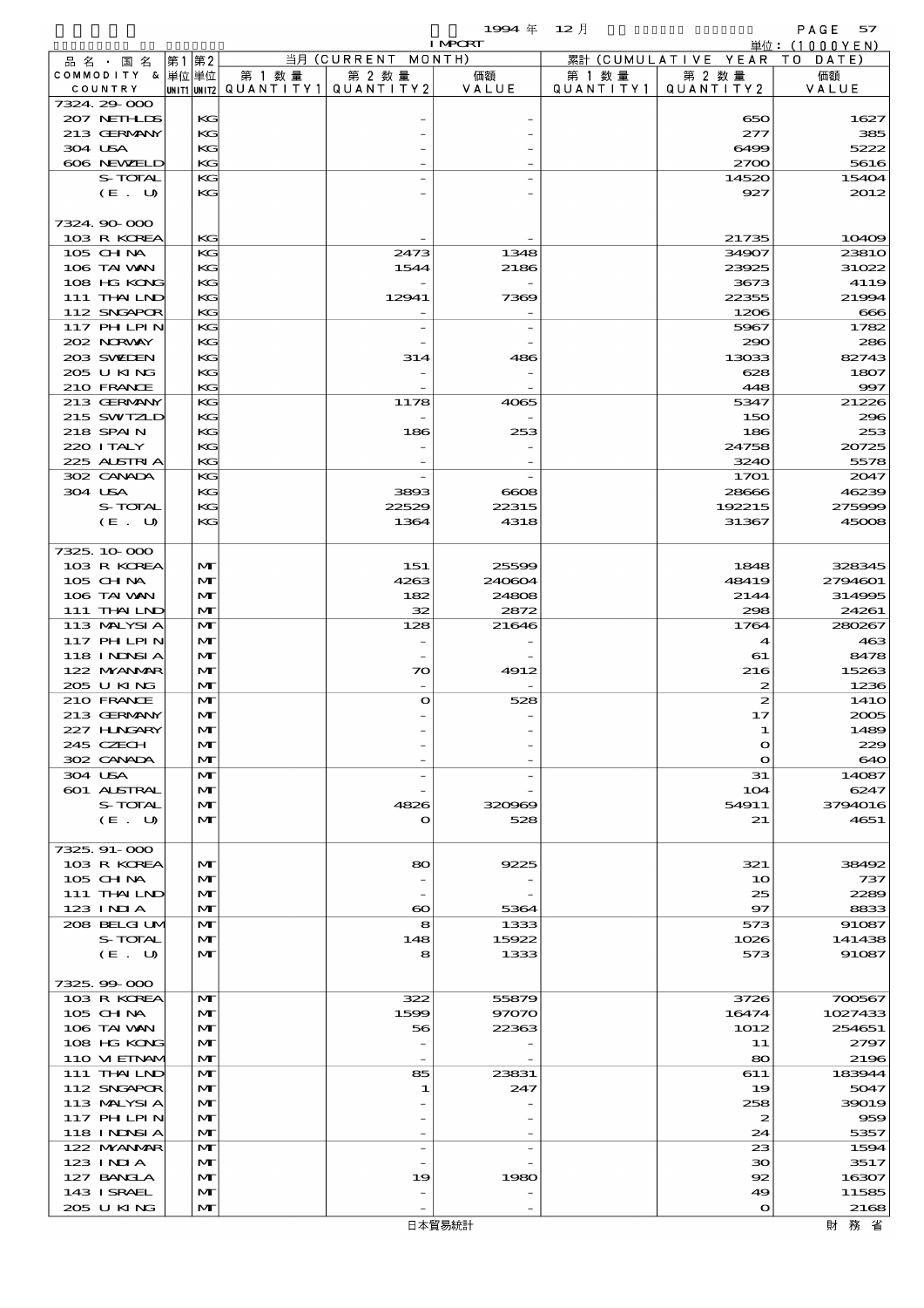1994 年 12 月 IMPORT

単位：(1000YEN)

| 品名・国名 COMMODITY & COUNTRY | 第1 単位 UNIT1 | 第2 単位 UNIT2 | 当月 (CURRENT MONTH) 第1数量 QUANTITY1 | 第2数量 QUANTITY2 | 価額 VALUE | 累計 (CUMULATIVE YEAR TO DATE) 第1数量 QUANTITY1 | 第2数量 QUANTITY2 | 価額 VALUE |
|---|---|---|---|---|---|---|---|---|
| 7324.29-000 | | | | | | | | |
| 207 NETHLDS | | KG | | - | - | | 650 | 1627 |
| 213 GERMANY | | KG | | - | - | | 277 | 385 |
| 304 USA | | KG | | - | - | | 6499 | 5222 |
| 606 NEWZELD | | KG | | - | - | | 2700 | 5616 |
| S-TOTAL | | KG | | - | - | | 14520 | 15404 |
| (E. U) | | KG | | - | - | | 927 | 2012 |
| 7324.90-000 | | | | | | | | |
| 103 R KOREA | | KG | | - | - | | 21735 | 10409 |
| 105 CHINA | | KG | | 2473 | 1348 | | 34907 | 23810 |
| 106 TAIWAN | | KG | | 1544 | 2186 | | 23925 | 31022 |
| 108 HG KONG | | KG | | - | - | | 3673 | 4119 |
| 111 THAILND | | KG | | 12941 | 7369 | | 22355 | 21994 |
| 112 SNGAPOR | | KG | | - | - | | 1206 | 666 |
| 117 PHILPIN | | KG | | - | - | | 5967 | 1782 |
| 202 NORWAY | | KG | | - | - | | 290 | 286 |
| 203 SWEDEN | | KG | | 314 | 486 | | 13033 | 82743 |
| 205 U KING | | KG | | - | - | | 628 | 1807 |
| 210 FRANCE | | KG | | - | - | | 448 | 997 |
| 213 GERMANY | | KG | | 1178 | 4065 | | 5347 | 21226 |
| 215 SWITZLD | | KG | | - | - | | 150 | 296 |
| 218 SPAIN | | KG | | 186 | 253 | | 186 | 253 |
| 220 ITALY | | KG | | - | - | | 24758 | 20725 |
| 225 ALSTRIA | | KG | | - | - | | 3240 | 5578 |
| 302 CANADA | | KG | | - | - | | 1701 | 2047 |
| 304 USA | | KG | | 3893 | 6608 | | 28666 | 46239 |
| S-TOTAL | | KG | | 22529 | 22315 | | 192215 | 275999 |
| (E. U) | | KG | | 1364 | 4318 | | 31367 | 45008 |
| 7325.10-000 | | | | | | | | |
| 103 R KOREA | | MT | | 151 | 25599 | | 1848 | 328345 |
| 105 CHINA | | MT | | 4263 | 240604 | | 48419 | 2794601 |
| 106 TAIWAN | | MT | | 182 | 24808 | | 2144 | 314995 |
| 111 THAILND | | MT | | 32 | 2872 | | 298 | 24261 |
| 113 MALYSIA | | MT | | 128 | 21646 | | 1764 | 280267 |
| 117 PHILPIN | | MT | | - | - | | 4 | 463 |
| 118 INDNSIA | | MT | | - | - | | 61 | 8478 |
| 122 MYANMAR | | MT | | 70 | 4912 | | 216 | 15263 |
| 205 U KING | | MT | | - | - | | 2 | 1236 |
| 210 FRANCE | | MT | | 0 | 528 | | 2 | 1410 |
| 213 GERMANY | | MT | | - | - | | 17 | 2005 |
| 227 HUNGARY | | MT | | - | - | | 1 | 1489 |
| 245 CZECH | | MT | | - | - | | 0 | 229 |
| 302 CANADA | | MT | | - | - | | 0 | 640 |
| 304 USA | | MT | | - | - | | 31 | 14087 |
| 601 ALSTRAL | | MT | | - | - | | 104 | 6247 |
| S-TOTAL | | MT | | 4826 | 320969 | | 54911 | 3794016 |
| (E. U) | | MT | | 0 | 528 | | 21 | 4651 |
| 7325.91-000 | | | | | | | | |
| 103 R KOREA | | MT | | 80 | 9225 | | 321 | 38492 |
| 105 CHINA | | MT | | - | - | | 10 | 737 |
| 111 THAILND | | MT | | - | - | | 25 | 2289 |
| 123 INDIA | | MT | | 60 | 5364 | | 97 | 8833 |
| 208 BELGIUM | | MT | | 8 | 1333 | | 573 | 91087 |
| S-TOTAL | | MT | | 148 | 15922 | | 1026 | 141438 |
| (E. U) | | MT | | 8 | 1333 | | 573 | 91087 |
| 7325.99-000 | | | | | | | | |
| 103 R KOREA | | MT | | 322 | 55879 | | 3726 | 700567 |
| 105 CHINA | | MT | | 1599 | 97070 | | 16474 | 1027433 |
| 106 TAIWAN | | MT | | 56 | 22363 | | 1012 | 254651 |
| 108 HG KONG | | MT | | - | - | | 11 | 2797 |
| 110 VIETNAM | | MT | | - | - | | 80 | 2196 |
| 111 THAILND | | MT | | 85 | 23831 | | 611 | 183944 |
| 112 SNGAPOR | | MT | | 1 | 247 | | 19 | 5047 |
| 113 MALYSIA | | MT | | - | - | | 258 | 39019 |
| 117 PHILPIN | | MT | | - | - | | 2 | 959 |
| 118 INDNSIA | | MT | | - | - | | 24 | 5357 |
| 122 MYANMAR | | MT | | - | - | | 23 | 1594 |
| 123 INDIA | | MT | | - | - | | 30 | 3517 |
| 127 BANGLA | | MT | | 19 | 1980 | | 92 | 16307 |
| 143 ISRAEL | | MT | | - | - | | 49 | 11585 |
| 205 U KING | | MT | | - | - | | 0 | 2168 |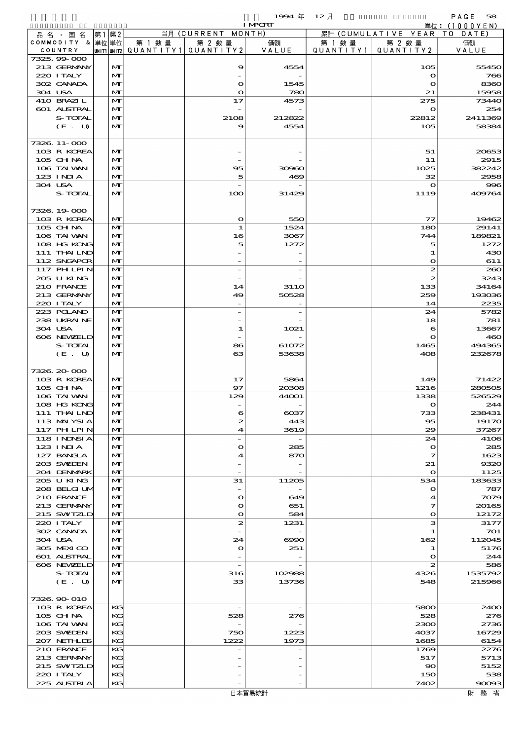1994 年 12 月 IMPORT 単位：(1000YEN)

| 品名・国名 COMMODITY & COUNTRY | 第1 単位 UNIT1 | 第2 単位 UNIT2 | 当月 (CURRENT MONTH) 第1数量 QUANTITY1 | 第2数量 QUANTITY2 | 価額 VALUE | 累計 (CUMULATIVE YEAR TO DATE) 第1数量 QUANTITY1 | 第2数量 QUANTITY2 | 価額 VALUE |
|---|---|---|---|---|---|---|---|---|
| 7325.99-000 | | | | | | | | |
| 213 GERMANY | | MT | | 9 | 4554 | | 105 | 55450 |
| 220 ITALY | | MT | | - | - | | 0 | 766 |
| 302 CANADA | | MT | | 0 | 1545 | | 0 | 8360 |
| 304 USA | | MT | | 0 | 780 | | 21 | 15958 |
| 410 BRAZIL | | MT | | 17 | 4573 | | 275 | 73440 |
| 601 AUSTRAL | | MT | | - | - | | 0 | 254 |
| S-TOTAL | | MT | | 2108 | 212822 | | 22812 | 2411369 |
| (E. U) | | MT | | 9 | 4554 | | 105 | 58384 |
| 7326.11-000 | | | | | | | | |
| 103 R KOREA | | MT | | - | - | | 51 | 20653 |
| 105 CHINA | | MT | | - | - | | 11 | 2915 |
| 106 TAIWAN | | MT | | 95 | 30960 | | 1025 | 382242 |
| 123 INDIA | | MT | | 5 | 469 | | 32 | 2958 |
| 304 USA | | MT | | - | - | | 0 | 996 |
| S-TOTAL | | MT | | 100 | 31429 | | 1119 | 409764 |
| 7326.19-000 | | | | | | | | |
| 103 R KOREA | | MT | | 0 | 550 | | 77 | 19462 |
| 105 CHINA | | MT | | 1 | 1524 | | 180 | 29141 |
| 106 TAIWAN | | MT | | 16 | 3067 | | 744 | 189821 |
| 108 HG KONG | | MT | | 5 | 1272 | | 5 | 1272 |
| 111 THAILND | | MT | | - | - | | 1 | 430 |
| 112 SNGAPOR | | MT | | - | - | | 0 | 611 |
| 117 PHLPIN | | MT | | - | - | | 2 | 260 |
| 205 U KING | | MT | | - | - | | 2 | 3243 |
| 210 FRANCE | | MT | | 14 | 3110 | | 133 | 34164 |
| 213 GERMANY | | MT | | 49 | 50528 | | 259 | 193036 |
| 220 ITALY | | MT | | - | - | | 14 | 2235 |
| 223 POLAND | | MT | | - | - | | 24 | 5782 |
| 238 UKRAINE | | MT | | - | - | | 18 | 781 |
| 304 USA | | MT | | 1 | 1021 | | 6 | 13667 |
| 606 NEWZELD | | MT | | - | - | | 0 | 460 |
| S-TOTAL | | MT | | 86 | 61072 | | 1465 | 494365 |
| (E. U) | | MT | | 63 | 53638 | | 408 | 232678 |
| 7326.20-000 | | | | | | | | |
| 103 R KOREA | | MT | | 17 | 5864 | | 149 | 71422 |
| 105 CHINA | | MT | | 97 | 20308 | | 1216 | 280505 |
| 106 TAIWAN | | MT | | 129 | 44001 | | 1338 | 526529 |
| 108 HG KONG | | MT | | - | - | | 0 | 244 |
| 111 THAILND | | MT | | 6 | 6037 | | 733 | 238431 |
| 113 MALYSIA | | MT | | 2 | 443 | | 95 | 19170 |
| 117 PHLPIN | | MT | | 4 | 3619 | | 29 | 37267 |
| 118 INDNSIA | | MT | | - | - | | 24 | 4106 |
| 123 INDIA | | MT | | 0 | 285 | | 0 | 285 |
| 127 BANGLA | | MT | | 4 | 870 | | 7 | 1623 |
| 203 SWEDEN | | MT | | - | - | | 21 | 9320 |
| 204 DENMARK | | MT | | - | - | | 0 | 1125 |
| 205 U KING | | MT | | 31 | 11205 | | 534 | 183633 |
| 208 BELGIUM | | MT | | - | - | | 0 | 787 |
| 210 FRANCE | | MT | | 0 | 649 | | 4 | 7079 |
| 213 GERMANY | | MT | | 0 | 651 | | 7 | 20165 |
| 215 SWITZLD | | MT | | 0 | 584 | | 0 | 12172 |
| 220 ITALY | | MT | | 2 | 1231 | | 3 | 3177 |
| 302 CANADA | | MT | | - | - | | 1 | 701 |
| 304 USA | | MT | | 24 | 6990 | | 162 | 112045 |
| 305 MEXICO | | MT | | 0 | 251 | | 1 | 5176 |
| 601 AUSTRAL | | MT | | - | - | | 0 | 244 |
| 606 NEWZELD | | MT | | - | - | | 2 | 586 |
| S-TOTAL | | MT | | 316 | 102988 | | 4326 | 1535792 |
| (E. U) | | MT | | 33 | 13736 | | 548 | 215966 |
| 7326.90-010 | | | | | | | | |
| 103 R KOREA | | KG | | - | - | | 5800 | 2400 |
| 105 CHINA | | KG | | 528 | 276 | | 528 | 276 |
| 106 TAIWAN | | KG | | - | - | | 2300 | 2736 |
| 203 SWEDEN | | KG | | 750 | 1223 | | 4037 | 16729 |
| 207 NETHLDS | | KG | | 1222 | 1973 | | 1685 | 6154 |
| 210 FRANCE | | KG | | - | - | | 1769 | 2276 |
| 213 GERMANY | | KG | | - | - | | 517 | 5713 |
| 215 SWITZLD | | KG | | - | - | | 90 | 5152 |
| 220 ITALY | | KG | | - | - | | 150 | 538 |
| 225 AUSTRIA | | KG | | - | - | | 7402 | 90093 |

日本貿易統計　財務省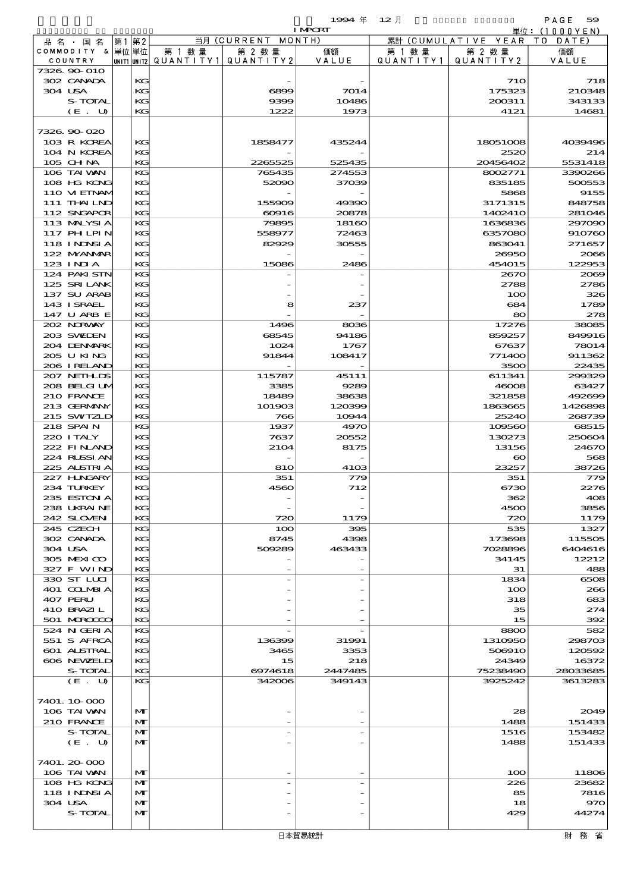1994 年 12 月 IMPORT

単位：(1000YEN)

| 品名・国名 COMMODITY & COUNTRY | 第1 単位 UNIT1 | 第2 単位 UNIT2 | 当月 (CURRENT MONTH) 第1数量 QUANTITY1 | 第2数量 QUANTITY2 | 価額 VALUE | 累計 (CUMULATIVE YEAR TO DATE) 第1数量 QUANTITY1 | 第2数量 QUANTITY2 | 価額 VALUE |
|---|---|---|---|---|---|---|---|---|
| 7326.90-010 | | | | | | | | |
| 302 CANADA | | KG | | - | - | | 710 | 718 |
| 304 USA | | KG | | 6899 | 7014 | | 175323 | 210348 |
| S-TOTAL | | KG | | 9399 | 10486 | | 200311 | 343133 |
| (E. U) | | KG | | 1222 | 1973 | | 4121 | 14681 |
| 7326.90-020 | | | | | | | | |
| 103 R KOREA | | KG | | 1858477 | 435244 | | 18051008 | 4039496 |
| 104 N KOREA | | KG | | - | - | | 2520 | 214 |
| 105 CHINA | | KG | | 2265525 | 525435 | | 20456402 | 5531418 |
| 106 TAIWAN | | KG | | 765435 | 274553 | | 8002771 | 3390266 |
| 108 HG KONG | | KG | | 52090 | 37039 | | 835185 | 500553 |
| 110 VIETNAM | | KG | | - | - | | 5868 | 9155 |
| 111 THAILND | | KG | | 155909 | 49390 | | 3171315 | 848758 |
| 112 SNGAPOR | | KG | | 60916 | 20878 | | 1402410 | 281046 |
| 113 MALYSIA | | KG | | 79895 | 18160 | | 1636836 | 297090 |
| 117 PHILPIN | | KG | | 558977 | 72463 | | 6357080 | 910760 |
| 118 INDNSIA | | KG | | 82929 | 30555 | | 863041 | 271657 |
| 122 MYANMAR | | KG | | - | - | | 26950 | 2066 |
| 123 INDIA | | KG | | 15086 | 2486 | | 454015 | 122953 |
| 124 PAKISTN | | KG | | - | - | | 2670 | 2069 |
| 125 SRI LANK | | KG | | - | - | | 2788 | 2786 |
| 137 SU ARAB | | KG | | - | - | | 100 | 326 |
| 143 ISRAEL | | KG | | 8 | 237 | | 684 | 1789 |
| 147 U ARB E | | KG | | - | - | | 80 | 278 |
| 202 NORWAY | | KG | | 1496 | 8036 | | 17276 | 38085 |
| 203 SWEDEN | | KG | | 68545 | 94186 | | 859257 | 849916 |
| 204 DENMARK | | KG | | 1024 | 1767 | | 67637 | 78014 |
| 205 U KING | | KG | | 91844 | 108417 | | 771400 | 911362 |
| 206 IRELAND | | KG | | - | - | | 3500 | 22435 |
| 207 NETHLDS | | KG | | 115787 | 45111 | | 611341 | 299329 |
| 208 BELGIUM | | KG | | 3385 | 9289 | | 46008 | 63427 |
| 210 FRANCE | | KG | | 18489 | 38638 | | 321858 | 492699 |
| 213 GERMANY | | KG | | 101903 | 120399 | | 1863665 | 1426898 |
| 215 SWITZLD | | KG | | 766 | 10944 | | 25240 | 268739 |
| 218 SPAIN | | KG | | 1937 | 4970 | | 109560 | 68515 |
| 220 ITALY | | KG | | 7637 | 20552 | | 130273 | 250604 |
| 222 FINLAND | | KG | | 2104 | 8175 | | 13156 | 24670 |
| 224 RUSSIAN | | KG | | - | - | | 60 | 568 |
| 225 AUSTRIA | | KG | | 810 | 4103 | | 23257 | 38726 |
| 227 HUNGARY | | KG | | 351 | 779 | | 351 | 779 |
| 234 TURKEY | | KG | | 4560 | 712 | | 6730 | 2276 |
| 235 ESTONIA | | KG | | - | - | | 362 | 408 |
| 238 UKRAINE | | KG | | - | - | | 4500 | 3856 |
| 242 SLOVEN | | KG | | 720 | 1179 | | 720 | 1179 |
| 245 CZECH | | KG | | 100 | 395 | | 535 | 1327 |
| 302 CANADA | | KG | | 8745 | 4398 | | 173698 | 115505 |
| 304 USA | | KG | | 509289 | 463433 | | 7028896 | 6404616 |
| 305 MEXICO | | KG | | - | - | | 34145 | 12212 |
| 327 F WIND | | KG | | - | - | | 31 | 488 |
| 330 ST LUCI | | KG | | - | - | | 1834 | 6508 |
| 401 COLMBIA | | KG | | - | - | | 100 | 266 |
| 407 PERU | | KG | | - | - | | 318 | 683 |
| 410 BRAZIL | | KG | | - | - | | 35 | 274 |
| 501 MOROCCO | | KG | | - | - | | 15 | 392 |
| 524 NIGERIA | | KG | | - | - | | 8800 | 582 |
| 551 S AFRCA | | KG | | 136399 | 31991 | | 1310950 | 298703 |
| 601 AUSTRAL | | KG | | 3465 | 3353 | | 506910 | 120592 |
| 606 NEWZELD | | KG | | 15 | 218 | | 24349 | 16372 |
| S-TOTAL | | KG | | 6974618 | 2447485 | | 75238490 | 28033685 |
| (E. U) | | KG | | 342006 | 349143 | | 3925242 | 3613283 |
| 7401.10-000 | | | | | | | | |
| 106 TAIWAN | | MT | | - | - | | 28 | 2049 |
| 210 FRANCE | | MT | | - | - | | 1488 | 151433 |
| S-TOTAL | | MT | | - | - | | 1516 | 153482 |
| (E. U) | | MT | | - | - | | 1488 | 151433 |
| 7401.20-000 | | | | | | | | |
| 106 TAIWAN | | MT | | - | - | | 100 | 11806 |
| 108 HG KONG | | MT | | - | - | | 226 | 23682 |
| 118 INDNSIA | | MT | | - | - | | 85 | 7816 |
| 304 USA | | MT | | - | - | | 18 | 970 |
| S-TOTAL | | MT | | - | - | | 429 | 44274 |

日本貿易統計　　財務省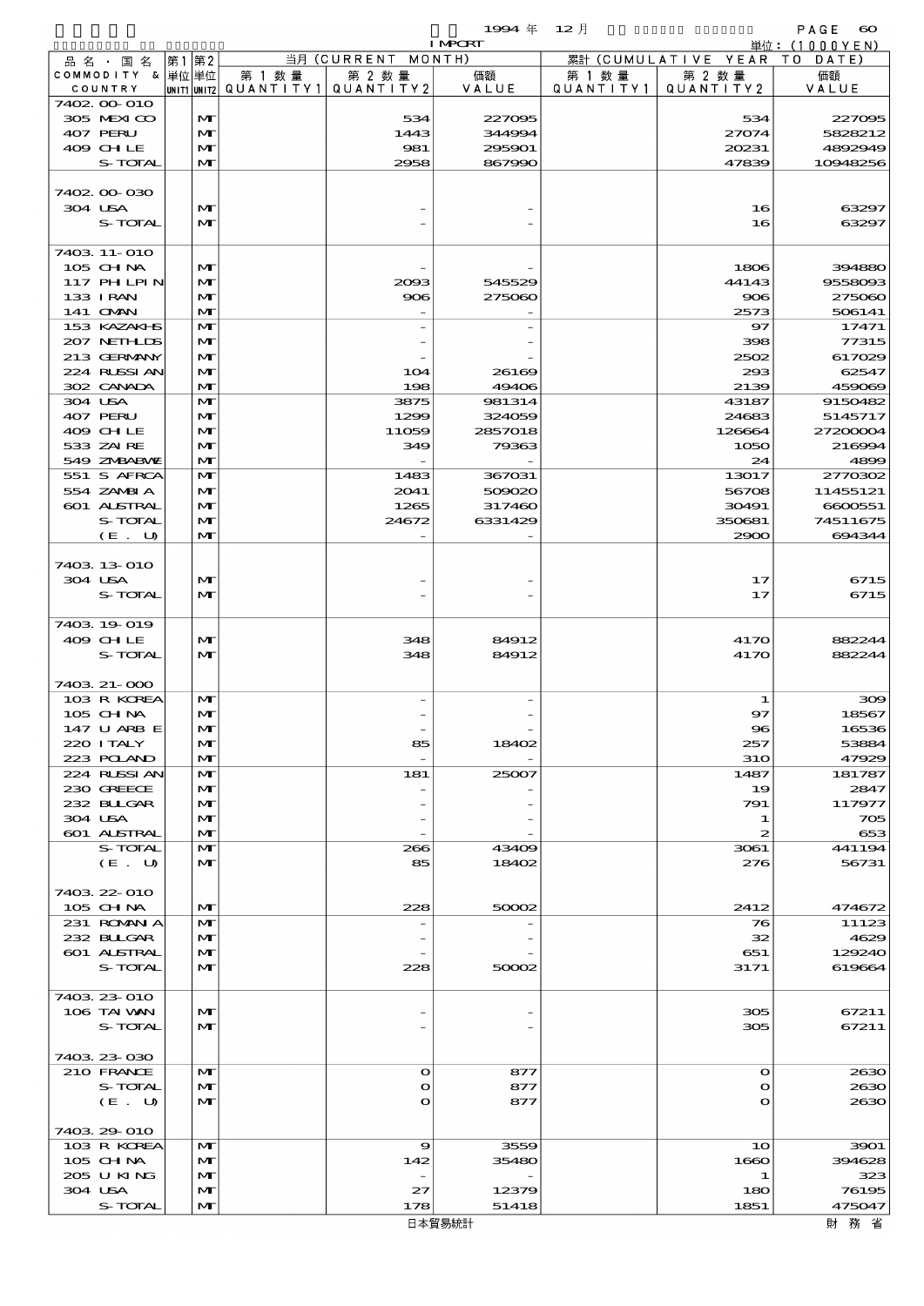1994 年 12 月 IMPORT

単位：(1000YEN)

| 品名・国名 COMMODITY & COUNTRY | 第1 単位 UNIT1 | 第2 単位 UNIT2 | 当月 (CURRENT MONTH) 第1数量 QUANTITY1 | 第2数量 QUANTITY2 | 価額 VALUE | 累計 (CUMULATIVE YEAR TO DATE) 第1数量 QUANTITY1 | 第2数量 QUANTITY2 | 価額 VALUE |
|---|---|---|---|---|---|---|---|---|
| 7402.00-010 | | | | | | | | |
| 305 MEXICO | | MT | | 534 | 227095 | | 534 | 227095 |
| 407 PERU | | MT | | 1443 | 344994 | | 27074 | 5828212 |
| 409 CHILE | | MT | | 981 | 295901 | | 20231 | 4892949 |
| S-TOTAL | | MT | | 2958 | 867990 | | 47839 | 10948256 |
| 7402.00-030 | | | | | | | | |
| 304 USA | | MT | | - | - | | 16 | 63297 |
| S-TOTAL | | MT | | - | - | | 16 | 63297 |
| 7403.11-010 | | | | | | | | |
| 105 CHINA | | MT | | - | - | | 1806 | 394880 |
| 117 PHILPIN | | MT | | 2093 | 545529 | | 44143 | 9558093 |
| 133 IRAN | | MT | | 906 | 275060 | | 906 | 275060 |
| 141 OMAN | | MT | | - | - | | 2573 | 506141 |
| 153 KAZAKHS | | MT | | - | - | | 97 | 17471 |
| 207 NETHLDS | | MT | | - | - | | 398 | 77315 |
| 213 GERMANY | | MT | | - | - | | 2502 | 617029 |
| 224 RUSSIAN | | MT | | 104 | 26169 | | 293 | 62547 |
| 302 CANADA | | MT | | 198 | 49406 | | 2139 | 459069 |
| 304 USA | | MT | | 3875 | 981314 | | 43187 | 9150482 |
| 407 PERU | | MT | | 1299 | 324059 | | 24683 | 5145717 |
| 409 CHILE | | MT | | 11059 | 2857018 | | 126664 | 27200004 |
| 533 ZAIRE | | MT | | 349 | 79363 | | 1050 | 216994 |
| 549 ZMBABWE | | MT | | - | - | | 24 | 4899 |
| 551 S AFRCA | | MT | | 1483 | 367031 | | 13017 | 2770302 |
| 554 ZAMBIA | | MT | | 2041 | 509020 | | 56708 | 11455121 |
| 601 AUSTRAL | | MT | | 1265 | 317460 | | 30491 | 6600551 |
| S-TOTAL | | MT | | 24672 | 6331429 | | 350681 | 74511675 |
| (E. U) | | MT | | - | - | | 2900 | 694344 |
| 7403.13-010 | | | | | | | | |
| 304 USA | | MT | | - | - | | 17 | 6715 |
| S-TOTAL | | MT | | - | - | | 17 | 6715 |
| 7403.19-019 | | | | | | | | |
| 409 CHILE | | MT | | 348 | 84912 | | 4170 | 882244 |
| S-TOTAL | | MT | | 348 | 84912 | | 4170 | 882244 |
| 7403.21-000 | | | | | | | | |
| 103 R KOREA | | MT | | - | - | | 1 | 309 |
| 105 CHINA | | MT | | - | - | | 97 | 18567 |
| 147 U ARB E | | MT | | - | - | | 96 | 16536 |
| 220 ITALY | | MT | | 85 | 18402 | | 257 | 53884 |
| 223 POLAND | | MT | | - | - | | 310 | 47929 |
| 224 RUSSIAN | | MT | | 181 | 25007 | | 1487 | 181787 |
| 230 GREECE | | MT | | - | - | | 19 | 2847 |
| 232 BULGAR | | MT | | - | - | | 791 | 117977 |
| 304 USA | | MT | | - | - | | 1 | 705 |
| 601 AUSTRAL | | MT | | - | - | | 2 | 653 |
| S-TOTAL | | MT | | 266 | 43409 | | 3061 | 441194 |
| (E. U) | | MT | | 85 | 18402 | | 276 | 56731 |
| 7403.22-010 | | | | | | | | |
| 105 CHINA | | MT | | 228 | 50002 | | 2412 | 474672 |
| 231 ROMANIA | | MT | | - | - | | 76 | 11123 |
| 232 BULGAR | | MT | | - | - | | 32 | 4629 |
| 601 AUSTRAL | | MT | | - | - | | 651 | 129240 |
| S-TOTAL | | MT | | 228 | 50002 | | 3171 | 619664 |
| 7403.23-010 | | | | | | | | |
| 106 TAIWAN | | MT | | - | - | | 305 | 67211 |
| S-TOTAL | | MT | | - | - | | 305 | 67211 |
| 7403.23-030 | | | | | | | | |
| 210 FRANCE | | MT | | 0 | 877 | | 0 | 2630 |
| S-TOTAL | | MT | | 0 | 877 | | 0 | 2630 |
| (E. U) | | MT | | 0 | 877 | | 0 | 2630 |
| 7403.29-010 | | | | | | | | |
| 103 R KOREA | | MT | | 9 | 3559 | | 10 | 3901 |
| 105 CHINA | | MT | | 142 | 35480 | | 1660 | 394628 |
| 205 U KING | | MT | | - | - | | 1 | 323 |
| 304 USA | | MT | | 27 | 12379 | | 180 | 76195 |
| S-TOTAL | | MT | | 178 | 51418 | | 1851 | 475047 |

日本貿易統計　　財務省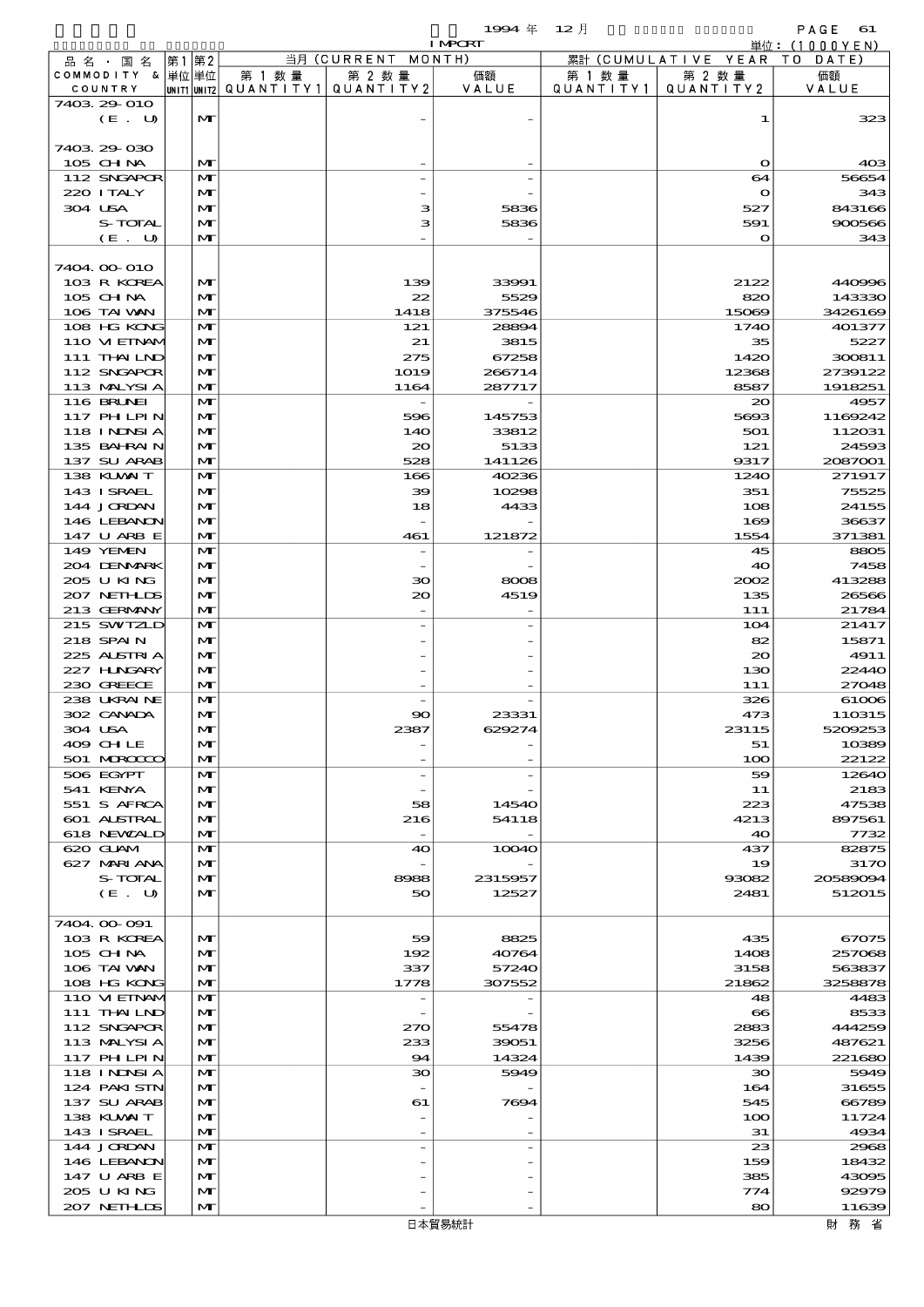| 品名・国名 COMMODITY & COUNTRY | 第1 単位 UNIT1 | 第2 単位 UNIT2 | 当月 (CURRENT MONTH) 第1数量 QUANTITY1 | 第2数量 QUANTITY2 | 価額 VALUE | 累計 (CUMULATIVE YEAR TO DATE) 第1数量 QUANTITY1 | 第2数量 QUANTITY2 | 価額 VALUE |
|---|---|---|---|---|---|---|---|---|
| 7403.29-010 | | | | | | | | |
| (E. U) | | MT | | - | - | | 1 | 323 |
| 7403.29-030 | | | | | | | | |
| 105 CHINA | | MT | | - | - | | 0 | 403 |
| 112 SNGAPOR | | MT | | - | - | | 64 | 56654 |
| 220 ITALY | | MT | | - | - | | 0 | 343 |
| 304 USA | | MT | | 3 | 5836 | | 527 | 843166 |
| S-TOTAL | | MT | | 3 | 5836 | | 591 | 900566 |
| (E. U) | | MT | | - | - | | 0 | 343 |
| 7404.00-010 | | | | | | | | |
| 103 R KOREA | | MT | | 139 | 33991 | | 2122 | 440996 |
| 105 CHINA | | MT | | 22 | 5529 | | 820 | 143330 |
| 106 TAIWAN | | MT | | 1418 | 375546 | | 15069 | 3426169 |
| 108 HG KONG | | MT | | 121 | 28894 | | 1740 | 401377 |
| 110 VIETNAM | | MT | | 21 | 3815 | | 35 | 5227 |
| 111 THAILND | | MT | | 275 | 67258 | | 1420 | 300811 |
| 112 SNGAPOR | | MT | | 1019 | 266714 | | 12368 | 2739122 |
| 113 MALYSIA | | MT | | 1164 | 287717 | | 8587 | 1918251 |
| 116 BRUNEI | | MT | | - | - | | 20 | 4957 |
| 117 PHILPIN | | MT | | 596 | 145753 | | 5693 | 1169242 |
| 118 INDNSIA | | MT | | 140 | 33812 | | 501 | 112031 |
| 135 BAHRAIN | | MT | | 20 | 5133 | | 121 | 24593 |
| 137 SU ARAB | | MT | | 528 | 141126 | | 9317 | 2087001 |
| 138 KUWAIT | | MT | | 166 | 40236 | | 1240 | 271917 |
| 143 ISRAEL | | MT | | 39 | 10298 | | 351 | 75525 |
| 144 JORDAN | | MT | | 18 | 4433 | | 108 | 24155 |
| 146 LEBANON | | MT | | - | - | | 169 | 36637 |
| 147 U ARB E | | MT | | 461 | 121872 | | 1554 | 371381 |
| 149 YEMEN | | MT | | - | - | | 45 | 8805 |
| 204 DENMARK | | MT | | - | - | | 40 | 7458 |
| 205 U KING | | MT | | 30 | 8008 | | 2002 | 413288 |
| 207 NETHLDS | | MT | | 20 | 4519 | | 135 | 26566 |
| 213 GERMANY | | MT | | - | - | | 111 | 21784 |
| 215 SWITZLD | | MT | | - | - | | 104 | 21417 |
| 218 SPAIN | | MT | | - | - | | 82 | 15871 |
| 225 AUSTRIA | | MT | | - | - | | 20 | 4911 |
| 227 HUNGARY | | MT | | - | - | | 130 | 22440 |
| 230 GREECE | | MT | | - | - | | 111 | 27048 |
| 238 UKRAINE | | MT | | - | - | | 326 | 61006 |
| 302 CANADA | | MT | | 90 | 23331 | | 473 | 110315 |
| 304 USA | | MT | | 2387 | 629274 | | 23115 | 5209253 |
| 409 CHILE | | MT | | - | - | | 51 | 10389 |
| 501 MOROCCO | | MT | | - | - | | 100 | 22122 |
| 506 EGYPT | | MT | | - | - | | 59 | 12640 |
| 541 KENYA | | MT | | - | - | | 11 | 2183 |
| 551 S AFRCA | | MT | | 58 | 14540 | | 223 | 47538 |
| 601 AUSTRAL | | MT | | 216 | 54118 | | 4213 | 897561 |
| 618 NEWZALD | | MT | | - | - | | 40 | 7732 |
| 620 GUAM | | MT | | 40 | 10040 | | 437 | 82875 |
| 627 MARIANA | | MT | | - | - | | 19 | 3170 |
| S-TOTAL | | MT | | 8988 | 2315957 | | 93082 | 20589094 |
| (E. U) | | MT | | 50 | 12527 | | 2481 | 512015 |
| 7404.00-091 | | | | | | | | |
| 103 R KOREA | | MT | | 59 | 8825 | | 435 | 67075 |
| 105 CHINA | | MT | | 192 | 40764 | | 1408 | 257068 |
| 106 TAIWAN | | MT | | 337 | 57240 | | 3158 | 563837 |
| 108 HG KONG | | MT | | 1778 | 307552 | | 21862 | 3258878 |
| 110 VIETNAM | | MT | | - | - | | 48 | 4483 |
| 111 THAILND | | MT | | - | - | | 66 | 8533 |
| 112 SNGAPOR | | MT | | 270 | 55478 | | 2883 | 444259 |
| 113 MALYSIA | | MT | | 233 | 39051 | | 3256 | 487621 |
| 117 PHILPIN | | MT | | 94 | 14324 | | 1439 | 221680 |
| 118 INDNSIA | | MT | | 30 | 5949 | | 30 | 5949 |
| 124 PAKISTN | | MT | | - | - | | 164 | 31655 |
| 137 SU ARAB | | MT | | 61 | 7694 | | 545 | 66789 |
| 138 KUWAIT | | MT | | - | - | | 100 | 11724 |
| 143 ISRAEL | | MT | | - | - | | 31 | 4934 |
| 144 JORDAN | | MT | | - | - | | 23 | 2968 |
| 146 LEBANON | | MT | | - | - | | 159 | 18432 |
| 147 U ARB E | | MT | | - | - | | 385 | 43095 |
| 205 U KING | | MT | | - | - | | 774 | 92979 |
| 207 NETHLDS | | MT | | - | - | | 80 | 11639 |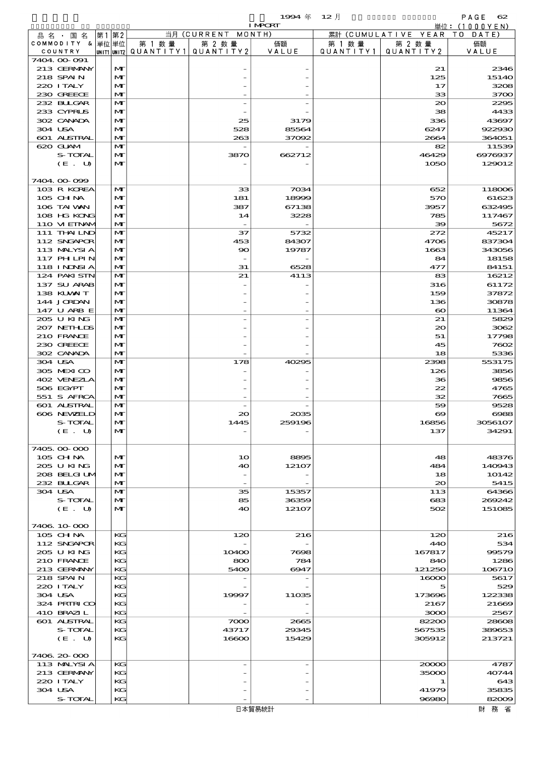1994 年 12 月 IMPORT

単位：(1000YEN)

| 品名・国名 COMMODITY & COUNTRY | 第1 単位 UNIT1 | 第2 単位 UNIT2 | 当月 (CURRENT MONTH) 第1数量 QUANTITY1 | 第2数量 QUANTITY2 | 価額 VALUE | 累計 (CUMULATIVE YEAR TO DATE) 第1数量 QUANTITY1 | 第2数量 QUANTITY2 | 価額 VALUE |
|---|---|---|---|---|---|---|---|---|
| 7404.00-091 | | | | | | | | |
| 213 GERMANY | | MT | | - | - | | 21 | 2346 |
| 218 SPAIN | | MT | | - | - | | 125 | 15140 |
| 220 ITALY | | MT | | - | - | | 17 | 3208 |
| 230 GREECE | | MT | | - | - | | 33 | 3700 |
| 232 BULGAR | | MT | | - | - | | 20 | 2295 |
| 233 CYPRUS | | MT | | - | - | | 38 | 4433 |
| 302 CANADA | | MT | | 25 | 3179 | | 336 | 43697 |
| 304 USA | | MT | | 528 | 85564 | | 6247 | 922930 |
| 601 AUSTRAL | | MT | | 263 | 37092 | | 2664 | 364051 |
| 620 GUAM | | MT | | - | - | | 82 | 11539 |
| S-TOTAL | | MT | | 3870 | 662712 | | 46429 | 6976937 |
| (E. U) | | MT | | - | - | | 1050 | 129012 |
| 7404.00-099 | | | | | | | | |
| 103 R KOREA | | MT | | 33 | 7034 | | 652 | 118006 |
| 105 CHINA | | MT | | 181 | 18999 | | 570 | 61623 |
| 106 TAIWAN | | MT | | 387 | 67138 | | 3957 | 632495 |
| 108 HG KONG | | MT | | 14 | 3228 | | 785 | 117467 |
| 110 VIETNAM | | MT | | - | - | | 39 | 5672 |
| 111 THAILND | | MT | | 37 | 5732 | | 272 | 45217 |
| 112 SNGAPOR | | MT | | 453 | 84307 | | 4706 | 837304 |
| 113 MALYSIA | | MT | | 90 | 19787 | | 1663 | 343056 |
| 117 PHILPIN | | MT | | - | - | | 84 | 18158 |
| 118 INDNSIA | | MT | | 31 | 6528 | | 477 | 84151 |
| 124 PAKISTN | | MT | | 21 | 4113 | | 83 | 16212 |
| 137 SU ARAB | | MT | | - | - | | 316 | 61172 |
| 138 KUWAIT | | MT | | - | - | | 159 | 37872 |
| 144 JORDAN | | MT | | - | - | | 136 | 30878 |
| 147 U ARB E | | MT | | - | - | | 60 | 11364 |
| 205 U KING | | MT | | - | - | | 21 | 5829 |
| 207 NETHLDS | | MT | | - | - | | 20 | 3062 |
| 210 FRANCE | | MT | | - | - | | 51 | 17798 |
| 230 GREECE | | MT | | - | - | | 45 | 7602 |
| 302 CANADA | | MT | | - | - | | 18 | 5336 |
| 304 USA | | MT | | 178 | 40295 | | 2398 | 553175 |
| 305 MEXICO | | MT | | - | - | | 126 | 3856 |
| 402 VENEZLA | | MT | | - | - | | 36 | 9856 |
| 506 EGYPT | | MT | | - | - | | 22 | 4765 |
| 551 S AFRCA | | MT | | - | - | | 32 | 7665 |
| 601 AUSTRAL | | MT | | - | - | | 59 | 9528 |
| 606 NEWZELD | | MT | | 20 | 2035 | | 69 | 6988 |
| S-TOTAL | | MT | | 1445 | 259196 | | 16856 | 3056107 |
| (E. U) | | MT | | - | - | | 137 | 34291 |
| 7405.00-000 | | | | | | | | |
| 105 CHINA | | MT | | 10 | 8895 | | 48 | 48376 |
| 205 U KING | | MT | | 40 | 12107 | | 484 | 140943 |
| 208 BELGIUM | | MT | | - | - | | 18 | 10142 |
| 232 BULGAR | | MT | | - | - | | 20 | 5415 |
| 304 USA | | MT | | 35 | 15357 | | 113 | 64366 |
| S-TOTAL | | MT | | 85 | 36359 | | 683 | 269242 |
| (E. U) | | MT | | 40 | 12107 | | 502 | 151085 |
| 7406.10-000 | | | | | | | | |
| 105 CHINA | | KG | | 120 | 216 | | 120 | 216 |
| 112 SNGAPOR | | KG | | - | - | | 440 | 534 |
| 205 U KING | | KG | | 10400 | 7698 | | 167817 | 99579 |
| 210 FRANCE | | KG | | 800 | 784 | | 840 | 1286 |
| 213 GERMANY | | KG | | 5400 | 6947 | | 121250 | 106710 |
| 218 SPAIN | | KG | | - | - | | 16000 | 5617 |
| 220 ITALY | | KG | | - | - | | 5 | 529 |
| 304 USA | | KG | | 19997 | 11035 | | 173696 | 122338 |
| 324 PRTRICO | | KG | | - | - | | 2167 | 21669 |
| 410 BRAZIL | | KG | | - | - | | 3000 | 2567 |
| 601 AUSTRAL | | KG | | 7000 | 2665 | | 82200 | 28608 |
| S-TOTAL | | KG | | 43717 | 29345 | | 567535 | 389653 |
| (E. U) | | KG | | 16600 | 15429 | | 305912 | 213721 |
| 7406.20-000 | | | | | | | | |
| 113 MALYSIA | | KG | | - | - | | 20000 | 4787 |
| 213 GERMANY | | KG | | - | - | | 35000 | 40744 |
| 220 ITALY | | KG | | - | - | | 1 | 643 |
| 304 USA | | KG | | - | - | | 41979 | 35835 |
| S-TOTAL | | KG | | - | - | | 96980 | 82009 |

日本貿易統計　財務省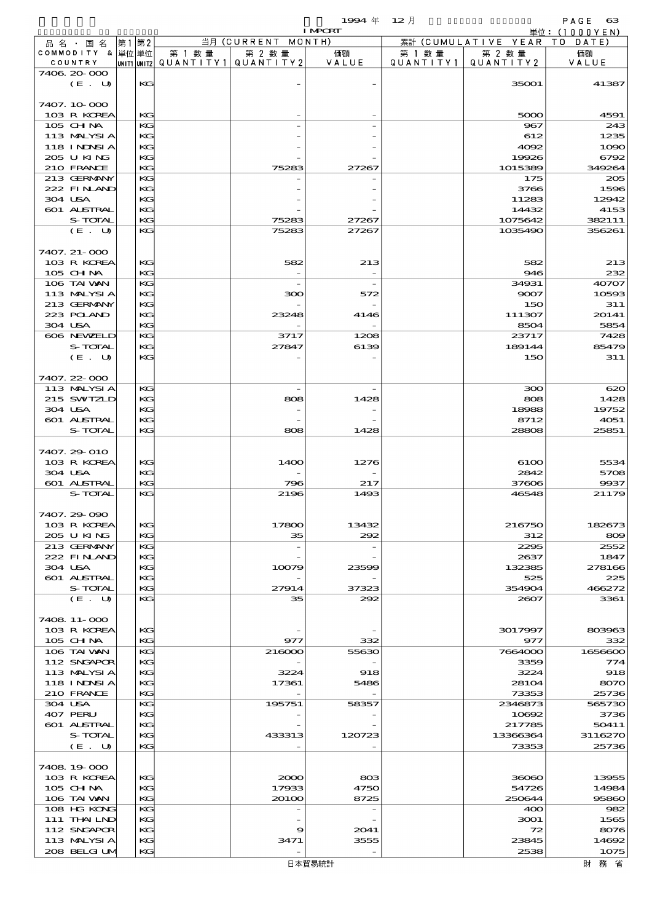1994 年 12 月 IMPORT

単位：(1000YEN)

| 品名・国名 COMMODITY & COUNTRY | 第1 単位 UNIT1 | 第2 単位 UNIT2 | 当月 (CURRENT MONTH) 第1数量 QUANTITY1 | 第2数量 QUANTITY2 | 価額 VALUE | 累計 (CUMULATIVE YEAR TO DATE) 第1数量 QUANTITY1 | 第2数量 QUANTITY2 | 価額 VALUE |
|---|---|---|---|---|---|---|---|---|
| 7406.20-000 | | | | | | | | |
| (E. U) | | KG | | - | - | | 35001 | 41387 |
| 7407.10-000 | | | | | | | | |
| 103 R KOREA | | KG | | - | - | | 5000 | 4591 |
| 105 CHINA | | KG | | - | - | | 967 | 243 |
| 113 MALYSIA | | KG | | - | - | | 612 | 1235 |
| 118 INDNSIA | | KG | | - | - | | 4092 | 1090 |
| 205 U KING | | KG | | - | - | | 19926 | 6792 |
| 210 FRANCE | | KG | | 75283 | 27267 | | 1015389 | 349264 |
| 213 GERMANY | | KG | | - | - | | 175 | 205 |
| 222 FINLAND | | KG | | - | - | | 3766 | 1596 |
| 304 USA | | KG | | - | - | | 11283 | 12942 |
| 601 AUSTRAL | | KG | | - | - | | 14432 | 4153 |
| S-TOTAL | | KG | | 75283 | 27267 | | 1075642 | 382111 |
| (E. U) | | KG | | 75283 | 27267 | | 1035490 | 356261 |
| 7407.21-000 | | | | | | | | |
| 103 R KOREA | | KG | | 582 | 213 | | 582 | 213 |
| 105 CHINA | | KG | | - | - | | 946 | 232 |
| 106 TAIWAN | | KG | | - | - | | 34931 | 40707 |
| 113 MALYSIA | | KG | | 300 | 572 | | 9007 | 10593 |
| 213 GERMANY | | KG | | - | - | | 150 | 311 |
| 223 POLAND | | KG | | 23248 | 4146 | | 111307 | 20141 |
| 304 USA | | KG | | - | - | | 8504 | 5854 |
| 606 NEWZELD | | KG | | 3717 | 1208 | | 23717 | 7428 |
| S-TOTAL | | KG | | 27847 | 6139 | | 189144 | 85479 |
| (E. U) | | KG | | - | - | | 150 | 311 |
| 7407.22-000 | | | | | | | | |
| 113 MALYSIA | | KG | | - | - | | 300 | 620 |
| 215 SWITZLD | | KG | | 808 | 1428 | | 808 | 1428 |
| 304 USA | | KG | | - | - | | 18988 | 19752 |
| 601 AUSTRAL | | KG | | - | - | | 8712 | 4051 |
| S-TOTAL | | KG | | 808 | 1428 | | 28808 | 25851 |
| 7407.29-010 | | | | | | | | |
| 103 R KOREA | | KG | | 1400 | 1276 | | 6100 | 5534 |
| 304 USA | | KG | | - | - | | 2842 | 5708 |
| 601 AUSTRAL | | KG | | 796 | 217 | | 37606 | 9937 |
| S-TOTAL | | KG | | 2196 | 1493 | | 46548 | 21179 |
| 7407.29-090 | | | | | | | | |
| 103 R KOREA | | KG | | 17800 | 13432 | | 216750 | 182673 |
| 205 U KING | | KG | | 35 | 292 | | 312 | 809 |
| 213 GERMANY | | KG | | - | - | | 2295 | 2552 |
| 222 FINLAND | | KG | | - | - | | 2637 | 1847 |
| 304 USA | | KG | | 10079 | 23599 | | 132385 | 278166 |
| 601 AUSTRAL | | KG | | - | - | | 525 | 225 |
| S-TOTAL | | KG | | 27914 | 37323 | | 354904 | 466272 |
| (E. U) | | KG | | 35 | 292 | | 2607 | 3361 |
| 7408.11-000 | | | | | | | | |
| 103 R KOREA | | KG | | - | - | | 3017997 | 803963 |
| 105 CHINA | | KG | | 977 | 332 | | 977 | 332 |
| 106 TAIWAN | | KG | | 216000 | 55630 | | 7664000 | 1656600 |
| 112 SNGAPOR | | KG | | - | - | | 3359 | 774 |
| 113 MALYSIA | | KG | | 3224 | 918 | | 3224 | 918 |
| 118 INDNSIA | | KG | | 17361 | 5486 | | 28104 | 8070 |
| 210 FRANCE | | KG | | - | - | | 73353 | 25736 |
| 304 USA | | KG | | 195751 | 58357 | | 2346873 | 565730 |
| 407 PERU | | KG | | - | - | | 10692 | 3736 |
| 601 AUSTRAL | | KG | | - | - | | 217785 | 50411 |
| S-TOTAL | | KG | | 433313 | 120723 | | 13366364 | 3116270 |
| (E. U) | | KG | | - | - | | 73353 | 25736 |
| 7408.19-000 | | | | | | | | |
| 103 R KOREA | | KG | | 2000 | 803 | | 36060 | 13955 |
| 105 CHINA | | KG | | 17933 | 4750 | | 54726 | 14984 |
| 106 TAIWAN | | KG | | 20100 | 8725 | | 250644 | 95860 |
| 108 HG KONG | | KG | | - | - | | 400 | 982 |
| 111 THAILND | | KG | | - | - | | 3001 | 1565 |
| 112 SNGAPOR | | KG | | 9 | 2041 | | 72 | 8076 |
| 113 MALYSIA | | KG | | 3471 | 3555 | | 23845 | 14692 |
| 208 BELGIUM | | KG | | - | - | | 2538 | 1075 |

日本貿易統計　財務省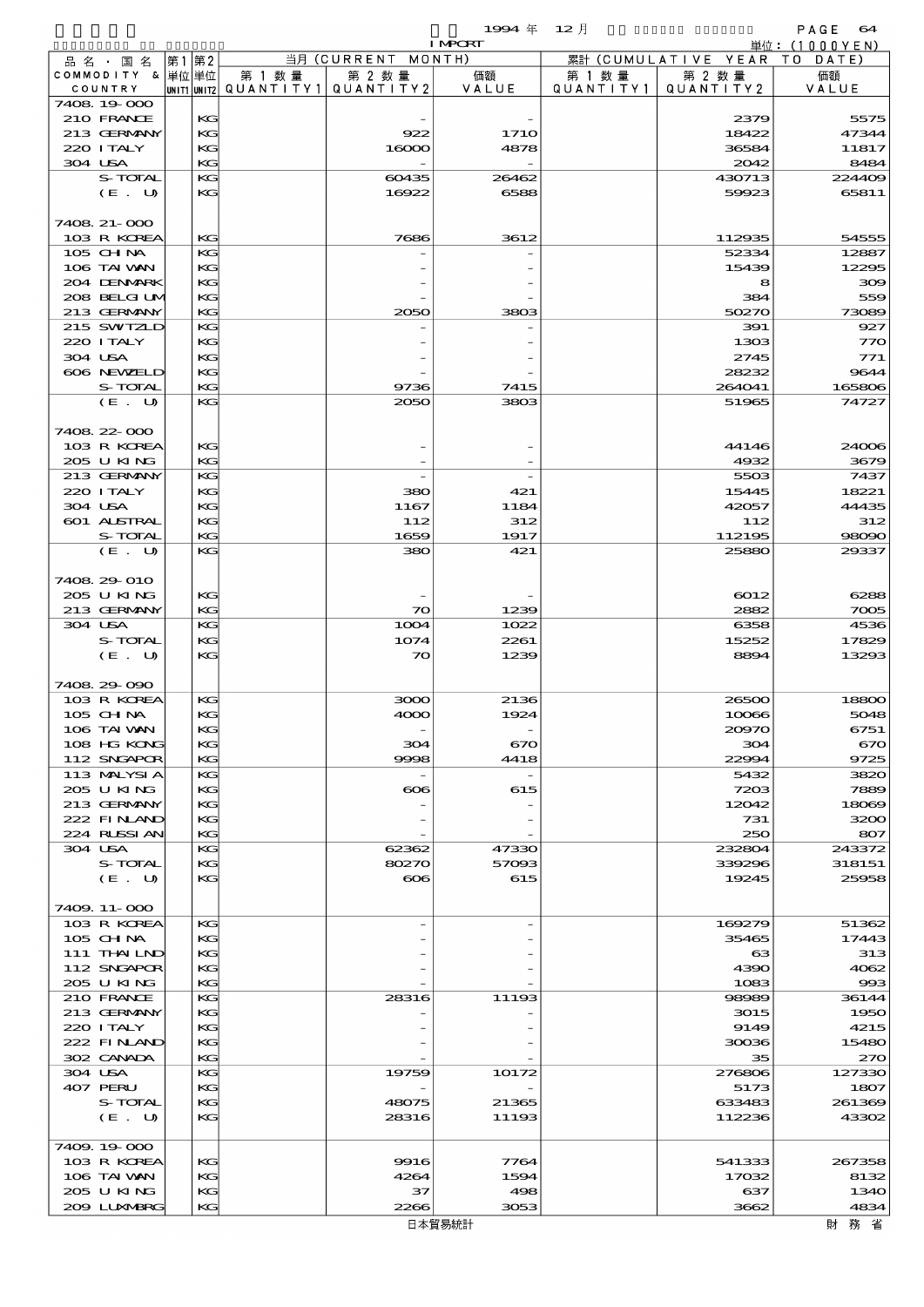| 品名・国名 COMMODITY & COUNTRY | 第1単位 UNIT1 | 第2単位 UNIT2 | 当月 (CURRENT MONTH) 第1数量 QUANTITY1 | 第2数量 QUANTITY2 | 価額 VALUE | 累計 (CUMULATIVE YEAR TO DATE) 第1数量 QUANTITY1 | 第2数量 QUANTITY2 | 価額 VALUE |
|---|---|---|---|---|---|---|---|---|
| 7408.19-000 | | | | | | | | |
| 210 FRANCE | | KG | | - | - | | 2379 | 5575 |
| 213 GERMANY | | KG | | 922 | 1710 | | 18422 | 47344 |
| 220 ITALY | | KG | | 16000 | 4878 | | 36584 | 11817 |
| 304 USA | | KG | | - | - | | 2042 | 8484 |
| S-TOTAL | | KG | | 60435 | 26462 | | 430713 | 224409 |
| (E. U) | | KG | | 16922 | 6588 | | 59923 | 65811 |
| 7408.21-000 | | | | | | | | |
| 103 R KOREA | | KG | | 7686 | 3612 | | 112935 | 54555 |
| 105 CHINA | | KG | | - | - | | 52334 | 12887 |
| 106 TAIWAN | | KG | | - | - | | 15439 | 12295 |
| 204 DENMARK | | KG | | - | - | | 8 | 309 |
| 208 BELGIUM | | KG | | - | - | | 384 | 559 |
| 213 GERMANY | | KG | | 2050 | 3803 | | 50270 | 73089 |
| 215 SWITZLD | | KG | | - | - | | 391 | 927 |
| 220 ITALY | | KG | | - | - | | 1303 | 770 |
| 304 USA | | KG | | - | - | | 2745 | 771 |
| 606 NEWZELD | | KG | | - | - | | 28232 | 9644 |
| S-TOTAL | | KG | | 9736 | 7415 | | 264041 | 165806 |
| (E. U) | | KG | | 2050 | 3803 | | 51965 | 74727 |
| 7408.22-000 | | | | | | | | |
| 103 R KOREA | | KG | | - | - | | 44146 | 24006 |
| 205 U KING | | KG | | - | - | | 4932 | 3679 |
| 213 GERMANY | | KG | | - | - | | 5503 | 7437 |
| 220 ITALY | | KG | | 380 | 421 | | 15445 | 18221 |
| 304 USA | | KG | | 1167 | 1184 | | 42057 | 44435 |
| 601 AUSTRAL | | KG | | 112 | 312 | | 112 | 312 |
| S-TOTAL | | KG | | 1659 | 1917 | | 112195 | 98090 |
| (E. U) | | KG | | 380 | 421 | | 25880 | 29337 |
| 7408.29-010 | | | | | | | | |
| 205 U KING | | KG | | - | - | | 6012 | 6288 |
| 213 GERMANY | | KG | | 70 | 1239 | | 2882 | 7005 |
| 304 USA | | KG | | 1004 | 1022 | | 6358 | 4536 |
| S-TOTAL | | KG | | 1074 | 2261 | | 15252 | 17829 |
| (E. U) | | KG | | 70 | 1239 | | 8894 | 13293 |
| 7408.29-090 | | | | | | | | |
| 103 R KOREA | | KG | | 3000 | 2136 | | 26500 | 18800 |
| 105 CHINA | | KG | | 4000 | 1924 | | 10066 | 5048 |
| 106 TAIWAN | | KG | | - | - | | 20970 | 6751 |
| 108 HG KONG | | KG | | 304 | 670 | | 304 | 670 |
| 112 SNGAPOR | | KG | | 9998 | 4418 | | 22994 | 9725 |
| 113 MALYSIA | | KG | | - | - | | 5432 | 3820 |
| 205 U KING | | KG | | 606 | 615 | | 7203 | 7889 |
| 213 GERMANY | | KG | | - | - | | 12042 | 18069 |
| 222 FINLAND | | KG | | - | - | | 731 | 3200 |
| 224 RUSSIAN | | KG | | - | - | | 250 | 807 |
| 304 USA | | KG | | 62362 | 47330 | | 232804 | 243372 |
| S-TOTAL | | KG | | 80270 | 57093 | | 339296 | 318151 |
| (E. U) | | KG | | 606 | 615 | | 19245 | 25958 |
| 7409.11-000 | | | | | | | | |
| 103 R KOREA | | KG | | - | - | | 169279 | 51362 |
| 105 CHINA | | KG | | - | - | | 35465 | 17443 |
| 111 THAILND | | KG | | - | - | | 63 | 313 |
| 112 SNGAPOR | | KG | | - | - | | 4390 | 4062 |
| 205 U KING | | KG | | - | - | | 1083 | 993 |
| 210 FRANCE | | KG | | 28316 | 11193 | | 98989 | 36144 |
| 213 GERMANY | | KG | | - | - | | 3015 | 1950 |
| 220 ITALY | | KG | | - | - | | 9149 | 4215 |
| 222 FINLAND | | KG | | - | - | | 30036 | 15480 |
| 302 CANADA | | KG | | - | - | | 35 | 270 |
| 304 USA | | KG | | 19759 | 10172 | | 276806 | 127330 |
| 407 PERU | | KG | | - | - | | 5173 | 1807 |
| S-TOTAL | | KG | | 48075 | 21365 | | 633483 | 261369 |
| (E. U) | | KG | | 28316 | 11193 | | 112236 | 43302 |
| 7409.19-000 | | | | | | | | |
| 103 R KOREA | | KG | | 9916 | 7764 | | 541333 | 267358 |
| 106 TAIWAN | | KG | | 4264 | 1594 | | 17032 | 8132 |
| 205 U KING | | KG | | 37 | 498 | | 637 | 1340 |
| 209 LUXMBRG | | KG | | 2266 | 3053 | | 3662 | 4834 |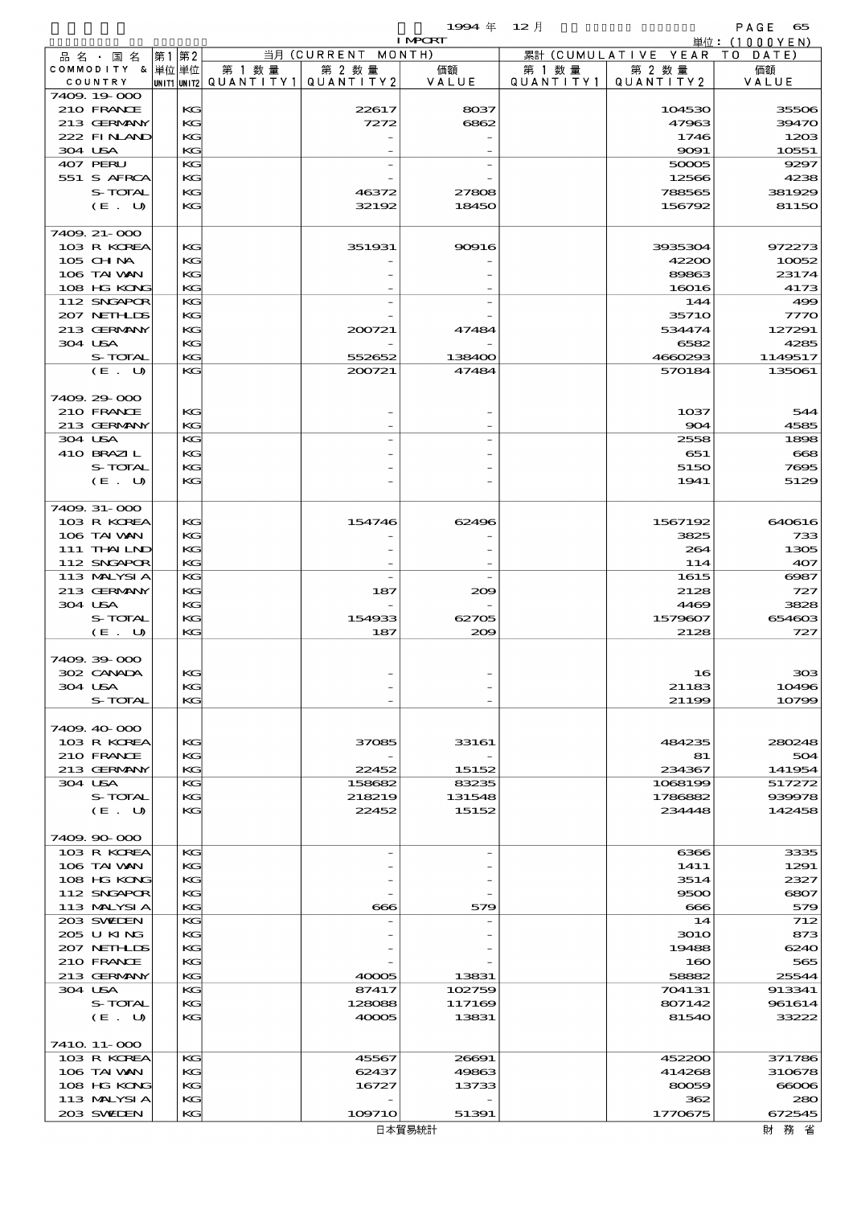1994年 12月 IMPORT

単位：(1000YEN)

| 品名・国名 COMMODITY & COUNTRY | 第1 単位 UNIT1 | 第2 単位 UNIT2 | 当月 (CURRENT MONTH) 第1数量 QUANTITY1 | 第2数量 QUANTITY2 | 価額 VALUE | 累計 (CUMULATIVE YEAR TO DATE) 第1数量 QUANTITY1 | 第2数量 QUANTITY2 | 価額 VALUE |
|---|---|---|---|---|---|---|---|---|
| 7409.19-000 | | | | | | | | |
| 210 FRANCE | | KG | | 22617 | 8037 | | 104530 | 35506 |
| 213 GERMANY | | KG | | 7272 | 6862 | | 47963 | 39470 |
| 222 FINLAND | | KG | | - | - | | 1746 | 1203 |
| 304 USA | | KG | | - | - | | 9091 | 10551 |
| 407 PERU | | KG | | - | - | | 50005 | 9297 |
| 551 S AFRCA | | KG | | - | - | | 12566 | 4238 |
| S-TOTAL | | KG | | 46372 | 27808 | | 788565 | 381929 |
| (E. U) | | KG | | 32192 | 18450 | | 156792 | 81150 |
| 7409.21-000 | | | | | | | | |
| 103 R KOREA | | KG | | 351931 | 90916 | | 3935304 | 972273 |
| 105 CHINA | | KG | | - | - | | 42200 | 10052 |
| 106 TAIWAN | | KG | | - | - | | 89863 | 23174 |
| 108 HG KONG | | KG | | - | - | | 16016 | 4173 |
| 112 SNGAPOR | | KG | | - | - | | 144 | 499 |
| 207 NETHLDS | | KG | | - | - | | 35710 | 7770 |
| 213 GERMANY | | KG | | 200721 | 47484 | | 534474 | 127291 |
| 304 USA | | KG | | - | - | | 6582 | 4285 |
| S-TOTAL | | KG | | 552652 | 138400 | | 4660293 | 1149517 |
| (E. U) | | KG | | 200721 | 47484 | | 570184 | 135061 |
| 7409.29-000 | | | | | | | | |
| 210 FRANCE | | KG | | - | - | | 1037 | 544 |
| 213 GERMANY | | KG | | - | - | | 904 | 4585 |
| 304 USA | | KG | | - | - | | 2558 | 1898 |
| 410 BRAZIL | | KG | | - | - | | 651 | 668 |
| S-TOTAL | | KG | | - | - | | 5150 | 7695 |
| (E. U) | | KG | | - | - | | 1941 | 5129 |
| 7409.31-000 | | | | | | | | |
| 103 R KOREA | | KG | | 154746 | 62496 | | 1567192 | 640616 |
| 106 TAIWAN | | KG | | - | - | | 3825 | 733 |
| 111 THAILND | | KG | | - | - | | 264 | 1305 |
| 112 SNGAPOR | | KG | | - | - | | 114 | 407 |
| 113 MALYSIA | | KG | | - | - | | 1615 | 6987 |
| 213 GERMANY | | KG | | 187 | 209 | | 2128 | 727 |
| 304 USA | | KG | | - | - | | 4469 | 3828 |
| S-TOTAL | | KG | | 154933 | 62705 | | 1579607 | 654603 |
| (E. U) | | KG | | 187 | 209 | | 2128 | 727 |
| 7409.39-000 | | | | | | | | |
| 302 CANADA | | KG | | - | - | | 16 | 303 |
| 304 USA | | KG | | - | - | | 21183 | 10496 |
| S-TOTAL | | KG | | - | - | | 21199 | 10799 |
| 7409.40-000 | | | | | | | | |
| 103 R KOREA | | KG | | 37085 | 33161 | | 484235 | 280248 |
| 210 FRANCE | | KG | | - | - | | 81 | 504 |
| 213 GERMANY | | KG | | 22452 | 15152 | | 234367 | 141954 |
| 304 USA | | KG | | 158682 | 83235 | | 1068199 | 517272 |
| S-TOTAL | | KG | | 218219 | 131548 | | 1786882 | 939978 |
| (E. U) | | KG | | 22452 | 15152 | | 234448 | 142458 |
| 7409.90-000 | | | | | | | | |
| 103 R KOREA | | KG | | - | - | | 6366 | 3335 |
| 106 TAIWAN | | KG | | - | - | | 1411 | 1291 |
| 108 HG KONG | | KG | | - | - | | 3514 | 2327 |
| 112 SNGAPOR | | KG | | - | - | | 9500 | 6807 |
| 113 MALYSIA | | KG | | 666 | 579 | | 666 | 579 |
| 203 SWEDEN | | KG | | - | - | | 14 | 712 |
| 205 U KING | | KG | | - | - | | 3010 | 873 |
| 207 NETHLDS | | KG | | - | - | | 19488 | 6240 |
| 210 FRANCE | | KG | | - | - | | 160 | 565 |
| 213 GERMANY | | KG | | 40005 | 13831 | | 58882 | 25544 |
| 304 USA | | KG | | 87417 | 102759 | | 704131 | 913341 |
| S-TOTAL | | KG | | 128088 | 117169 | | 807142 | 961614 |
| (E. U) | | KG | | 40005 | 13831 | | 81540 | 33222 |
| 7410.11-000 | | | | | | | | |
| 103 R KOREA | | KG | | 45567 | 26691 | | 452200 | 371786 |
| 106 TAIWAN | | KG | | 62437 | 49863 | | 414268 | 310678 |
| 108 HG KONG | | KG | | 16727 | 13733 | | 80059 | 66006 |
| 113 MALYSIA | | KG | | - | - | | 362 | 280 |
| 203 SWEDEN | | KG | | 109710 | 51391 | | 1770675 | 672545 |

日本貿易統計　財務省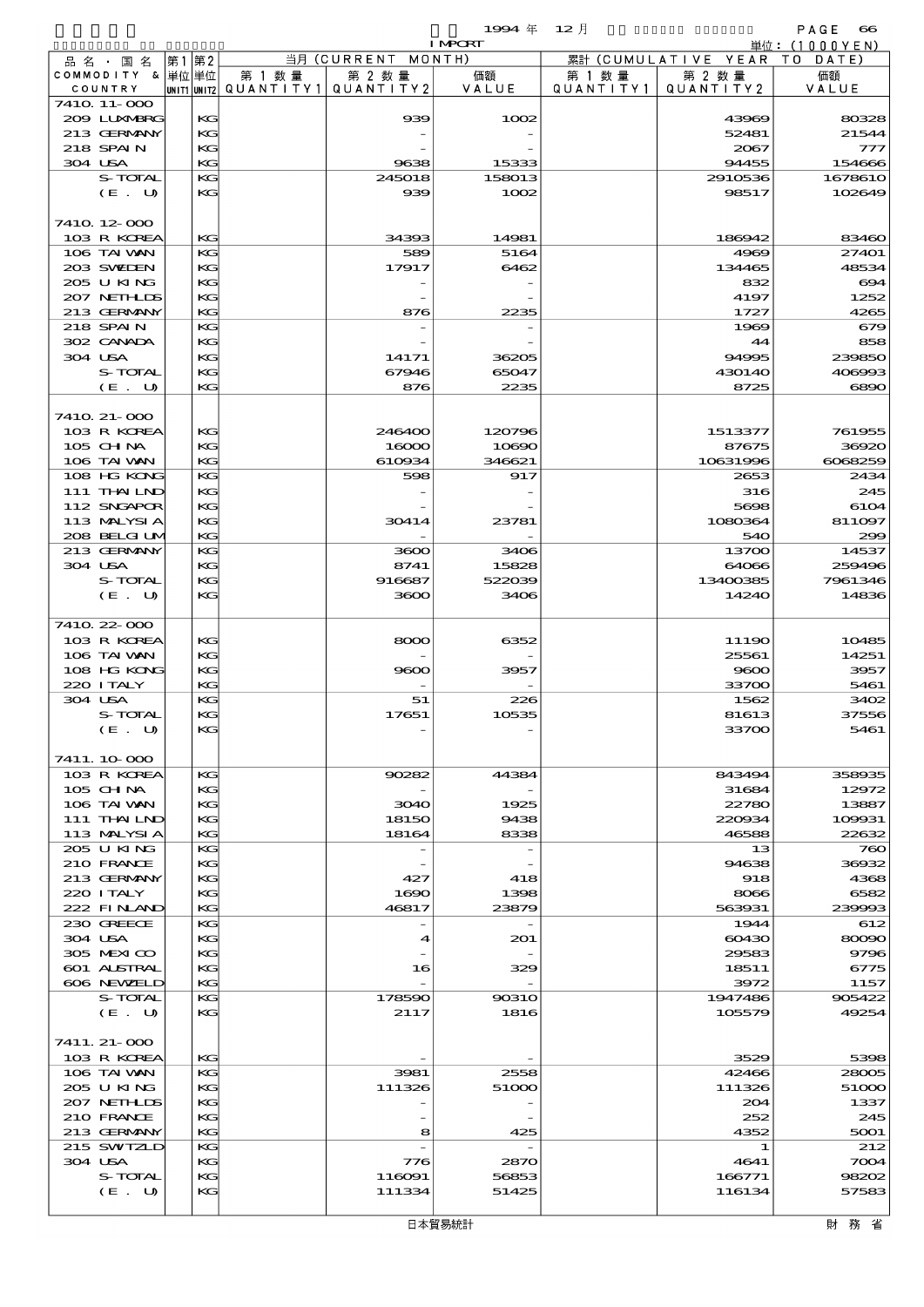1994 年 12 月 IMPORT

単位：(1000YEN)

| 品名・国名 COMMODITY & COUNTRY | 第1 UNIT1 | 第2 UNIT2 | 当月 (CURRENT MONTH) 第1数量 QUANTITY1 | 第2数量 QUANTITY2 | 価額 VALUE | 累計 (CUMULATIVE YEAR TO DATE) 第1数量 QUANTITY1 | 第2数量 QUANTITY2 | 価額 VALUE |
|---|---|---|---|---|---|---|---|---|
| 7410.11-000 | | | | | | | | |
| 209 LUXMBRG | | KG | | 939 | 1002 | | 43969 | 80328 |
| 213 GERMANY | | KG | | - | - | | 52481 | 21544 |
| 218 SPAIN | | KG | | - | - | | 2067 | 777 |
| 304 USA | | KG | | 9638 | 15333 | | 94455 | 154666 |
| S-TOTAL | | KG | | 245018 | 158013 | | 2910536 | 1678610 |
| (E. U) | | KG | | 939 | 1002 | | 98517 | 102649 |
| 7410.12-000 | | | | | | | | |
| 103 R KOREA | | KG | | 34393 | 14981 | | 186942 | 83460 |
| 106 TAIWAN | | KG | | 589 | 5164 | | 4969 | 27401 |
| 203 SWEDEN | | KG | | 17917 | 6462 | | 134465 | 48534 |
| 205 U KING | | KG | | - | - | | 832 | 694 |
| 207 NETHLDS | | KG | | - | - | | 4197 | 1252 |
| 213 GERMANY | | KG | | 876 | 2235 | | 1727 | 4265 |
| 218 SPAIN | | KG | | - | - | | 1969 | 679 |
| 302 CANADA | | KG | | - | - | | 44 | 858 |
| 304 USA | | KG | | 14171 | 36205 | | 94995 | 239850 |
| S-TOTAL | | KG | | 67946 | 65047 | | 430140 | 406993 |
| (E. U) | | KG | | 876 | 2235 | | 8725 | 6890 |
| 7410.21-000 | | | | | | | | |
| 103 R KOREA | | KG | | 246400 | 120796 | | 1513377 | 761955 |
| 105 CHINA | | KG | | 16000 | 10690 | | 87675 | 36920 |
| 106 TAIWAN | | KG | | 610934 | 346621 | | 10631996 | 6068259 |
| 108 HG KONG | | KG | | 598 | 917 | | 2653 | 2434 |
| 111 THAILND | | KG | | - | - | | 316 | 245 |
| 112 SNGAPOR | | KG | | - | - | | 5698 | 6104 |
| 113 MALYSIA | | KG | | 30414 | 23781 | | 1080364 | 811097 |
| 208 BELGIUM | | KG | | - | - | | 540 | 299 |
| 213 GERMANY | | KG | | 3600 | 3406 | | 13700 | 14537 |
| 304 USA | | KG | | 8741 | 15828 | | 64066 | 259496 |
| S-TOTAL | | KG | | 916687 | 522039 | | 13400385 | 7961346 |
| (E. U) | | KG | | 3600 | 3406 | | 14240 | 14836 |
| 7410.22-000 | | | | | | | | |
| 103 R KOREA | | KG | | 8000 | 6352 | | 11190 | 10485 |
| 106 TAIWAN | | KG | | - | - | | 25561 | 14251 |
| 108 HG KONG | | KG | | 9600 | 3957 | | 9600 | 3957 |
| 220 ITALY | | KG | | - | - | | 33700 | 5461 |
| 304 USA | | KG | | 51 | 226 | | 1562 | 3402 |
| S-TOTAL | | KG | | 17651 | 10535 | | 81613 | 37556 |
| (E. U) | | KG | | - | - | | 33700 | 5461 |
| 7411.10-000 | | | | | | | | |
| 103 R KOREA | | KG | | 90282 | 44384 | | 843494 | 358935 |
| 105 CHINA | | KG | | - | - | | 31684 | 12972 |
| 106 TAIWAN | | KG | | 3040 | 1925 | | 22780 | 13887 |
| 111 THAILND | | KG | | 18150 | 9438 | | 220934 | 109931 |
| 113 MALYSIA | | KG | | 18164 | 8338 | | 46588 | 22632 |
| 205 U KING | | KG | | - | - | | 13 | 760 |
| 210 FRANCE | | KG | | - | - | | 94638 | 36932 |
| 213 GERMANY | | KG | | 427 | 418 | | 918 | 4368 |
| 220 ITALY | | KG | | 1690 | 1398 | | 8066 | 6582 |
| 222 FINLAND | | KG | | 46817 | 23879 | | 563931 | 239993 |
| 230 GREECE | | KG | | - | - | | 1944 | 612 |
| 304 USA | | KG | | 4 | 201 | | 60430 | 80090 |
| 305 MEXICO | | KG | | - | - | | 29583 | 9796 |
| 601 AUSTRAL | | KG | | 16 | 329 | | 18511 | 6775 |
| 606 NEWZELD | | KG | | - | - | | 3972 | 1157 |
| S-TOTAL | | KG | | 178590 | 90310 | | 1947486 | 905422 |
| (E. U) | | KG | | 2117 | 1816 | | 105579 | 49254 |
| 7411.21-000 | | | | | | | | |
| 103 R KOREA | | KG | | - | - | | 3529 | 5398 |
| 106 TAIWAN | | KG | | 3981 | 2558 | | 42466 | 28005 |
| 205 U KING | | KG | | 111326 | 51000 | | 111326 | 51000 |
| 207 NETHLDS | | KG | | - | - | | 204 | 1337 |
| 210 FRANCE | | KG | | - | - | | 252 | 245 |
| 213 GERMANY | | KG | | 8 | 425 | | 4352 | 5001 |
| 215 SWITZLD | | KG | | - | - | | 1 | 212 |
| 304 USA | | KG | | 776 | 2870 | | 4641 | 7004 |
| S-TOTAL | | KG | | 116091 | 56853 | | 166771 | 98202 |
| (E. U) | | KG | | 111334 | 51425 | | 116134 | 57583 |

日本貿易統計　　財 務 省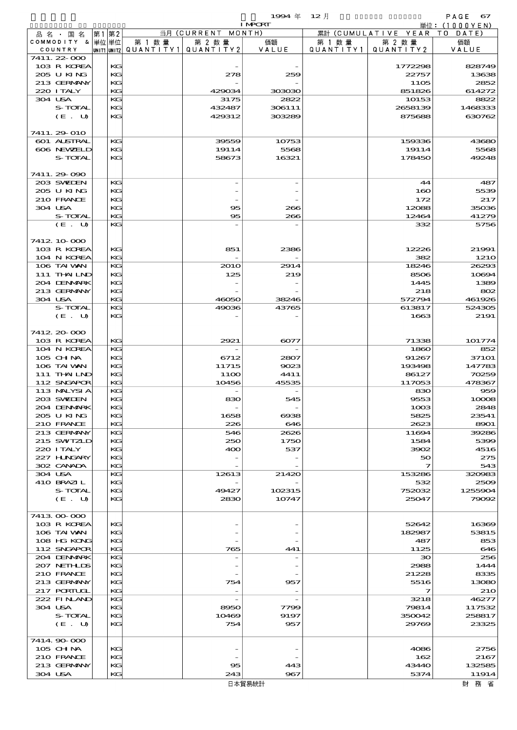1994 年 12 月 IMPORT

単位：(1000YEN)

| 品名・国名 COMMODITY & COUNTRY | 第1 単位 UNIT1 | 第2 単位 UNIT2 | 当月 (CURRENT MONTH) 第1数量 QUANTITY1 | 第2数量 QUANTITY2 | 価額 VALUE | 累計 (CUMULATIVE YEAR TO DATE) 第1数量 QUANTITY1 | 第2数量 QUANTITY2 | 価額 VALUE |
|---|---|---|---|---|---|---|---|---|
| 7411.22-000 | | | | | | | | |
| 103 R KOREA | | KG | | - | - | | 1772298 | 828749 |
| 205 U KING | | KG | | 278 | 259 | | 22757 | 13638 |
| 213 GERMANY | | KG | | - | - | | 1105 | 2852 |
| 220 ITALY | | KG | | 429034 | 303030 | | 851826 | 614272 |
| 304 USA | | KG | | 3175 | 2822 | | 10153 | 8822 |
| S-TOTAL | | KG | | 432487 | 306111 | | 2658139 | 1468333 |
| (E. U) | | KG | | 429312 | 303289 | | 875688 | 630762 |
| 7411.29-010 | | | | | | | | |
| 601 AUSTRAL | | KG | | 39559 | 10753 | | 159336 | 43680 |
| 606 NEWZELD | | KG | | 19114 | 5568 | | 19114 | 5568 |
| S-TOTAL | | KG | | 58673 | 16321 | | 178450 | 49248 |
| 7411.29-090 | | | | | | | | |
| 203 SWEDEN | | KG | | - | - | | 44 | 487 |
| 205 U KING | | KG | | - | - | | 160 | 5539 |
| 210 FRANCE | | KG | | - | - | | 172 | 217 |
| 304 USA | | KG | | 95 | 266 | | 12088 | 35036 |
| S-TOTAL | | KG | | 95 | 266 | | 12464 | 41279 |
| (E. U) | | KG | | - | - | | 332 | 5756 |
| 7412.10-000 | | | | | | | | |
| 103 R KOREA | | KG | | 851 | 2386 | | 12226 | 21991 |
| 104 N KOREA | | KG | | - | - | | 382 | 1210 |
| 106 TAIWAN | | KG | | 2010 | 2914 | | 18246 | 26293 |
| 111 THAILND | | KG | | 125 | 219 | | 8506 | 10694 |
| 204 DENMARK | | KG | | - | - | | 1445 | 1389 |
| 213 GERMANY | | KG | | - | - | | 218 | 802 |
| 304 USA | | KG | | 46050 | 38246 | | 572794 | 461926 |
| S-TOTAL | | KG | | 49036 | 43765 | | 613817 | 524305 |
| (E. U) | | KG | | - | - | | 1663 | 2191 |
| 7412.20-000 | | | | | | | | |
| 103 R KOREA | | KG | | 2921 | 6077 | | 71338 | 101774 |
| 104 N KOREA | | KG | | - | - | | 1860 | 852 |
| 105 CHINA | | KG | | 6712 | 2807 | | 91267 | 37101 |
| 106 TAIWAN | | KG | | 11715 | 9023 | | 193498 | 147783 |
| 111 THAILND | | KG | | 1100 | 4411 | | 86127 | 70259 |
| 112 SNGAPOR | | KG | | 10456 | 45535 | | 117053 | 478367 |
| 113 MALYSIA | | KG | | - | - | | 830 | 959 |
| 203 SWEDEN | | KG | | 830 | 545 | | 9553 | 10008 |
| 204 DENMARK | | KG | | - | - | | 1003 | 2848 |
| 205 U KING | | KG | | 1658 | 6938 | | 5825 | 23541 |
| 210 FRANCE | | KG | | 226 | 646 | | 2623 | 8901 |
| 213 GERMANY | | KG | | 546 | 2626 | | 11694 | 39286 |
| 215 SWITZLD | | KG | | 250 | 1750 | | 1584 | 5399 |
| 220 ITALY | | KG | | 400 | 537 | | 3902 | 4516 |
| 227 HUNGARY | | KG | | - | - | | 50 | 275 |
| 302 CANADA | | KG | | - | - | | 7 | 543 |
| 304 USA | | KG | | 12613 | 21420 | | 153286 | 320983 |
| 410 BRAZIL | | KG | | - | - | | 532 | 2509 |
| S-TOTAL | | KG | | 49427 | 102315 | | 752032 | 1255904 |
| (E. U) | | KG | | 2830 | 10747 | | 25047 | 79092 |
| 7413.00-000 | | | | | | | | |
| 103 R KOREA | | KG | | - | - | | 52642 | 16369 |
| 106 TAIWAN | | KG | | - | - | | 182987 | 53815 |
| 108 HG KONG | | KG | | - | - | | 487 | 853 |
| 112 SNGAPOR | | KG | | 765 | 441 | | 1125 | 646 |
| 204 DENMARK | | KG | | - | - | | 30 | 256 |
| 207 NETHLDS | | KG | | - | - | | 2988 | 1444 |
| 210 FRANCE | | KG | | - | - | | 21228 | 8335 |
| 213 GERMANY | | KG | | 754 | 957 | | 5516 | 13080 |
| 217 PORTUGL | | KG | | - | - | | 7 | 210 |
| 222 FINLAND | | KG | | - | - | | 3218 | 46277 |
| 304 USA | | KG | | 8950 | 7799 | | 79814 | 117532 |
| S-TOTAL | | KG | | 10469 | 9197 | | 350042 | 258817 |
| (E. U) | | KG | | 754 | 957 | | 29769 | 23325 |
| 7414.90-000 | | | | | | | | |
| 105 CHINA | | KG | | - | - | | 4086 | 2756 |
| 210 FRANCE | | KG | | - | - | | 162 | 2167 |
| 213 GERMANY | | KG | | 95 | 443 | | 43440 | 132585 |
| 304 USA | | KG | | 243 | 967 | | 5374 | 11914 |

日本貿易統計　財務省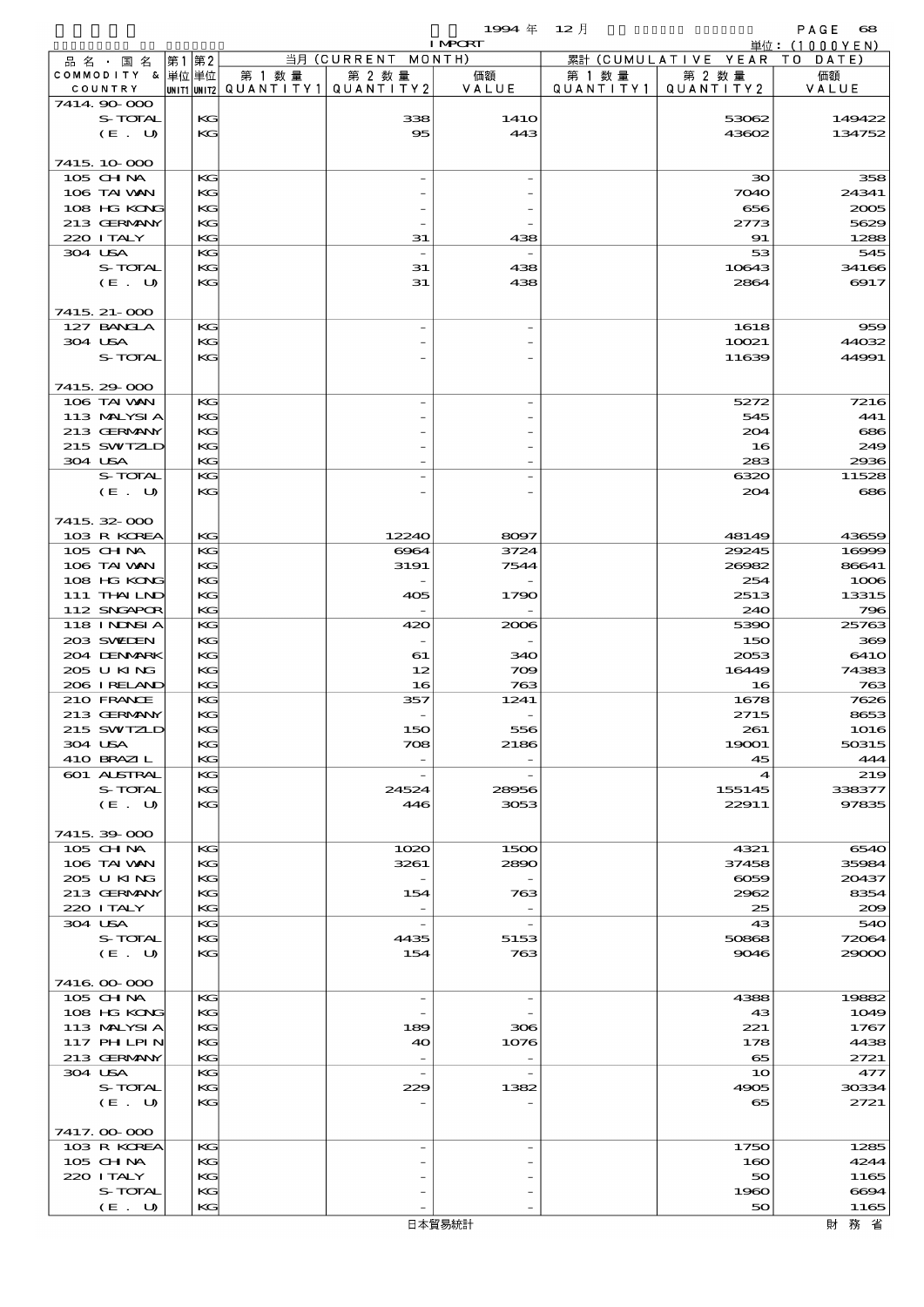| 品名・国名 COMMODITY & COUNTRY | 第1単位 UNIT1 | 第2単位 UNIT2 | 当月 (CURRENT MONTH) 第1数量 QUANTITY1 | 第2数量 QUANTITY2 | 価額 VALUE | 累計 (CUMULATIVE YEAR TO DATE) 第1数量 QUANTITY1 | 第2数量 QUANTITY2 | 価額 VALUE |
|---|---|---|---|---|---|---|---|---|
| 7414.90-000 | | | | | | | | |
| S-TOTAL | | KG | | 338 | 1410 | | 53062 | 149422 |
| (E. U) | | KG | | 95 | 443 | | 43602 | 134752 |
| 7415.10-000 | | | | | | | | |
| 105 CHINA | | KG | | - | - | | 30 | 358 |
| 106 TAIWAN | | KG | | - | - | | 7040 | 24341 |
| 108 HG KONG | | KG | | - | - | | 656 | 2005 |
| 213 GERMANY | | KG | | - | - | | 2773 | 5629 |
| 220 ITALY | | KG | | 31 | 438 | | 91 | 1288 |
| 304 USA | | KG | | - | - | | 53 | 545 |
| S-TOTAL | | KG | | 31 | 438 | | 10643 | 34166 |
| (E. U) | | KG | | 31 | 438 | | 2864 | 6917 |
| 7415.21-000 | | | | | | | | |
| 127 BANGLA | | KG | | - | - | | 1618 | 959 |
| 304 USA | | KG | | - | - | | 10021 | 44032 |
| S-TOTAL | | KG | | - | - | | 11639 | 44991 |
| 7415.29-000 | | | | | | | | |
| 106 TAIWAN | | KG | | - | - | | 5272 | 7216 |
| 113 MALYSIA | | KG | | - | - | | 545 | 441 |
| 213 GERMANY | | KG | | - | - | | 204 | 686 |
| 215 SWITZLD | | KG | | - | - | | 16 | 249 |
| 304 USA | | KG | | - | - | | 283 | 2936 |
| S-TOTAL | | KG | | - | - | | 6320 | 11528 |
| (E. U) | | KG | | - | - | | 204 | 686 |
| 7415.32-000 | | | | | | | | |
| 103 R KOREA | | KG | | 12240 | 8097 | | 48149 | 43659 |
| 105 CHINA | | KG | | 6964 | 3724 | | 29245 | 16999 |
| 106 TAIWAN | | KG | | 3191 | 7544 | | 26982 | 86641 |
| 108 HG KONG | | KG | | - | - | | 254 | 1006 |
| 111 THAILND | | KG | | 405 | 1790 | | 2513 | 13315 |
| 112 SNGAPOR | | KG | | - | - | | 240 | 796 |
| 118 INDNSIA | | KG | | 420 | 2006 | | 5390 | 25763 |
| 203 SWEDEN | | KG | | - | - | | 150 | 369 |
| 204 DENMARK | | KG | | 61 | 340 | | 2053 | 6410 |
| 205 U KING | | KG | | 12 | 709 | | 16449 | 74383 |
| 206 IRELAND | | KG | | 16 | 763 | | 16 | 763 |
| 210 FRANCE | | KG | | 357 | 1241 | | 1678 | 7626 |
| 213 GERMANY | | KG | | - | - | | 2715 | 8653 |
| 215 SWITZLD | | KG | | 150 | 556 | | 261 | 1016 |
| 304 USA | | KG | | 708 | 2186 | | 19001 | 50315 |
| 410 BRAZIL | | KG | | - | - | | 45 | 444 |
| 601 AUSTRAL | | KG | | - | - | | 4 | 219 |
| S-TOTAL | | KG | | 24524 | 28956 | | 155145 | 338377 |
| (E. U) | | KG | | 446 | 3053 | | 22911 | 97835 |
| 7415.39-000 | | | | | | | | |
| 105 CHINA | | KG | | 1020 | 1500 | | 4321 | 6540 |
| 106 TAIWAN | | KG | | 3261 | 2890 | | 37458 | 35984 |
| 205 U KING | | KG | | - | - | | 6059 | 20437 |
| 213 GERMANY | | KG | | 154 | 763 | | 2962 | 8354 |
| 220 ITALY | | KG | | - | - | | 25 | 209 |
| 304 USA | | KG | | - | - | | 43 | 540 |
| S-TOTAL | | KG | | 4435 | 5153 | | 50868 | 72064 |
| (E. U) | | KG | | 154 | 763 | | 9046 | 29000 |
| 7416.00-000 | | | | | | | | |
| 105 CHINA | | KG | | - | - | | 4388 | 19882 |
| 108 HG KONG | | KG | | - | - | | 43 | 1049 |
| 113 MALYSIA | | KG | | 189 | 306 | | 221 | 1767 |
| 117 PHILPIN | | KG | | 40 | 1076 | | 178 | 4438 |
| 213 GERMANY | | KG | | - | - | | 65 | 2721 |
| 304 USA | | KG | | - | - | | 10 | 477 |
| S-TOTAL | | KG | | 229 | 1382 | | 4905 | 30334 |
| (E. U) | | KG | | - | - | | 65 | 2721 |
| 7417.00-000 | | | | | | | | |
| 103 R KOREA | | KG | | - | - | | 1750 | 1285 |
| 105 CHINA | | KG | | - | - | | 160 | 4244 |
| 220 ITALY | | KG | | - | - | | 50 | 1165 |
| S-TOTAL | | KG | | - | - | | 1960 | 6694 |
| (E. U) | | KG | | - | - | | 50 | 1165 |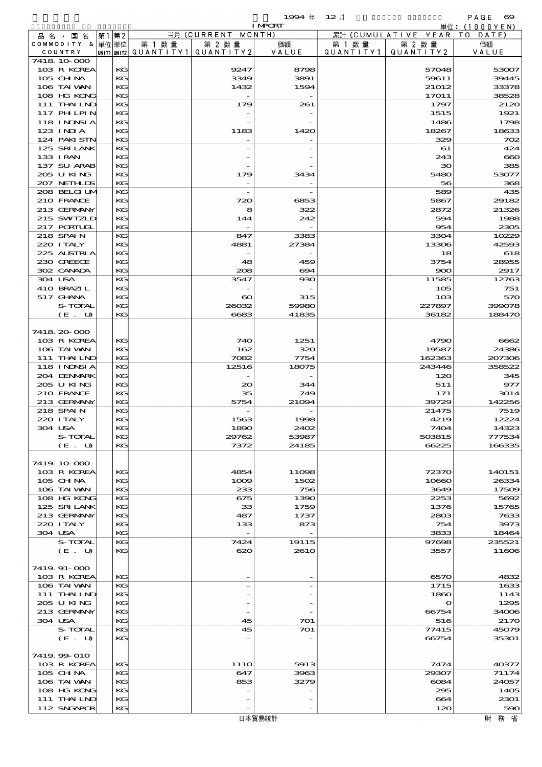| 品名・国名 COMMODITY & COUNTRY | 第1 単位 UNIT1 | 第2 単位 UNIT2 | 当月 (CURRENT MONTH) 第1数量 QUANTITY1 | 第2数量 QUANTITY2 | 価額 VALUE | 累計 (CUMULATIVE YEAR TO DATE) 第1数量 QUANTITY1 | 第2数量 QUANTITY2 | 価額 VALUE |
|---|---|---|---|---|---|---|---|---|
| 7418.10-000 | | | | | | | | |
| 103 R KOREA | | KG | | 9247 | 8798 | | 57048 | 53007 |
| 105 CHINA | | KG | | 3349 | 3891 | | 59611 | 39445 |
| 106 TAIWAN | | KG | | 1432 | 1594 | | 21012 | 33378 |
| 108 HG KONG | | KG | | - | - | | 17011 | 38528 |
| 111 THAILND | | KG | | 179 | 261 | | 1797 | 2120 |
| 117 PHLPIN | | KG | | - | - | | 1515 | 1921 |
| 118 INDNSIA | | KG | | - | - | | 1486 | 1798 |
| 123 INDIA | | KG | | 1183 | 1420 | | 18267 | 18633 |
| 124 PAKISTN | | KG | | - | - | | 329 | 702 |
| 125 SRI LANK | | KG | | - | - | | 61 | 424 |
| 133 IRAN | | KG | | - | - | | 243 | 660 |
| 137 SU ARAB | | KG | | - | - | | 30 | 385 |
| 205 U KING | | KG | | 179 | 3434 | | 5480 | 53077 |
| 207 NETHLDS | | KG | | - | - | | 56 | 368 |
| 208 BELGIUM | | KG | | - | - | | 589 | 435 |
| 210 FRANCE | | KG | | 720 | 6853 | | 5867 | 29182 |
| 213 GERMANY | | KG | | 8 | 322 | | 2872 | 21326 |
| 215 SWITZLD | | KG | | 144 | 242 | | 594 | 1988 |
| 217 PORTUGL | | KG | | - | - | | 954 | 2305 |
| 218 SPAIN | | KG | | 847 | 3383 | | 3304 | 10229 |
| 220 ITALY | | KG | | 4881 | 27384 | | 13306 | 42593 |
| 225 AUSTRIA | | KG | | - | - | | 18 | 618 |
| 230 GREECE | | KG | | 48 | 459 | | 3754 | 28955 |
| 302 CANADA | | KG | | 208 | 694 | | 900 | 2917 |
| 304 USA | | KG | | 3547 | 930 | | 11585 | 12763 |
| 410 BRAZIL | | KG | | - | - | | 105 | 751 |
| 517 GHANA | | KG | | 60 | 315 | | 103 | 570 |
| S-TOTAL | | KG | | 26032 | 59980 | | 227897 | 399078 |
| (E. U) | | KG | | 6683 | 41835 | | 36182 | 188470 |
| 7418.20-000 | | | | | | | | |
| 103 R KOREA | | KG | | 740 | 1251 | | 4790 | 6662 |
| 106 TAIWAN | | KG | | 162 | 320 | | 19587 | 24386 |
| 111 THAILND | | KG | | 7082 | 7754 | | 162363 | 207306 |
| 118 INDNSIA | | KG | | 12516 | 18075 | | 243446 | 358522 |
| 204 DENMARK | | KG | | - | - | | 120 | 345 |
| 205 U KING | | KG | | 20 | 344 | | 511 | 977 |
| 210 FRANCE | | KG | | 35 | 749 | | 171 | 3014 |
| 213 GERMANY | | KG | | 5754 | 21094 | | 39729 | 142256 |
| 218 SPAIN | | KG | | - | - | | 21475 | 7519 |
| 220 ITALY | | KG | | 1563 | 1998 | | 4219 | 12224 |
| 304 USA | | KG | | 1890 | 2402 | | 7404 | 14323 |
| S-TOTAL | | KG | | 29762 | 53987 | | 503815 | 777534 |
| (E. U) | | KG | | 7372 | 24185 | | 66225 | 166335 |
| 7419.10-000 | | | | | | | | |
| 103 R KOREA | | KG | | 4854 | 11098 | | 72370 | 140151 |
| 105 CHINA | | KG | | 1009 | 1502 | | 10660 | 26334 |
| 106 TAIWAN | | KG | | 233 | 756 | | 3649 | 17509 |
| 108 HG KONG | | KG | | 675 | 1390 | | 2253 | 5692 |
| 125 SRI LANK | | KG | | 33 | 1759 | | 1376 | 15765 |
| 213 GERMANY | | KG | | 487 | 1737 | | 2803 | 7633 |
| 220 ITALY | | KG | | 133 | 873 | | 754 | 3973 |
| 304 USA | | KG | | - | - | | 3833 | 18464 |
| S-TOTAL | | KG | | 7424 | 19115 | | 97698 | 235521 |
| (E. U) | | KG | | 620 | 2610 | | 3557 | 11606 |
| 7419.91-000 | | | | | | | | |
| 103 R KOREA | | KG | | - | - | | 6570 | 4832 |
| 106 TAIWAN | | KG | | - | - | | 1715 | 1633 |
| 111 THAILND | | KG | | - | - | | 1860 | 1143 |
| 205 U KING | | KG | | - | - | | 0 | 1295 |
| 213 GERMANY | | KG | | - | - | | 66754 | 34006 |
| 304 USA | | KG | | 45 | 701 | | 516 | 2170 |
| S-TOTAL | | KG | | 45 | 701 | | 77415 | 45079 |
| (E. U) | | KG | | - | - | | 66754 | 35301 |
| 7419.99-010 | | | | | | | | |
| 103 R KOREA | | KG | | 1110 | 5913 | | 7474 | 40377 |
| 105 CHINA | | KG | | 647 | 3963 | | 29307 | 71174 |
| 106 TAIWAN | | KG | | 853 | 3279 | | 6084 | 24057 |
| 108 HG KONG | | KG | | - | - | | 295 | 1405 |
| 111 THAILND | | KG | | - | - | | 664 | 2301 |
| 112 SNGAPOR | | KG | | - | - | | 120 | 590 |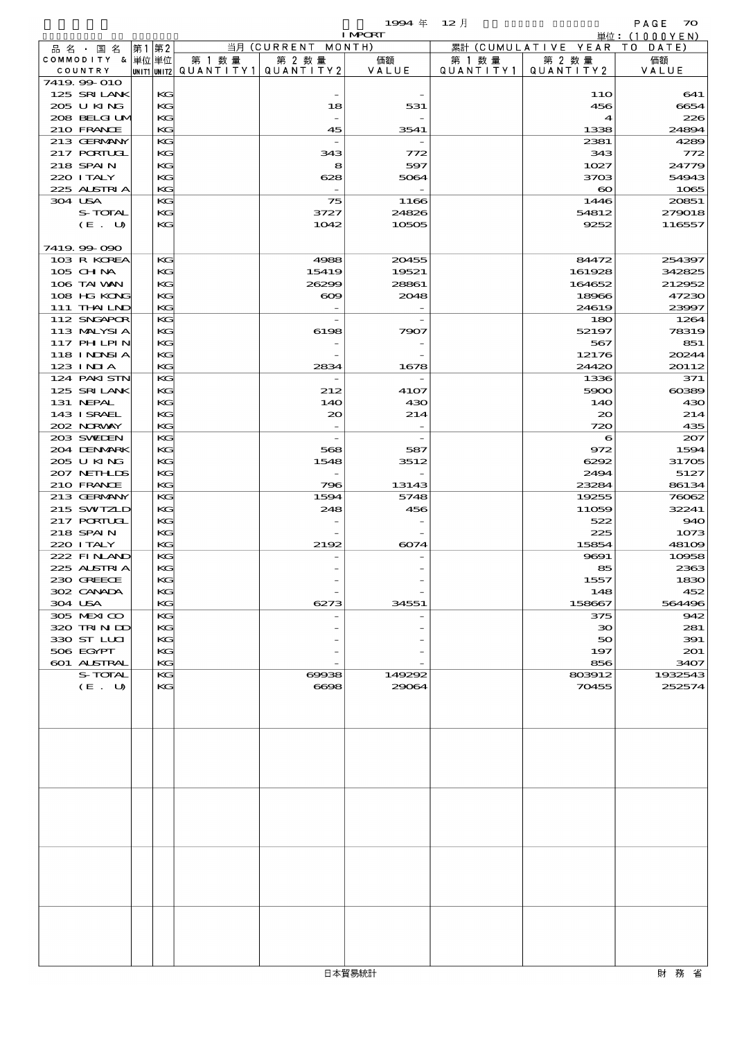| 品名・国名 COMMODITY & COUNTRY | 第1 単位 UNIT1 | 第2 単位 UNIT2 | 当月 (CURRENT MONTH) 第1数量 QUANTITY1 | 第2数量 QUANTITY2 | 価額 VALUE | 累計 (CUMULATIVE YEAR TO DATE) 第1数量 QUANTITY1 | 第2数量 QUANTITY2 | 価額 VALUE |
|---|---|---|---|---|---|---|---|---|
| 7419.99-010 | | | | | | | | |
| 125 SRI LANK | | KG | | - | - | | 110 | 641 |
| 205 U KING | | KG | | 18 | 531 | | 456 | 6654 |
| 208 BELGIUM | | KG | | - | - | | 4 | 226 |
| 210 FRANCE | | KG | | 45 | 3541 | | 1338 | 24894 |
| 213 GERMANY | | KG | | - | - | | 2381 | 4289 |
| 217 PORTUGL | | KG | | 343 | 772 | | 343 | 772 |
| 218 SPAIN | | KG | | 8 | 597 | | 1027 | 24779 |
| 220 ITALY | | KG | | 628 | 5064 | | 3703 | 54943 |
| 225 AUSTRIA | | KG | | - | - | | 60 | 1065 |
| 304 USA | | KG | | 75 | 1166 | | 1446 | 20851 |
| S-TOTAL | | KG | | 3727 | 24826 | | 54812 | 279018 |
| (E. U) | | KG | | 1042 | 10505 | | 9252 | 116557 |
| 7419.99-090 | | | | | | | | |
| 103 R KOREA | | KG | | 4988 | 20455 | | 84472 | 254397 |
| 105 CHINA | | KG | | 15419 | 19521 | | 161928 | 342825 |
| 106 TAIWAN | | KG | | 26299 | 28861 | | 164652 | 212952 |
| 108 HG KONG | | KG | | 609 | 2048 | | 18966 | 47230 |
| 111 THAILND | | KG | | - | - | | 24619 | 23997 |
| 112 SNGAPOR | | KG | | - | - | | 180 | 1264 |
| 113 MALYSIA | | KG | | 6198 | 7907 | | 52197 | 78319 |
| 117 PHLPIN | | KG | | - | - | | 567 | 851 |
| 118 INDNSIA | | KG | | - | - | | 12176 | 20244 |
| 123 INDIA | | KG | | 2834 | 1678 | | 24420 | 20112 |
| 124 PAKISTN | | KG | | - | - | | 1336 | 371 |
| 125 SRI LANK | | KG | | 212 | 4107 | | 5900 | 60389 |
| 131 NEPAL | | KG | | 140 | 430 | | 140 | 430 |
| 143 ISRAEL | | KG | | 20 | 214 | | 20 | 214 |
| 202 NORWAY | | KG | | - | - | | 720 | 435 |
| 203 SWEDEN | | KG | | - | - | | 6 | 207 |
| 204 DENMARK | | KG | | 568 | 587 | | 972 | 1594 |
| 205 U KING | | KG | | 1548 | 3512 | | 6292 | 31705 |
| 207 NETHLDS | | KG | | - | - | | 2494 | 5127 |
| 210 FRANCE | | KG | | 796 | 13143 | | 23284 | 86134 |
| 213 GERMANY | | KG | | 1594 | 5748 | | 19255 | 76062 |
| 215 SWITZLD | | KG | | 248 | 456 | | 11059 | 32241 |
| 217 PORTUGL | | KG | | - | - | | 522 | 940 |
| 218 SPAIN | | KG | | - | - | | 225 | 1073 |
| 220 ITALY | | KG | | 2192 | 6074 | | 15854 | 48109 |
| 222 FINLAND | | KG | | - | - | | 9691 | 10958 |
| 225 AUSTRIA | | KG | | - | - | | 85 | 2363 |
| 230 GREECE | | KG | | - | - | | 1557 | 1830 |
| 302 CANADA | | KG | | - | - | | 148 | 452 |
| 304 USA | | KG | | 6273 | 34551 | | 158667 | 564496 |
| 305 MEXICO | | KG | | - | - | | 375 | 942 |
| 320 TRINIDD | | KG | | - | - | | 30 | 281 |
| 330 ST LUCI | | KG | | - | - | | 50 | 391 |
| 506 EGYPT | | KG | | - | - | | 197 | 201 |
| 601 AUSTRAL | | KG | | - | - | | 856 | 3407 |
| S-TOTAL | | KG | | 69938 | 149292 | | 803912 | 1932543 |
| (E. U) | | KG | | 6698 | 29064 | | 70455 | 252574 |